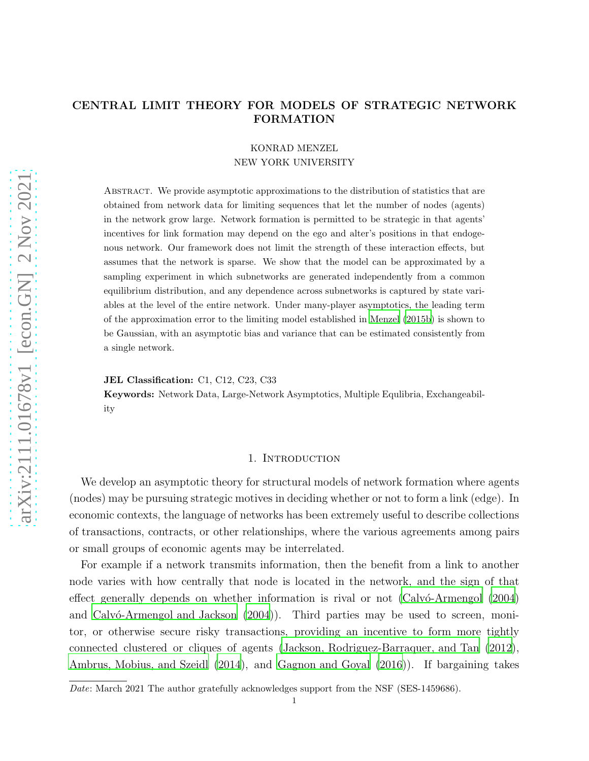# CENTRAL LIMIT THEORY FOR MODELS OF STRATEGIC NETWORK FORMATION

KONRAD MENZEL
NEW YORK UNIVERSITY

ABSTRACT. We provide asymptotic approximations to the distribution of statistics that are obtained from network data for limiting sequences that let the number of nodes (agents) in the network grow large. Network formation is permitted to be strategic in that agents' incentives for link formation may depend on the ego and alter's positions in that endogenous network. Our framework does not limit the strength of these interaction effects, but assumes that the network is sparse. We show that the model can be approximated by a sampling experiment in which subnetworks are generated independently from a common equilibrium distribution, and any dependence across subnetworks is captured by state variables at the level of the entire network. Under many-player asymptotics, the leading term of the approximation error to the limiting model established in Menzel (2015b) is shown to be Gaussian, with an asymptotic bias and variance that can be estimated consistently from a single network.

**JEL Classification:** C1, C12, C23, C33
**Keywords:** Network Data, Large-Network Asymptotics, Multiple Equlibria, Exchangeability

## 1. Introduction

We develop an asymptotic theory for structural models of network formation where agents (nodes) may be pursuing strategic motives in deciding whether or not to form a link (edge). In economic contexts, the language of networks has been extremely useful to describe collections of transactions, contracts, or other relationships, where the various agreements among pairs or small groups of economic agents may be interrelated.

For example if a network transmits information, then the benefit from a link to another node varies with how centrally that node is located in the network, and the sign of that effect generally depends on whether information is rival or not (Calvó-Armengol (2004) and Calvó-Armengol and Jackson (2004)). Third parties may be used to screen, monitor, or otherwise secure risky transactions, providing an incentive to form more tightly connected clustered or cliques of agents (Jackson, Rodriguez-Barraquer, and Tan (2012), Ambrus, Mobius, and Szeidl (2014), and Gagnon and Goyal (2016)). If bargaining takes

*Date*: March 2021 The author gratefully acknowledges support from the NSF (SES-1459686).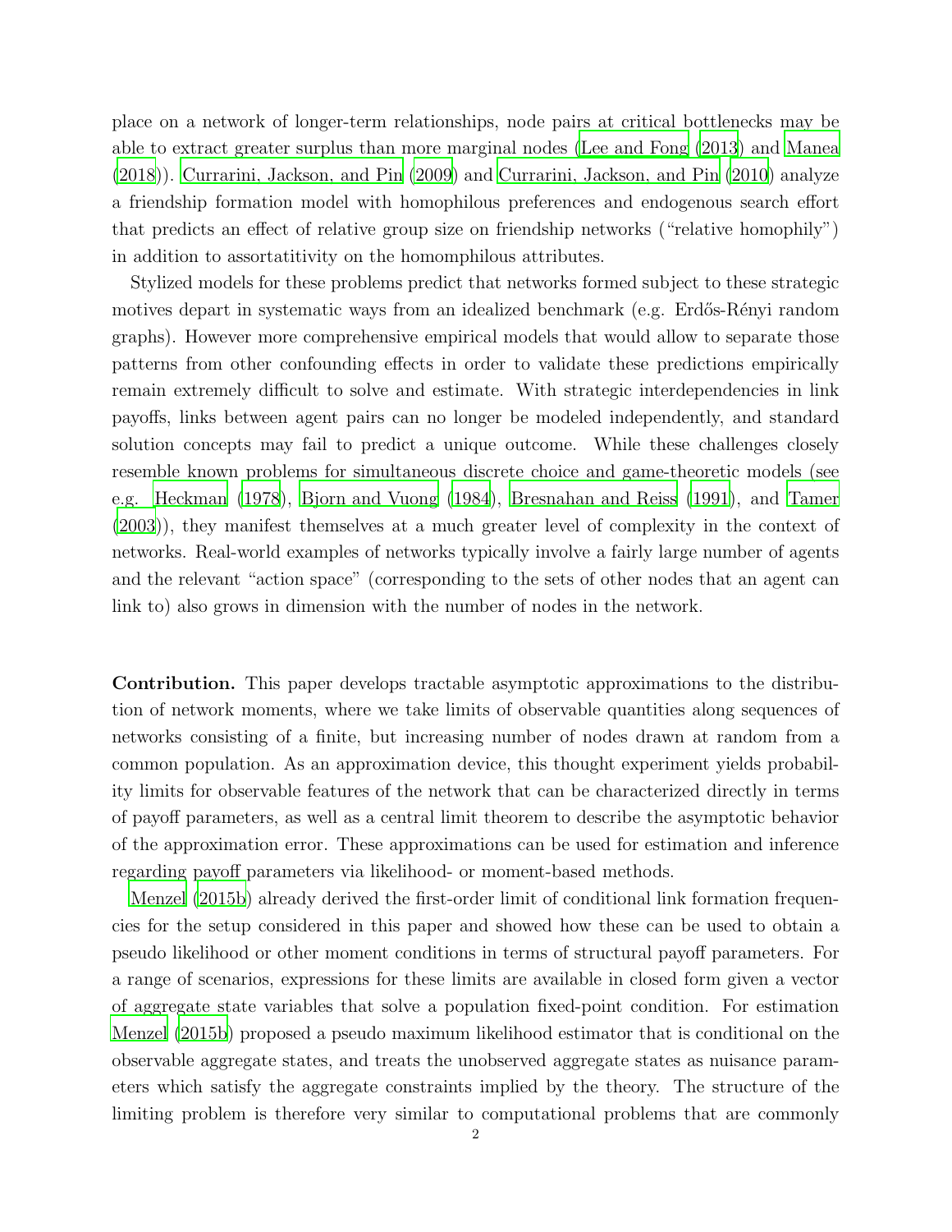place on a network of longer-term relationships, node pairs at critical bottlenecks may be able to extract greater surplus than more marginal nodes (Lee and Fong (2013) and Manea (2018)). Currarini, Jackson, and Pin (2009) and Currarini, Jackson, and Pin (2010) analyze a friendship formation model with homophilous preferences and endogenous search effort that predicts an effect of relative group size on friendship networks ("relative homophily") in addition to assortatitivity on the homomphilous attributes.

Stylized models for these problems predict that networks formed subject to these strategic motives depart in systematic ways from an idealized benchmark (e.g. Erdős-Rényi random graphs). However more comprehensive empirical models that would allow to separate those patterns from other confounding effects in order to validate these predictions empirically remain extremely difficult to solve and estimate. With strategic interdependencies in link payoffs, links between agent pairs can no longer be modeled independently, and standard solution concepts may fail to predict a unique outcome. While these challenges closely resemble known problems for simultaneous discrete choice and game-theoretic models (see e.g. Heckman (1978), Bjorn and Vuong (1984), Bresnahan and Reiss (1991), and Tamer (2003)), they manifest themselves at a much greater level of complexity in the context of networks. Real-world examples of networks typically involve a fairly large number of agents and the relevant "action space" (corresponding to the sets of other nodes that an agent can link to) also grows in dimension with the number of nodes in the network.

**Contribution.** This paper develops tractable asymptotic approximations to the distribution of network moments, where we take limits of observable quantities along sequences of networks consisting of a finite, but increasing number of nodes drawn at random from a common population. As an approximation device, this thought experiment yields probability limits for observable features of the network that can be characterized directly in terms of payoff parameters, as well as a central limit theorem to describe the asymptotic behavior of the approximation error. These approximations can be used for estimation and inference regarding payoff parameters via likelihood- or moment-based methods.

Menzel (2015b) already derived the first-order limit of conditional link formation frequencies for the setup considered in this paper and showed how these can be used to obtain a pseudo likelihood or other moment conditions in terms of structural payoff parameters. For a range of scenarios, expressions for these limits are available in closed form given a vector of aggregate state variables that solve a population fixed-point condition. For estimation Menzel (2015b) proposed a pseudo maximum likelihood estimator that is conditional on the observable aggregate states, and treats the unobserved aggregate states as nuisance parameters which satisfy the aggregate constraints implied by the theory. The structure of the limiting problem is therefore very similar to computational problems that are commonly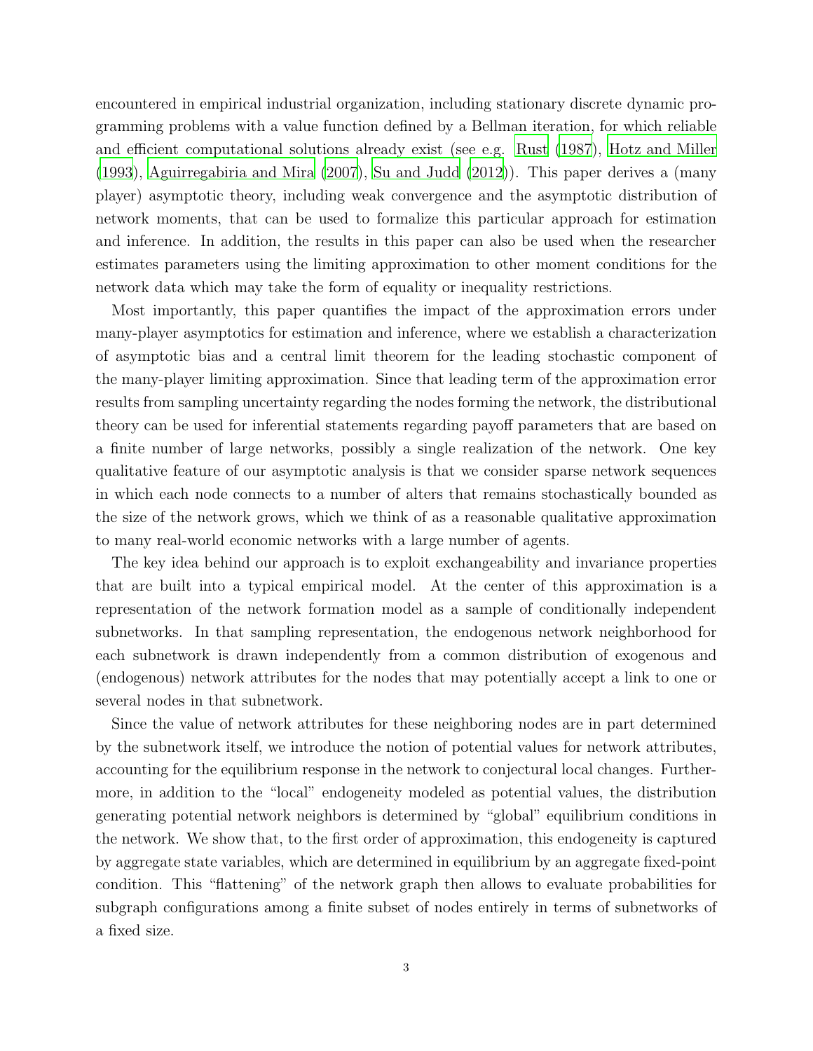encountered in empirical industrial organization, including stationary discrete dynamic programming problems with a value function defined by a Bellman iteration, for which reliable and efficient computational solutions already exist (see e.g. Rust (1987), Hotz and Miller (1993), Aguirregabiria and Mira (2007), Su and Judd (2012)). This paper derives a (many player) asymptotic theory, including weak convergence and the asymptotic distribution of network moments, that can be used to formalize this particular approach for estimation and inference. In addition, the results in this paper can also be used when the researcher estimates parameters using the limiting approximation to other moment conditions for the network data which may take the form of equality or inequality restrictions.

Most importantly, this paper quantifies the impact of the approximation errors under many-player asymptotics for estimation and inference, where we establish a characterization of asymptotic bias and a central limit theorem for the leading stochastic component of the many-player limiting approximation. Since that leading term of the approximation error results from sampling uncertainty regarding the nodes forming the network, the distributional theory can be used for inferential statements regarding payoff parameters that are based on a finite number of large networks, possibly a single realization of the network. One key qualitative feature of our asymptotic analysis is that we consider sparse network sequences in which each node connects to a number of alters that remains stochastically bounded as the size of the network grows, which we think of as a reasonable qualitative approximation to many real-world economic networks with a large number of agents.

The key idea behind our approach is to exploit exchangeability and invariance properties that are built into a typical empirical model. At the center of this approximation is a representation of the network formation model as a sample of conditionally independent subnetworks. In that sampling representation, the endogenous network neighborhood for each subnetwork is drawn independently from a common distribution of exogenous and (endogenous) network attributes for the nodes that may potentially accept a link to one or several nodes in that subnetwork.

Since the value of network attributes for these neighboring nodes are in part determined by the subnetwork itself, we introduce the notion of potential values for network attributes, accounting for the equilibrium response in the network to conjectural local changes. Furthermore, in addition to the "local" endogeneity modeled as potential values, the distribution generating potential network neighbors is determined by "global" equilibrium conditions in the network. We show that, to the first order of approximation, this endogeneity is captured by aggregate state variables, which are determined in equilibrium by an aggregate fixed-point condition. This "flattening" of the network graph then allows to evaluate probabilities for subgraph configurations among a finite subset of nodes entirely in terms of subnetworks of a fixed size.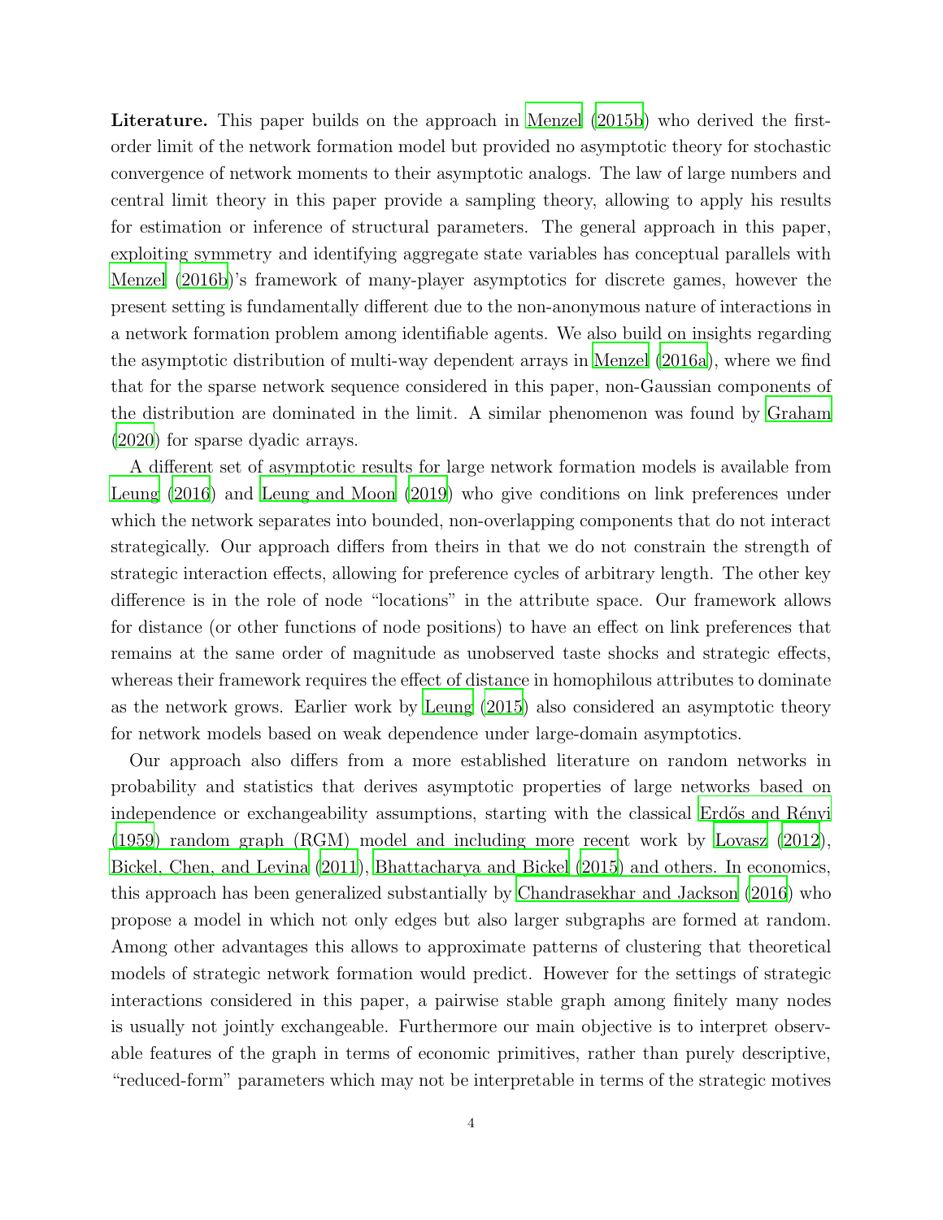**Literature.** This paper builds on the approach in Menzel (2015b) who derived the first-order limit of the network formation model but provided no asymptotic theory for stochastic convergence of network moments to their asymptotic analogs. The law of large numbers and central limit theory in this paper provide a sampling theory, allowing to apply his results for estimation or inference of structural parameters. The general approach in this paper, exploiting symmetry and identifying aggregate state variables has conceptual parallels with Menzel (2016b)'s framework of many-player asymptotics for discrete games, however the present setting is fundamentally different due to the non-anonymous nature of interactions in a network formation problem among identifiable agents. We also build on insights regarding the asymptotic distribution of multi-way dependent arrays in Menzel (2016a), where we find that for the sparse network sequence considered in this paper, non-Gaussian components of the distribution are dominated in the limit. A similar phenomenon was found by Graham (2020) for sparse dyadic arrays.

A different set of asymptotic results for large network formation models is available from Leung (2016) and Leung and Moon (2019) who give conditions on link preferences under which the network separates into bounded, non-overlapping components that do not interact strategically. Our approach differs from theirs in that we do not constrain the strength of strategic interaction effects, allowing for preference cycles of arbitrary length. The other key difference is in the role of node "locations" in the attribute space. Our framework allows for distance (or other functions of node positions) to have an effect on link preferences that remains at the same order of magnitude as unobserved taste shocks and strategic effects, whereas their framework requires the effect of distance in homophilous attributes to dominate as the network grows. Earlier work by Leung (2015) also considered an asymptotic theory for network models based on weak dependence under large-domain asymptotics.

Our approach also differs from a more established literature on random networks in probability and statistics that derives asymptotic properties of large networks based on independence or exchangeability assumptions, starting with the classical Erdős and Rényi (1959) random graph (RGM) model and including more recent work by Lovasz (2012), Bickel, Chen, and Levina (2011), Bhattacharya and Bickel (2015) and others. In economics, this approach has been generalized substantially by Chandrasekhar and Jackson (2016) who propose a model in which not only edges but also larger subgraphs are formed at random. Among other advantages this allows to approximate patterns of clustering that theoretical models of strategic network formation would predict. However for the settings of strategic interactions considered in this paper, a pairwise stable graph among finitely many nodes is usually not jointly exchangeable. Furthermore our main objective is to interpret observable features of the graph in terms of economic primitives, rather than purely descriptive, "reduced-form" parameters which may not be interpretable in terms of the strategic motives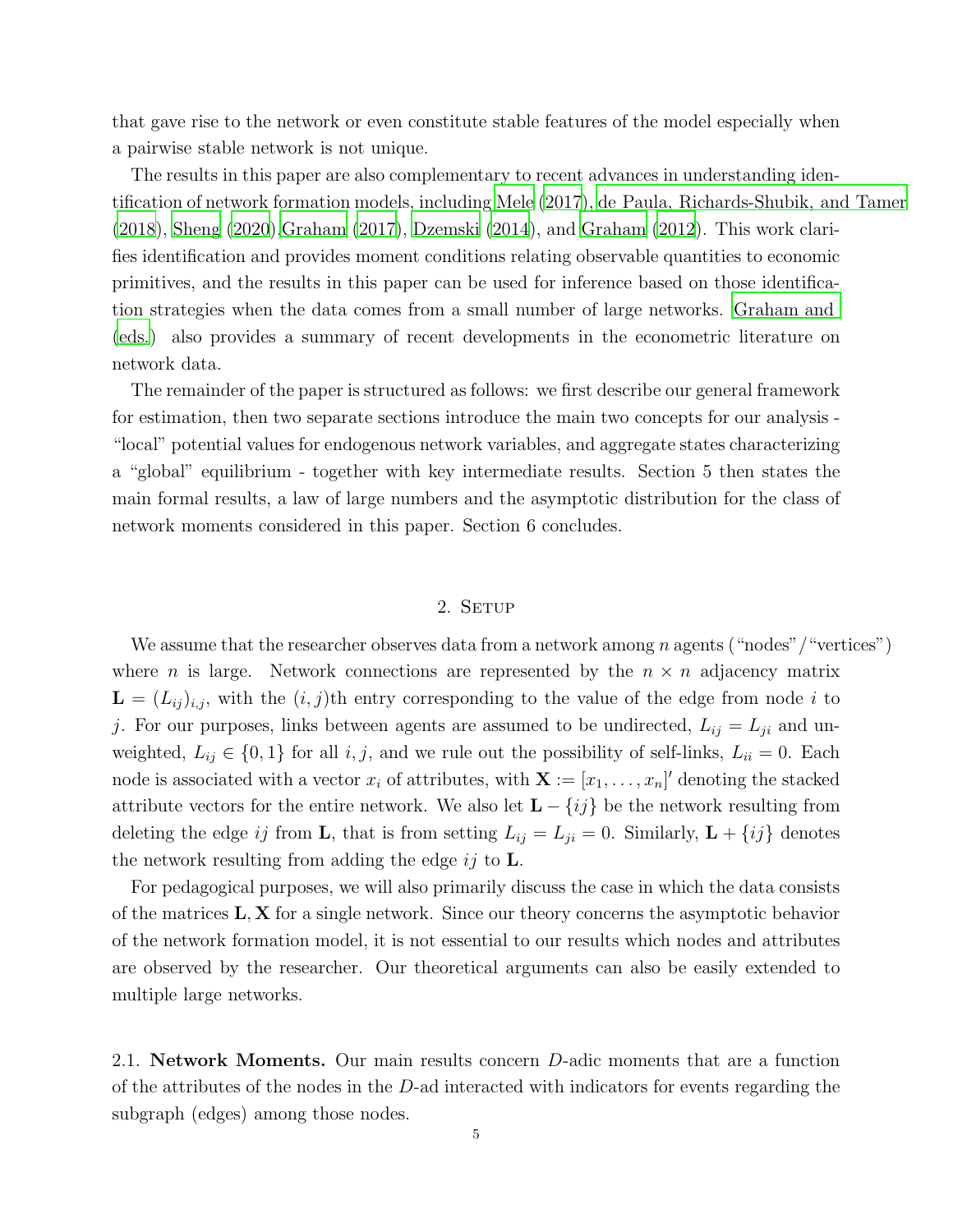that gave rise to the network or even constitute stable features of the model especially when a pairwise stable network is not unique.

The results in this paper are also complementary to recent advances in understanding identification of network formation models, including Mele (2017), de Paula, Richards-Shubik, and Tamer (2018), Sheng (2020),Graham (2017), Dzemski (2014), and Graham (2012). This work clarifies identification and provides moment conditions relating observable quantities to economic primitives, and the results in this paper can be used for inference based on those identification strategies when the data comes from a small number of large networks. Graham and (eds.) also provides a summary of recent developments in the econometric literature on network data.

The remainder of the paper is structured as follows: we first describe our general framework for estimation, then two separate sections introduce the main two concepts for our analysis - "local" potential values for endogenous network variables, and aggregate states characterizing a "global" equilibrium - together with key intermediate results. Section 5 then states the main formal results, a law of large numbers and the asymptotic distribution for the class of network moments considered in this paper. Section 6 concludes.

## 2. Setup

We assume that the researcher observes data from a network among $n$ agents ("nodes"/"vertices") where $n$ is large. Network connections are represented by the $n \times n$ adjacency matrix $\mathbf{L} = (L_{ij})_{i,j}$, with the $(i,j)$th entry corresponding to the value of the edge from node $i$ to $j$. For our purposes, links between agents are assumed to be undirected, $L_{ij} = L_{ji}$ and unweighted, $L_{ij} \in \{0,1\}$ for all $i, j$, and we rule out the possibility of self-links, $L_{ii} = 0$. Each node is associated with a vector $x_i$ of attributes, with $\mathbf{X} := [x_1, \dots, x_n]'$ denoting the stacked attribute vectors for the entire network. We also let $\mathbf{L} - \{ij\}$ be the network resulting from deleting the edge $ij$ from $\mathbf{L}$, that is from setting $L_{ij} = L_{ji} = 0$. Similarly, $\mathbf{L} + \{ij\}$ denotes the network resulting from adding the edge $ij$ to $\mathbf{L}$.

For pedagogical purposes, we will also primarily discuss the case in which the data consists of the matrices $\mathbf{L}, \mathbf{X}$ for a single network. Since our theory concerns the asymptotic behavior of the network formation model, it is not essential to our results which nodes and attributes are observed by the researcher. Our theoretical arguments can also be easily extended to multiple large networks.

### 2.1. Network Moments.

Our main results concern $D$-adic moments that are a function of the attributes of the nodes in the $D$-ad interacted with indicators for events regarding the subgraph (edges) among those nodes.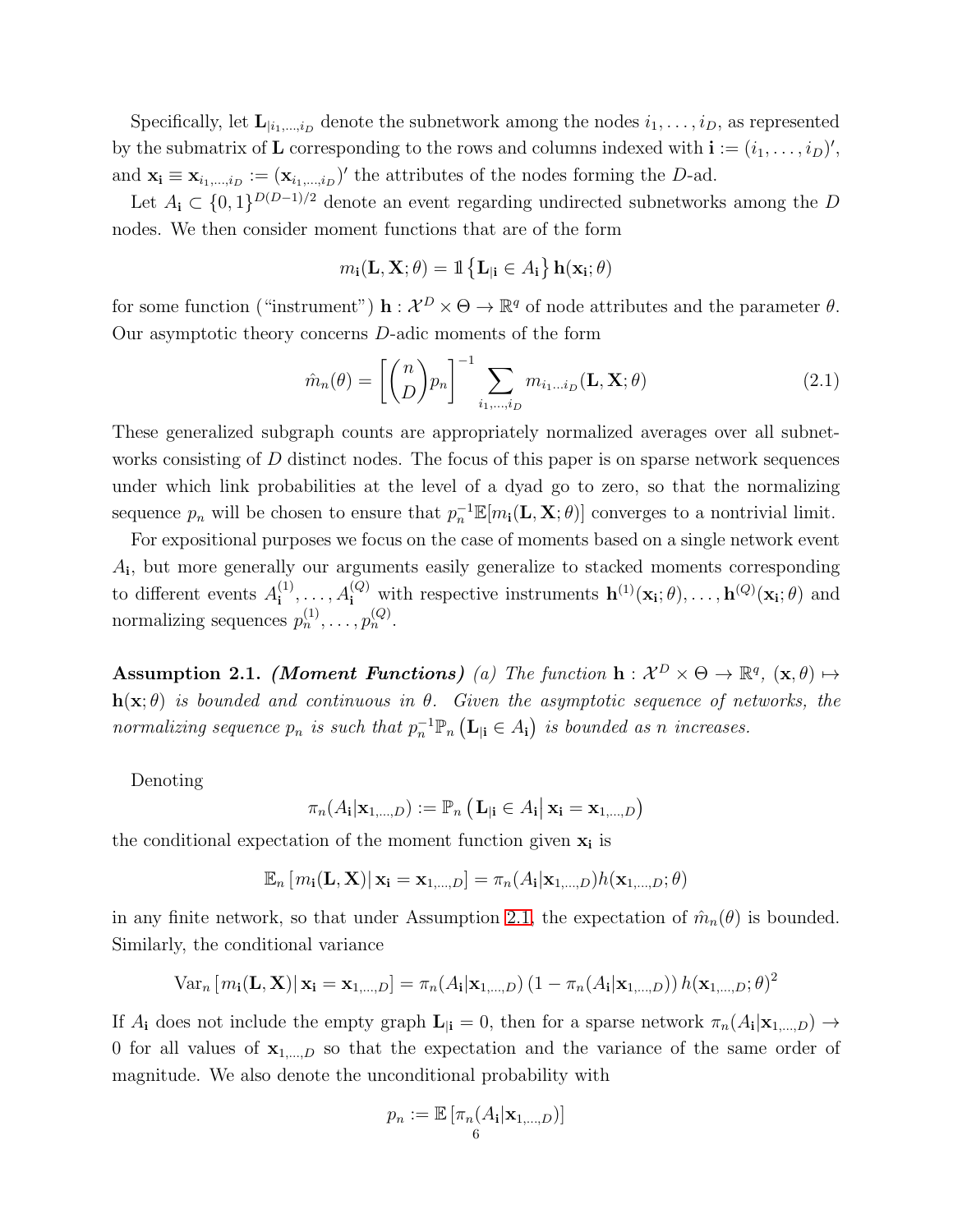Specifically, let $\mathbf{L}_{|i_1,\dots,i_D}$ denote the subnetwork among the nodes $i_1,\dots,i_D$, as represented by the submatrix of $\mathbf{L}$ corresponding to the rows and columns indexed with $\mathbf{i} := (i_1,\dots,i_D)'$, and $\mathbf{x}_\mathbf{i} \equiv \mathbf{x}_{i_1,\dots,i_D} := (\mathbf{x}_{i_1,\dots,i_D})'$ the attributes of the nodes forming the $D$-ad.

Let $A_\mathbf{i} \subset \{0,1\}^{D(D-1)/2}$ denote an event regarding undirected subnetworks among the $D$ nodes. We then consider moment functions that are of the form

$$m_\mathbf{i}(\mathbf{L},\mathbf{X};\theta) = \mathbb{1}\left\{\mathbf{L}_{|\mathbf{i}} \in A_\mathbf{i}\right\}\mathbf{h}(\mathbf{x}_\mathbf{i};\theta)$$

for some function ("instrument") $\mathbf{h} : \mathcal{X}^D \times \Theta \to \mathbb{R}^q$ of node attributes and the parameter $\theta$. Our asymptotic theory concerns $D$-adic moments of the form

$$\hat{m}_n(\theta) = \left[\binom{n}{D}p_n\right]^{-1} \sum_{i_1,\dots,i_D} m_{i_1\dots i_D}(\mathbf{L},\mathbf{X};\theta) \tag{2.1}$$

These generalized subgraph counts are appropriately normalized averages over all subnetworks consisting of $D$ distinct nodes. The focus of this paper is on sparse network sequences under which link probabilities at the level of a dyad go to zero, so that the normalizing sequence $p_n$ will be chosen to ensure that $p_n^{-1}\mathbb{E}[m_\mathbf{i}(\mathbf{L},\mathbf{X};\theta)]$ converges to a nontrivial limit.

For expositional purposes we focus on the case of moments based on a single network event $A_\mathbf{i}$, but more generally our arguments easily generalize to stacked moments corresponding to different events $A_\mathbf{i}^{(1)},\dots,A_\mathbf{i}^{(Q)}$ with respective instruments $\mathbf{h}^{(1)}(\mathbf{x}_\mathbf{i};\theta),\dots,\mathbf{h}^{(Q)}(\mathbf{x}_\mathbf{i};\theta)$ and normalizing sequences $p_n^{(1)},\dots,p_n^{(Q)}$.

**Assumption 2.1.** ***(Moment Functions)*** *(a) The function $\mathbf{h} : \mathcal{X}^D \times \Theta \to \mathbb{R}^q$, $(\mathbf{x},\theta) \mapsto \mathbf{h}(\mathbf{x};\theta)$ is bounded and continuous in $\theta$. Given the asymptotic sequence of networks, the normalizing sequence $p_n$ is such that $p_n^{-1}\mathbb{P}_n\left(\mathbf{L}_{|\mathbf{i}} \in A_\mathbf{i}\right)$ is bounded as $n$ increases.*

Denoting

$$\pi_n(A_\mathbf{i}|\mathbf{x}_{1,\dots,D}) := \mathbb{P}_n\left(\mathbf{L}_{|\mathbf{i}} \in A_\mathbf{i} \middle| \mathbf{x}_\mathbf{i} = \mathbf{x}_{1,\dots,D}\right)$$

the conditional expectation of the moment function given $\mathbf{x}_\mathbf{i}$ is

$$\mathbb{E}_n\left[m_\mathbf{i}(\mathbf{L},\mathbf{X}) \middle| \mathbf{x}_\mathbf{i} = \mathbf{x}_{1,\dots,D}\right] = \pi_n(A_\mathbf{i}|\mathbf{x}_{1,\dots,D})h(\mathbf{x}_{1,\dots,D};\theta)$$

in any finite network, so that under Assumption 2.1, the expectation of $\hat{m}_n(\theta)$ is bounded. Similarly, the conditional variance

$$\mathrm{Var}_n\left[m_\mathbf{i}(\mathbf{L},\mathbf{X}) \middle| \mathbf{x}_\mathbf{i} = \mathbf{x}_{1,\dots,D}\right] = \pi_n(A_\mathbf{i}|\mathbf{x}_{1,\dots,D})\left(1 - \pi_n(A_\mathbf{i}|\mathbf{x}_{1,\dots,D})\right)h(\mathbf{x}_{1,\dots,D};\theta)^2$$

If $A_\mathbf{i}$ does not include the empty graph $\mathbf{L}_{|\mathbf{i}} = 0$, then for a sparse network $\pi_n(A_\mathbf{i}|\mathbf{x}_{1,\dots,D}) \to 0$ for all values of $\mathbf{x}_{1,\dots,D}$ so that the expectation and the variance of the same order of magnitude. We also denote the unconditional probability with

$$p_n := \mathbb{E}\left[\pi_n(A_\mathbf{i}|\mathbf{x}_{1,\dots,D})\right]$$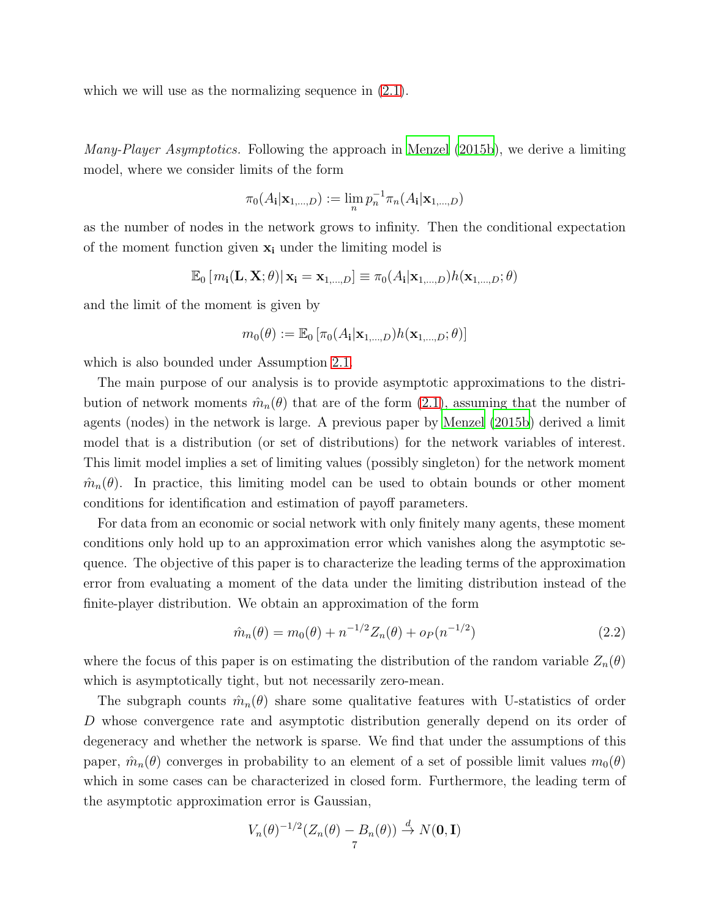which we will use as the normalizing sequence in (2.1).

*Many-Player Asymptotics.* Following the approach in Menzel (2015b), we derive a limiting model, where we consider limits of the form

$$\pi_0(A_{\mathbf{i}}|\mathbf{x}_{1,\dots,D}) := \lim_n p_n^{-1}\pi_n(A_{\mathbf{i}}|\mathbf{x}_{1,\dots,D})$$

as the number of nodes in the network grows to infinity. Then the conditional expectation of the moment function given $\mathbf{x}_{\mathbf{i}}$ under the limiting model is

$$\mathbb{E}_0\left[m_{\mathbf{i}}(\mathbf{L},\mathbf{X};\theta)|\,\mathbf{x}_{\mathbf{i}} = \mathbf{x}_{1,\dots,D}\right] \equiv \pi_0(A_{\mathbf{i}}|\mathbf{x}_{1,\dots,D})h(\mathbf{x}_{1,\dots,D};\theta)$$

and the limit of the moment is given by

$$m_0(\theta) := \mathbb{E}_0\left[\pi_0(A_{\mathbf{i}}|\mathbf{x}_{1,\dots,D})h(\mathbf{x}_{1,\dots,D};\theta)\right]$$

which is also bounded under Assumption 2.1.

The main purpose of our analysis is to provide asymptotic approximations to the distribution of network moments $\hat{m}_n(\theta)$ that are of the form (2.1), assuming that the number of agents (nodes) in the network is large. A previous paper by Menzel (2015b) derived a limit model that is a distribution (or set of distributions) for the network variables of interest. This limit model implies a set of limiting values (possibly singleton) for the network moment $\hat{m}_n(\theta)$. In practice, this limiting model can be used to obtain bounds or other moment conditions for identification and estimation of payoff parameters.

For data from an economic or social network with only finitely many agents, these moment conditions only hold up to an approximation error which vanishes along the asymptotic sequence. The objective of this paper is to characterize the leading terms of the approximation error from evaluating a moment of the data under the limiting distribution instead of the finite-player distribution. We obtain an approximation of the form

$$\hat{m}_n(\theta) = m_0(\theta) + n^{-1/2}Z_n(\theta) + o_P(n^{-1/2}) \tag{2.2}$$

where the focus of this paper is on estimating the distribution of the random variable $Z_n(\theta)$ which is asymptotically tight, but not necessarily zero-mean.

The subgraph counts $\hat{m}_n(\theta)$ share some qualitative features with U-statistics of order $D$ whose convergence rate and asymptotic distribution generally depend on its order of degeneracy and whether the network is sparse. We find that under the assumptions of this paper, $\hat{m}_n(\theta)$ converges in probability to an element of a set of possible limit values $m_0(\theta)$ which in some cases can be characterized in closed form. Furthermore, the leading term of the asymptotic approximation error is Gaussian,

$$V_n(\theta)^{-1/2}(Z_n(\theta) - B_n(\theta)) \xrightarrow{d} N(\mathbf{0},\mathbf{I})$$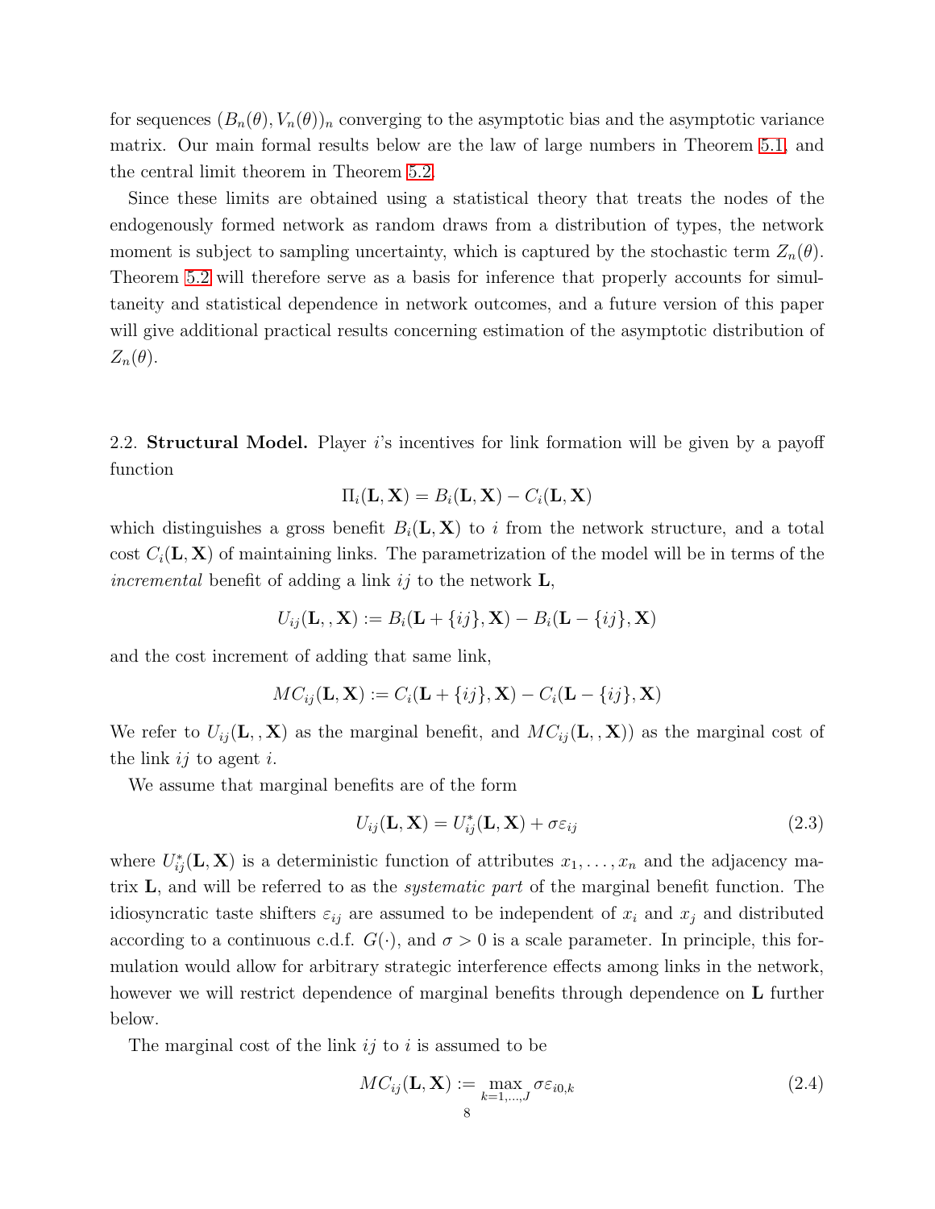for sequences $(B_n(\theta), V_n(\theta))_n$ converging to the asymptotic bias and the asymptotic variance matrix. Our main formal results below are the law of large numbers in Theorem 5.1, and the central limit theorem in Theorem 5.2.

Since these limits are obtained using a statistical theory that treats the nodes of the endogenously formed network as random draws from a distribution of types, the network moment is subject to sampling uncertainty, which is captured by the stochastic term $Z_n(\theta)$. Theorem 5.2 will therefore serve as a basis for inference that properly accounts for simultaneity and statistical dependence in network outcomes, and a future version of this paper will give additional practical results concerning estimation of the asymptotic distribution of $Z_n(\theta)$.

2.2. **Structural Model.** Player $i$'s incentives for link formation will be given by a payoff function

$$\Pi_i(\mathbf{L}, \mathbf{X}) = B_i(\mathbf{L}, \mathbf{X}) - C_i(\mathbf{L}, \mathbf{X})$$

which distinguishes a gross benefit $B_i(\mathbf{L}, \mathbf{X})$ to $i$ from the network structure, and a total cost $C_i(\mathbf{L}, \mathbf{X})$ of maintaining links. The parametrization of the model will be in terms of the *incremental* benefit of adding a link $ij$ to the network $\mathbf{L}$,

$$U_{ij}(\mathbf{L}, , \mathbf{X}) := B_i(\mathbf{L} + \{ij\}, \mathbf{X}) - B_i(\mathbf{L} - \{ij\}, \mathbf{X})$$

and the cost increment of adding that same link,

$$MC_{ij}(\mathbf{L}, \mathbf{X}) := C_i(\mathbf{L} + \{ij\}, \mathbf{X}) - C_i(\mathbf{L} - \{ij\}, \mathbf{X})$$

We refer to $U_{ij}(\mathbf{L}, , \mathbf{X})$ as the marginal benefit, and $MC_{ij}(\mathbf{L}, , \mathbf{X}))$ as the marginal cost of the link $ij$ to agent $i$.

We assume that marginal benefits are of the form

$$U_{ij}(\mathbf{L}, \mathbf{X}) = U^*_{ij}(\mathbf{L}, \mathbf{X}) + \sigma\varepsilon_{ij} \tag{2.3}$$

where $U^*_{ij}(\mathbf{L}, \mathbf{X})$ is a deterministic function of attributes $x_1, \dots, x_n$ and the adjacency matrix $\mathbf{L}$, and will be referred to as the *systematic part* of the marginal benefit function. The idiosyncratic taste shifters $\varepsilon_{ij}$ are assumed to be independent of $x_i$ and $x_j$ and distributed according to a continuous c.d.f. $G(\cdot)$, and $\sigma > 0$ is a scale parameter. In principle, this formulation would allow for arbitrary strategic interference effects among links in the network, however we will restrict dependence of marginal benefits through dependence on $\mathbf{L}$ further below.

The marginal cost of the link $ij$ to $i$ is assumed to be

$$MC_{ij}(\mathbf{L}, \mathbf{X}) := \max_{k=1,\dots,J} \sigma\varepsilon_{i0,k} \tag{2.4}$$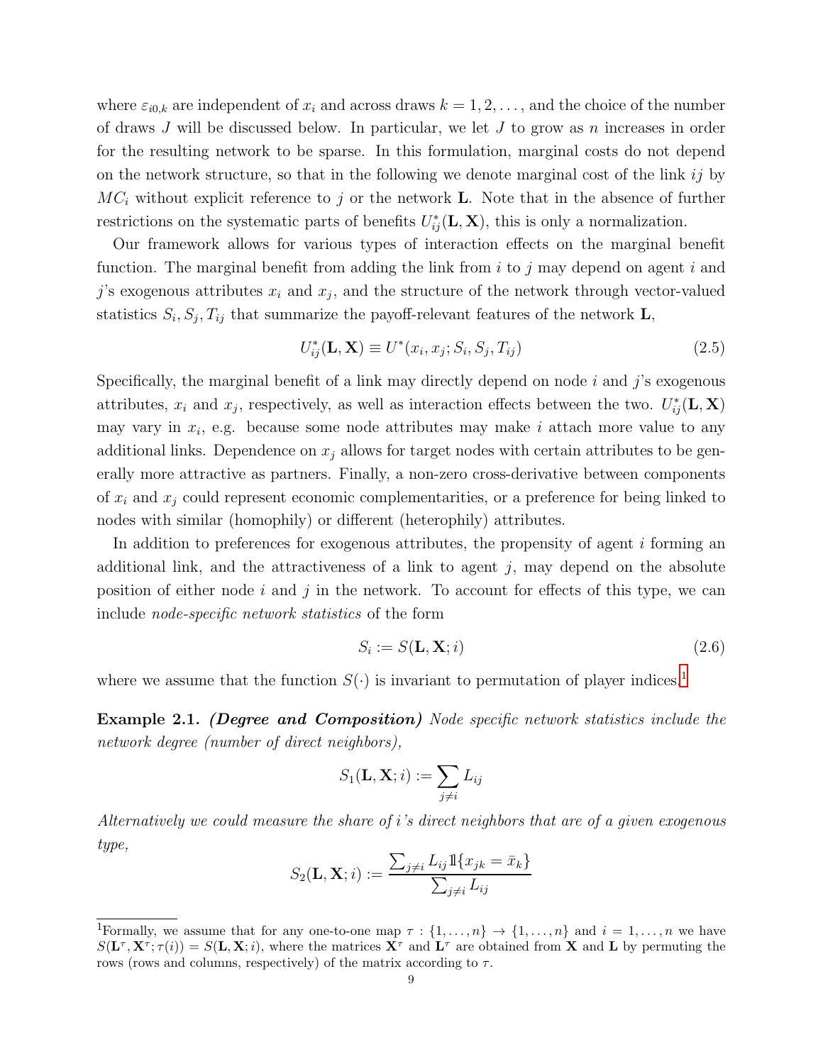where $\varepsilon_{i0,k}$ are independent of $x_i$ and across draws $k = 1, 2, \dots$, and the choice of the number of draws $J$ will be discussed below. In particular, we let $J$ to grow as $n$ increases in order for the resulting network to be sparse. In this formulation, marginal costs do not depend on the network structure, so that in the following we denote marginal cost of the link $ij$ by $MC_i$ without explicit reference to $j$ or the network $\mathbf{L}$. Note that in the absence of further restrictions on the systematic parts of benefits $U^*_{ij}(\mathbf{L}, \mathbf{X})$, this is only a normalization.

Our framework allows for various types of interaction effects on the marginal benefit function. The marginal benefit from adding the link from $i$ to $j$ may depend on agent $i$ and $j$'s exogenous attributes $x_i$ and $x_j$, and the structure of the network through vector-valued statistics $S_i, S_j, T_{ij}$ that summarize the payoff-relevant features of the network $\mathbf{L}$,

$$U^*_{ij}(\mathbf{L}, \mathbf{X}) \equiv U^*(x_i, x_j; S_i, S_j, T_{ij}) \tag{2.5}$$

Specifically, the marginal benefit of a link may directly depend on node $i$ and $j$'s exogenous attributes, $x_i$ and $x_j$, respectively, as well as interaction effects between the two. $U^*_{ij}(\mathbf{L}, \mathbf{X})$ may vary in $x_i$, e.g. because some node attributes may make $i$ attach more value to any additional links. Dependence on $x_j$ allows for target nodes with certain attributes to be generally more attractive as partners. Finally, a non-zero cross-derivative between components of $x_i$ and $x_j$ could represent economic complementarities, or a preference for being linked to nodes with similar (homophily) or different (heterophily) attributes.

In addition to preferences for exogenous attributes, the propensity of agent $i$ forming an additional link, and the attractiveness of a link to agent $j$, may depend on the absolute position of either node $i$ and $j$ in the network. To account for effects of this type, we can include *node-specific network statistics* of the form

$$S_i := S(\mathbf{L}, \mathbf{X}; i) \tag{2.6}$$

where we assume that the function $S(\cdot)$ is invariant to permutation of player indices.[1]

**Example 2.1.** ***(Degree and Composition)*** *Node specific network statistics include the network degree (number of direct neighbors),*

$$S_1(\mathbf{L}, \mathbf{X}; i) := \sum_{j \neq i} L_{ij}$$

*Alternatively we could measure the share of $i$'s direct neighbors that are of a given exogenous type,*

$$S_2(\mathbf{L}, \mathbf{X}; i) := \frac{\sum_{j \neq i} L_{ij} \mathbb{1}\{x_{jk} = \bar{x}_k\}}{\sum_{j \neq i} L_{ij}}$$

[1]Formally, we assume that for any one-to-one map $\tau : \{1, \dots, n\} \to \{1, \dots, n\}$ and $i = 1, \dots, n$ we have $S(\mathbf{L}^\tau, \mathbf{X}^\tau; \tau(i)) = S(\mathbf{L}, \mathbf{X}; i)$, where the matrices $\mathbf{X}^\tau$ and $\mathbf{L}^\tau$ are obtained from $\mathbf{X}$ and $\mathbf{L}$ by permuting the rows (rows and columns, respectively) of the matrix according to $\tau$.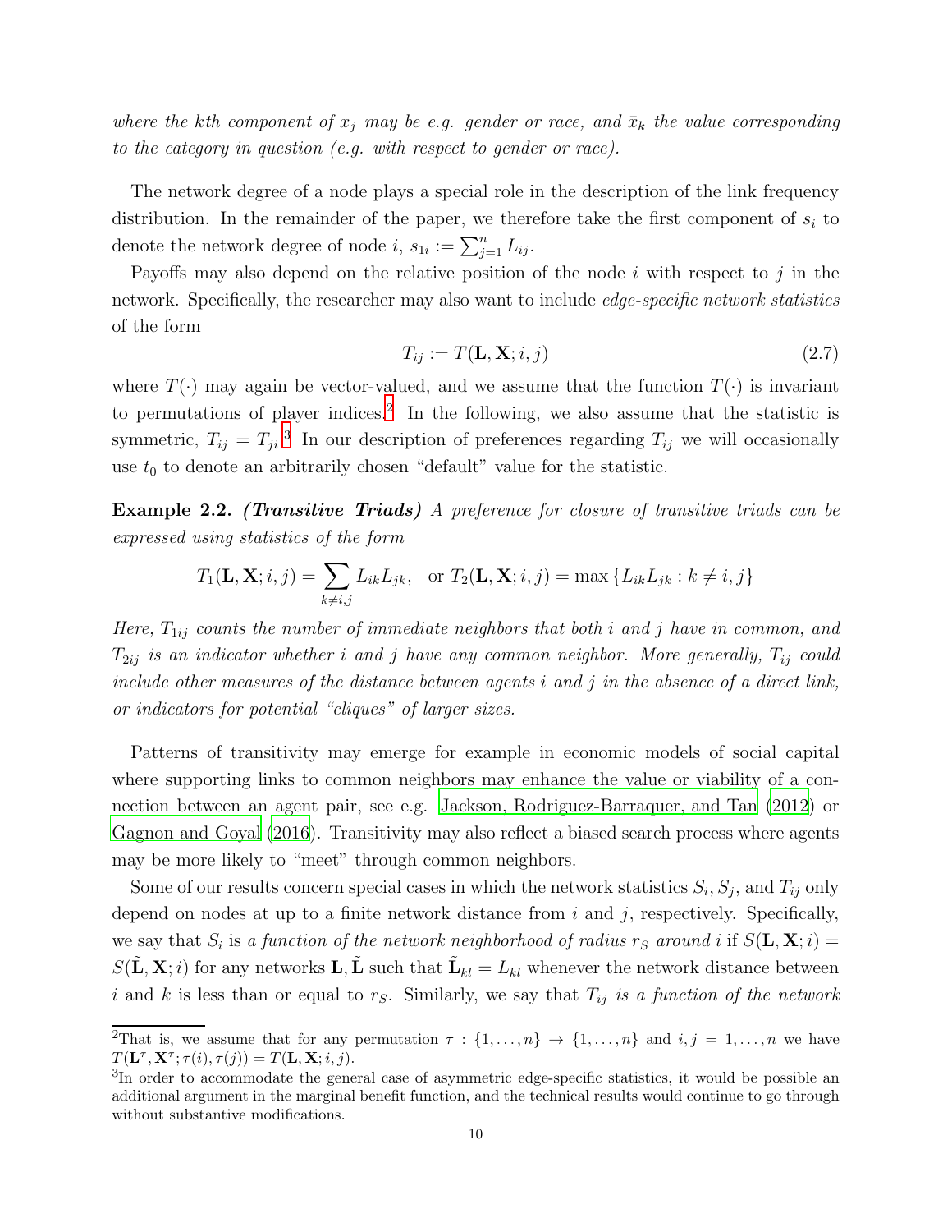*where the kth component of $x_j$ may be e.g. gender or race, and $\bar{x}_k$ the value corresponding to the category in question (e.g. with respect to gender or race).*

The network degree of a node plays a special role in the description of the link frequency distribution. In the remainder of the paper, we therefore take the first component of $s_i$ to denote the network degree of node $i$, $s_{1i} := \sum_{j=1}^{n} L_{ij}$.

Payoffs may also depend on the relative position of the node $i$ with respect to $j$ in the network. Specifically, the researcher may also want to include *edge-specific network statistics* of the form

$$T_{ij} := T(\mathbf{L}, \mathbf{X}; i, j) \tag{2.7}$$

where $T(\cdot)$ may again be vector-valued, and we assume that the function $T(\cdot)$ is invariant to permutations of player indices.[2] In the following, we also assume that the statistic is symmetric, $T_{ij} = T_{ji}$.[3] In our description of preferences regarding $T_{ij}$ we will occasionally use $t_0$ to denote an arbitrarily chosen "default" value for the statistic.

**Example 2.2.** ***(Transitive Triads)*** *A preference for closure of transitive triads can be expressed using statistics of the form*

$$T_1(\mathbf{L}, \mathbf{X}; i, j) = \sum_{k \neq i,j} L_{ik} L_{jk}, \quad \text{or } T_2(\mathbf{L}, \mathbf{X}; i, j) = \max\{L_{ik} L_{jk} : k \neq i, j\}$$

*Here, $T_{1ij}$ counts the number of immediate neighbors that both $i$ and $j$ have in common, and $T_{2ij}$ is an indicator whether $i$ and $j$ have any common neighbor. More generally, $T_{ij}$ could include other measures of the distance between agents $i$ and $j$ in the absence of a direct link, or indicators for potential "cliques" of larger sizes.*

Patterns of transitivity may emerge for example in economic models of social capital where supporting links to common neighbors may enhance the value or viability of a connection between an agent pair, see e.g. Jackson, Rodriguez-Barraquer, and Tan (2012) or Gagnon and Goyal (2016). Transitivity may also reflect a biased search process where agents may be more likely to "meet" through common neighbors.

Some of our results concern special cases in which the network statistics $S_i, S_j$, and $T_{ij}$ only depend on nodes at up to a finite network distance from $i$ and $j$, respectively. Specifically, we say that $S_i$ is *a function of the network neighborhood of radius $r_S$ around $i$* if $S(\mathbf{L}, \mathbf{X}; i) = S(\tilde{\mathbf{L}}, \mathbf{X}; i)$ for any networks $\mathbf{L}, \tilde{\mathbf{L}}$ such that $\tilde{\mathbf{L}}_{kl} = L_{kl}$ whenever the network distance between $i$ and $k$ is less than or equal to $r_S$. Similarly, we say that $T_{ij}$ *is a function of the network*

---

[2] That is, we assume that for any permutation $\tau : \{1, \ldots, n\} \to \{1, \ldots, n\}$ and $i, j = 1, \ldots, n$ we have $T(\mathbf{L}^\tau, \mathbf{X}^\tau; \tau(i), \tau(j)) = T(\mathbf{L}, \mathbf{X}; i, j)$.

[3] In order to accommodate the general case of asymmetric edge-specific statistics, it would be possible an additional argument in the marginal benefit function, and the technical results would continue to go through without substantive modifications.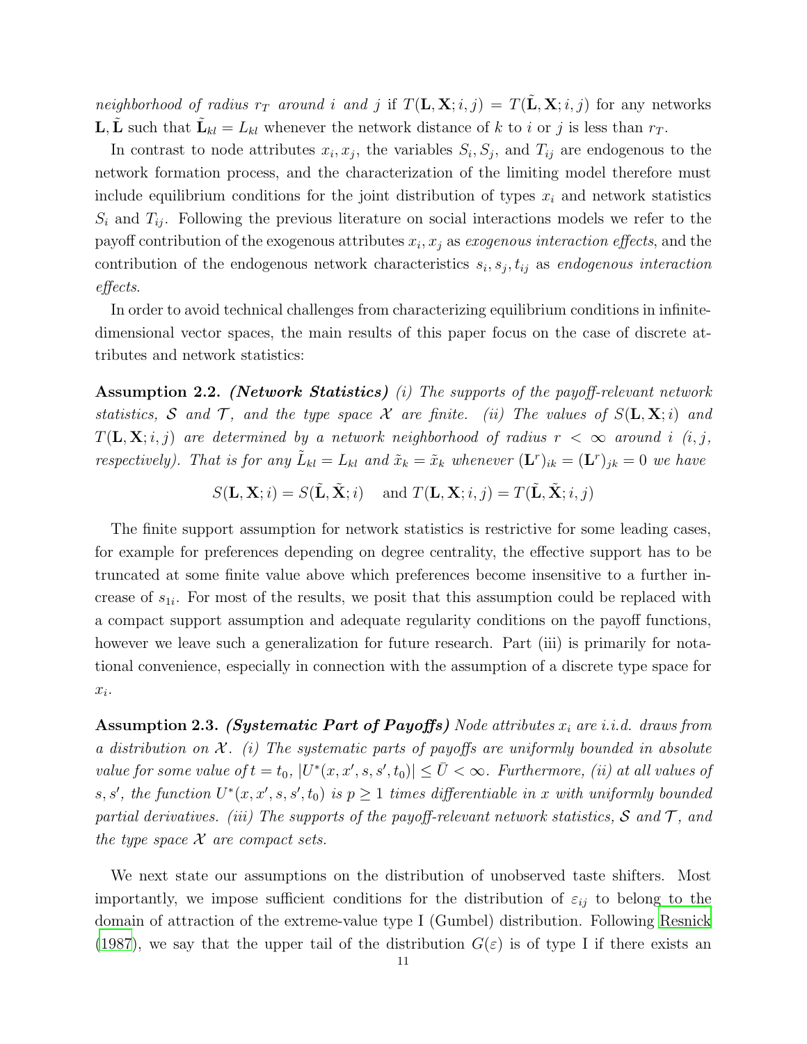*neighborhood of radius $r_T$ around $i$ and $j$ if $T(\mathbf{L}, \mathbf{X}; i, j) = T(\tilde{\mathbf{L}}, \mathbf{X}; i, j)$* for any networks $\mathbf{L}, \tilde{\mathbf{L}}$ such that $\tilde{\mathbf{L}}_{kl} = L_{kl}$ whenever the network distance of $k$ to $i$ or $j$ is less than $r_T$.

In contrast to node attributes $x_i, x_j$, the variables $S_i, S_j$, and $T_{ij}$ are endogenous to the network formation process, and the characterization of the limiting model therefore must include equilibrium conditions for the joint distribution of types $x_i$ and network statistics $S_i$ and $T_{ij}$. Following the previous literature on social interactions models we refer to the payoff contribution of the exogenous attributes $x_i, x_j$ as *exogenous interaction effects*, and the contribution of the endogenous network characteristics $s_i, s_j, t_{ij}$ as *endogenous interaction effects*.

In order to avoid technical challenges from characterizing equilibrium conditions in infinite-dimensional vector spaces, the main results of this paper focus on the case of discrete attributes and network statistics:

**Assumption 2.2.** ***(Network Statistics)*** *(i) The supports of the payoff-relevant network statistics, $\mathcal{S}$ and $\mathcal{T}$, and the type space $\mathcal{X}$ are finite. (ii) The values of $S(\mathbf{L}, \mathbf{X}; i)$ and $T(\mathbf{L}, \mathbf{X}; i, j)$ are determined by a network neighborhood of radius $r < \infty$ around $i$ ($i, j$, respectively). That is for any $\tilde{L}_{kl} = L_{kl}$ and $\tilde{x}_k = \tilde{x}_k$ whenever $(\mathbf{L}^r)_{ik} = (\mathbf{L}^r)_{jk} = 0$ we have*

$$S(\mathbf{L}, \mathbf{X}; i) = S(\tilde{\mathbf{L}}, \tilde{\mathbf{X}}; i) \quad \text{and } T(\mathbf{L}, \mathbf{X}; i, j) = T(\tilde{\mathbf{L}}, \tilde{\mathbf{X}}; i, j)$$

The finite support assumption for network statistics is restrictive for some leading cases, for example for preferences depending on degree centrality, the effective support has to be truncated at some finite value above which preferences become insensitive to a further increase of $s_{1i}$. For most of the results, we posit that this assumption could be replaced with a compact support assumption and adequate regularity conditions on the payoff functions, however we leave such a generalization for future research. Part (iii) is primarily for notational convenience, especially in connection with the assumption of a discrete type space for $x_i$.

**Assumption 2.3.** ***(Systematic Part of Payoffs)*** *Node attributes $x_i$ are i.i.d. draws from a distribution on $\mathcal{X}$. (i) The systematic parts of payoffs are uniformly bounded in absolute value for some value of $t = t_0$, $|U^*(x, x', s, s', t_0)| \leq \bar{U} < \infty$. Furthermore, (ii) at all values of $s, s'$, the function $U^*(x, x', s, s', t_0)$ is $p \geq 1$ times differentiable in $x$ with uniformly bounded partial derivatives. (iii) The supports of the payoff-relevant network statistics, $\mathcal{S}$ and $\mathcal{T}$, and the type space $\mathcal{X}$ are compact sets.*

We next state our assumptions on the distribution of unobserved taste shifters. Most importantly, we impose sufficient conditions for the distribution of $\varepsilon_{ij}$ to belong to the domain of attraction of the extreme-value type I (Gumbel) distribution. Following Resnick (1987), we say that the upper tail of the distribution $G(\varepsilon)$ is of type I if there exists an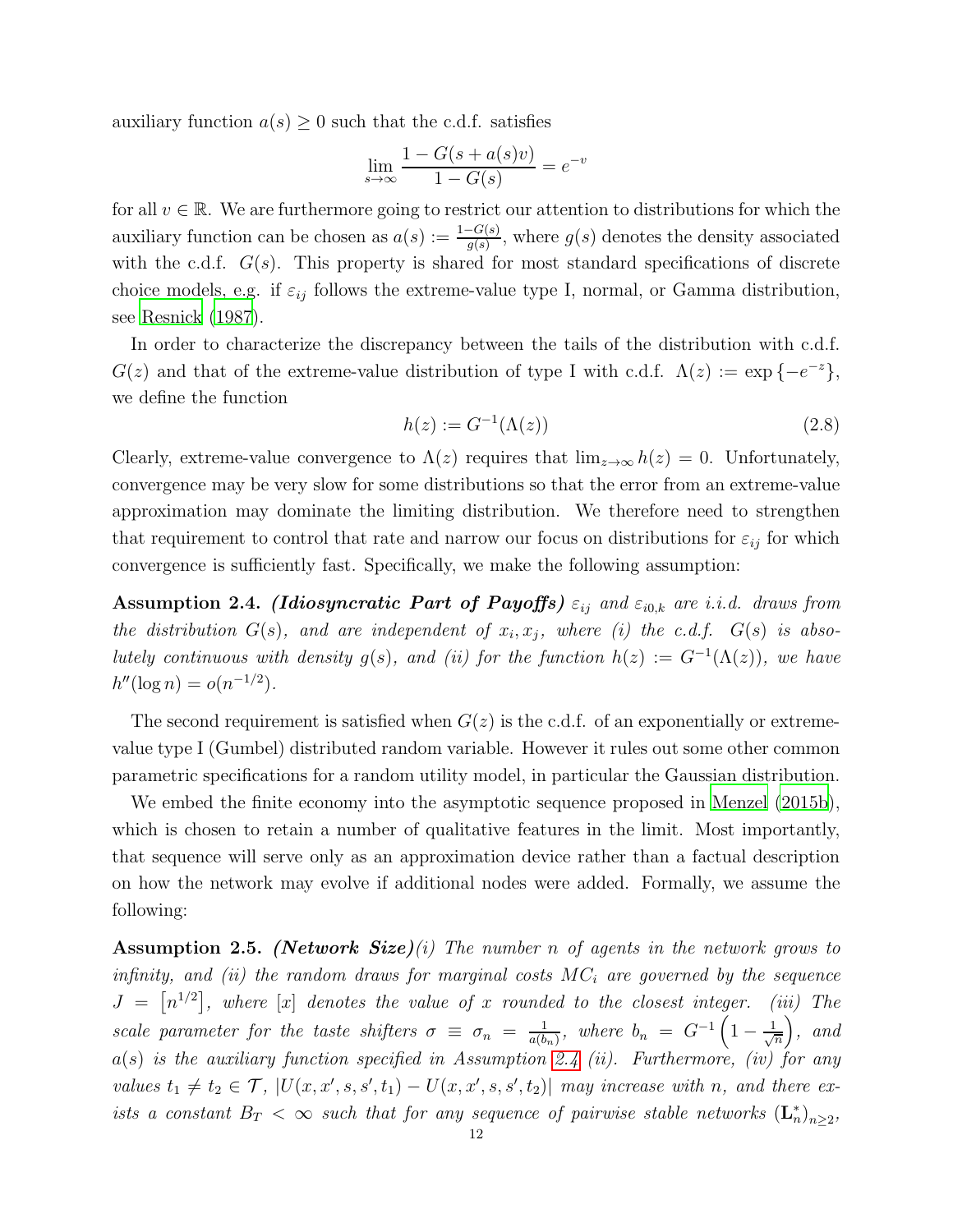auxiliary function $a(s) \geq 0$ such that the c.d.f. satisfies

$$\lim_{s\to\infty} \frac{1 - G(s + a(s)v)}{1 - G(s)} = e^{-v}$$

for all $v \in \mathbb{R}$. We are furthermore going to restrict our attention to distributions for which the auxiliary function can be chosen as $a(s) := \frac{1-G(s)}{g(s)}$, where $g(s)$ denotes the density associated with the c.d.f. $G(s)$. This property is shared for most standard specifications of discrete choice models, e.g. if $\varepsilon_{ij}$ follows the extreme-value type I, normal, or Gamma distribution, see Resnick (1987).

In order to characterize the discrepancy between the tails of the distribution with c.d.f. $G(z)$ and that of the extreme-value distribution of type I with c.d.f. $\Lambda(z) := \exp\{-e^{-z}\}$, we define the function

$$h(z) := G^{-1}(\Lambda(z)) \tag{2.8}$$

Clearly, extreme-value convergence to $\Lambda(z)$ requires that $\lim_{z\to\infty} h(z) = 0$. Unfortunately, convergence may be very slow for some distributions so that the error from an extreme-value approximation may dominate the limiting distribution. We therefore need to strengthen that requirement to control that rate and narrow our focus on distributions for $\varepsilon_{ij}$ for which convergence is sufficiently fast. Specifically, we make the following assumption:

**Assumption 2.4.** ***(Idiosyncratic Part of Payoffs)*** *$\varepsilon_{ij}$ and $\varepsilon_{i0,k}$ are i.i.d. draws from the distribution $G(s)$, and are independent of $x_i, x_j$, where (i) the c.d.f. $G(s)$ is absolutely continuous with density $g(s)$, and (ii) for the function $h(z) := G^{-1}(\Lambda(z))$, we have $h''(\log n) = o(n^{-1/2})$.*

The second requirement is satisfied when $G(z)$ is the c.d.f. of an exponentially or extreme-value type I (Gumbel) distributed random variable. However it rules out some other common parametric specifications for a random utility model, in particular the Gaussian distribution.

We embed the finite economy into the asymptotic sequence proposed in Menzel (2015b), which is chosen to retain a number of qualitative features in the limit. Most importantly, that sequence will serve only as an approximation device rather than a factual description on how the network may evolve if additional nodes were added. Formally, we assume the following:

**Assumption 2.5.** ***(Network Size)*** *(i) The number $n$ of agents in the network grows to infinity, and (ii) the random draws for marginal costs $MC_i$ are governed by the sequence $J = [n^{1/2}]$, where $[x]$ denotes the value of $x$ rounded to the closest integer. (iii) The scale parameter for the taste shifters $\sigma \equiv \sigma_n = \frac{1}{a(b_n)}$, where $b_n = G^{-1}\left(1 - \frac{1}{\sqrt{n}}\right)$, and $a(s)$ is the auxiliary function specified in Assumption 2.4 (ii). Furthermore, (iv) for any values $t_1 \neq t_2 \in \mathcal{T}$, $|U(x, x', s, s', t_1) - U(x, x', s, s', t_2)|$ may increase with $n$, and there exists a constant $B_T < \infty$ such that for any sequence of pairwise stable networks $(\mathbf{L}_n^*)_{n\geq 2}$,*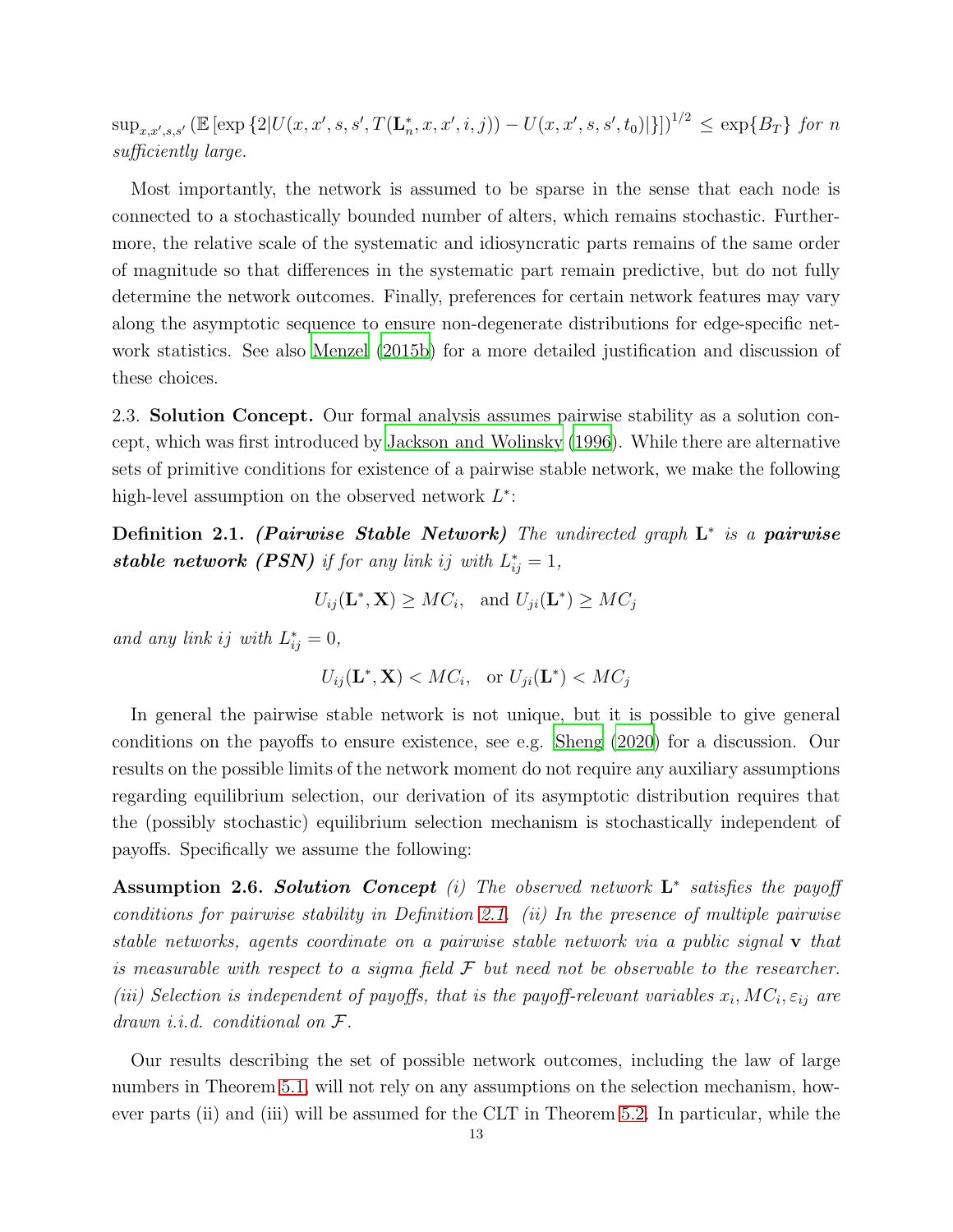$\sup_{x,x',s,s'} \left(\mathbb{E}\left[\exp\left\{2|U(x,x',s,s',T(\mathbf{L}_n^*,x,x',i,j)) - U(x,x',s,s',t_0)|\right\}\right]\right)^{1/2} \leq \exp\{B_T\}$ *for $n$ sufficiently large.*

Most importantly, the network is assumed to be sparse in the sense that each node is connected to a stochastically bounded number of alters, which remains stochastic. Furthermore, the relative scale of the systematic and idiosyncratic parts remains of the same order of magnitude so that differences in the systematic part remain predictive, but do not fully determine the network outcomes. Finally, preferences for certain network features may vary along the asymptotic sequence to ensure non-degenerate distributions for edge-specific network statistics. See also Menzel (2015b) for a more detailed justification and discussion of these choices.

2.3. **Solution Concept.** Our formal analysis assumes pairwise stability as a solution concept, which was first introduced by Jackson and Wolinsky (1996). While there are alternative sets of primitive conditions for existence of a pairwise stable network, we make the following high-level assumption on the observed network $L^*$:

**Definition 2.1.** ***(Pairwise Stable Network)*** *The undirected graph $\mathbf{L}^*$ is a **pairwise stable network (PSN)** if for any link $ij$ with $L_{ij}^* = 1$,*

$$U_{ij}(\mathbf{L}^*, \mathbf{X}) \geq MC_i, \quad \text{and } U_{ji}(\mathbf{L}^*) \geq MC_j$$

*and any link $ij$ with $L_{ij}^* = 0$,*

$$U_{ij}(\mathbf{L}^*, \mathbf{X}) < MC_i, \quad \text{or } U_{ji}(\mathbf{L}^*) < MC_j$$

In general the pairwise stable network is not unique, but it is possible to give general conditions on the payoffs to ensure existence, see e.g. Sheng (2020) for a discussion. Our results on the possible limits of the network moment do not require any auxiliary assumptions regarding equilibrium selection, our derivation of its asymptotic distribution requires that the (possibly stochastic) equilibrium selection mechanism is stochastically independent of payoffs. Specifically we assume the following:

**Assumption 2.6.** ***Solution Concept*** *(i) The observed network $\mathbf{L}^*$ satisfies the payoff conditions for pairwise stability in Definition 2.1. (ii) In the presence of multiple pairwise stable networks, agents coordinate on a pairwise stable network via a public signal $\mathbf{v}$ that is measurable with respect to a sigma field $\mathcal{F}$ but need not be observable to the researcher. (iii) Selection is independent of payoffs, that is the payoff-relevant variables $x_i, MC_i, \varepsilon_{ij}$ are drawn i.i.d. conditional on $\mathcal{F}$.*

Our results describing the set of possible network outcomes, including the law of large numbers in Theorem 5.1, will not rely on any assumptions on the selection mechanism, however parts (ii) and (iii) will be assumed for the CLT in Theorem 5.2. In particular, while the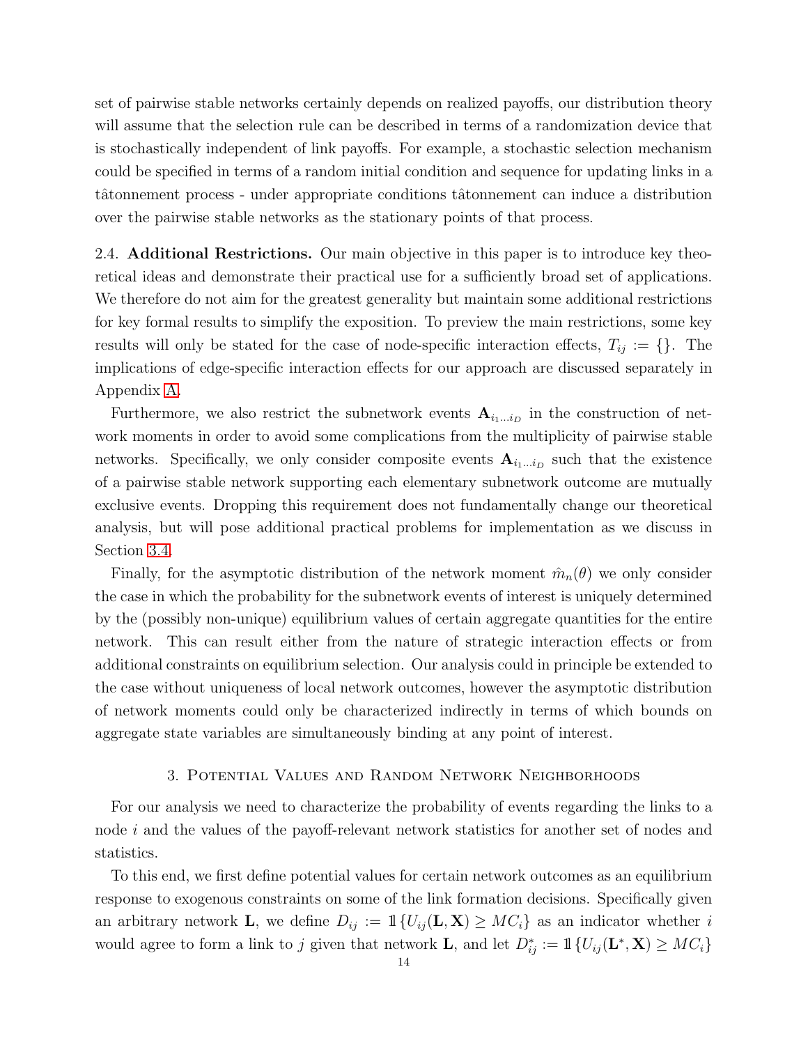set of pairwise stable networks certainly depends on realized payoffs, our distribution theory will assume that the selection rule can be described in terms of a randomization device that is stochastically independent of link payoffs. For example, a stochastic selection mechanism could be specified in terms of a random initial condition and sequence for updating links in a tâtonnement process - under appropriate conditions tâtonnement can induce a distribution over the pairwise stable networks as the stationary points of that process.

2.4. **Additional Restrictions.** Our main objective in this paper is to introduce key theoretical ideas and demonstrate their practical use for a sufficiently broad set of applications. We therefore do not aim for the greatest generality but maintain some additional restrictions for key formal results to simplify the exposition. To preview the main restrictions, some key results will only be stated for the case of node-specific interaction effects, $T_{ij} := \{\}$. The implications of edge-specific interaction effects for our approach are discussed separately in Appendix A.

Furthermore, we also restrict the subnetwork events $\mathbf{A}_{i_1 \dots i_D}$ in the construction of network moments in order to avoid some complications from the multiplicity of pairwise stable networks. Specifically, we only consider composite events $\mathbf{A}_{i_1 \dots i_D}$ such that the existence of a pairwise stable network supporting each elementary subnetwork outcome are mutually exclusive events. Dropping this requirement does not fundamentally change our theoretical analysis, but will pose additional practical problems for implementation as we discuss in Section 3.4.

Finally, for the asymptotic distribution of the network moment $\hat{m}_n(\theta)$ we only consider the case in which the probability for the subnetwork events of interest is uniquely determined by the (possibly non-unique) equilibrium values of certain aggregate quantities for the entire network. This can result either from the nature of strategic interaction effects or from additional constraints on equilibrium selection. Our analysis could in principle be extended to the case without uniqueness of local network outcomes, however the asymptotic distribution of network moments could only be characterized indirectly in terms of which bounds on aggregate state variables are simultaneously binding at any point of interest.

## 3. Potential Values and Random Network Neighborhoods

For our analysis we need to characterize the probability of events regarding the links to a node $i$ and the values of the payoff-relevant network statistics for another set of nodes and statistics.

To this end, we first define potential values for certain network outcomes as an equilibrium response to exogenous constraints on some of the link formation decisions. Specifically given an arbitrary network $\mathbf{L}$, we define $D_{ij} := \mathbb{1}\{U_{ij}(\mathbf{L}, \mathbf{X}) \geq MC_i\}$ as an indicator whether $i$ would agree to form a link to $j$ given that network $\mathbf{L}$, and let $D_{ij}^* := \mathbb{1}\{U_{ij}(\mathbf{L}^*, \mathbf{X}) \geq MC_i\}$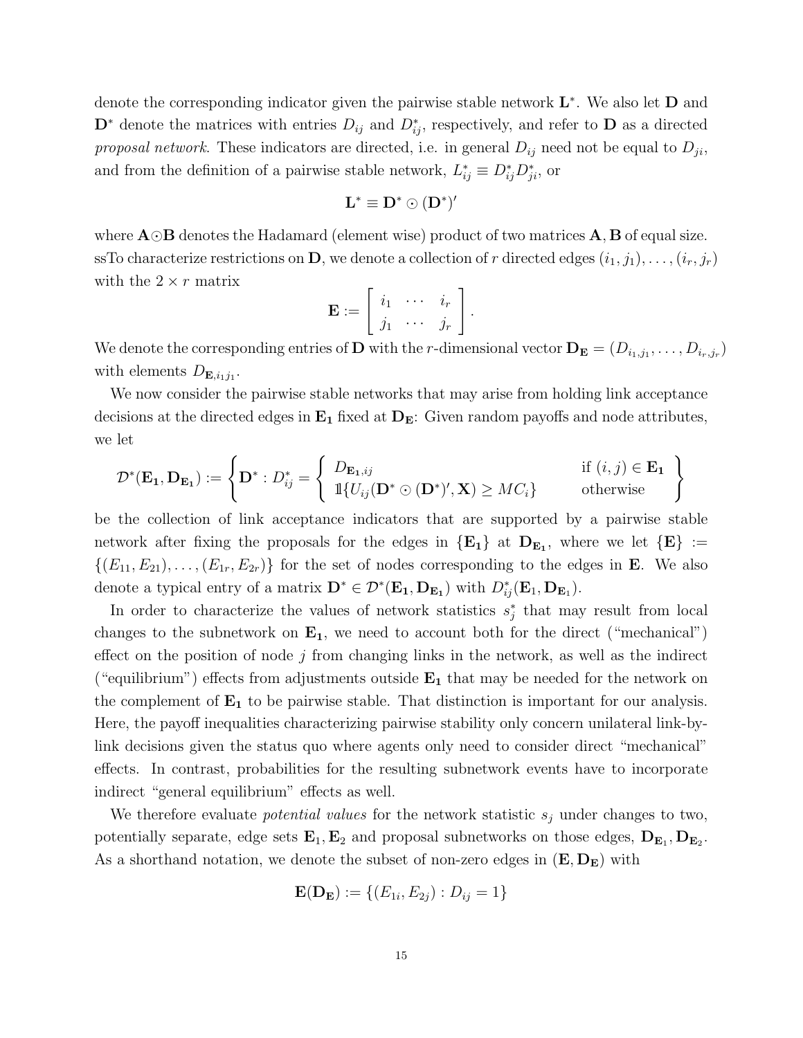denote the corresponding indicator given the pairwise stable network $\mathbf{L}^*$. We also let $\mathbf{D}$ and $\mathbf{D}^*$ denote the matrices with entries $D_{ij}$ and $D^*_{ij}$, respectively, and refer to $\mathbf{D}$ as a directed *proposal network*. These indicators are directed, i.e. in general $D_{ij}$ need not be equal to $D_{ji}$, and from the definition of a pairwise stable network, $L^*_{ij} \equiv D^*_{ij} D^*_{ji}$, or

$$\mathbf{L}^* \equiv \mathbf{D}^* \odot (\mathbf{D}^*)'$$

where $\mathbf{A} \odot \mathbf{B}$ denotes the Hadamard (element wise) product of two matrices $\mathbf{A}, \mathbf{B}$ of equal size. ssTo characterize restrictions on $\mathbf{D}$, we denote a collection of $r$ directed edges $(i_1, j_1), \dots, (i_r, j_r)$ with the $2 \times r$ matrix

$$\mathbf{E} := \left[ \begin{array}{ccc} i_1 & \cdots & i_r \\ j_1 & \cdots & j_r \end{array} \right].$$

We denote the corresponding entries of $\mathbf{D}$ with the $r$-dimensional vector $\mathbf{D}_{\mathbf{E}} = (D_{i_1,j_1}, \dots, D_{i_r,j_r})$ with elements $D_{\mathbf{E},i_1 j_1}$.

We now consider the pairwise stable networks that may arise from holding link acceptance decisions at the directed edges in $\mathbf{E_1}$ fixed at $\mathbf{D_E}$: Given random payoffs and node attributes, we let

$$\mathcal{D}^*(\mathbf{E_1}, \mathbf{D_{E_1}}) := \left\{ \mathbf{D}^* : D^*_{ij} = \left\{ \begin{array}{ll} D_{\mathbf{E_1},ij} & \text{if } (i,j) \in \mathbf{E_1} \\ \mathbb{1}\{U_{ij}(\mathbf{D}^* \odot (\mathbf{D}^*)', \mathbf{X}) \geq MC_i\} & \text{otherwise} \end{array} \right. \right\}$$

be the collection of link acceptance indicators that are supported by a pairwise stable network after fixing the proposals for the edges in $\{\mathbf{E_1}\}$ at $\mathbf{D_{E_1}}$, where we let $\{\mathbf{E}\} := \{(E_{11}, E_{21}), \dots, (E_{1r}, E_{2r})\}$ for the set of nodes corresponding to the edges in $\mathbf{E}$. We also denote a typical entry of a matrix $\mathbf{D}^* \in \mathcal{D}^*(\mathbf{E_1}, \mathbf{D_{E_1}})$ with $D^*_{ij}(\mathbf{E}_1, \mathbf{D}_{\mathbf{E}_1})$.

In order to characterize the values of network statistics $s^*_j$ that may result from local changes to the subnetwork on $\mathbf{E_1}$, we need to account both for the direct ("mechanical") effect on the position of node $j$ from changing links in the network, as well as the indirect ("equilibrium") effects from adjustments outside $\mathbf{E_1}$ that may be needed for the network on the complement of $\mathbf{E_1}$ to be pairwise stable. That distinction is important for our analysis. Here, the payoff inequalities characterizing pairwise stability only concern unilateral link-by-link decisions given the status quo where agents only need to consider direct "mechanical" effects. In contrast, probabilities for the resulting subnetwork events have to incorporate indirect "general equilibrium" effects as well.

We therefore evaluate *potential values* for the network statistic $s_j$ under changes to two, potentially separate, edge sets $\mathbf{E}_1, \mathbf{E}_2$ and proposal subnetworks on those edges, $\mathbf{D}_{\mathbf{E}_1}, \mathbf{D}_{\mathbf{E}_2}$. As a shorthand notation, we denote the subset of non-zero edges in $(\mathbf{E}, \mathbf{D_E})$ with

$$\mathbf{E}(\mathbf{D_E}) := \{(E_{1i}, E_{2j}) : D_{ij} = 1\}$$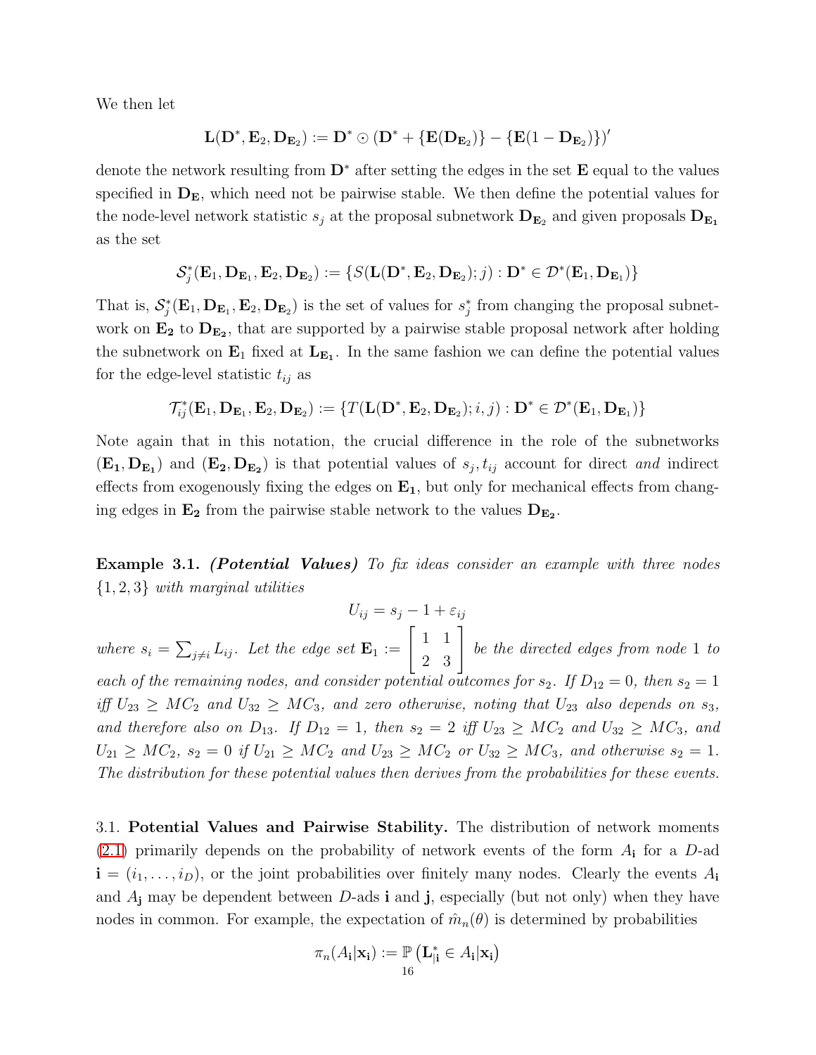We then let

$$\mathbf{L}(\mathbf{D}^*, \mathbf{E}_2, \mathbf{D}_{\mathbf{E}_2}) := \mathbf{D}^* \odot (\mathbf{D}^* + \{\mathbf{E}(\mathbf{D}_{\mathbf{E}_2})\} - \{\mathbf{E}(1 - \mathbf{D}_{\mathbf{E}_2})\})'$$

denote the network resulting from $\mathbf{D}^*$ after setting the edges in the set $\mathbf{E}$ equal to the values specified in $\mathbf{D}_{\mathbf{E}}$, which need not be pairwise stable. We then define the potential values for the node-level network statistic $s_j$ at the proposal subnetwork $\mathbf{D}_{\mathbf{E}_2}$ and given proposals $\mathbf{D}_{\mathbf{E}_1}$ as the set

$$\mathcal{S}_j^*(\mathbf{E}_1, \mathbf{D}_{\mathbf{E}_1}, \mathbf{E}_2, \mathbf{D}_{\mathbf{E}_2}) := \{S(\mathbf{L}(\mathbf{D}^*, \mathbf{E}_2, \mathbf{D}_{\mathbf{E}_2}); j) : \mathbf{D}^* \in \mathcal{D}^*(\mathbf{E}_1, \mathbf{D}_{\mathbf{E}_1})\}$$

That is, $\mathcal{S}_j^*(\mathbf{E}_1, \mathbf{D}_{\mathbf{E}_1}, \mathbf{E}_2, \mathbf{D}_{\mathbf{E}_2})$ is the set of values for $s_j^*$ from changing the proposal subnetwork on $\mathbf{E_2}$ to $\mathbf{D}_{\mathbf{E_2}}$, that are supported by a pairwise stable proposal network after holding the subnetwork on $\mathbf{E}_1$ fixed at $\mathbf{L}_{\mathbf{E_1}}$. In the same fashion we can define the potential values for the edge-level statistic $t_{ij}$ as

$$\mathcal{T}_{ij}^*(\mathbf{E}_1, \mathbf{D}_{\mathbf{E}_1}, \mathbf{E}_2, \mathbf{D}_{\mathbf{E}_2}) := \{T(\mathbf{L}(\mathbf{D}^*, \mathbf{E}_2, \mathbf{D}_{\mathbf{E}_2}); i, j) : \mathbf{D}^* \in \mathcal{D}^*(\mathbf{E}_1, \mathbf{D}_{\mathbf{E}_1})\}$$

Note again that in this notation, the crucial difference in the role of the subnetworks $(\mathbf{E_1}, \mathbf{D}_{\mathbf{E_1}})$ and $(\mathbf{E_2}, \mathbf{D}_{\mathbf{E_2}})$ is that potential values of $s_j, t_{ij}$ account for direct *and* indirect effects from exogenously fixing the edges on $\mathbf{E_1}$, but only for mechanical effects from changing edges in $\mathbf{E_2}$ from the pairwise stable network to the values $\mathbf{D}_{\mathbf{E_2}}$.

**Example 3.1.** ***(Potential Values)*** *To fix ideas consider an example with three nodes $\{1, 2, 3\}$ with marginal utilities*

$$U_{ij} = s_j - 1 + \varepsilon_{ij}$$

*where $s_i = \sum_{j \neq i} L_{ij}$. Let the edge set $\mathbf{E}_1 := \begin{bmatrix} 1 & 1 \\ 2 & 3 \end{bmatrix}$ be the directed edges from node 1 to each of the remaining nodes, and consider potential outcomes for $s_2$. If $D_{12} = 0$, then $s_2 = 1$ iff $U_{23} \geq MC_2$ and $U_{32} \geq MC_3$, and zero otherwise, noting that $U_{23}$ also depends on $s_3$, and therefore also on $D_{13}$. If $D_{12} = 1$, then $s_2 = 2$ iff $U_{23} \geq MC_2$ and $U_{32} \geq MC_3$, and $U_{21} \geq MC_2$, $s_2 = 0$ if $U_{21} \geq MC_2$ and $U_{23} \geq MC_2$ or $U_{32} \geq MC_3$, and otherwise $s_2 = 1$. The distribution for these potential values then derives from the probabilities for these events.*

3.1. **Potential Values and Pairwise Stability.** The distribution of network moments (2.1) primarily depends on the probability of network events of the form $A_{\mathbf{i}}$ for a $D$-ad $\mathbf{i} = (i_1, \ldots, i_D)$, or the joint probabilities over finitely many nodes. Clearly the events $A_{\mathbf{i}}$ and $A_{\mathbf{j}}$ may be dependent between $D$-ads $\mathbf{i}$ and $\mathbf{j}$, especially (but not only) when they have nodes in common. For example, the expectation of $\hat{m}_n(\theta)$ is determined by probabilities

$$\pi_n(A_{\mathbf{i}} | \mathbf{x}_{\mathbf{i}}) := \mathbb{P}\left(\mathbf{L}_{|\mathbf{i}}^* \in A_{\mathbf{i}} | \mathbf{x}_{\mathbf{i}}\right)$$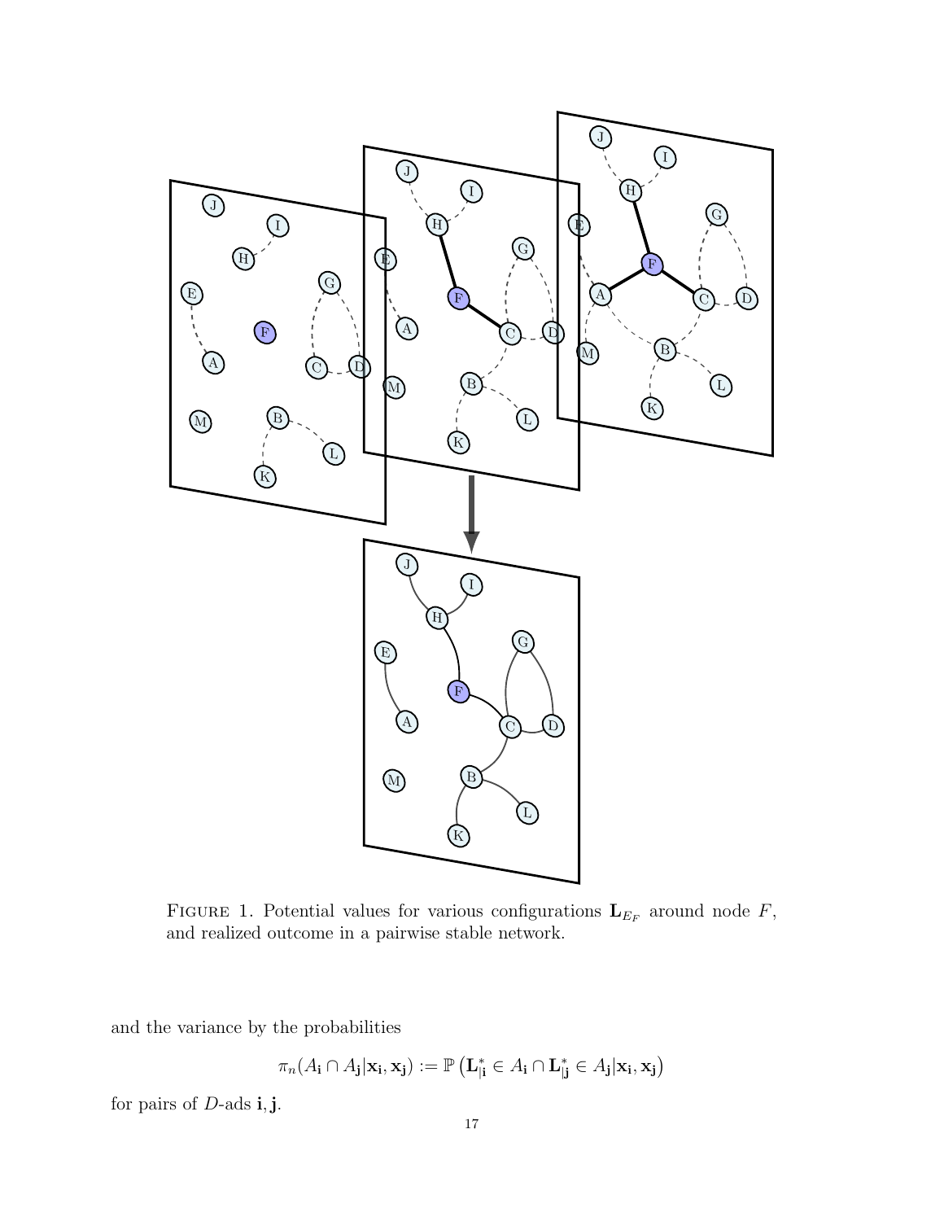FIGURE 1. Potential values for various configurations $\mathbf{L}_{E_F}$ around node $F$, and realized outcome in a pairwise stable network.

and the variance by the probabilities

$$\pi_n(A_{\mathbf{i}} \cap A_{\mathbf{j}}|\mathbf{x_i}, \mathbf{x_j}) := \mathbb{P}\left(\mathbf{L}^*_{|\mathbf{i}} \in A_{\mathbf{i}} \cap \mathbf{L}^*_{|\mathbf{j}} \in A_{\mathbf{j}}|\mathbf{x_i}, \mathbf{x_j}\right)$$

for pairs of $D$-ads $\mathbf{i}, \mathbf{j}$.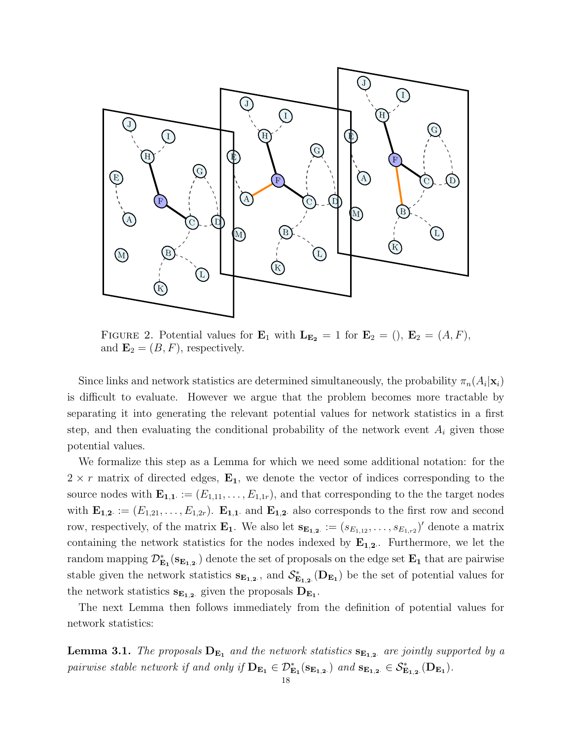FIGURE 2. Potential values for $\mathbf{E}_1$ with $\mathbf{L}_{\mathbf{E_2}} = 1$ for $\mathbf{E}_2 = ()$, $\mathbf{E}_2 = (A, F)$, and $\mathbf{E}_2 = (B, F)$, respectively.

Since links and network statistics are determined simultaneously, the probability $\pi_n(A_i|\mathbf{x}_i)$ is difficult to evaluate. However we argue that the problem becomes more tractable by separating it into generating the relevant potential values for network statistics in a first step, and then evaluating the conditional probability of the network event $A_i$ given those potential values.

We formalize this step as a Lemma for which we need some additional notation: for the $2 \times r$ matrix of directed edges, $\mathbf{E_1}$, we denote the vector of indices corresponding to the source nodes with $\mathbf{E_{1,1\cdot}} := (E_{1,11}, \ldots, E_{1,1r})$, and that corresponding to the the target nodes with $\mathbf{E_{1,2\cdot}} := (E_{1,21}, \ldots, E_{1,2r})$. $\mathbf{E_{1,1\cdot}}$ and $\mathbf{E_{1,2\cdot}}$ also corresponds to the first row and second row, respectively, of the matrix $\mathbf{E_1}$. We also let $\mathbf{s}_{\mathbf{E_{1,2\cdot}}} := (s_{E_{1,12}}, \ldots, s_{E_{1,r2}})'$ denote a matrix containing the network statistics for the nodes indexed by $\mathbf{E_{1,2\cdot}}$. Furthermore, we let the random mapping $\mathcal{D}^*_{\mathbf{E_1}}(\mathbf{s}_{\mathbf{E_{1,2\cdot}}})$ denote the set of proposals on the edge set $\mathbf{E_1}$ that are pairwise stable given the network statistics $\mathbf{s}_{\mathbf{E_{1,2\cdot}}}$, and $\mathcal{S}^*_{\mathbf{E_{1,2\cdot}}}(\mathbf{D}_{\mathbf{E_1}})$ be the set of potential values for the network statistics $\mathbf{s}_{\mathbf{E_{1,2\cdot}}}$ given the proposals $\mathbf{D}_{\mathbf{E_1}}$.

The next Lemma then follows immediately from the definition of potential values for network statistics:

**Lemma 3.1.** *The proposals $\mathbf{D}_{\mathbf{E_1}}$ and the network statistics $\mathbf{s}_{\mathbf{E_{1,2\cdot}}}$ are jointly supported by a pairwise stable network if and only if $\mathbf{D}_{\mathbf{E_1}} \in \mathcal{D}^*_{\mathbf{E_1}}(\mathbf{s}_{\mathbf{E_{1,2\cdot}}})$ and $\mathbf{s}_{\mathbf{E_{1,2\cdot}}} \in \mathcal{S}^*_{\mathbf{E_{1,2\cdot}}}(\mathbf{D}_{\mathbf{E_1}})$.*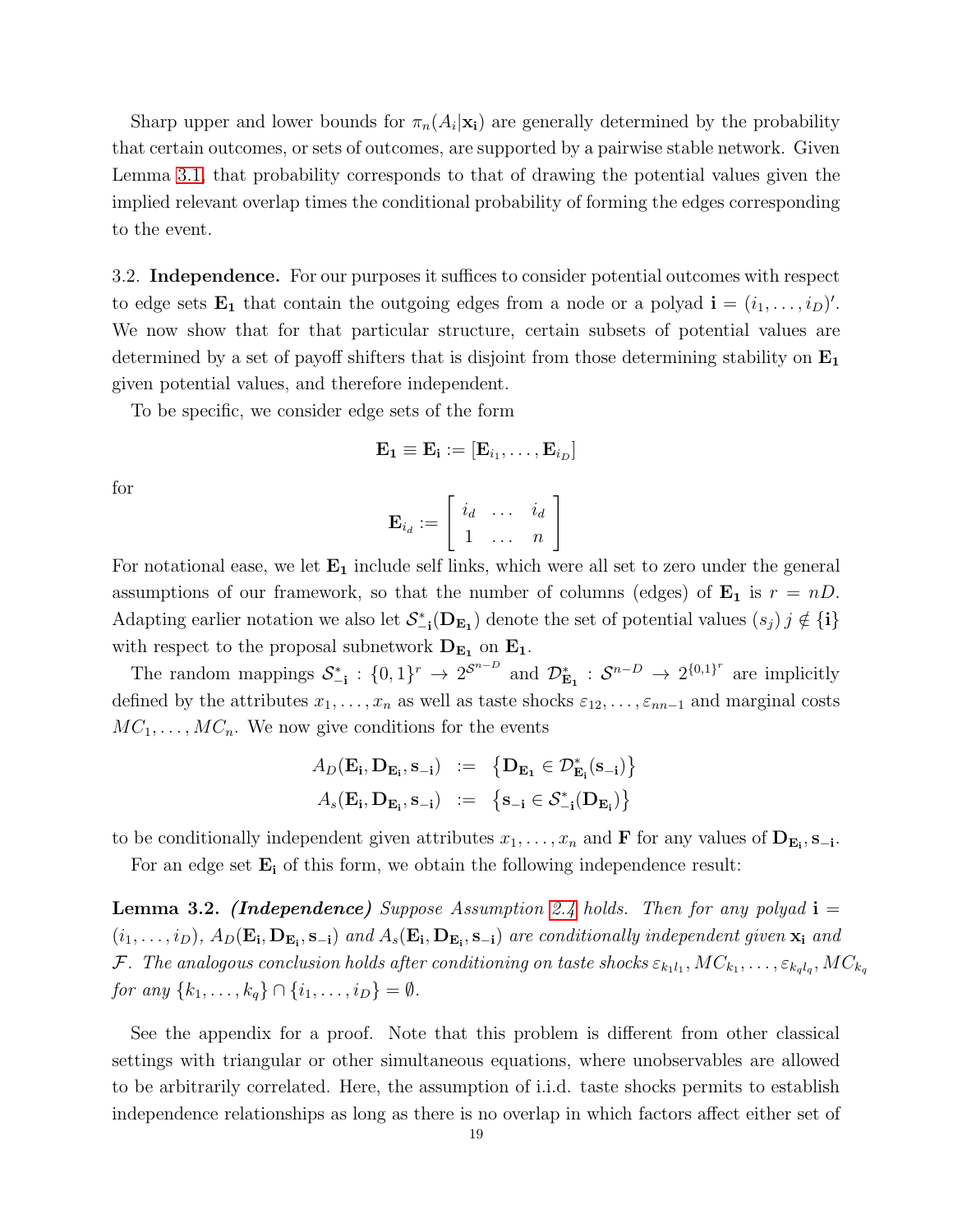Sharp upper and lower bounds for $\pi_n(A_i|\mathbf{x_i})$ are generally determined by the probability that certain outcomes, or sets of outcomes, are supported by a pairwise stable network. Given Lemma 3.1, that probability corresponds to that of drawing the potential values given the implied relevant overlap times the conditional probability of forming the edges corresponding to the event.

3.2. **Independence.** For our purposes it suffices to consider potential outcomes with respect to edge sets $\mathbf{E_1}$ that contain the outgoing edges from a node or a polyad $\mathbf{i} = (i_1, \ldots, i_D)'$. We now show that for that particular structure, certain subsets of potential values are determined by a set of payoff shifters that is disjoint from those determining stability on $\mathbf{E_1}$ given potential values, and therefore independent.

To be specific, we consider edge sets of the form

$$\mathbf{E_1} \equiv \mathbf{E_i} := [\mathbf{E}_{i_1}, \ldots, \mathbf{E}_{i_D}]$$

for

$$\mathbf{E}_{i_d} := \begin{bmatrix} i_d & \ldots & i_d \\ 1 & \ldots & n \end{bmatrix}$$

For notational ease, we let $\mathbf{E_1}$ include self links, which were all set to zero under the general assumptions of our framework, so that the number of columns (edges) of $\mathbf{E_1}$ is $r = nD$. Adapting earlier notation we also let $\mathcal{S}^*_{-\mathbf{i}}(\mathbf{D}_{\mathbf{E_1}})$ denote the set of potential values $(s_j)$ $j \notin \{\mathbf{i}\}$ with respect to the proposal subnetwork $\mathbf{D}_{\mathbf{E_1}}$ on $\mathbf{E_1}$.

The random mappings $\mathcal{S}^*_{-\mathbf{i}} : \{0,1\}^r \to 2^{\mathcal{S}^{n-D}}$ and $\mathcal{D}^*_{\mathbf{E_1}} : \mathcal{S}^{n-D} \to 2^{\{0,1\}^r}$ are implicitly defined by the attributes $x_1, \ldots, x_n$ as well as taste shocks $\varepsilon_{12}, \ldots, \varepsilon_{nn-1}$ and marginal costs $MC_1, \ldots, MC_n$. We now give conditions for the events

$$\begin{aligned} A_D(\mathbf{E_i}, \mathbf{D}_{\mathbf{E_i}}, \mathbf{s_{-i}}) &:= \left\{\mathbf{D}_{\mathbf{E_1}} \in \mathcal{D}^*_{\mathbf{E_i}}(\mathbf{s_{-i}})\right\} \\ A_s(\mathbf{E_i}, \mathbf{D}_{\mathbf{E_i}}, \mathbf{s_{-i}}) &:= \left\{\mathbf{s_{-i}} \in \mathcal{S}^*_{-\mathbf{i}}(\mathbf{D}_{\mathbf{E_i}})\right\} \end{aligned}$$

to be conditionally independent given attributes $x_1, \ldots, x_n$ and $\mathbf{F}$ for any values of $\mathbf{D}_{\mathbf{E_i}}, \mathbf{s_{-i}}$.

For an edge set $\mathbf{E_i}$ of this form, we obtain the following independence result:

**Lemma 3.2.** ***(Independence)*** *Suppose Assumption 2.4 holds. Then for any polyad $\mathbf{i} = (i_1, \ldots, i_D)$, $A_D(\mathbf{E_i}, \mathbf{D}_{\mathbf{E_i}}, \mathbf{s_{-i}})$ and $A_s(\mathbf{E_i}, \mathbf{D}_{\mathbf{E_i}}, \mathbf{s_{-i}})$ are conditionally independent given $\mathbf{x_i}$ and $\mathcal{F}$. The analogous conclusion holds after conditioning on taste shocks $\varepsilon_{k_1 l_1}, MC_{k_1}, \ldots, \varepsilon_{k_q l_q}, MC_{k_q}$ for any $\{k_1, \ldots, k_q\} \cap \{i_1, \ldots, i_D\} = \emptyset$.*

See the appendix for a proof. Note that this problem is different from other classical settings with triangular or other simultaneous equations, where unobservables are allowed to be arbitrarily correlated. Here, the assumption of i.i.d. taste shocks permits to establish independence relationships as long as there is no overlap in which factors affect either set of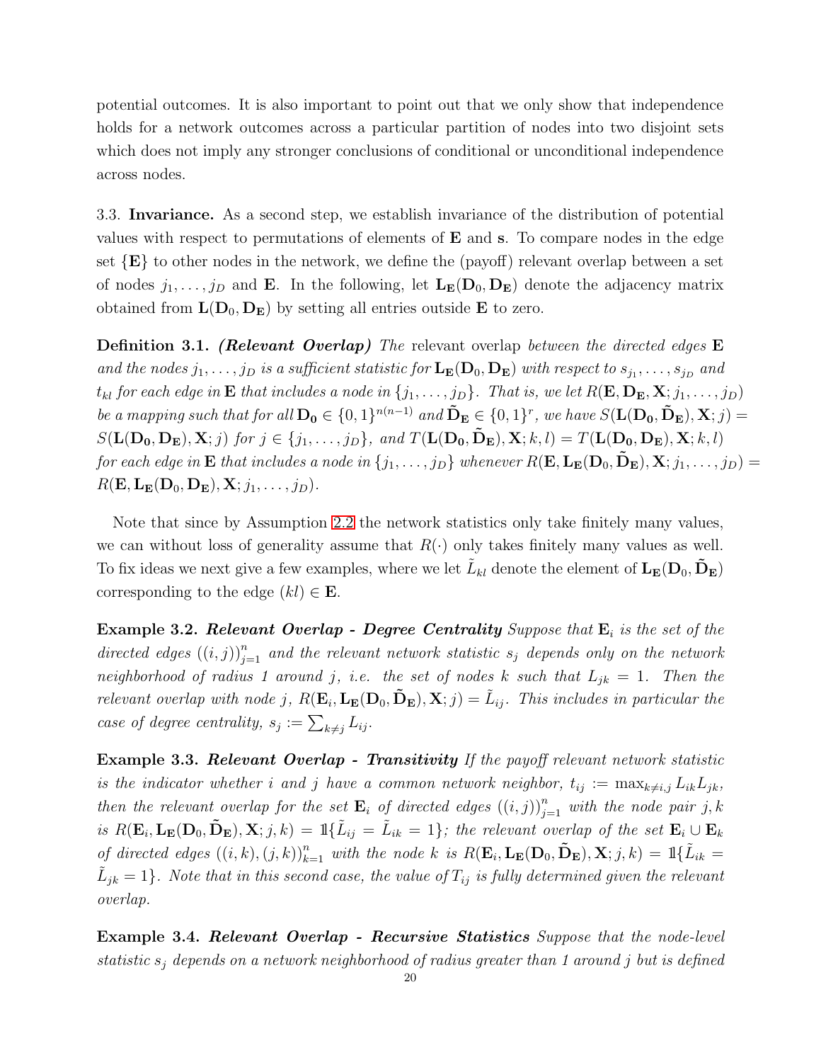potential outcomes. It is also important to point out that we only show that independence holds for a network outcomes across a particular partition of nodes into two disjoint sets which does not imply any stronger conclusions of conditional or unconditional independence across nodes.

3.3. **Invariance.** As a second step, we establish invariance of the distribution of potential values with respect to permutations of elements of $\mathbf{E}$ and $\mathbf{s}$. To compare nodes in the edge set $\{\mathbf{E}\}$ to other nodes in the network, we define the (payoff) relevant overlap between a set of nodes $j_1, \dots, j_D$ and $\mathbf{E}$. In the following, let $\mathbf{L}_{\mathbf{E}}(\mathbf{D}_0, \mathbf{D}_{\mathbf{E}})$ denote the adjacency matrix obtained from $\mathbf{L}(\mathbf{D}_0, \mathbf{D}_{\mathbf{E}})$ by setting all entries outside $\mathbf{E}$ to zero.

**Definition 3.1.** ***(Relevant Overlap)*** *The* relevant overlap *between the directed edges $\mathbf{E}$ and the nodes $j_1, \dots, j_D$ is a sufficient statistic for $\mathbf{L}_{\mathbf{E}}(\mathbf{D}_0, \mathbf{D}_{\mathbf{E}})$ with respect to $s_{j_1}, \dots, s_{j_D}$ and $t_{kl}$ for each edge in $\mathbf{E}$ that includes a node in $\{j_1, \dots, j_D\}$. That is, we let $R(\mathbf{E}, \mathbf{D}_{\mathbf{E}}, \mathbf{X}; j_1, \dots, j_D)$ be a mapping such that for all $\mathbf{D_0} \in \{0,1\}^{n(n-1)}$ and $\tilde{\mathbf{D}}_{\mathbf{E}} \in \{0,1\}^r$, we have $S(\mathbf{L}(\mathbf{D_0}, \tilde{\mathbf{D}}_{\mathbf{E}}), \mathbf{X}; j) = S(\mathbf{L}(\mathbf{D_0}, \mathbf{D}_{\mathbf{E}}), \mathbf{X}; j)$ for $j \in \{j_1, \dots, j_D\}$, and $T(\mathbf{L}(\mathbf{D_0}, \tilde{\mathbf{D}}_{\mathbf{E}}), \mathbf{X}; k, l) = T(\mathbf{L}(\mathbf{D_0}, \mathbf{D}_{\mathbf{E}}), \mathbf{X}; k, l)$ for each edge in $\mathbf{E}$ that includes a node in $\{j_1, \dots, j_D\}$ whenever $R(\mathbf{E}, \mathbf{L}_{\mathbf{E}}(\mathbf{D}_0, \tilde{\mathbf{D}}_{\mathbf{E}}), \mathbf{X}; j_1, \dots, j_D) = R(\mathbf{E}, \mathbf{L}_{\mathbf{E}}(\mathbf{D}_0, \mathbf{D}_{\mathbf{E}}), \mathbf{X}; j_1, \dots, j_D)$.*

Note that since by Assumption 2.2 the network statistics only take finitely many values, we can without loss of generality assume that $R(\cdot)$ only takes finitely many values as well. To fix ideas we next give a few examples, where we let $\tilde{L}_{kl}$ denote the element of $\mathbf{L}_{\mathbf{E}}(\mathbf{D}_0, \tilde{\mathbf{D}}_{\mathbf{E}})$ corresponding to the edge $(kl) \in \mathbf{E}$.

**Example 3.2.** ***Relevant Overlap - Degree Centrality*** *Suppose that $\mathbf{E}_i$ is the set of the directed edges $((i,j))_{j=1}^n$ and the relevant network statistic $s_j$ depends only on the network neighborhood of radius 1 around $j$, i.e. the set of nodes $k$ such that $L_{jk} = 1$. Then the relevant overlap with node $j$, $R(\mathbf{E}_i, \mathbf{L}_{\mathbf{E}}(\mathbf{D}_0, \tilde{\mathbf{D}}_{\mathbf{E}}), \mathbf{X}; j) = \tilde{L}_{ij}$. This includes in particular the case of degree centrality, $s_j := \sum_{k \neq j} L_{ij}$.*

**Example 3.3.** ***Relevant Overlap - Transitivity*** *If the payoff relevant network statistic is the indicator whether $i$ and $j$ have a common network neighbor, $t_{ij} := \max_{k \neq i,j} L_{ik} L_{jk}$, then the relevant overlap for the set $\mathbf{E}_i$ of directed edges $((i,j))_{j=1}^n$ with the node pair $j,k$ is $R(\mathbf{E}_i, \mathbf{L}_{\mathbf{E}}(\mathbf{D}_0, \tilde{\mathbf{D}}_{\mathbf{E}}), \mathbf{X}; j, k) = \mathbb{1}\{\tilde{L}_{ij} = \tilde{L}_{ik} = 1\}$; the relevant overlap of the set $\mathbf{E}_i \cup \mathbf{E}_k$ of directed edges $((i,k),(j,k))_{k=1}^n$ with the node $k$ is $R(\mathbf{E}_i, \mathbf{L}_{\mathbf{E}}(\mathbf{D}_0, \tilde{\mathbf{D}}_{\mathbf{E}}), \mathbf{X}; j, k) = \mathbb{1}\{\tilde{L}_{ik} = \tilde{L}_{jk} = 1\}$. Note that in this second case, the value of $T_{ij}$ is fully determined given the relevant overlap.*

**Example 3.4.** ***Relevant Overlap - Recursive Statistics*** *Suppose that the node-level statistic $s_j$ depends on a network neighborhood of radius greater than 1 around $j$ but is defined*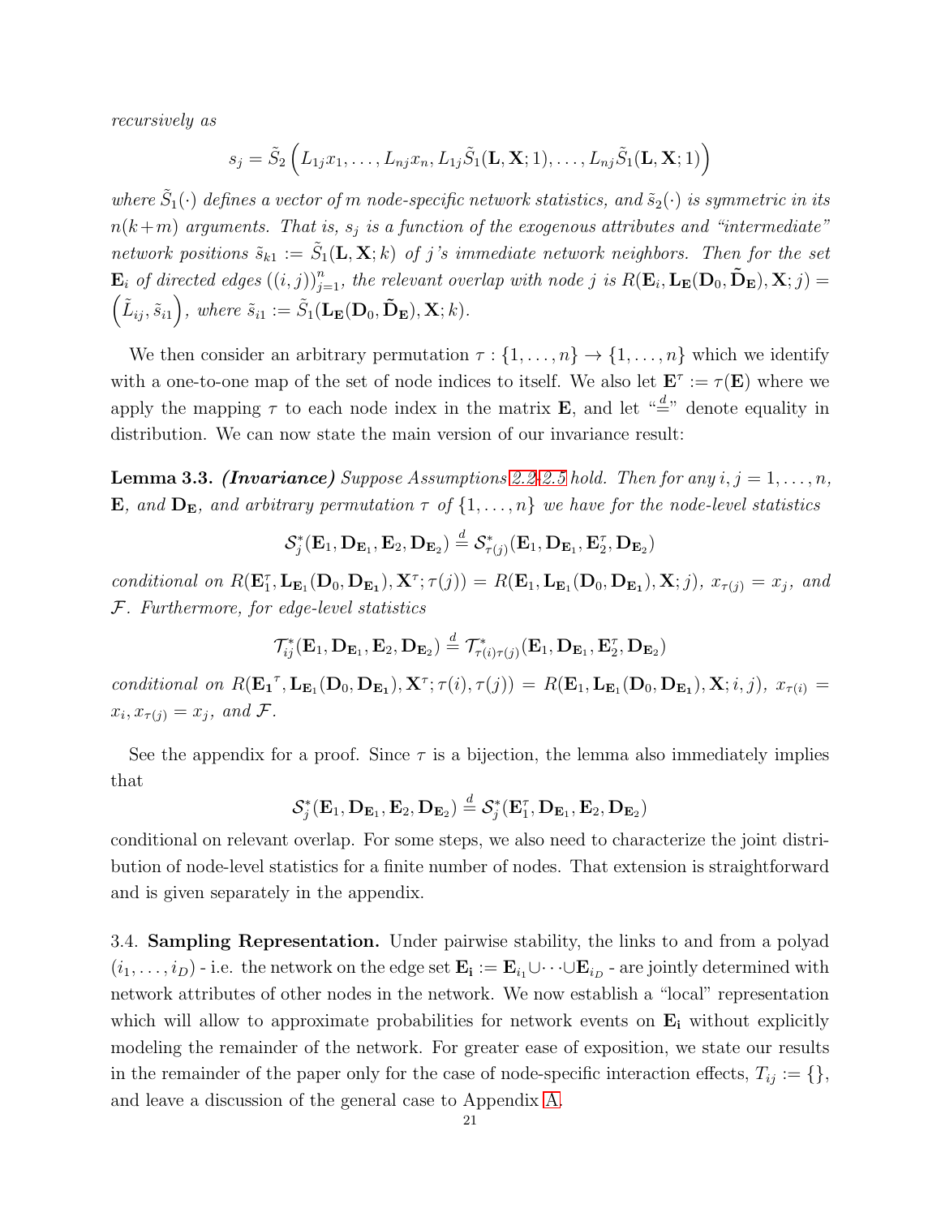*recursively as*

$$s_j = \tilde{S}_2\left(L_{1j}x_1, \dots, L_{nj}x_n, L_{1j}\tilde{S}_1(\mathbf{L}, \mathbf{X}; 1), \dots, L_{nj}\tilde{S}_1(\mathbf{L}, \mathbf{X}; 1)\right)$$

*where $\tilde{S}_1(\cdot)$ defines a vector of $m$ node-specific network statistics, and $\tilde{s}_2(\cdot)$ is symmetric in its $n(k+m)$ arguments. That is, $s_j$ is a function of the exogenous attributes and "intermediate" network positions $\tilde{s}_{k1} := \tilde{S}_1(\mathbf{L}, \mathbf{X}; k)$ of $j$'s immediate network neighbors. Then for the set $\mathbf{E}_i$ of directed edges $((i,j))_{j=1}^n$, the relevant overlap with node $j$ is $R(\mathbf{E}_i, \mathbf{L}_\mathbf{E}(\mathbf{D}_0, \tilde{\mathbf{D}}_\mathbf{E}), \mathbf{X}; j) = \left(\tilde{L}_{ij}, \tilde{s}_{i1}\right)$, where $\tilde{s}_{i1} := \tilde{S}_1(\mathbf{L}_\mathbf{E}(\mathbf{D}_0, \tilde{\mathbf{D}}_\mathbf{E}), \mathbf{X}; k)$.*

We then consider an arbitrary permutation $\tau : \{1, \dots, n\} \to \{1, \dots, n\}$ which we identify with a one-to-one map of the set of node indices to itself. We also let $\mathbf{E}^\tau := \tau(\mathbf{E})$ where we apply the mapping $\tau$ to each node index in the matrix $\mathbf{E}$, and let "$\stackrel{d}{=}$" denote equality in distribution. We can now state the main version of our invariance result:

**Lemma 3.3.** ***(Invariance)*** *Suppose Assumptions 2.2-2.5 hold. Then for any $i, j = 1, \dots, n$, $\mathbf{E}$, and $\mathbf{D}_\mathbf{E}$, and arbitrary permutation $\tau$ of $\{1, \dots, n\}$ we have for the node-level statistics*

$$\mathcal{S}_j^*(\mathbf{E}_1, \mathbf{D}_{\mathbf{E}_1}, \mathbf{E}_2, \mathbf{D}_{\mathbf{E}_2}) \stackrel{d}{=} \mathcal{S}_{\tau(j)}^*(\mathbf{E}_1, \mathbf{D}_{\mathbf{E}_1}, \mathbf{E}_2^\tau, \mathbf{D}_{\mathbf{E}_2})$$

*conditional on $R(\mathbf{E}_1^\tau, \mathbf{L}_{\mathbf{E}_1}(\mathbf{D}_0, \mathbf{D}_{\mathbf{E}_1}), \mathbf{X}^\tau; \tau(j)) = R(\mathbf{E}_1, \mathbf{L}_{\mathbf{E}_1}(\mathbf{D}_0, \mathbf{D}_{\mathbf{E}_1}), \mathbf{X}; j)$, $x_{\tau(j)} = x_j$, and $\mathcal{F}$. Furthermore, for edge-level statistics*

$$\mathcal{T}_{ij}^*(\mathbf{E}_1, \mathbf{D}_{\mathbf{E}_1}, \mathbf{E}_2, \mathbf{D}_{\mathbf{E}_2}) \stackrel{d}{=} \mathcal{T}_{\tau(i)\tau(j)}^*(\mathbf{E}_1, \mathbf{D}_{\mathbf{E}_1}, \mathbf{E}_2^\tau, \mathbf{D}_{\mathbf{E}_2})$$

*conditional on $R(\mathbf{E_1}^\tau, \mathbf{L}_{\mathbf{E}_1}(\mathbf{D}_0, \mathbf{D}_{\mathbf{E_1}}), \mathbf{X}^\tau; \tau(i), \tau(j)) = R(\mathbf{E}_1, \mathbf{L}_{\mathbf{E}_1}(\mathbf{D}_0, \mathbf{D}_{\mathbf{E_1}}), \mathbf{X}; i, j)$, $x_{\tau(i)} = x_i, x_{\tau(j)} = x_j$, and $\mathcal{F}$.*

See the appendix for a proof. Since $\tau$ is a bijection, the lemma also immediately implies that

$$\mathcal{S}_j^*(\mathbf{E}_1, \mathbf{D}_{\mathbf{E}_1}, \mathbf{E}_2, \mathbf{D}_{\mathbf{E}_2}) \stackrel{d}{=} \mathcal{S}_j^*(\mathbf{E}_1^\tau, \mathbf{D}_{\mathbf{E}_1}, \mathbf{E}_2, \mathbf{D}_{\mathbf{E}_2})$$

conditional on relevant overlap. For some steps, we also need to characterize the joint distribution of node-level statistics for a finite number of nodes. That extension is straightforward and is given separately in the appendix.

3.4. **Sampling Representation.** Under pairwise stability, the links to and from a polyad $(i_1, \dots, i_D)$ - i.e. the network on the edge set $\mathbf{E_i} := \mathbf{E}_{i_1} \cup \dots \cup \mathbf{E}_{i_D}$ - are jointly determined with network attributes of other nodes in the network. We now establish a "local" representation which will allow to approximate probabilities for network events on $\mathbf{E_i}$ without explicitly modeling the remainder of the network. For greater ease of exposition, we state our results in the remainder of the paper only for the case of node-specific interaction effects, $T_{ij} := \{\}$, and leave a discussion of the general case to Appendix A.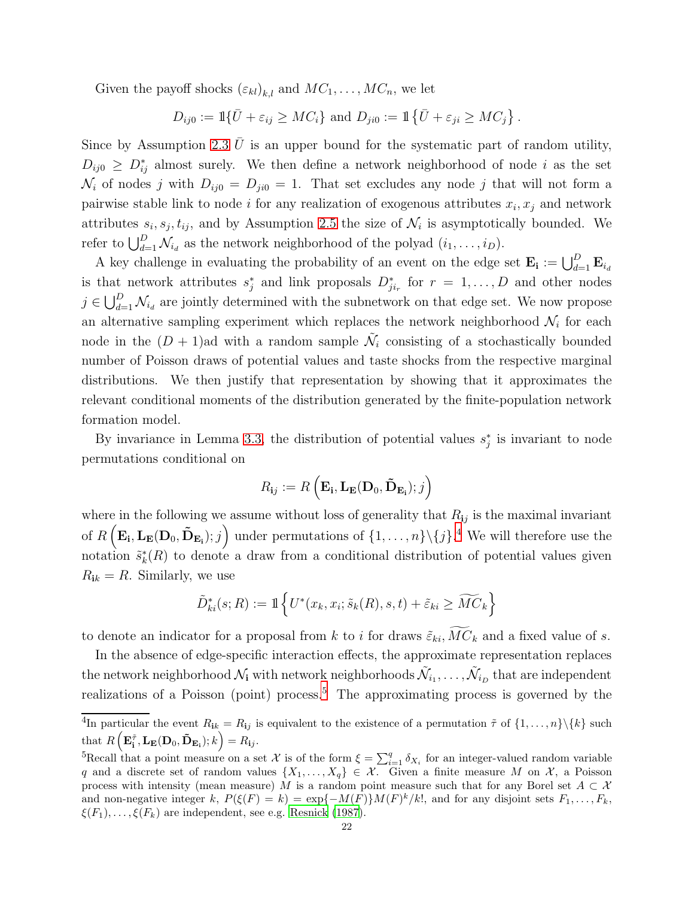Given the payoff shocks $(\varepsilon_{kl})_{k,l}$ and $MC_1, \dots, MC_n$, we let

$$D_{ij0} := \mathbb{1}\{\bar{U} + \varepsilon_{ij} \geq MC_i\} \text{ and } D_{ji0} := \mathbb{1}\left\{\bar{U} + \varepsilon_{ji} \geq MC_j\right\}.$$

Since by Assumption 2.3 $\bar{U}$ is an upper bound for the systematic part of random utility, $D_{ij0} \geq D^*_{ij}$ almost surely. We then define a network neighborhood of node $i$ as the set $\mathcal{N}_i$ of nodes $j$ with $D_{ij0} = D_{ji0} = 1$. That set excludes any node $j$ that will not form a pairwise stable link to node $i$ for any realization of exogenous attributes $x_i, x_j$ and network attributes $s_i, s_j, t_{ij}$, and by Assumption 2.5 the size of $\mathcal{N}_i$ is asymptotically bounded. We refer to $\bigcup_{d=1}^D \mathcal{N}_{i_d}$ as the network neighborhood of the polyad $(i_1, \dots, i_D)$.

A key challenge in evaluating the probability of an event on the edge set $\mathbf{E_i} := \bigcup_{d=1}^D \mathbf{E}_{i_d}$ is that network attributes $s^*_j$ and link proposals $D^*_{ji_r}$ for $r = 1, \dots, D$ and other nodes $j \in \bigcup_{d=1}^D \mathcal{N}_{i_d}$ are jointly determined with the subnetwork on that edge set. We now propose an alternative sampling experiment which replaces the network neighborhood $\mathcal{N}_i$ for each node in the $(D+1)$ad with a random sample $\tilde{\mathcal{N}}_i$ consisting of a stochastically bounded number of Poisson draws of potential values and taste shocks from the respective marginal distributions. We then justify that representation by showing that it approximates the relevant conditional moments of the distribution generated by the finite-population network formation model.

By invariance in Lemma 3.3, the distribution of potential values $s^*_j$ is invariant to node permutations conditional on

$$R_{\mathbf{i}j} := R\left(\mathbf{E_i}, \mathbf{L_E}(\mathbf{D}_0, \tilde{\mathbf{D}}_{\mathbf{E_i}}); j\right)$$

where in the following we assume without loss of generality that $R_{\mathbf{i}j}$ is the maximal invariant of $R\left(\mathbf{E_i}, \mathbf{L_E}(\mathbf{D}_0, \tilde{\mathbf{D}}_{\mathbf{E_i}}); j\right)$ under permutations of $\{1, \dots, n\} \backslash \{j\}$.[4] We will therefore use the notation $\tilde{s}^*_k(R)$ to denote a draw from a conditional distribution of potential values given $R_{\mathbf{i}k} = R$. Similarly, we use

$$\tilde{D}^*_{ki}(s; R) := \mathbb{1}\left\{U^*(x_k, x_i; \tilde{s}_k(R), s, t) + \tilde{\varepsilon}_{ki} \geq \widetilde{MC}_k\right\}$$

to denote an indicator for a proposal from $k$ to $i$ for draws $\tilde{\varepsilon}_{ki}, \widetilde{MC}_k$ and a fixed value of $s$.

In the absence of edge-specific interaction effects, the approximate representation replaces the network neighborhood $\mathcal{N}_\mathbf{i}$ with network neighborhoods $\tilde{\mathcal{N}}_{i_1}, \dots, \tilde{\mathcal{N}}_{i_D}$ that are independent realizations of a Poisson (point) process.[5] The approximating process is governed by the

---

[4] In particular the event $R_{\mathbf{i}k} = R_{\mathbf{i}j}$ is equivalent to the existence of a permutation $\tilde{\tau}$ of $\{1, \dots, n\} \backslash \{k\}$ such that $R\left(\mathbf{E}^{\tilde{\tau}}_{\mathbf{i}}, \mathbf{L_E}(\mathbf{D}_0, \tilde{\mathbf{D}}_{\mathbf{E_i}}); k\right) = R_{\mathbf{i}j}$.

[5] Recall that a point measure on a set $\mathcal{X}$ is of the form $\xi = \sum_{i=1}^q \delta_{X_i}$ for an integer-valued random variable $q$ and a discrete set of random values $\{X_1, \dots, X_q\} \in \mathcal{X}$. Given a finite measure $M$ on $\mathcal{X}$, a Poisson process with intensity (mean measure) $M$ is a random point measure such that for any Borel set $A \subset \mathcal{X}$ and non-negative integer $k$, $P(\xi(F) = k) = \exp\{-M(F)\}M(F)^k/k!$, and for any disjoint sets $F_1, \dots, F_k$, $\xi(F_1), \dots, \xi(F_k)$ are independent, see e.g. Resnick (1987).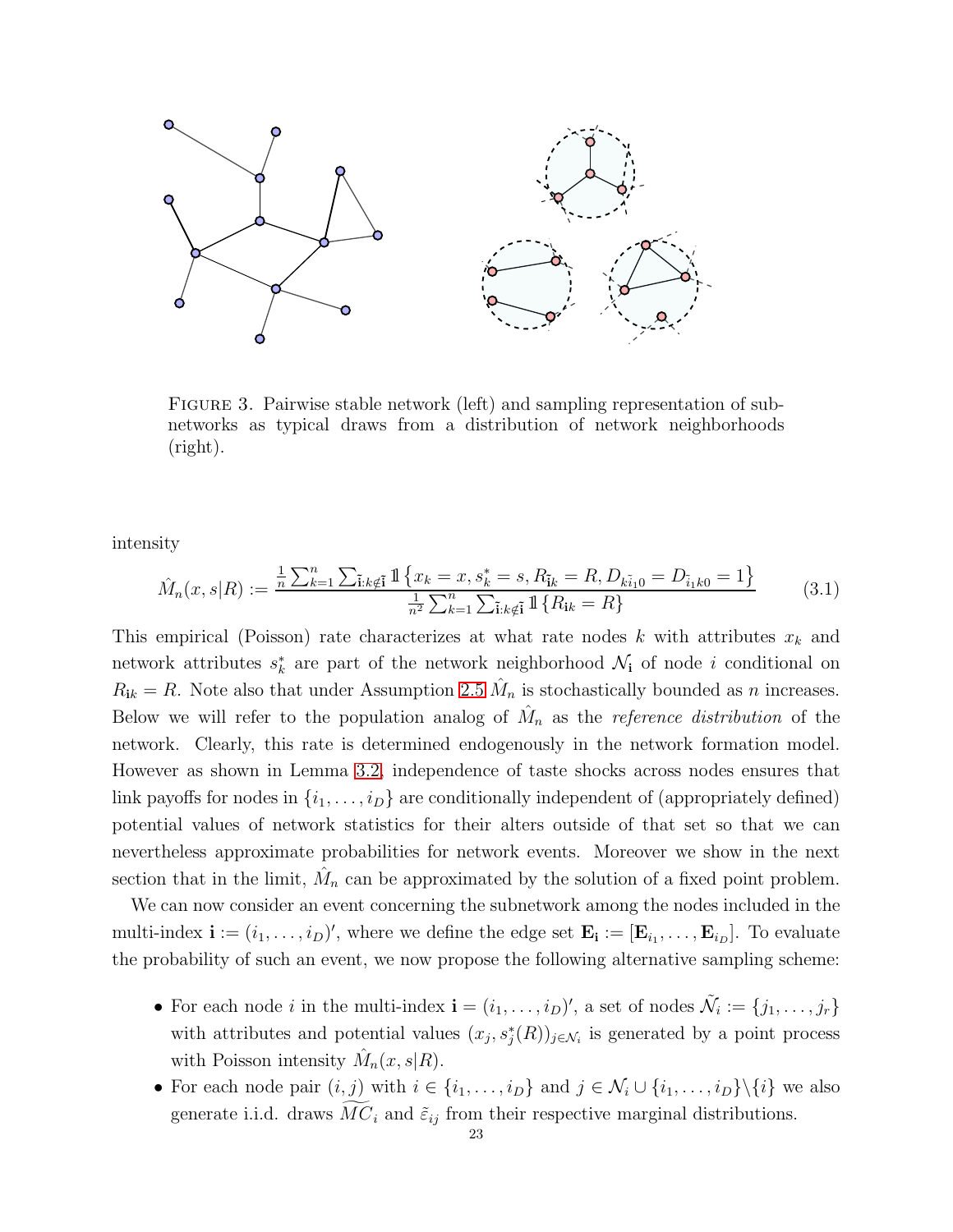FIGURE 3. Pairwise stable network (left) and sampling representation of subnetworks as typical draws from a distribution of network neighborhoods (right).

intensity

$$\hat{M}_n(x, s|R) := \frac{\frac{1}{n}\sum_{k=1}^{n}\sum_{\tilde{\mathbf{i}}:k\notin\tilde{\mathbf{i}}}\mathbb{1}\left\{x_k = x, s_k^* = s, R_{\tilde{\mathbf{i}}k} = R, D_{k\tilde{i}_1 0} = D_{\tilde{i}_1 k 0} = 1\right\}}{\frac{1}{n^2}\sum_{k=1}^{n}\sum_{\tilde{\mathbf{i}}:k\notin\tilde{\mathbf{i}}}\mathbb{1}\left\{R_{\mathbf{i}k} = R\right\}} \tag{3.1}$$

This empirical (Poisson) rate characterizes at what rate nodes $k$ with attributes $x_k$ and network attributes $s_k^*$ are part of the network neighborhood $\mathcal{N}_{\mathbf{i}}$ of node $i$ conditional on $R_{\mathbf{i}k} = R$. Note also that under Assumption 2.5 $\hat{M}_n$ is stochastically bounded as $n$ increases. Below we will refer to the population analog of $\hat{M}_n$ as the *reference distribution* of the network. Clearly, this rate is determined endogenously in the network formation model. However as shown in Lemma 3.2, independence of taste shocks across nodes ensures that link payoffs for nodes in $\{i_1, \dots, i_D\}$ are conditionally independent of (appropriately defined) potential values of network statistics for their alters outside of that set so that we can nevertheless approximate probabilities for network events. Moreover we show in the next section that in the limit, $\hat{M}_n$ can be approximated by the solution of a fixed point problem.

We can now consider an event concerning the subnetwork among the nodes included in the multi-index $\mathbf{i} := (i_1, \dots, i_D)'$, where we define the edge set $\mathbf{E}_{\mathbf{i}} := [\mathbf{E}_{i_1}, \dots, \mathbf{E}_{i_D}]$. To evaluate the probability of such an event, we now propose the following alternative sampling scheme:

- For each node $i$ in the multi-index $\mathbf{i} = (i_1, \dots, i_D)'$, a set of nodes $\tilde{\mathcal{N}}_i := \{j_1, \dots, j_r\}$ with attributes and potential values $(x_j, s_j^*(R))_{j\in\mathcal{N}_i}$ is generated by a point process with Poisson intensity $\hat{M}_n(x, s|R)$.
- For each node pair $(i, j)$ with $i \in \{i_1, \dots, i_D\}$ and $j \in \mathcal{N}_i \cup \{i_1, \dots, i_D\}\backslash\{i\}$ we also generate i.i.d. draws $\widetilde{MC}_i$ and $\tilde{\varepsilon}_{ij}$ from their respective marginal distributions.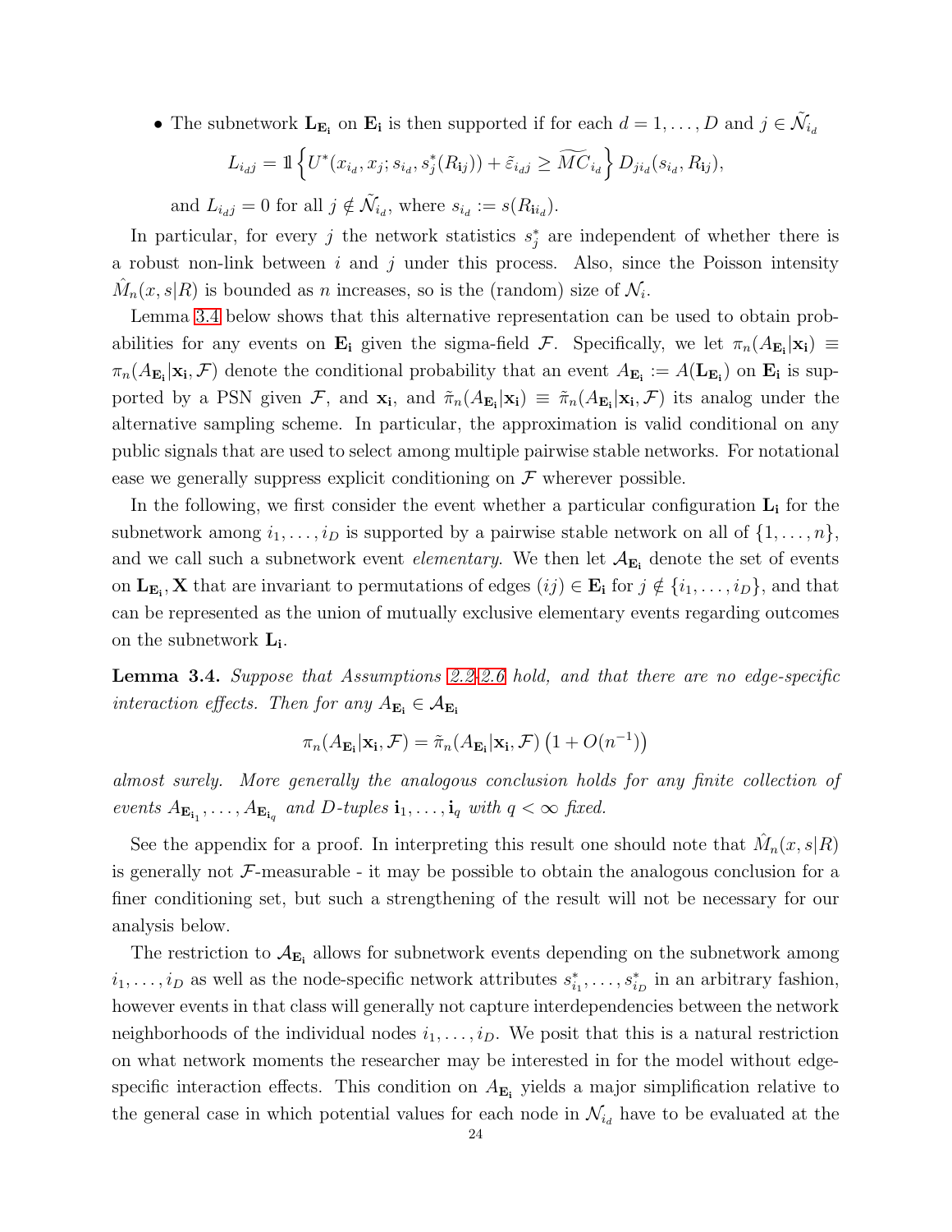- The subnetwork $\mathbf{L}_{\mathbf{E_i}}$ on $\mathbf{E_i}$ is then supported if for each $d = 1, \dots, D$ and $j \in \tilde{\mathcal{N}}_{i_d}$

$$L_{i_d j} = \mathbb{1}\left\{ U^*(x_{i_d}, x_j; s_{i_d}, s_j^*(R_{\mathbf{i}j})) + \tilde{\varepsilon}_{i_d j} \geq \widetilde{MC}_{i_d} \right\} D_{j i_d}(s_{i_d}, R_{\mathbf{i}j}),$$

and $L_{i_d j} = 0$ for all $j \notin \tilde{\mathcal{N}}_{i_d}$, where $s_{i_d} := s(R_{\mathbf{i}i_d})$.

In particular, for every $j$ the network statistics $s_j^*$ are independent of whether there is a robust non-link between $i$ and $j$ under this process. Also, since the Poisson intensity $\hat{M}_n(x, s|R)$ is bounded as $n$ increases, so is the (random) size of $\tilde{\mathcal{N}}_i$.

Lemma 3.4 below shows that this alternative representation can be used to obtain probabilities for any events on $\mathbf{E_i}$ given the sigma-field $\mathcal{F}$. Specifically, we let $\pi_n(A_{\mathbf{E_i}}|\mathbf{x_i}) \equiv \pi_n(A_{\mathbf{E_i}}|\mathbf{x_i}, \mathcal{F})$ denote the conditional probability that an event $A_{\mathbf{E_i}} := A(\mathbf{L}_{\mathbf{E_i}})$ on $\mathbf{E_i}$ is supported by a PSN given $\mathcal{F}$, and $\mathbf{x_i}$, and $\tilde{\pi}_n(A_{\mathbf{E_i}}|\mathbf{x_i}) \equiv \tilde{\pi}_n(A_{\mathbf{E_i}}|\mathbf{x_i}, \mathcal{F})$ its analog under the alternative sampling scheme. In particular, the approximation is valid conditional on any public signals that are used to select among multiple pairwise stable networks. For notational ease we generally suppress explicit conditioning on $\mathcal{F}$ wherever possible.

In the following, we first consider the event whether a particular configuration $\mathbf{L_i}$ for the subnetwork among $i_1, \dots, i_D$ is supported by a pairwise stable network on all of $\{1, \dots, n\}$, and we call such a subnetwork event *elementary*. We then let $\mathcal{A}_{\mathbf{E_i}}$ denote the set of events on $\mathbf{L}_{\mathbf{E_i}}, \mathbf{X}$ that are invariant to permutations of edges $(ij) \in \mathbf{E_i}$ for $j \notin \{i_1, \dots, i_D\}$, and that can be represented as the union of mutually exclusive elementary events regarding outcomes on the subnetwork $\mathbf{L_i}$.

**Lemma 3.4.** *Suppose that Assumptions 2.2-2.6 hold, and that there are no edge-specific interaction effects. Then for any $A_{\mathbf{E_i}} \in \mathcal{A}_{\mathbf{E_i}}$*

$$\pi_n(A_{\mathbf{E_i}}|\mathbf{x_i}, \mathcal{F}) = \tilde{\pi}_n(A_{\mathbf{E_i}}|\mathbf{x_i}, \mathcal{F}) \left(1 + O(n^{-1})\right)$$

*almost surely. More generally the analogous conclusion holds for any finite collection of events $A_{\mathbf{E}_{\mathbf{i}_1}}, \dots, A_{\mathbf{E}_{\mathbf{i}_q}}$ and $D$-tuples $\mathbf{i}_1, \dots, \mathbf{i}_q$ with $q < \infty$ fixed.*

See the appendix for a proof. In interpreting this result one should note that $\hat{M}_n(x, s|R)$ is generally not $\mathcal{F}$-measurable - it may be possible to obtain the analogous conclusion for a finer conditioning set, but such a strengthening of the result will not be necessary for our analysis below.

The restriction to $\mathcal{A}_{\mathbf{E_i}}$ allows for subnetwork events depending on the subnetwork among $i_1, \dots, i_D$ as well as the node-specific network attributes $s_{i_1}^*, \dots, s_{i_D}^*$ in an arbitrary fashion, however events in that class will generally not capture interdependencies between the network neighborhoods of the individual nodes $i_1, \dots, i_D$. We posit that this is a natural restriction on what network moments the researcher may be interested in for the model without edge-specific interaction effects. This condition on $A_{\mathbf{E_i}}$ yields a major simplification relative to the general case in which potential values for each node in $\mathcal{N}_{i_d}$ have to be evaluated at the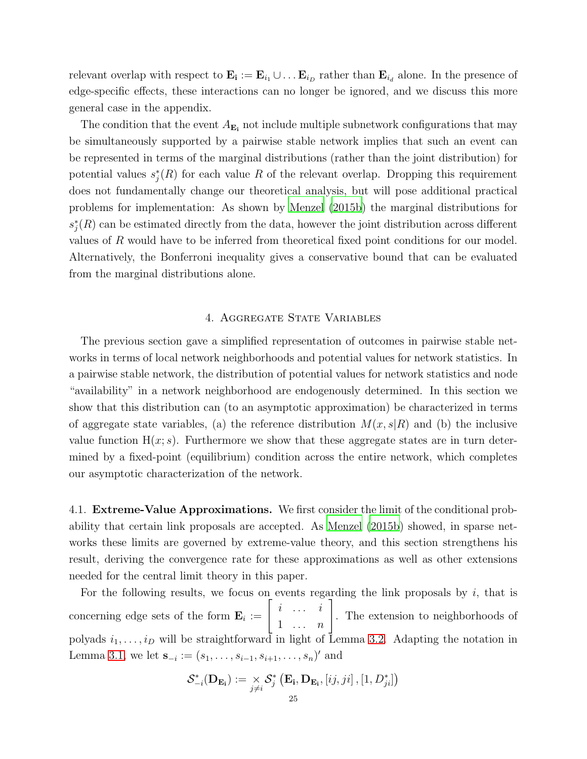relevant overlap with respect to $\mathbf{E_i} := \mathbf{E}_{i_1} \cup \ldots \mathbf{E}_{i_D}$ rather than $\mathbf{E}_{i_d}$ alone. In the presence of edge-specific effects, these interactions can no longer be ignored, and we discuss this more general case in the appendix.

The condition that the event $A_{\mathbf{E_i}}$ not include multiple subnetwork configurations that may be simultaneously supported by a pairwise stable network implies that such an event can be represented in terms of the marginal distributions (rather than the joint distribution) for potential values $s_j^*(R)$ for each value $R$ of the relevant overlap. Dropping this requirement does not fundamentally change our theoretical analysis, but will pose additional practical problems for implementation: As shown by Menzel (2015b) the marginal distributions for $s_j^*(R)$ can be estimated directly from the data, however the joint distribution across different values of $R$ would have to be inferred from theoretical fixed point conditions for our model. Alternatively, the Bonferroni inequality gives a conservative bound that can be evaluated from the marginal distributions alone.

## 4. Aggregate State Variables

The previous section gave a simplified representation of outcomes in pairwise stable networks in terms of local network neighborhoods and potential values for network statistics. In a pairwise stable network, the distribution of potential values for network statistics and node "availability" in a network neighborhood are endogenously determined. In this section we show that this distribution can (to an asymptotic approximation) be characterized in terms of aggregate state variables, (a) the reference distribution $M(x, s|R)$ and (b) the inclusive value function $\mathrm{H}(x; s)$. Furthermore we show that these aggregate states are in turn determined by a fixed-point (equilibrium) condition across the entire network, which completes our asymptotic characterization of the network.

### 4.1. Extreme-Value Approximations.

We first consider the limit of the conditional probability that certain link proposals are accepted. As Menzel (2015b) showed, in sparse networks these limits are governed by extreme-value theory, and this section strengthens his result, deriving the convergence rate for these approximations as well as other extensions needed for the central limit theory in this paper.

For the following results, we focus on events regarding the link proposals by $i$, that is concerning edge sets of the form $\mathbf{E}_i := \left[\begin{array}{ccc} i & \ldots & i \\ 1 & \ldots & n \end{array}\right]$. The extension to neighborhoods of polyads $i_1, \ldots, i_D$ will be straightforward in light of Lemma 3.2. Adapting the notation in Lemma 3.1, we let $\mathbf{s}_{-i} := (s_1, \ldots, s_{i-1}, s_{i+1}, \ldots, s_n)'$ and

$$\mathcal{S}_{-i}^*(\mathbf{D}_{\mathbf{E_i}}) := \mathop{\times}_{j \neq i} \mathcal{S}_j^* \left(\mathbf{E_i}, \mathbf{D}_{\mathbf{E_i}}, [ij, ji], [1, D_{ji}^*]\right)$$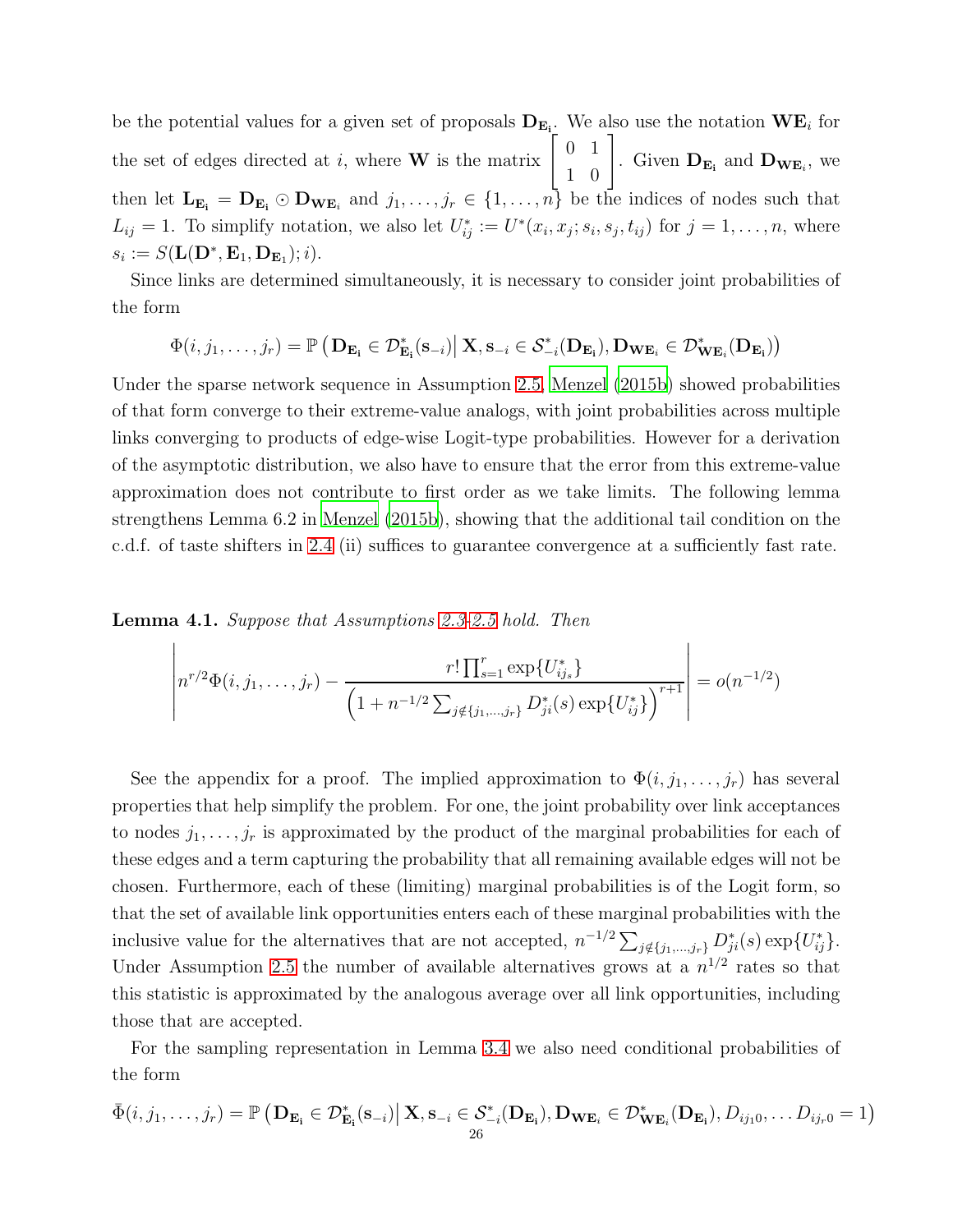be the potential values for a given set of proposals $\mathbf{D}_{\mathbf{E_i}}$. We also use the notation $\mathbf{WE}_i$ for the set of edges directed at $i$, where $\mathbf{W}$ is the matrix $\begin{bmatrix} 0 & 1 \\ 1 & 0 \end{bmatrix}$. Given $\mathbf{D}_{\mathbf{E_i}}$ and $\mathbf{D}_{\mathbf{WE}_i}$, we then let $\mathbf{L}_{\mathbf{E_i}} = \mathbf{D}_{\mathbf{E_i}} \odot \mathbf{D}_{\mathbf{WE}_i}$ and $j_1, \dots, j_r \in \{1, \dots, n\}$ be the indices of nodes such that $L_{ij} = 1$. To simplify notation, we also let $U^*_{ij} := U^*(x_i, x_j; s_i, s_j, t_{ij})$ for $j = 1, \dots, n$, where $s_i := S(\mathbf{L}(\mathbf{D}^*, \mathbf{E}_1, \mathbf{D}_{\mathbf{E}_1}); i)$.

Since links are determined simultaneously, it is necessary to consider joint probabilities of the form

$$\Phi(i, j_1, \dots, j_r) = \mathbb{P}\left(\mathbf{D}_{\mathbf{E_i}} \in \mathcal{D}^*_{\mathbf{E_i}}(\mathbf{s}_{-i}) \middle| \mathbf{X}, \mathbf{s}_{-i} \in \mathcal{S}^*_{-i}(\mathbf{D}_{\mathbf{E_i}}), \mathbf{D}_{\mathbf{WE}_i} \in \mathcal{D}^*_{\mathbf{WE}_i}(\mathbf{D}_{\mathbf{E_i}})\right)$$

Under the sparse network sequence in Assumption 2.5, Menzel (2015b) showed probabilities of that form converge to their extreme-value analogs, with joint probabilities across multiple links converging to products of edge-wise Logit-type probabilities. However for a derivation of the asymptotic distribution, we also have to ensure that the error from this extreme-value approximation does not contribute to first order as we take limits. The following lemma strengthens Lemma 6.2 in Menzel (2015b), showing that the additional tail condition on the c.d.f. of taste shifters in 2.4 (ii) suffices to guarantee convergence at a sufficiently fast rate.

**Lemma 4.1.** *Suppose that Assumptions 2.3-2.5 hold. Then*

$$\left| n^{r/2}\Phi(i, j_1, \dots, j_r) - \frac{r! \prod_{s=1}^r \exp\{U^*_{ij_s}\}}{\left(1 + n^{-1/2}\sum_{j \notin \{j_1, \dots, j_r\}} D^*_{ji}(s) \exp\{U^*_{ij}\}\right)^{r+1}} \right| = o(n^{-1/2})$$

See the appendix for a proof. The implied approximation to $\Phi(i, j_1, \dots, j_r)$ has several properties that help simplify the problem. For one, the joint probability over link acceptances to nodes $j_1, \dots, j_r$ is approximated by the product of the marginal probabilities for each of these edges and a term capturing the probability that all remaining available edges will not be chosen. Furthermore, each of these (limiting) marginal probabilities is of the Logit form, so that the set of available link opportunities enters each of these marginal probabilities with the inclusive value for the alternatives that are not accepted, $n^{-1/2}\sum_{j \notin \{j_1, \dots, j_r\}} D^*_{ji}(s) \exp\{U^*_{ij}\}$. Under Assumption 2.5 the number of available alternatives grows at a $n^{1/2}$ rates so that this statistic is approximated by the analogous average over all link opportunities, including those that are accepted.

For the sampling representation in Lemma 3.4 we also need conditional probabilities of the form

$$\bar{\Phi}(i, j_1, \dots, j_r) = \mathbb{P}\left(\mathbf{D}_{\mathbf{E_i}} \in \mathcal{D}^*_{\mathbf{E_i}}(\mathbf{s}_{-i}) \middle| \mathbf{X}, \mathbf{s}_{-i} \in \mathcal{S}^*_{-i}(\mathbf{D}_{\mathbf{E_i}}), \mathbf{D}_{\mathbf{WE}_i} \in \mathcal{D}^*_{\mathbf{WE}_i}(\mathbf{D}_{\mathbf{E_i}}), D_{ij_10}, \dots D_{ij_r0} = 1\right)$$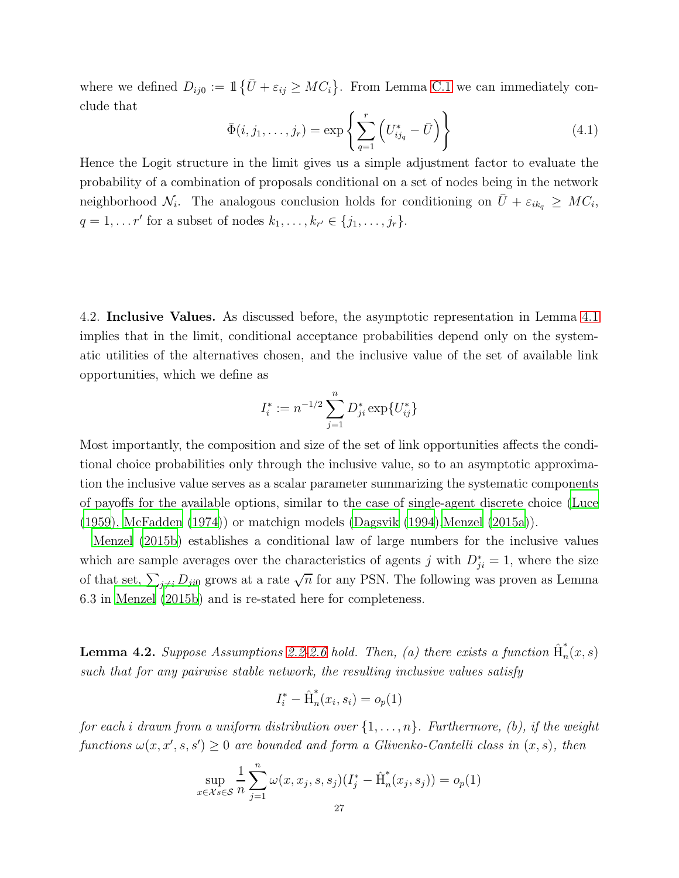where we defined $D_{ij0} := \mathbb{1}\left\{\bar{U} + \varepsilon_{ij} \geq MC_i\right\}$. From Lemma C.1 we can immediately conclude that

$$\bar{\Phi}(i, j_1, \dots, j_r) = \exp\left\{\sum_{q=1}^{r}\left(U^*_{ij_q} - \bar{U}\right)\right\} \tag{4.1}$$

Hence the Logit structure in the limit gives us a simple adjustment factor to evaluate the probability of a combination of proposals conditional on a set of nodes being in the network neighborhood $\mathcal{N}_i$. The analogous conclusion holds for conditioning on $\bar{U} + \varepsilon_{ik_q} \geq MC_i$, $q = 1, \dots r'$ for a subset of nodes $k_1, \dots, k_{r'} \in \{j_1, \dots, j_r\}$.

4.2. **Inclusive Values.** As discussed before, the asymptotic representation in Lemma 4.1 implies that in the limit, conditional acceptance probabilities depend only on the systematic utilities of the alternatives chosen, and the inclusive value of the set of available link opportunities, which we define as

$$I^*_i := n^{-1/2} \sum_{j=1}^{n} D^*_{ji} \exp\{U^*_{ij}\}$$

Most importantly, the composition and size of the set of link opportunities affects the conditional choice probabilities only through the inclusive value, so to an asymptotic approximation the inclusive value serves as a scalar parameter summarizing the systematic components of payoffs for the available options, similar to the case of single-agent discrete choice (Luce (1959), McFadden (1974)) or matchign models (Dagsvik (1994),Menzel (2015a)).

Menzel (2015b) establishes a conditional law of large numbers for the inclusive values which are sample averages over the characteristics of agents $j$ with $D^*_{ji} = 1$, where the size of that set, $\sum_{j\neq i} D_{ji0}$ grows at a rate $\sqrt{n}$ for any PSN. The following was proven as Lemma 6.3 in Menzel (2015b) and is re-stated here for completeness.

**Lemma 4.2.** *Suppose Assumptions 2.2-2.6 hold. Then, (a) there exists a function $\hat{\mathrm{H}}^*_n(x, s)$ such that for any pairwise stable network, the resulting inclusive values satisfy*

$$I^*_i - \hat{\mathrm{H}}^*_n(x_i, s_i) = o_p(1)$$

*for each $i$ drawn from a uniform distribution over $\{1, \dots, n\}$. Furthermore, (b), if the weight functions $\omega(x, x', s, s') \geq 0$ are bounded and form a Glivenko-Cantelli class in $(x, s)$, then*

$$\sup_{x\in\mathcal{X}s\in\mathcal{S}} \frac{1}{n} \sum_{j=1}^{n} \omega(x, x_j, s, s_j)(I^*_j - \hat{\mathrm{H}}^*_n(x_j, s_j)) = o_p(1)$$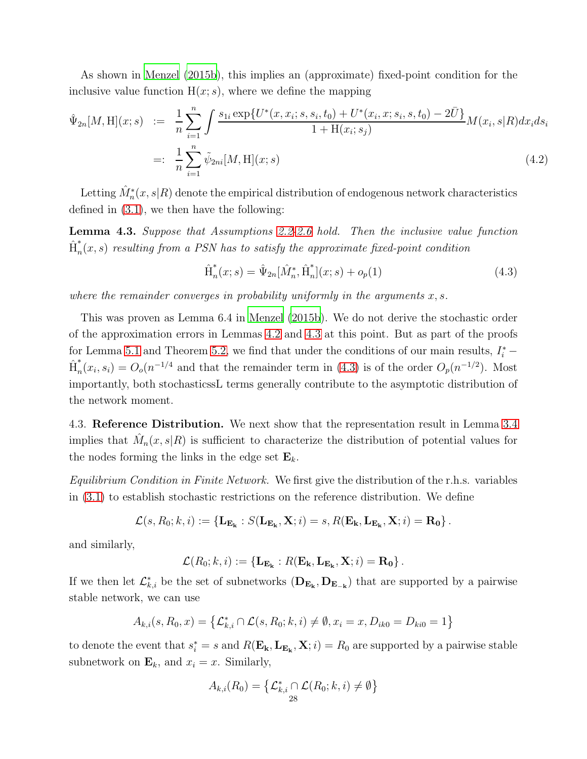As shown in Menzel (2015b), this implies an (approximate) fixed-point condition for the inclusive value function $\mathrm{H}(x;s)$, where we define the mapping

$$\begin{aligned}
\hat{\Psi}_{2n}[M,\mathrm{H}](x;s) &:= \frac{1}{n}\sum_{i=1}^{n}\int \frac{s_{1i}\exp\{U^*(x,x_i;s,s_i,t_0)+U^*(x_i,x;s_i,s,t_0)-2\bar{U}\}}{1+\mathrm{H}(x_i;s_j)}M(x_i,s|R)dx_ids_i \\
&=: \frac{1}{n}\sum_{i=1}^{n}\tilde{\psi}_{2ni}[M,\mathrm{H}](x;s) \qquad (4.2)
\end{aligned}$$

Letting $\hat{M}_n^*(x,s|R)$ denote the empirical distribution of endogenous network characteristics defined in (3.1), we then have the following:

**Lemma 4.3.** *Suppose that Assumptions 2.2-2.6 hold. Then the inclusive value function $\hat{\mathrm{H}}_n^*(x,s)$ resulting from a PSN has to satisfy the approximate fixed-point condition*

$$\hat{\mathrm{H}}_n^*(x;s) = \hat{\Psi}_{2n}[\hat{M}_n^*,\hat{\mathrm{H}}_n^*](x;s) + o_p(1) \qquad (4.3)$$

*where the remainder converges in probability uniformly in the arguments $x,s$.*

This was proven as Lemma 6.4 in Menzel (2015b). We do not derive the stochastic order of the approximation errors in Lemmas 4.2 and 4.3 at this point. But as part of the proofs for Lemma 5.1 and Theorem 5.2, we find that under the conditions of our main results, $I_i^* - \hat{\mathrm{H}}_n^*(x_i,s_i) = O_o(n^{-1/4}$ and that the remainder term in (4.3) is of the order $O_p(n^{-1/2})$. Most importantly, both stochasticssL terms generally contribute to the asymptotic distribution of the network moment.

4.3. **Reference Distribution.** We next show that the representation result in Lemma 3.4 implies that $\hat{M}_n(x,s|R)$ is sufficient to characterize the distribution of potential values for the nodes forming the links in the edge set $\mathbf{E}_k$.

*Equilibrium Condition in Finite Network.* We first give the distribution of the r.h.s. variables in (3.1) to establish stochastic restrictions on the reference distribution. We define

$$\mathcal{L}(s,R_0;k,i) := \left\{\mathbf{L}_{\mathbf{E_k}} : S(\mathbf{L}_{\mathbf{E_k}},\mathbf{X};i)=s, R(\mathbf{E_k},\mathbf{L}_{\mathbf{E_k}},\mathbf{X};i)=\mathbf{R_0}\right\}.$$

and similarly,

$$\mathcal{L}(R_0;k,i) := \left\{\mathbf{L}_{\mathbf{E_k}} : R(\mathbf{E_k},\mathbf{L}_{\mathbf{E_k}},\mathbf{X};i)=\mathbf{R_0}\right\}.$$

If we then let $\mathcal{L}_{k,i}^*$ be the set of subnetworks $(\mathbf{D}_{\mathbf{E_k}},\mathbf{D}_{\mathbf{E_{-k}}})$ that are supported by a pairwise stable network, we can use

$$A_{k,i}(s,R_0,x) = \left\{\mathcal{L}_{k,i}^* \cap \mathcal{L}(s,R_0;k,i) \neq \emptyset, x_i = x, D_{ik0} = D_{ki0} = 1\right\}$$

to denote the event that $s_i^* = s$ and $R(\mathbf{E_k},\mathbf{L}_{\mathbf{E_k}},\mathbf{X};i) = R_0$ are supported by a pairwise stable subnetwork on $\mathbf{E}_k$, and $x_i = x$. Similarly,

$$A_{k,i}(R_0) = \left\{\mathcal{L}_{k,i}^* \cap \mathcal{L}(R_0;k,i) \neq \emptyset\right\}$$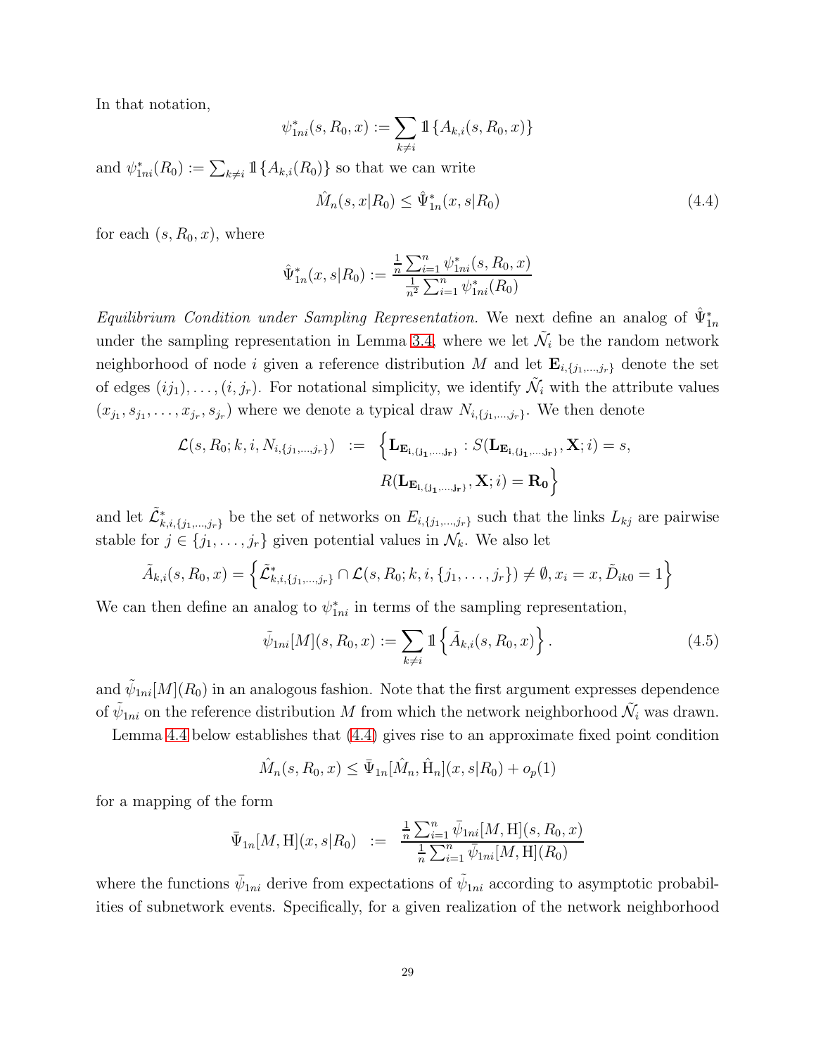In that notation,

$$\psi^*_{1ni}(s, R_0, x) := \sum_{k \neq i} \mathbb{1}\{A_{k,i}(s, R_0, x)\}$$

and $\psi^*_{1ni}(R_0) := \sum_{k \neq i} \mathbb{1}\{A_{k,i}(R_0)\}$ so that we can write

$$\hat{M}_n(s, x|R_0) \leq \hat{\Psi}^*_{1n}(x, s|R_0) \tag{4.4}$$

for each $(s, R_0, x)$, where

$$\hat{\Psi}^*_{1n}(x, s|R_0) := \frac{\frac{1}{n}\sum_{i=1}^n \psi^*_{1ni}(s, R_0, x)}{\frac{1}{n^2}\sum_{i=1}^n \psi^*_{1ni}(R_0)}$$

*Equilibrium Condition under Sampling Representation.* We next define an analog of $\hat{\Psi}^*_{1n}$ under the sampling representation in Lemma 3.4, where we let $\tilde{\mathcal{N}}_i$ be the random network neighborhood of node $i$ given a reference distribution $M$ and let $\mathbf{E}_{i,\{j_1,\dots,j_r\}}$ denote the set of edges $(ij_1), \dots, (i, j_r)$. For notational simplicity, we identify $\tilde{\mathcal{N}}_i$ with the attribute values $(x_{j_1}, s_{j_1}, \dots, x_{j_r}, s_{j_r})$ where we denote a typical draw $N_{i,\{j_1,\dots,j_r\}}$. We then denote

$$\begin{aligned}\mathcal{L}(s, R_0; k, i, N_{i,\{j_1,\dots,j_r\}}) \;\; := \;\; & \Big\{\mathbf{L}_{\mathbf{E_{i,\{j_1,\dots,j_r\}}}} : S(\mathbf{L}_{\mathbf{E_{i,\{j_1,\dots,j_r\}}}}, \mathbf{X}; i) = s, \\ & R(\mathbf{L}_{\mathbf{E_{i,\{j_1,\dots,j_r\}}}}, \mathbf{X}; i) = \mathbf{R_0}\Big\}\end{aligned}$$

and let $\tilde{\mathcal{L}}^*_{k,i,\{j_1,\dots,j_r\}}$ be the set of networks on $E_{i,\{j_1,\dots,j_r\}}$ such that the links $L_{kj}$ are pairwise stable for $j \in \{j_1, \dots, j_r\}$ given potential values in $\mathcal{N}_k$. We also let

$$\tilde{A}_{k,i}(s, R_0, x) = \left\{\tilde{\mathcal{L}}^*_{k,i,\{j_1,\dots,j_r\}} \cap \mathcal{L}(s, R_0; k, i, \{j_1, \dots, j_r\}) \neq \emptyset, x_i = x, \tilde{D}_{ik0} = 1\right\}$$

We can then define an analog to $\psi^*_{1ni}$ in terms of the sampling representation,

$$\tilde{\psi}_{1ni}[M](s, R_0, x) := \sum_{k \neq i} \mathbb{1}\left\{\tilde{A}_{k,i}(s, R_0, x)\right\}. \tag{4.5}$$

and $\tilde{\psi}_{1ni}[M](R_0)$ in an analogous fashion. Note that the first argument expresses dependence of $\tilde{\psi}_{1ni}$ on the reference distribution $M$ from which the network neighborhood $\tilde{\mathcal{N}}_i$ was drawn.

Lemma 4.4 below establishes that (4.4) gives rise to an approximate fixed point condition

$$\hat{M}_n(s, R_0, x) \leq \bar{\Psi}_{1n}[\hat{M}_n, \hat{\mathrm{H}}_n](x, s|R_0) + o_p(1)$$

for a mapping of the form

$$\bar{\Psi}_{1n}[M, \mathrm{H}](x, s|R_0) \;\; := \;\; \frac{\frac{1}{n}\sum_{i=1}^n \bar{\psi}_{1ni}[M, \mathrm{H}](s, R_0, x)}{\frac{1}{n}\sum_{i=1}^n \bar{\psi}_{1ni}[M, \mathrm{H}](R_0)}$$

where the functions $\bar{\psi}_{1ni}$ derive from expectations of $\tilde{\psi}_{1ni}$ according to asymptotic probabilities of subnetwork events. Specifically, for a given realization of the network neighborhood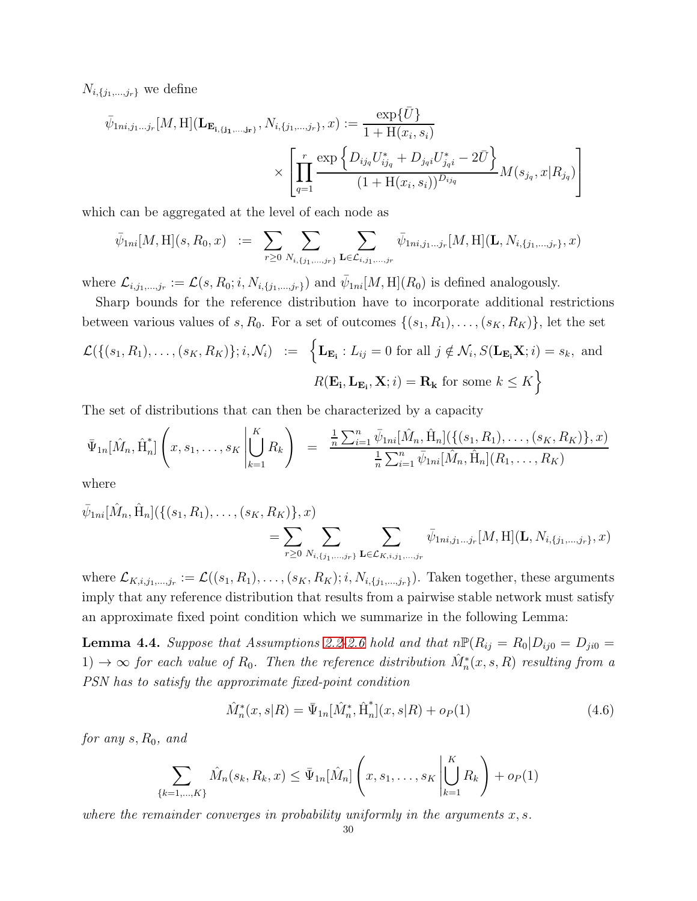$N_{i,\{j_1,\dots,j_r\}}$ we define

$$\bar{\psi}_{1ni,j_1\dots j_r}[M,\mathrm{H}](\mathbf{L}_{\mathbf{E}_{\mathbf{i},\{\mathbf{j_1},\dots,\mathbf{j_r}\}}}, N_{i,\{j_1,\dots,j_r\}}, x) := \frac{\exp\{\bar{U}\}}{1+\mathrm{H}(x_i,s_i)} \times \left[\prod_{q=1}^{r} \frac{\exp\left\{D_{ij_q}U^*_{ij_q} + D_{j_qi}U^*_{j_qi} - 2\bar{U}\right\}}{(1+\mathrm{H}(x_i,s_i))^{D_{ij_q}}} M(s_{j_q}, x|R_{j_q})\right]$$

which can be aggregated at the level of each node as

$$\bar{\psi}_{1ni}[M,\mathrm{H}](s,R_0,x) \;:=\; \sum_{r\ge 0}\sum_{N_{i,\{j_1,\dots,j_r\}}}\sum_{\mathbf{L}\in\mathcal{L}_{i,j_1,\dots,j_r}} \bar{\psi}_{1ni,j_1\dots j_r}[M,\mathrm{H}](\mathbf{L}, N_{i,\{j_1,\dots,j_r\}}, x)$$

where $\mathcal{L}_{i,j_1,\dots,j_r} := \mathcal{L}(s,R_0;i,N_{i,\{j_1,\dots,j_r\}})$ and $\bar{\psi}_{1ni}[M,\mathrm{H}](R_0)$ is defined analogously.

Sharp bounds for the reference distribution have to incorporate additional restrictions between various values of $s, R_0$. For a set of outcomes $\{(s_1,R_1),\dots,(s_K,R_K)\}$, let the set

$$\mathcal{L}(\{(s_1,R_1),\dots,(s_K,R_K)\};i,\mathcal{N}_i) \;:=\; \Big\{\mathbf{L}_{\mathbf{E_i}} : L_{ij}=0 \text{ for all } j\notin\mathcal{N}_i, S(\mathbf{L}_{\mathbf{E_i}}\mathbf{X};i)=s_k, \text{ and } R(\mathbf{E_i},\mathbf{L}_{\mathbf{E_i}},\mathbf{X};i)=\mathbf{R_k} \text{ for some } k\le K\Big\}$$

The set of distributions that can then be characterized by a capacity

$$\bar{\Psi}_{1n}[\hat{M}_n,\hat{\mathrm{H}}^*_n]\left(x,s_1,\dots,s_K\left|\bigcup_{k=1}^{K}R_k\right.\right) \;=\; \frac{\frac{1}{n}\sum_{i=1}^n \bar{\psi}_{1ni}[\hat{M}_n,\hat{\mathrm{H}}_n](\{(s_1,R_1),\dots,(s_K,R_K)\},x)}{\frac{1}{n}\sum_{i=1}^n \bar{\psi}_{1ni}[\hat{M}_n,\hat{\mathrm{H}}_n](R_1,\dots,R_K)}$$

where

$$\bar{\psi}_{1ni}[\hat{M}_n,\hat{\mathrm{H}}_n](\{(s_1,R_1),\dots,(s_K,R_K)\},x) = \sum_{r\ge 0}\sum_{N_{i,\{j_1,\dots,j_r\}}}\sum_{\mathbf{L}\in\mathcal{L}_{K,i,j_1,\dots,j_r}} \bar{\psi}_{1ni,j_1\dots j_r}[M,\mathrm{H}](\mathbf{L},N_{i,\{j_1,\dots,j_r\}},x)$$

where $\mathcal{L}_{K,i,j_1,\dots,j_r} := \mathcal{L}((s_1,R_1),\dots,(s_K,R_K);i,N_{i,\{j_1,\dots,j_r\}})$. Taken together, these arguments imply that any reference distribution that results from a pairwise stable network must satisfy an approximate fixed point condition which we summarize in the following Lemma:

**Lemma 4.4.** *Suppose that Assumptions 2.2-2.6 hold and that $n\mathbb{P}(R_{ij}=R_0|D_{ij0}=D_{ji0}=1)\to\infty$ for each value of $R_0$. Then the reference distribution $\hat{M}^*_n(x,s,R)$ resulting from a PSN has to satisfy the approximate fixed-point condition*

$$\hat{M}^*_n(x,s|R) = \bar{\Psi}_{1n}[\hat{M}^*_n,\hat{\mathrm{H}}^*_n](x,s|R) + o_P(1) \tag{4.6}$$

*for any $s, R_0$, and*

$$\sum_{\{k=1,\dots,K\}} \hat{M}_n(s_k,R_k,x) \le \bar{\Psi}_{1n}[\hat{M}_n]\left(x,s_1,\dots,s_K\left|\bigcup_{k=1}^{K}R_k\right.\right) + o_P(1)$$

*where the remainder converges in probability uniformly in the arguments $x, s$.*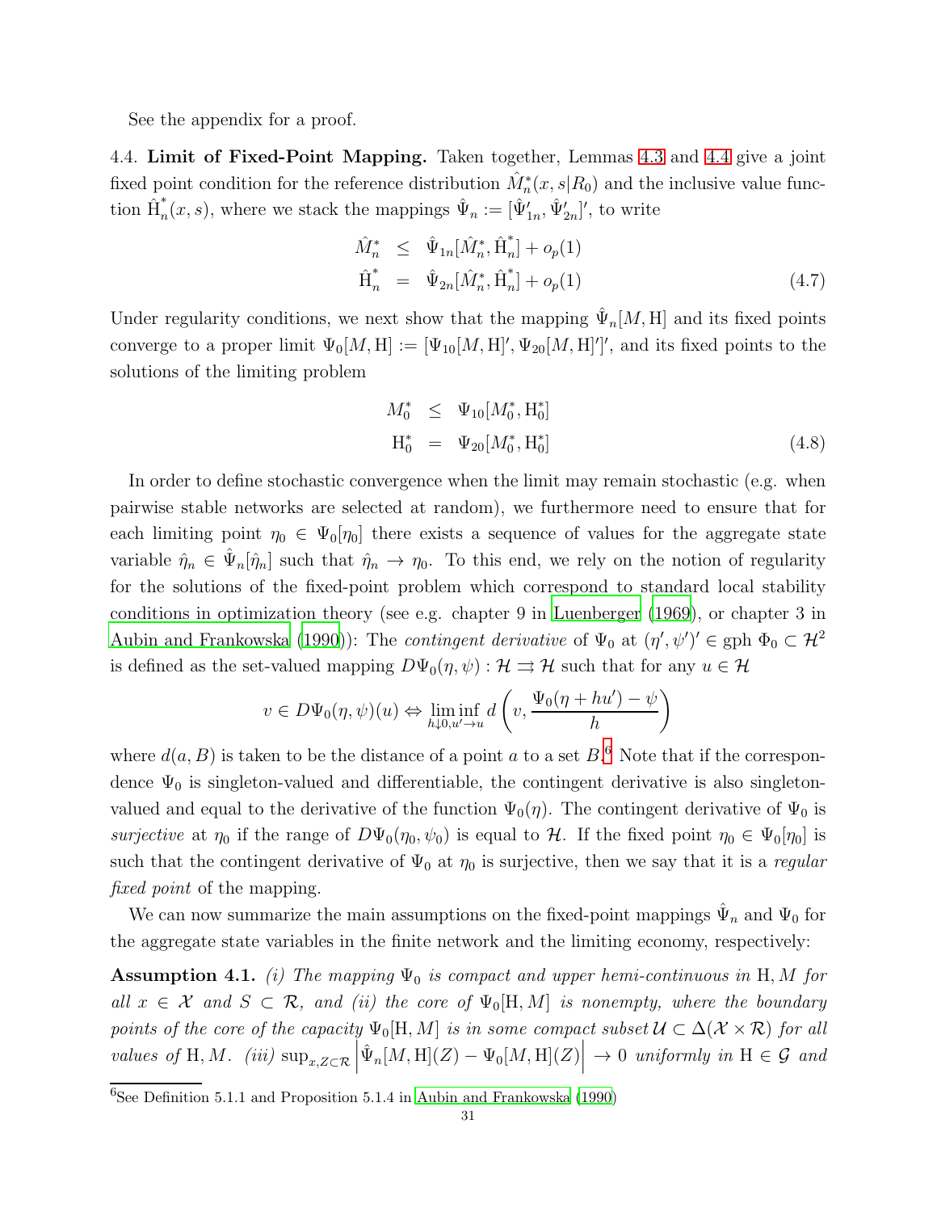See the appendix for a proof.

4.4. **Limit of Fixed-Point Mapping.** Taken together, Lemmas 4.3 and 4.4 give a joint fixed point condition for the reference distribution $\hat{M}_n^*(x, s|R_0)$ and the inclusive value function $\hat{\mathrm{H}}_n^*(x, s)$, where we stack the mappings $\hat{\Psi}_n := [\hat{\Psi}_{1n}', \hat{\Psi}_{2n}']'$, to write

$$
\begin{aligned}
\hat{M}_n^* &\leq \hat{\Psi}_{1n}[\hat{M}_n^*, \hat{\mathrm{H}}_n^*] + o_p(1) \\
\hat{\mathrm{H}}_n^* &= \hat{\Psi}_{2n}[\hat{M}_n^*, \hat{\mathrm{H}}_n^*] + o_p(1)
\end{aligned} \tag{4.7}
$$

Under regularity conditions, we next show that the mapping $\hat{\Psi}_n[M, \mathrm{H}]$ and its fixed points converge to a proper limit $\Psi_0[M, \mathrm{H}] := [\Psi_{10}[M, \mathrm{H}]', \Psi_{20}[M, \mathrm{H}]']'$, and its fixed points to the solutions of the limiting problem

$$
\begin{aligned}
M_0^* &\leq \Psi_{10}[M_0^*, \mathrm{H}_0^*] \\
\mathrm{H}_0^* &= \Psi_{20}[M_0^*, \mathrm{H}_0^*]
\end{aligned} \tag{4.8}
$$

In order to define stochastic convergence when the limit may remain stochastic (e.g. when pairwise stable networks are selected at random), we furthermore need to ensure that for each limiting point $\eta_0 \in \Psi_0[\eta_0]$ there exists a sequence of values for the aggregate state variable $\hat{\eta}_n \in \hat{\Psi}_n[\hat{\eta}_n]$ such that $\hat{\eta}_n \to \eta_0$. To this end, we rely on the notion of regularity for the solutions of the fixed-point problem which correspond to standard local stability conditions in optimization theory (see e.g. chapter 9 in Luenberger (1969), or chapter 3 in Aubin and Frankowska (1990)): The *contingent derivative* of $\Psi_0$ at $(\eta', \psi')' \in \mathrm{gph}\ \Phi_0 \subset \mathcal{H}^2$ is defined as the set-valued mapping $D\Psi_0(\eta, \psi) : \mathcal{H} \rightrightarrows \mathcal{H}$ such that for any $u \in \mathcal{H}$

$$
v \in D\Psi_0(\eta, \psi)(u) \Leftrightarrow \liminf_{h \downarrow 0, u' \to u} d\left(v, \frac{\Psi_0(\eta + hu') - \psi}{h}\right)
$$

where $d(a, B)$ is taken to be the distance of a point $a$ to a set $B$.[6] Note that if the correspondence $\Psi_0$ is singleton-valued and differentiable, the contingent derivative is also singleton-valued and equal to the derivative of the function $\Psi_0(\eta)$. The contingent derivative of $\Psi_0$ is *surjective* at $\eta_0$ if the range of $D\Psi_0(\eta_0, \psi_0)$ is equal to $\mathcal{H}$. If the fixed point $\eta_0 \in \Psi_0[\eta_0]$ is such that the contingent derivative of $\Psi_0$ at $\eta_0$ is surjective, then we say that it is a *regular fixed point* of the mapping.

We can now summarize the main assumptions on the fixed-point mappings $\hat{\Psi}_n$ and $\Psi_0$ for the aggregate state variables in the finite network and the limiting economy, respectively:

**Assumption 4.1.** *(i) The mapping $\Psi_0$ is compact and upper hemi-continuous in $\mathrm{H}, M$ for all $x \in \mathcal{X}$ and $S \subset \mathcal{R}$, and (ii) the core of $\Psi_0[\mathrm{H}, M]$ is nonempty, where the boundary points of the core of the capacity $\Psi_0[\mathrm{H}, M]$ is in some compact subset $\mathcal{U} \subset \Delta(\mathcal{X} \times \mathcal{R})$ for all values of $\mathrm{H}, M$. (iii) $\sup_{x, Z \subset \mathcal{R}} \left| \hat{\Psi}_n[M, \mathrm{H}](Z) - \Psi_0[M, \mathrm{H}](Z) \right| \to 0$ uniformly in $\mathrm{H} \in \mathcal{G}$ and*

[6] See Definition 5.1.1 and Proposition 5.1.4 in Aubin and Frankowska (1990)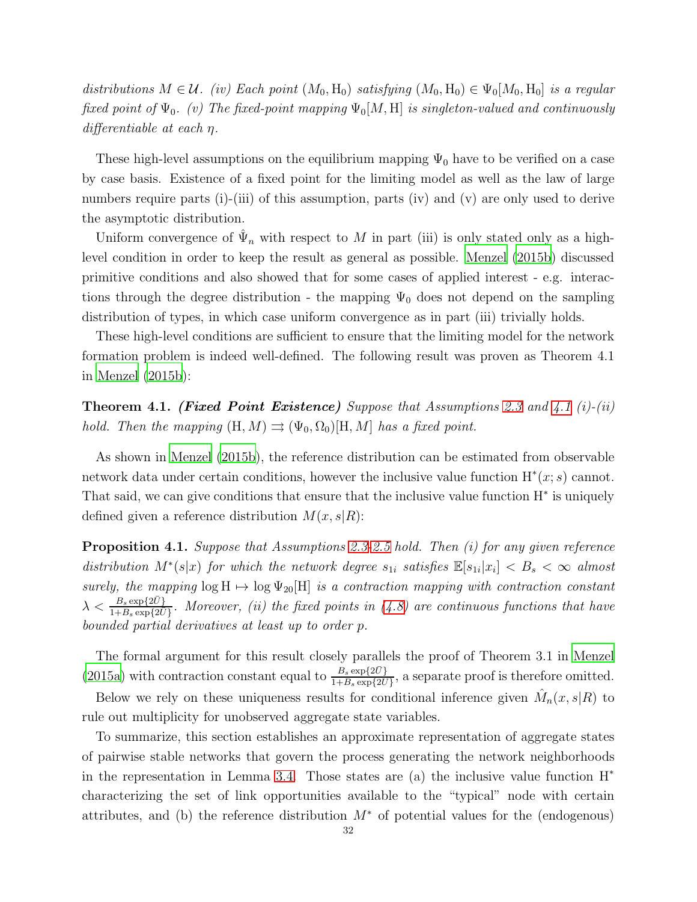*distributions $M \in \mathcal{U}$. (iv) Each point $(M_0, \mathrm{H}_0)$ satisfying $(M_0, \mathrm{H}_0) \in \Psi_0[M_0, \mathrm{H}_0]$ is a regular fixed point of $\Psi_0$. (v) The fixed-point mapping $\Psi_0[M, \mathrm{H}]$ is singleton-valued and continuously differentiable at each $\eta$.*

These high-level assumptions on the equilibrium mapping $\Psi_0$ have to be verified on a case by case basis. Existence of a fixed point for the limiting model as well as the law of large numbers require parts (i)-(iii) of this assumption, parts (iv) and (v) are only used to derive the asymptotic distribution.

Uniform convergence of $\hat{\Psi}_n$ with respect to $M$ in part (iii) is only stated only as a high-level condition in order to keep the result as general as possible. Menzel (2015b) discussed primitive conditions and also showed that for some cases of applied interest - e.g. interactions through the degree distribution - the mapping $\Psi_0$ does not depend on the sampling distribution of types, in which case uniform convergence as in part (iii) trivially holds.

These high-level conditions are sufficient to ensure that the limiting model for the network formation problem is indeed well-defined. The following result was proven as Theorem 4.1 in Menzel (2015b):

**Theorem 4.1.** ***(Fixed Point Existence)*** *Suppose that Assumptions 2.3 and 4.1 (i)-(ii) hold. Then the mapping $(\mathrm{H}, M) \rightrightarrows (\Psi_0, \Omega_0)[\mathrm{H}, M]$ has a fixed point.*

As shown in Menzel (2015b), the reference distribution can be estimated from observable network data under certain conditions, however the inclusive value function $\mathrm{H}^*(x; s)$ cannot. That said, we can give conditions that ensure that the inclusive value function $\mathrm{H}^*$ is uniquely defined given a reference distribution $M(x, s|R)$:

**Proposition 4.1.** *Suppose that Assumptions 2.3-2.5 hold. Then (i) for any given reference distribution $M^*(s|x)$ for which the network degree $s_{1i}$ satisfies $\mathbb{E}[s_{1i}|x_i] < B_s < \infty$ almost surely, the mapping $\log \mathrm{H} \mapsto \log \Psi_{20}[\mathrm{H}]$ is a contraction mapping with contraction constant $\lambda < \frac{B_s \exp\{2\bar{U}\}}{1+B_s \exp\{2\bar{U}\}}$. Moreover, (ii) the fixed points in (4.8) are continuous functions that have bounded partial derivatives at least up to order $p$.*

The formal argument for this result closely parallels the proof of Theorem 3.1 in Menzel (2015a) with contraction constant equal to $\frac{B_s \exp\{2\bar{U}\}}{1+B_s \exp\{2\bar{U}\}}$, a separate proof is therefore omitted.

Below we rely on these uniqueness results for conditional inference given $\hat{M}_n(x, s|R)$ to rule out multiplicity for unobserved aggregate state variables.

To summarize, this section establishes an approximate representation of aggregate states of pairwise stable networks that govern the process generating the network neighborhoods in the representation in Lemma 3.4. Those states are (a) the inclusive value function $\mathrm{H}^*$ characterizing the set of link opportunities available to the "typical" node with certain attributes, and (b) the reference distribution $M^*$ of potential values for the (endogenous)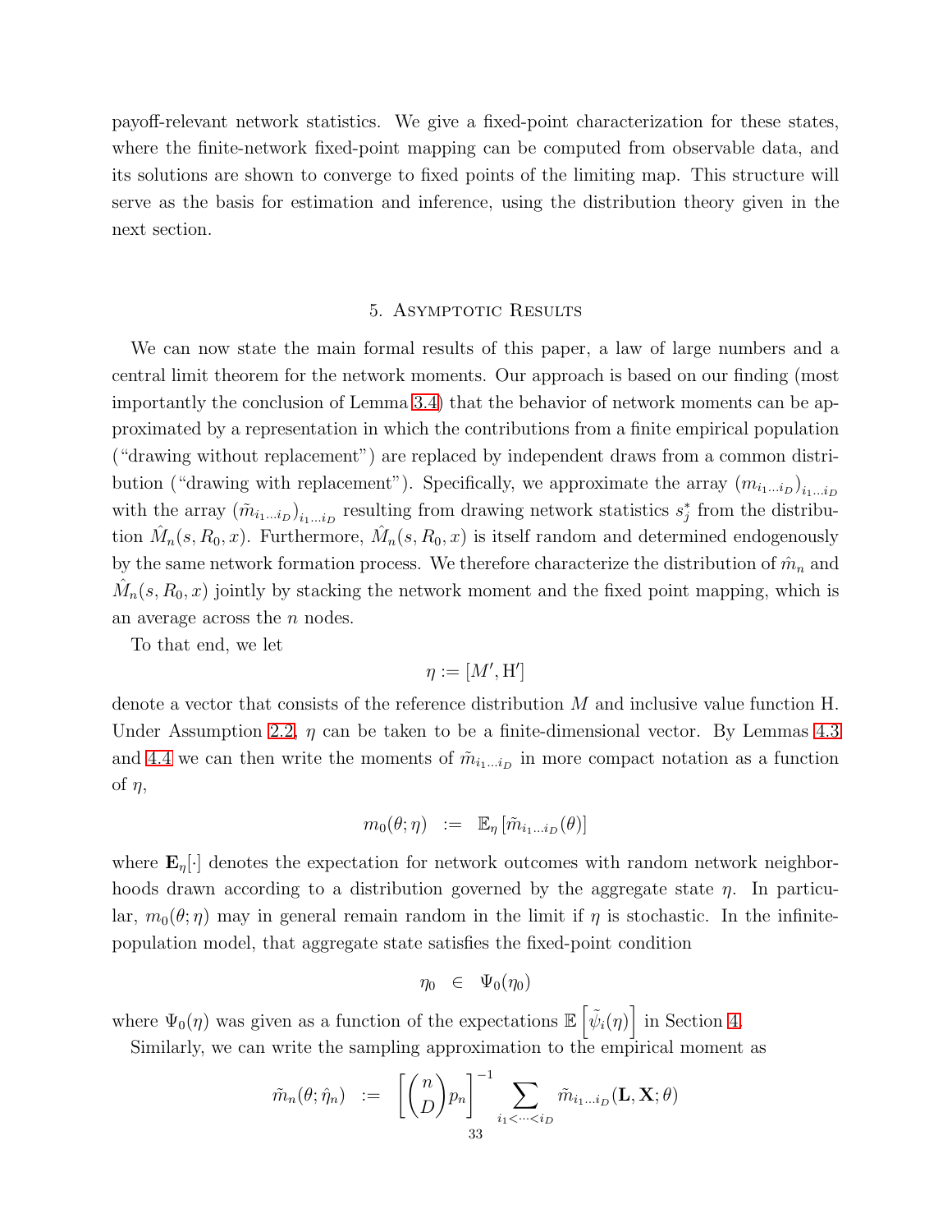payoff-relevant network statistics. We give a fixed-point characterization for these states, where the finite-network fixed-point mapping can be computed from observable data, and its solutions are shown to converge to fixed points of the limiting map. This structure will serve as the basis for estimation and inference, using the distribution theory given in the next section.

## 5. Asymptotic Results

We can now state the main formal results of this paper, a law of large numbers and a central limit theorem for the network moments. Our approach is based on our finding (most importantly the conclusion of Lemma 3.4) that the behavior of network moments can be approximated by a representation in which the contributions from a finite empirical population ("drawing without replacement") are replaced by independent draws from a common distribution ("drawing with replacement"). Specifically, we approximate the array $(m_{i_1\dots i_D})_{i_1\dots i_D}$ with the array $(\tilde{m}_{i_1\dots i_D})_{i_1\dots i_D}$ resulting from drawing network statistics $s_j^*$ from the distribution $\hat{M}_n(s, R_0, x)$. Furthermore, $\hat{M}_n(s, R_0, x)$ is itself random and determined endogenously by the same network formation process. We therefore characterize the distribution of $\hat{m}_n$ and $\hat{M}_n(s, R_0, x)$ jointly by stacking the network moment and the fixed point mapping, which is an average across the $n$ nodes.

To that end, we let

$$\eta := [M', \mathrm{H}']$$

denote a vector that consists of the reference distribution $M$ and inclusive value function H. Under Assumption 2.2, $\eta$ can be taken to be a finite-dimensional vector. By Lemmas 4.3 and 4.4 we can then write the moments of $\tilde{m}_{i_1\dots i_D}$ in more compact notation as a function of $\eta$,

$$m_0(\theta; \eta) \quad := \quad \mathbb{E}_\eta \left[\tilde{m}_{i_1\dots i_D}(\theta)\right]$$

where $\mathbf{E}_\eta[\cdot]$ denotes the expectation for network outcomes with random network neighborhoods drawn according to a distribution governed by the aggregate state $\eta$. In particular, $m_0(\theta; \eta)$ may in general remain random in the limit if $\eta$ is stochastic. In the infinite-population model, that aggregate state satisfies the fixed-point condition

$$\eta_0 \quad \in \quad \Psi_0(\eta_0)$$

where $\Psi_0(\eta)$ was given as a function of the expectations $\mathbb{E}\left[\tilde{\psi}_i(\eta)\right]$ in Section 4.

Similarly, we can write the sampling approximation to the empirical moment as

$$\tilde{m}_n(\theta; \hat{\eta}_n) \quad := \quad \left[\binom{n}{D} p_n\right]^{-1} \sum_{i_1 < \dots < i_D} \tilde{m}_{i_1\dots i_D}(\mathbf{L}, \mathbf{X}; \theta)$$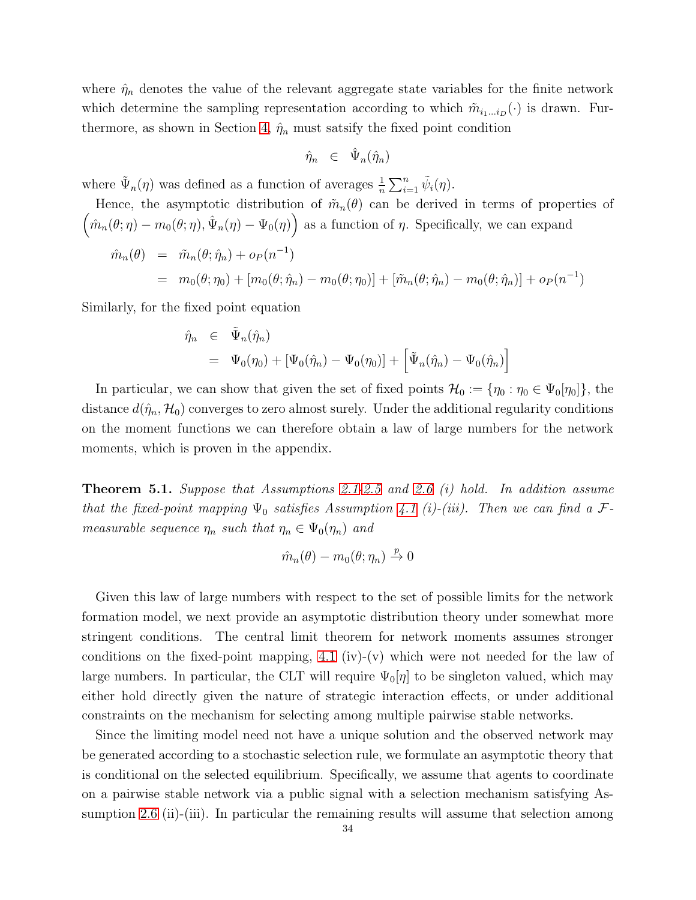where $\hat{\eta}_n$ denotes the value of the relevant aggregate state variables for the finite network which determine the sampling representation according to which $\tilde{m}_{i_1 \dots i_D}(\cdot)$ is drawn. Furthermore, as shown in Section 4, $\hat{\eta}_n$ must satsify the fixed point condition

$$\hat{\eta}_n \in \hat{\Psi}_n(\hat{\eta}_n)$$

where $\tilde{\Psi}_n(\eta)$ was defined as a function of averages $\frac{1}{n}\sum_{i=1}^n \tilde{\psi}_i(\eta)$.

Hence, the asymptotic distribution of $\tilde{m}_n(\theta)$ can be derived in terms of properties of $\left(\hat{m}_n(\theta;\eta) - m_0(\theta;\eta), \hat{\Psi}_n(\eta) - \Psi_0(\eta)\right)$ as a function of $\eta$. Specifically, we can expand

$$\begin{aligned}
\hat{m}_n(\theta) &= \tilde{m}_n(\theta;\hat{\eta}_n) + o_P(n^{-1}) \\
&= m_0(\theta;\eta_0) + [m_0(\theta;\hat{\eta}_n) - m_0(\theta;\eta_0)] + [\tilde{m}_n(\theta;\hat{\eta}_n) - m_0(\theta;\hat{\eta}_n)] + o_P(n^{-1})
\end{aligned}$$

Similarly, for the fixed point equation

$$\begin{aligned}
\hat{\eta}_n &\in \tilde{\Psi}_n(\hat{\eta}_n) \\
&= \Psi_0(\eta_0) + [\Psi_0(\hat{\eta}_n) - \Psi_0(\eta_0)] + \left[\tilde{\Psi}_n(\hat{\eta}_n) - \Psi_0(\hat{\eta}_n)\right]
\end{aligned}$$

In particular, we can show that given the set of fixed points $\mathcal{H}_0 := \{\eta_0 : \eta_0 \in \Psi_0[\eta_0]\}$, the distance $d(\hat{\eta}_n, \mathcal{H}_0)$ converges to zero almost surely. Under the additional regularity conditions on the moment functions we can therefore obtain a law of large numbers for the network moments, which is proven in the appendix.

**Theorem 5.1.** *Suppose that Assumptions 2.1-2.5 and 2.6 (i) hold. In addition assume that the fixed-point mapping $\Psi_0$ satisfies Assumption 4.1 (i)-(iii). Then we can find a $\mathcal{F}$-measurable sequence $\eta_n$ such that $\eta_n \in \Psi_0(\eta_n)$ and*

$$\hat{m}_n(\theta) - m_0(\theta;\eta_n) \stackrel{p}{\to} 0$$

Given this law of large numbers with respect to the set of possible limits for the network formation model, we next provide an asymptotic distribution theory under somewhat more stringent conditions. The central limit theorem for network moments assumes stronger conditions on the fixed-point mapping, 4.1 (iv)-(v) which were not needed for the law of large numbers. In particular, the CLT will require $\Psi_0[\eta]$ to be singleton valued, which may either hold directly given the nature of strategic interaction effects, or under additional constraints on the mechanism for selecting among multiple pairwise stable networks.

Since the limiting model need not have a unique solution and the observed network may be generated according to a stochastic selection rule, we formulate an asymptotic theory that is conditional on the selected equilibrium. Specifically, we assume that agents to coordinate on a pairwise stable network via a public signal with a selection mechanism satisfying Assumption 2.6 (ii)-(iii). In particular the remaining results will assume that selection among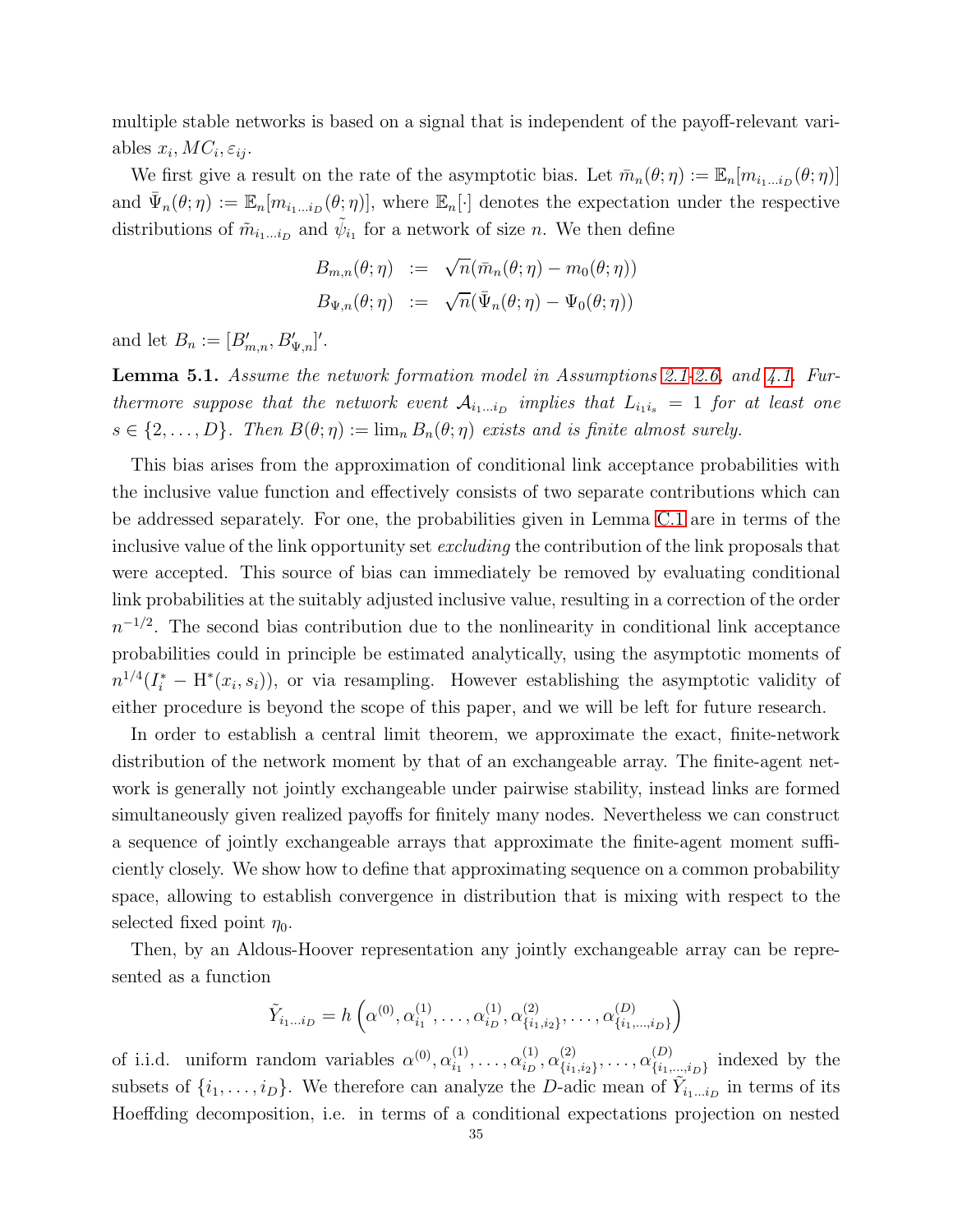multiple stable networks is based on a signal that is independent of the payoff-relevant variables $x_i, MC_i, \varepsilon_{ij}$.

We first give a result on the rate of the asymptotic bias. Let $\bar{m}_n(\theta;\eta) := \mathbb{E}_n[m_{i_1\dots i_D}(\theta;\eta)]$ and $\bar{\Psi}_n(\theta;\eta) := \mathbb{E}_n[m_{i_1\dots i_D}(\theta;\eta)]$, where $\mathbb{E}_n[\cdot]$ denotes the expectation under the respective distributions of $\tilde{m}_{i_1\dots i_D}$ and $\tilde{\psi}_{i_1}$ for a network of size $n$. We then define

$$
\begin{aligned}
B_{m,n}(\theta;\eta) &:= \sqrt{n}(\bar{m}_n(\theta;\eta) - m_0(\theta;\eta)) \\
B_{\Psi,n}(\theta;\eta) &:= \sqrt{n}(\bar{\Psi}_n(\theta;\eta) - \Psi_0(\theta;\eta))
\end{aligned}
$$

and let $B_n := [B_{m,n}', B_{\Psi,n}']'$.

**Lemma 5.1.** *Assume the network formation model in Assumptions 2.1-2.6, and 4.1. Furthermore suppose that the network event $\mathcal{A}_{i_1\dots i_D}$ implies that $L_{i_1 i_s} = 1$ for at least one $s \in \{2, \dots, D\}$. Then $B(\theta;\eta) := \lim_n B_n(\theta;\eta)$ exists and is finite almost surely.*

This bias arises from the approximation of conditional link acceptance probabilities with the inclusive value function and effectively consists of two separate contributions which can be addressed separately. For one, the probabilities given in Lemma C.1 are in terms of the inclusive value of the link opportunity set *excluding* the contribution of the link proposals that were accepted. This source of bias can immediately be removed by evaluating conditional link probabilities at the suitably adjusted inclusive value, resulting in a correction of the order $n^{-1/2}$. The second bias contribution due to the nonlinearity in conditional link acceptance probabilities could in principle be estimated analytically, using the asymptotic moments of $n^{1/4}(I_i^* - \mathrm{H}^*(x_i, s_i))$, or via resampling. However establishing the asymptotic validity of either procedure is beyond the scope of this paper, and we will be left for future research.

In order to establish a central limit theorem, we approximate the exact, finite-network distribution of the network moment by that of an exchangeable array. The finite-agent network is generally not jointly exchangeable under pairwise stability, instead links are formed simultaneously given realized payoffs for finitely many nodes. Nevertheless we can construct a sequence of jointly exchangeable arrays that approximate the finite-agent moment sufficiently closely. We show how to define that approximating sequence on a common probability space, allowing to establish convergence in distribution that is mixing with respect to the selected fixed point $\eta_0$.

Then, by an Aldous-Hoover representation any jointly exchangeable array can be represented as a function

$$
\tilde{Y}_{i_1\dots i_D} = h\left(\alpha^{(0)}, \alpha_{i_1}^{(1)}, \dots, \alpha_{i_D}^{(1)}, \alpha_{\{i_1,i_2\}}^{(2)}, \dots, \alpha_{\{i_1,\dots,i_D\}}^{(D)}\right)
$$

of i.i.d. uniform random variables $\alpha^{(0)}, \alpha_{i_1}^{(1)}, \dots, \alpha_{i_D}^{(1)}, \alpha_{\{i_1,i_2\}}^{(2)}, \dots, \alpha_{\{i_1,\dots,i_D\}}^{(D)}$ indexed by the subsets of $\{i_1, \dots, i_D\}$. We therefore can analyze the $D$-adic mean of $\tilde{Y}_{i_1\dots i_D}$ in terms of its Hoeffding decomposition, i.e. in terms of a conditional expectations projection on nested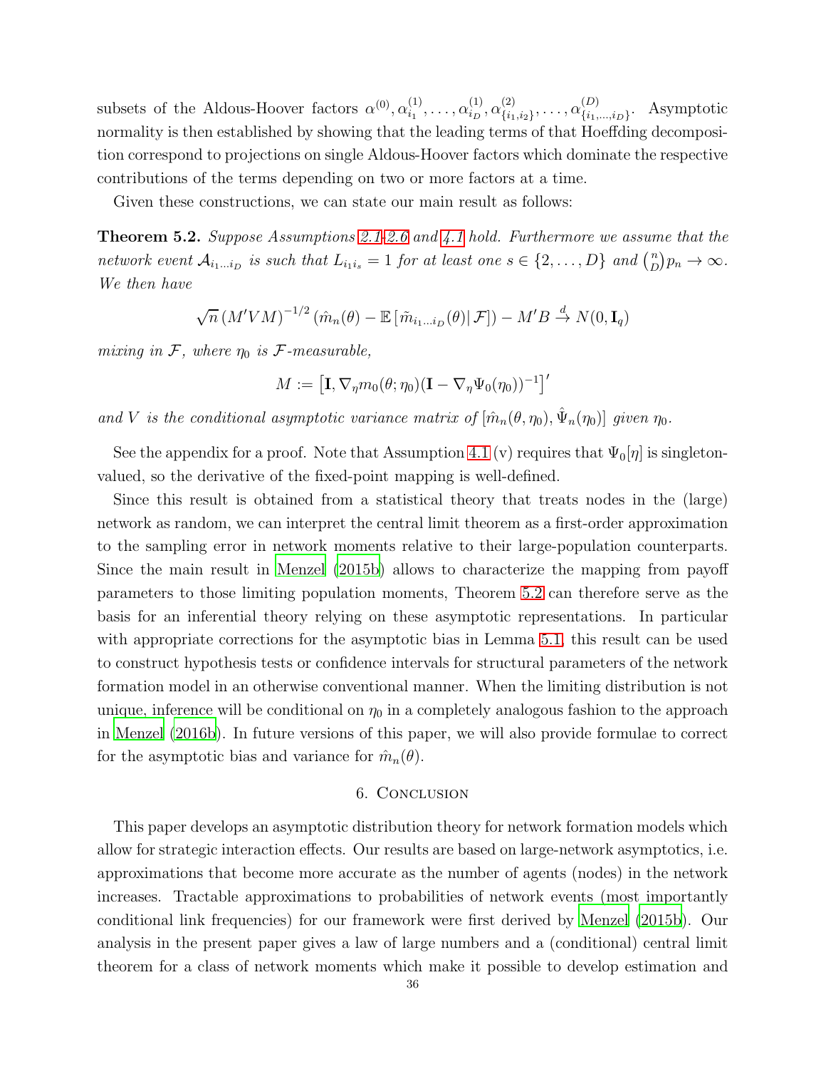subsets of the Aldous-Hoover factors $\alpha^{(0)}, \alpha^{(1)}_{i_1}, \dots, \alpha^{(1)}_{i_D}, \alpha^{(2)}_{\{i_1,i_2\}}, \dots, \alpha^{(D)}_{\{i_1,\dots,i_D\}}$. Asymptotic normality is then established by showing that the leading terms of that Hoeffding decomposition correspond to projections on single Aldous-Hoover factors which dominate the respective contributions of the terms depending on two or more factors at a time.

Given these constructions, we can state our main result as follows:

**Theorem 5.2.** *Suppose Assumptions 2.1-2.6 and 4.1 hold. Furthermore we assume that the network event $\mathcal{A}_{i_1\dots i_D}$ is such that $L_{i_1 i_s} = 1$ for at least one $s \in \{2, \dots, D\}$ and $\binom{n}{D} p_n \to \infty$. We then have*

$$\sqrt{n}\,(M'VM)^{-1/2}\left(\hat{m}_n(\theta) - \mathbb{E}\left[\tilde{m}_{i_1\dots i_D}(\theta)\middle|\,\mathcal{F}\right]\right) - M'B \xrightarrow{d} N(0, \mathbf{I}_q)$$

*mixing in $\mathcal{F}$, where $\eta_0$ is $\mathcal{F}$-measurable,*

$$M := \left[\mathbf{I}, \nabla_\eta m_0(\theta;\eta_0)(\mathbf{I} - \nabla_\eta \Psi_0(\eta_0))^{-1}\right]'$$

*and $V$ is the conditional asymptotic variance matrix of $[\hat{m}_n(\theta,\eta_0), \hat{\Psi}_n(\eta_0)]$ given $\eta_0$.*

See the appendix for a proof. Note that Assumption 4.1 (v) requires that $\Psi_0[\eta]$ is singleton-valued, so the derivative of the fixed-point mapping is well-defined.

Since this result is obtained from a statistical theory that treats nodes in the (large) network as random, we can interpret the central limit theorem as a first-order approximation to the sampling error in network moments relative to their large-population counterparts. Since the main result in Menzel (2015b) allows to characterize the mapping from payoff parameters to those limiting population moments, Theorem 5.2 can therefore serve as the basis for an inferential theory relying on these asymptotic representations. In particular with appropriate corrections for the asymptotic bias in Lemma 5.1, this result can be used to construct hypothesis tests or confidence intervals for structural parameters of the network formation model in an otherwise conventional manner. When the limiting distribution is not unique, inference will be conditional on $\eta_0$ in a completely analogous fashion to the approach in Menzel (2016b). In future versions of this paper, we will also provide formulae to correct for the asymptotic bias and variance for $\hat{m}_n(\theta)$.

## 6. Conclusion

This paper develops an asymptotic distribution theory for network formation models which allow for strategic interaction effects. Our results are based on large-network asymptotics, i.e. approximations that become more accurate as the number of agents (nodes) in the network increases. Tractable approximations to probabilities of network events (most importantly conditional link frequencies) for our framework were first derived by Menzel (2015b). Our analysis in the present paper gives a law of large numbers and a (conditional) central limit theorem for a class of network moments which make it possible to develop estimation and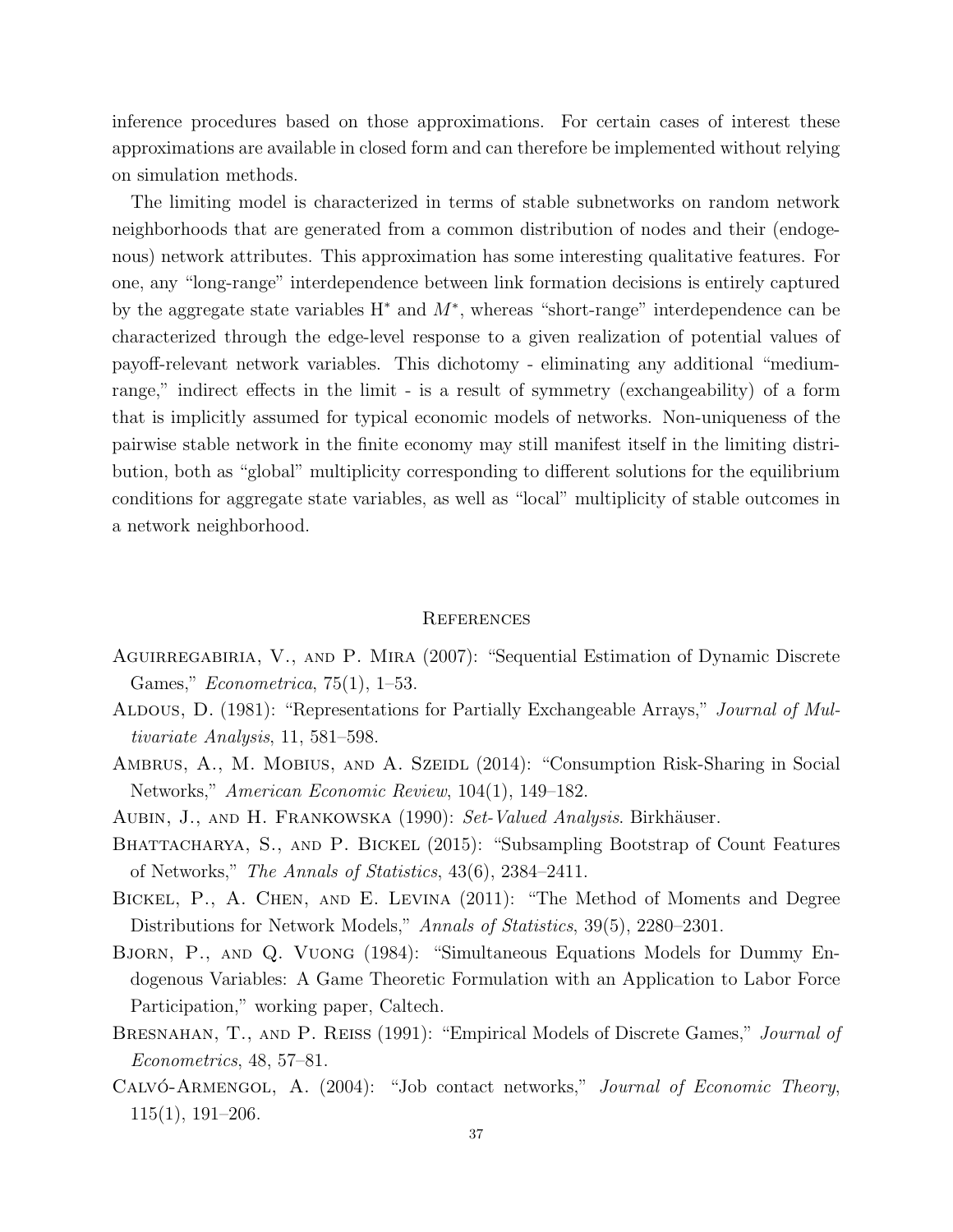inference procedures based on those approximations. For certain cases of interest these approximations are available in closed form and can therefore be implemented without relying on simulation methods.

The limiting model is characterized in terms of stable subnetworks on random network neighborhoods that are generated from a common distribution of nodes and their (endogenous) network attributes. This approximation has some interesting qualitative features. For one, any "long-range" interdependence between link formation decisions is entirely captured by the aggregate state variables $\mathrm{H}^*$ and $M^*$, whereas "short-range" interdependence can be characterized through the edge-level response to a given realization of potential values of payoff-relevant network variables. This dichotomy - eliminating any additional "medium-range," indirect effects in the limit - is a result of symmetry (exchangeability) of a form that is implicitly assumed for typical economic models of networks. Non-uniqueness of the pairwise stable network in the finite economy may still manifest itself in the limiting distribution, both as "global" multiplicity corresponding to different solutions for the equilibrium conditions for aggregate state variables, as well as "local" multiplicity of stable outcomes in a network neighborhood.

## References

Aguirregabiria, V., and P. Mira (2007): "Sequential Estimation of Dynamic Discrete Games," *Econometrica*, 75(1), 1–53.

Aldous, D. (1981): "Representations for Partially Exchangeable Arrays," *Journal of Multivariate Analysis*, 11, 581–598.

Ambrus, A., M. Mobius, and A. Szeidl (2014): "Consumption Risk-Sharing in Social Networks," *American Economic Review*, 104(1), 149–182.

Aubin, J., and H. Frankowska (1990): *Set-Valued Analysis*. Birkhäuser.

Bhattacharya, S., and P. Bickel (2015): "Subsampling Bootstrap of Count Features of Networks," *The Annals of Statistics*, 43(6), 2384–2411.

Bickel, P., A. Chen, and E. Levina (2011): "The Method of Moments and Degree Distributions for Network Models," *Annals of Statistics*, 39(5), 2280–2301.

Bjorn, P., and Q. Vuong (1984): "Simultaneous Equations Models for Dummy Endogenous Variables: A Game Theoretic Formulation with an Application to Labor Force Participation," working paper, Caltech.

Bresnahan, T., and P. Reiss (1991): "Empirical Models of Discrete Games," *Journal of Econometrics*, 48, 57–81.

Calvó-Armengol, A. (2004): "Job contact networks," *Journal of Economic Theory*, 115(1), 191–206.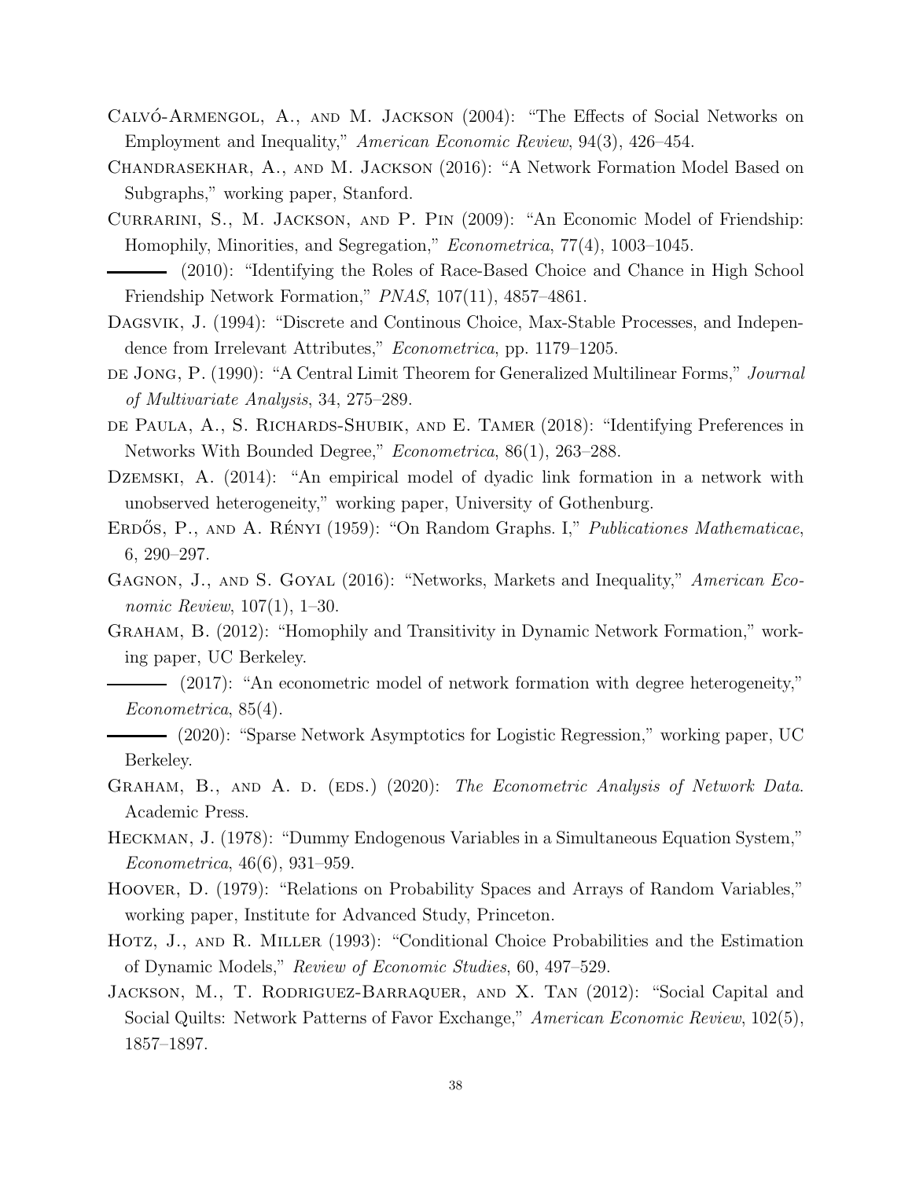Calvó-Armengol, A., and M. Jackson (2004): "The Effects of Social Networks on Employment and Inequality," *American Economic Review*, 94(3), 426–454.

Chandrasekhar, A., and M. Jackson (2016): "A Network Formation Model Based on Subgraphs," working paper, Stanford.

Currarini, S., M. Jackson, and P. Pin (2009): "An Economic Model of Friendship: Homophily, Minorities, and Segregation," *Econometrica*, 77(4), 1003–1045.

——— (2010): "Identifying the Roles of Race-Based Choice and Chance in High School Friendship Network Formation," *PNAS*, 107(11), 4857–4861.

Dagsvik, J. (1994): "Discrete and Continous Choice, Max-Stable Processes, and Independence from Irrelevant Attributes," *Econometrica*, pp. 1179–1205.

de Jong, P. (1990): "A Central Limit Theorem for Generalized Multilinear Forms," *Journal of Multivariate Analysis*, 34, 275–289.

de Paula, A., S. Richards-Shubik, and E. Tamer (2018): "Identifying Preferences in Networks With Bounded Degree," *Econometrica*, 86(1), 263–288.

Dzemski, A. (2014): "An empirical model of dyadic link formation in a network with unobserved heterogeneity," working paper, University of Gothenburg.

Erdős, P., and A. Rényi (1959): "On Random Graphs. I," *Publicationes Mathematicae*, 6, 290–297.

Gagnon, J., and S. Goyal (2016): "Networks, Markets and Inequality," *American Economic Review*, 107(1), 1–30.

Graham, B. (2012): "Homophily and Transitivity in Dynamic Network Formation," working paper, UC Berkeley.

——— (2017): "An econometric model of network formation with degree heterogeneity," *Econometrica*, 85(4).

——— (2020): "Sparse Network Asymptotics for Logistic Regression," working paper, UC Berkeley.

Graham, B., and A. d. (eds.) (2020): *The Econometric Analysis of Network Data*. Academic Press.

Heckman, J. (1978): "Dummy Endogenous Variables in a Simultaneous Equation System," *Econometrica*, 46(6), 931–959.

Hoover, D. (1979): "Relations on Probability Spaces and Arrays of Random Variables," working paper, Institute for Advanced Study, Princeton.

Hotz, J., and R. Miller (1993): "Conditional Choice Probabilities and the Estimation of Dynamic Models," *Review of Economic Studies*, 60, 497–529.

Jackson, M., T. Rodriguez-Barraquer, and X. Tan (2012): "Social Capital and Social Quilts: Network Patterns of Favor Exchange," *American Economic Review*, 102(5), 1857–1897.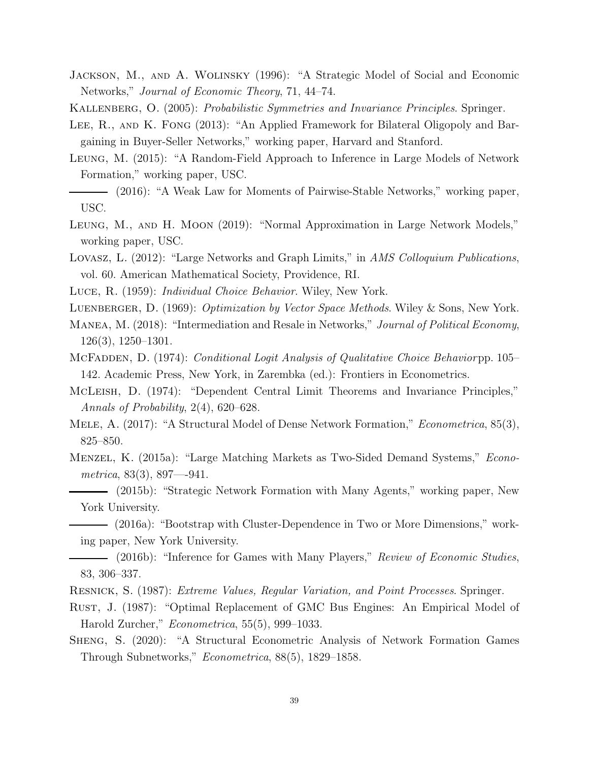Jackson, M., and A. Wolinsky (1996): "A Strategic Model of Social and Economic Networks," *Journal of Economic Theory*, 71, 44–74.

Kallenberg, O. (2005): *Probabilistic Symmetries and Invariance Principles*. Springer.

Lee, R., and K. Fong (2013): "An Applied Framework for Bilateral Oligopoly and Bargaining in Buyer-Seller Networks," working paper, Harvard and Stanford.

Leung, M. (2015): "A Random-Field Approach to Inference in Large Models of Network Formation," working paper, USC.

——— (2016): "A Weak Law for Moments of Pairwise-Stable Networks," working paper, USC.

Leung, M., and H. Moon (2019): "Normal Approximation in Large Network Models," working paper, USC.

Lovasz, L. (2012): "Large Networks and Graph Limits," in *AMS Colloquium Publications*, vol. 60. American Mathematical Society, Providence, RI.

Luce, R. (1959): *Individual Choice Behavior*. Wiley, New York.

Luenberger, D. (1969): *Optimization by Vector Space Methods*. Wiley & Sons, New York.

Manea, M. (2018): "Intermediation and Resale in Networks," *Journal of Political Economy*, 126(3), 1250–1301.

McFadden, D. (1974): *Conditional Logit Analysis of Qualitative Choice Behavior*pp. 105–142. Academic Press, New York, in Zarembka (ed.): Frontiers in Econometrics.

McLeish, D. (1974): "Dependent Central Limit Theorems and Invariance Principles," *Annals of Probability*, 2(4), 620–628.

Mele, A. (2017): "A Structural Model of Dense Network Formation," *Econometrica*, 85(3), 825–850.

Menzel, K. (2015a): "Large Matching Markets as Two-Sided Demand Systems," *Econometrica*, 83(3), 897—-941.

——— (2015b): "Strategic Network Formation with Many Agents," working paper, New York University.

——— (2016a): "Bootstrap with Cluster-Dependence in Two or More Dimensions," working paper, New York University.

——— (2016b): "Inference for Games with Many Players," *Review of Economic Studies*, 83, 306–337.

Resnick, S. (1987): *Extreme Values, Regular Variation, and Point Processes*. Springer.

Rust, J. (1987): "Optimal Replacement of GMC Bus Engines: An Empirical Model of Harold Zurcher," *Econometrica*, 55(5), 999–1033.

Sheng, S. (2020): "A Structural Econometric Analysis of Network Formation Games Through Subnetworks," *Econometrica*, 88(5), 1829–1858.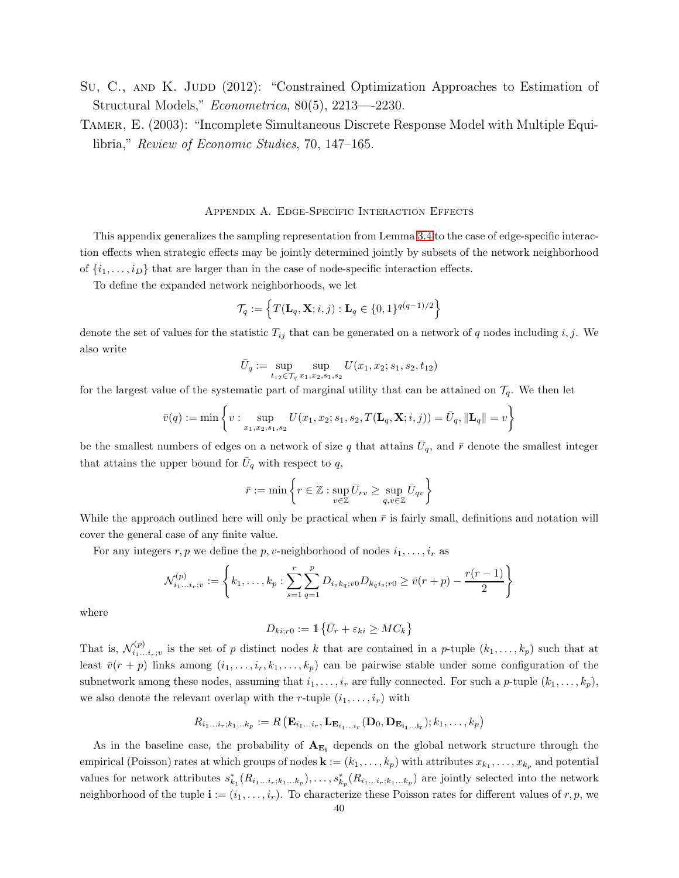Su, C., and K. Judd (2012): "Constrained Optimization Approaches to Estimation of Structural Models," *Econometrica*, 80(5), 2213—-2230.

Tamer, E. (2003): "Incomplete Simultaneous Discrete Response Model with Multiple Equilibria," *Review of Economic Studies*, 70, 147–165.

## Appendix A. Edge-Specific Interaction Effects

This appendix generalizes the sampling representation from Lemma 3.4 to the case of edge-specific interaction effects when strategic effects may be jointly determined jointly by subsets of the network neighborhood of $\{i_1, \dots, i_D\}$ that are larger than in the case of node-specific interaction effects.

To define the expanded network neighborhoods, we let

$$\mathcal{T}_q := \left\{ T(\mathbf{L}_q, \mathbf{X}; i, j) : \mathbf{L}_q \in \{0,1\}^{q(q-1)/2} \right\}$$

denote the set of values for the statistic $T_{ij}$ that can be generated on a network of $q$ nodes including $i, j$. We also write

$$\bar{U}_q := \sup_{t_{12} \in \mathcal{T}_q} \sup_{x_1, x_2, s_1, s_2} U(x_1, x_2; s_1, s_2, t_{12})$$

for the largest value of the systematic part of marginal utility that can be attained on $\mathcal{T}_q$. We then let

$$\bar{v}(q) := \min \left\{ v : \sup_{x_1, x_2, s_1, s_2} U(x_1, x_2; s_1, s_2, T(\mathbf{L}_q, \mathbf{X}; i, j)) = \bar{U}_q, \|\mathbf{L}_q\| = v \right\}$$

be the smallest numbers of edges on a network of size $q$ that attains $\bar{U}_q$, and $\bar{r}$ denote the smallest integer that attains the upper bound for $\bar{U}_q$ with respect to $q$,

$$\bar{r} := \min \left\{ r \in \mathbb{Z} : \sup_{v \in \mathbb{Z}} \bar{U}_{rv} \geq \sup_{q, v \in \mathbb{Z}} \bar{U}_{qv} \right\}$$

While the approach outlined here will only be practical when $\bar{r}$ is fairly small, definitions and notation will cover the general case of any finite value.

For any integers $r, p$ we define the $p, v$-neighborhood of nodes $i_1, \dots, i_r$ as

$$\mathcal{N}^{(p)}_{i_1 \dots i_r; v} := \left\{ k_1, \dots, k_p : \sum_{s=1}^{r} \sum_{q=1}^{p} D_{i_s k_q; v0} D_{k_q i_s; r0} \geq \bar{v}(r+p) - \frac{r(r-1)}{2} \right\}$$

where

$$D_{ki;r0} := \mathbb{1}\left\{ \bar{U}_r + \varepsilon_{ki} \geq MC_k \right\}$$

That is, $\mathcal{N}^{(p)}_{i_1 \dots i_r; v}$ is the set of $p$ distinct nodes $k$ that are contained in a $p$-tuple $(k_1, \dots, k_p)$ such that at least $\bar{v}(r+p)$ links among $(i_1, \dots, i_r, k_1, \dots, k_p)$ can be pairwise stable under some configuration of the subnetwork among these nodes, assuming that $i_1, \dots, i_r$ are fully connected. For such a $p$-tuple $(k_1, \dots, k_p)$, we also denote the relevant overlap with the $r$-tuple $(i_1, \dots, i_r)$ with

$$R_{i_1 \dots i_r; k_1 \dots k_p} := R\left( \mathbf{E}_{i_1 \dots i_r}, \mathbf{L}_{\mathbf{E}_{i_1 \dots i_r}}(\mathbf{D}_0, \mathbf{D}_{\mathbf{E}_{\mathbf{i_1} \dots \mathbf{i_r}}}); k_1, \dots, k_p \right)$$

As in the baseline case, the probability of $\mathbf{A}_{\mathbf{E_i}}$ depends on the global network structure through the empirical (Poisson) rates at which groups of nodes $\mathbf{k} := (k_1, \dots, k_p)$ with attributes $x_{k_1}, \dots, x_{k_p}$ and potential values for network attributes $s^*_{k_1}(R_{i_1 \dots i_r; k_1 \dots k_p}), \dots, s^*_{k_p}(R_{i_1 \dots i_r; k_1 \dots k_p})$ are jointly selected into the network neighborhood of the tuple $\mathbf{i} := (i_1, \dots, i_r)$. To characterize these Poisson rates for different values of $r, p$, we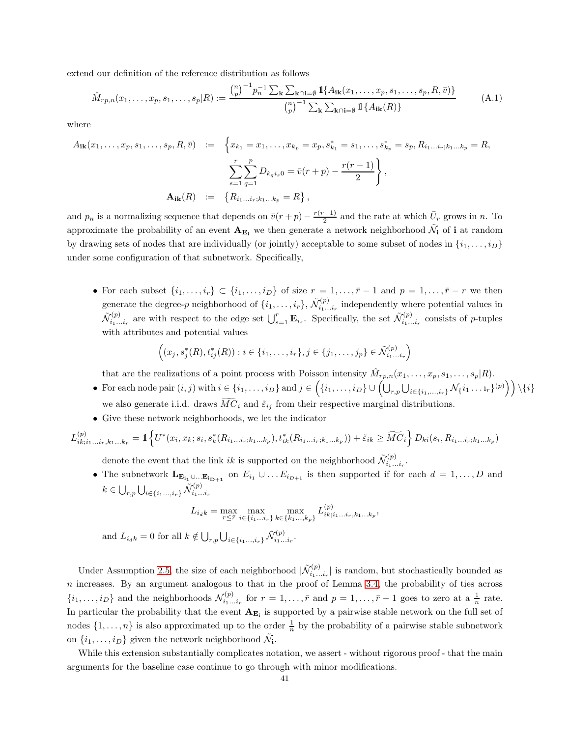extend our definition of the reference distribution as follows

$$\hat{M}_{rp,n}(x_1,\dots,x_p,s_1,\dots,s_p|R) := \frac{\binom{n}{p}^{-1} p_n^{-1} \sum_{\mathbf{k}} \sum_{\mathbf{k}\cap\mathbf{i}=\emptyset} \mathbb{1}\{A_{\mathbf{ik}}(x_1,\dots,x_p,s_1,\dots,s_p,R,\bar{v})\}}{\binom{n}{p}^{-1} \sum_{\mathbf{k}} \sum_{\mathbf{k}\cap\mathbf{i}=\emptyset} \mathbb{1}\{\mathbf{A}_{\mathbf{ik}}(R)\}} \tag{A.1}$$

where

$$\begin{aligned} A_{\mathbf{ik}}(x_1,\dots,x_p,s_1,\dots,s_p,R,\bar{v}) &:= \Big\{x_{k_1}=x_1,\dots,x_{k_p}=x_p, s^*_{k_1}=s_1,\dots,s^*_{k_p}=s_p, R_{i_1\dots i_r;k_1\dots k_p}=R, \\ &\qquad \sum_{s=1}^{r}\sum_{q=1}^{p} D_{k_q i_s 0} = \bar{v}(r+p) - \frac{r(r-1)}{2}\Big\}, \\ \mathbf{A}_{\mathbf{ik}}(R) &:= \left\{R_{i_1\dots i_r;k_1\dots k_p}=R\right\}, \end{aligned}$$

and $p_n$ is a normalizing sequence that depends on $\bar{v}(r+p) - \frac{r(r-1)}{2}$ and the rate at which $\bar{U}_r$ grows in $n$. To approximate the probability of an event $\mathbf{A}_{\mathbf{E_i}}$ we then generate a network neighborhood $\tilde{\mathcal{N}}_{\mathbf{i}}$ of $\mathbf{i}$ at random by drawing sets of nodes that are individually (or jointly) acceptable to some subset of nodes in $\{i_1,\dots,i_D\}$ under some configuration of that subnetwork. Specifically,

- For each subset $\{i_1,\dots,i_r\} \subset \{i_1,\dots,i_D\}$ of size $r=1,\dots,\bar{r}-1$ and $p=1,\dots,\bar{r}-r$ we then generate the degree-$p$ neighborhood of $\{i_1,\dots,i_r\}$, $\tilde{\mathcal{N}}^{(p)}_{i_1\dots i_r}$ independently where potential values in $\tilde{\mathcal{N}}^{(p)}_{i_1\dots i_r}$ are with respect to the edge set $\bigcup_{s=1}^{r} \mathbf{E}_{i_s}$. Specifically, the set $\tilde{\mathcal{N}}^{(p)}_{i_1\dots i_r}$ consists of $p$-tuples with attributes and potential values

$$\left((x_j, s^*_j(R), t^*_{ij}(R)) : i \in \{i_1,\dots,i_r\}, j \in \{j_1,\dots,j_p\} \in \tilde{\mathcal{N}}^{(p)}_{i_1\dots i_r}\right)$$

  that are the realizations of a point process with Poisson intensity $\hat{M}_{rp,n}(x_1,\dots,x_p,s_1,\dots,s_p|R)$.
- For each node pair $(i,j)$ with $i \in \{i_1,\dots,i_D\}$ and $j \in \left(\{i_1,\dots,i_D\} \cup \left(\bigcup_{r,p}\bigcup_{i\in\{i_1,\dots,i_r\}} \mathcal{N}_{\{i_1\dots 1_r\}}{}^{(p)}\right)\right) \setminus \{i\}$ we also generate i.i.d. draws $\widetilde{MC}_i$ and $\tilde{\varepsilon}_{ij}$ from their respective marginal distributions.
- Give these network neighborhoods, we let the indicator

$$L^{(p)}_{ik;i_1\dots i_r,k_1\dots k_p} = \mathbb{1}\left\{U^*(x_i,x_k;s_i,s^*_k(R_{i_1\dots i_r;k_1\dots k_p}),t^*_{ik}(R_{i_1\dots i_r;k_1\dots k_p})) + \tilde{\varepsilon}_{ik} \ge \widetilde{MC}_i\right\} D_{ki}(s_i,R_{i_1\dots i_r;k_1\dots k_p})$$

  denote the event that the link $ik$ is supported on the neighborhood $\tilde{\mathcal{N}}^{(p)}_{i_1\dots i_r}$.
- The subnetwork $\mathbf{L}_{\mathbf{E}_{\mathbf{i_1}}\cup\dots\mathbf{E}_{\mathbf{i_{D+1}}}}$ on $E_{i_1}\cup\dots E_{i_{D+1}}$ is then supported if for each $d=1,\dots,D$ and $k \in \bigcup_{r,p}\bigcup_{i\in\{i_1\dots,i_r\}} \tilde{\mathcal{N}}^{(p)}_{i_1\dots i_r}$

$$L_{i_d k} = \max_{r\le\bar{r}} \max_{i\in\{i_1\dots i_r\}} \max_{k\in\{k_1\dots,k_p\}} L^{(p)}_{ik;i_1\dots i_r,k_1\dots k_p},$$

  and $L_{i_d k}=0$ for all $k \notin \bigcup_{r,p}\bigcup_{i\in\{i_1\dots,i_r\}} \tilde{\mathcal{N}}^{(p)}_{i_1\dots i_r}$.

Under Assumption 2.5, the size of each neighborhood $|\tilde{\mathcal{N}}^{(p)}_{i_1\dots i_r}|$ is random, but stochastically bounded as $n$ increases. By an argument analogous to that in the proof of Lemma 3.4, the probability of ties across $\{i_1,\dots,i_D\}$ and the neighborhoods $\mathcal{N}^{(p)}_{i_1\dots i_r}$ for $r=1,\dots,\bar{r}$ and $p=1,\dots,\bar{r}-1$ goes to zero at a $\frac{1}{n}$ rate. In particular the probability that the event $\mathbf{A}_{\mathbf{E_i}}$ is supported by a pairwise stable network on the full set of nodes $\{1,\dots,n\}$ is also approximated up to the order $\frac{1}{n}$ by the probability of a pairwise stable subnetwork on $\{i_1,\dots,i_D\}$ given the network neighborhood $\tilde{\mathcal{N}}_{\mathbf{i}}$.

While this extension substantially complicates notation, we assert - without rigorous proof - that the main arguments for the baseline case continue to go through with minor modifications.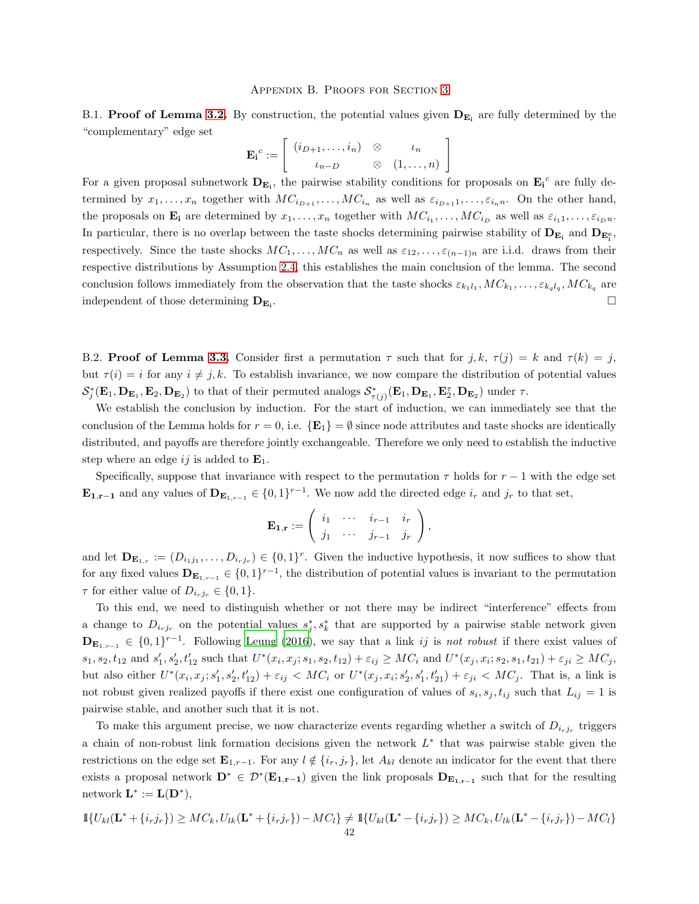## Appendix B. Proofs for Section 3

B.1. **Proof of Lemma 3.2.** By construction, the potential values given $\mathbf{D}_{\mathbf{E_i}}$ are fully determined by the "complementary" edge set

$$\mathbf{E_i}^c := \left[ \begin{array}{ccc} (i_{D+1}, \dots, i_n) & \otimes & \iota_n \\ \iota_{n-D} & \otimes & (1, \dots, n) \end{array} \right]$$

For a given proposal subnetwork $\mathbf{D}_{\mathbf{E_i}}$, the pairwise stability conditions for proposals on $\mathbf{E_i}^c$ are fully determined by $x_1, \dots, x_n$ together with $MC_{i_{D+1}}, \dots, MC_{i_n}$ as well as $\varepsilon_{i_{D+1}1}, \dots, \varepsilon_{i_n n}$. On the other hand, the proposals on $\mathbf{E_i}$ are determined by $x_1, \dots, x_n$ together with $MC_{i_1}, \dots, MC_{i_D}$ as well as $\varepsilon_{i_1 1}, \dots, \varepsilon_{i_D n}$. In particular, there is no overlap between the taste shocks determining pairwise stability of $\mathbf{D}_{\mathbf{E_i}}$ and $\mathbf{D}_{\mathbf{E_i^c}}$, respectively. Since the taste shocks $MC_1, \dots, MC_n$ as well as $\varepsilon_{12}, \dots, \varepsilon_{(n-1)n}$ are i.i.d. draws from their respective distributions by Assumption 2.4, this establishes the main conclusion of the lemma. The second conclusion follows immediately from the observation that the taste shocks $\varepsilon_{k_1 l_1}, MC_{k_1}, \dots, \varepsilon_{k_q l_q}, MC_{k_q}$ are independent of those determining $\mathbf{D}_{\mathbf{E_i}}$. $\square$

B.2. **Proof of Lemma 3.3.** Consider first a permutation $\tau$ such that for $j, k$, $\tau(j) = k$ and $\tau(k) = j$, but $\tau(i) = i$ for any $i \neq j, k$. To establish invariance, we now compare the distribution of potential values $\mathcal{S}_j^*(\mathbf{E}_1, \mathbf{D}_{\mathbf{E}_1}, \mathbf{E}_2, \mathbf{D}_{\mathbf{E}_2})$ to that of their permuted analogs $\mathcal{S}_{\tau(j)}^*(\mathbf{E}_1, \mathbf{D}_{\mathbf{E}_1}, \mathbf{E}_2^\tau, \mathbf{D}_{\mathbf{E}_2})$ under $\tau$.

We establish the conclusion by induction. For the start of induction, we can immediately see that the conclusion of the Lemma holds for $r = 0$, i.e. $\{\mathbf{E}_1\} = \emptyset$ since node attributes and taste shocks are identically distributed, and payoffs are therefore jointly exchangeable. Therefore we only need to establish the inductive step where an edge $ij$ is added to $\mathbf{E}_1$.

Specifically, suppose that invariance with respect to the permutation $\tau$ holds for $r - 1$ with the edge set $\mathbf{E_{1,r-1}}$ and any values of $\mathbf{D}_{\mathbf{E}_{1,r-1}} \in \{0, 1\}^{r-1}$. We now add the directed edge $i_r$ and $j_r$ to that set,

$$\mathbf{E_{1,r}} := \left( \begin{array}{cccc} i_1 & \cdots & i_{r-1} & i_r \\ j_1 & \cdots & j_{r-1} & j_r \end{array} \right),$$

and let $\mathbf{D}_{\mathbf{E}_{1,r}} := (D_{i_1 j_1}, \dots, D_{i_r j_r}) \in \{0, 1\}^r$. Given the inductive hypothesis, it now suffices to show that for any fixed values $\mathbf{D}_{\mathbf{E}_{1,r-1}} \in \{0, 1\}^{r-1}$, the distribution of potential values is invariant to the permutation $\tau$ for either value of $D_{i_r j_r} \in \{0, 1\}$.

To this end, we need to distinguish whether or not there may be indirect "interference" effects from a change to $D_{i_r j_r}$ on the potential values $s_j^*, s_k^*$ that are supported by a pairwise stable network given $\mathbf{D}_{\mathbf{E}_{1,r-1}} \in \{0, 1\}^{r-1}$. Following Leung (2016), we say that a link $ij$ is *not robust* if there exist values of $s_1, s_2, t_{12}$ and $s_1', s_2', t_{12}'$ such that $U^*(x_i, x_j; s_1, s_2, t_{12}) + \varepsilon_{ij} \geq MC_i$ and $U^*(x_j, x_i; s_2, s_1, t_{21}) + \varepsilon_{ji} \geq MC_j$, but also either $U^*(x_i, x_j; s_1', s_2', t_{12}') + \varepsilon_{ij} < MC_i$ or $U^*(x_j, x_i; s_2', s_1', t_{21}') + \varepsilon_{ji} < MC_j$. That is, a link is not robust given realized payoffs if there exist one configuration of values of $s_i, s_j, t_{ij}$ such that $L_{ij} = 1$ is pairwise stable, and another such that it is not.

To make this argument precise, we now characterize events regarding whether a switch of $D_{i_r j_r}$ triggers a chain of non-robust link formation decisions given the network $L^*$ that was pairwise stable given the restrictions on the edge set $\mathbf{E}_{1,r-1}$. For any $l \notin \{i_r, j_r\}$, let $A_{kl}$ denote an indicator for the event that there exists a proposal network $\mathbf{D}^* \in \mathcal{D}^*(\mathbf{E_{1,r-1}})$ given the link proposals $\mathbf{D}_{\mathbf{E_{1,r-1}}}$ such that for the resulting network $\mathbf{L}^* := \mathbf{L}(\mathbf{D}^*)$,

$$\mathbb{1}\{U_{kl}(\mathbf{L}^* + \{i_r j_r\}) \geq MC_k, U_{lk}(\mathbf{L}^* + \{i_r j_r\}) - MC_l\} \neq \mathbb{1}\{U_{kl}(\mathbf{L}^* - \{i_r j_r\}) \geq MC_k, U_{lk}(\mathbf{L}^* - \{i_r j_r\}) - MC_l\}$$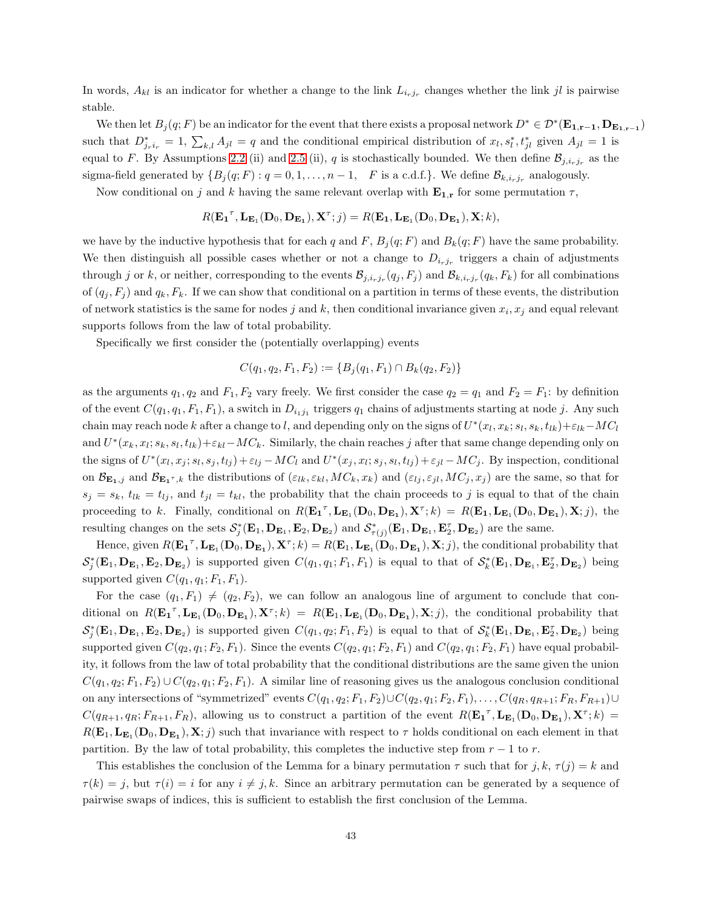In words, $A_{kl}$ is an indicator for whether a change to the link $L_{i_r j_r}$ changes whether the link $jl$ is pairwise stable.

We then let $B_j(q; F)$ be an indicator for the event that there exists a proposal network $D^* \in \mathcal{D}^*(\mathbf{E_{1,r-1}}, \mathbf{D_{E_{1,r-1}}})$ such that $D^*_{j_r i_r} = 1$, $\sum_{k,l} A_{jl} = q$ and the conditional empirical distribution of $x_l, s^*_l, t^*_{jl}$ given $A_{jl} = 1$ is equal to $F$. By Assumptions 2.2 (ii) and 2.5 (ii), $q$ is stochastically bounded. We then define $\mathcal{B}_{j,i_r j_r}$ as the sigma-field generated by $\{B_j(q; F) : q = 0, 1, \ldots, n-1, \quad F \text{ is a c.d.f.}\}$. We define $\mathcal{B}_{k,i_r j_r}$ analogously.

Now conditional on $j$ and $k$ having the same relevant overlap with $\mathbf{E_{1,r}}$ for some permutation $\tau$,

$$R(\mathbf{E_1}^\tau, \mathbf{L_{E_1}}(\mathbf{D}_0, \mathbf{D_{E_1}}), \mathbf{X}^\tau; j) = R(\mathbf{E_1}, \mathbf{L_{E_1}}(\mathbf{D}_0, \mathbf{D_{E_1}}), \mathbf{X}; k),$$

we have by the inductive hypothesis that for each $q$ and $F$, $B_j(q; F)$ and $B_k(q; F)$ have the same probability. We then distinguish all possible cases whether or not a change to $D_{i_r j_r}$ triggers a chain of adjustments through $j$ or $k$, or neither, corresponding to the events $\mathcal{B}_{j,i_r j_r}(q_j, F_j)$ and $\mathcal{B}_{k,i_r j_r}(q_k, F_k)$ for all combinations of $(q_j, F_j)$ and $q_k, F_k$. If we can show that conditional on a partition in terms of these events, the distribution of network statistics is the same for nodes $j$ and $k$, then conditional invariance given $x_i, x_j$ and equal relevant supports follows from the law of total probability.

Specifically we first consider the (potentially overlapping) events

$$C(q_1, q_2, F_1, F_2) := \{B_j(q_1, F_1) \cap B_k(q_2, F_2)\}$$

as the arguments $q_1, q_2$ and $F_1, F_2$ vary freely. We first consider the case $q_2 = q_1$ and $F_2 = F_1$: by definition of the event $C(q_1, q_1, F_1, F_1)$, a switch in $D_{i_1 j_1}$ triggers $q_1$ chains of adjustments starting at node $j$. Any such chain may reach node $k$ after a change to $l$, and depending only on the signs of $U^*(x_l, x_k; s_l, s_k, t_{lk}) + \varepsilon_{lk} - MC_l$ and $U^*(x_k, x_l; s_k, s_l, t_{lk}) + \varepsilon_{kl} - MC_k$. Similarly, the chain reaches $j$ after that same change depending only on the signs of $U^*(x_l, x_j; s_l, s_j, t_{lj}) + \varepsilon_{lj} - MC_l$ and $U^*(x_j, x_l; s_j, s_l, t_{lj}) + \varepsilon_{jl} - MC_j$. By inspection, conditional on $\mathcal{B}_{\mathbf{E_1},j}$ and $\mathcal{B}_{\mathbf{E_1}^\tau,k}$ the distributions of $(\varepsilon_{lk}, \varepsilon_{kl}, MC_k, x_k)$ and $(\varepsilon_{lj}, \varepsilon_{jl}, MC_j, x_j)$ are the same, so that for $s_j = s_k$, $t_{lk} = t_{lj}$, and $t_{jl} = t_{kl}$, the probability that the chain proceeds to $j$ is equal to that of the chain proceeding to $k$. Finally, conditional on $R(\mathbf{E_1}^\tau, \mathbf{L_{E_1}}(\mathbf{D}_0, \mathbf{D_{E_1}}), \mathbf{X}^\tau; k) = R(\mathbf{E_1}, \mathbf{L_{E_1}}(\mathbf{D}_0, \mathbf{D_{E_1}}), \mathbf{X}; j)$, the resulting changes on the sets $\mathcal{S}^*_j(\mathbf{E}_1, \mathbf{D}_{\mathbf{E}_1}, \mathbf{E}_2, \mathbf{D}_{\mathbf{E}_2})$ and $\mathcal{S}^*_{\tau(j)}(\mathbf{E}_1, \mathbf{D}_{\mathbf{E}_1}, \mathbf{E}_2^\tau, \mathbf{D}_{\mathbf{E}_2})$ are the same.

Hence, given $R(\mathbf{E_1}^\tau, \mathbf{L_{E_1}}(\mathbf{D}_0, \mathbf{D_{E_1}}), \mathbf{X}^\tau; k) = R(\mathbf{E_1}, \mathbf{L_{E_1}}(\mathbf{D}_0, \mathbf{D_{E_1}}), \mathbf{X}; j)$, the conditional probability that $\mathcal{S}^*_j(\mathbf{E}_1, \mathbf{D}_{\mathbf{E}_1}, \mathbf{E}_2, \mathbf{D}_{\mathbf{E}_2})$ is supported given $C(q_1, q_1; F_1, F_1)$ is equal to that of $\mathcal{S}^*_k(\mathbf{E}_1, \mathbf{D}_{\mathbf{E}_1}, \mathbf{E}_2^\tau, \mathbf{D}_{\mathbf{E}_2})$ being supported given $C(q_1, q_1; F_1, F_1)$.

For the case $(q_1, F_1) \neq (q_2, F_2)$, we can follow an analogous line of argument to conclude that conditional on $R(\mathbf{E_1}^\tau, \mathbf{L_{E_1}}(\mathbf{D}_0, \mathbf{D_{E_1}}), \mathbf{X}^\tau; k) = R(\mathbf{E_1}, \mathbf{L_{E_1}}(\mathbf{D}_0, \mathbf{D_{E_1}}), \mathbf{X}; j)$, the conditional probability that $\mathcal{S}^*_j(\mathbf{E}_1, \mathbf{D}_{\mathbf{E}_1}, \mathbf{E}_2, \mathbf{D}_{\mathbf{E}_2})$ is supported given $C(q_1, q_2; F_1, F_2)$ is equal to that of $\mathcal{S}^*_k(\mathbf{E}_1, \mathbf{D}_{\mathbf{E}_1}, \mathbf{E}_2^\tau, \mathbf{D}_{\mathbf{E}_2})$ being supported given $C(q_2, q_1; F_2, F_1)$. Since the events $C(q_2, q_1; F_2, F_1)$ and $C(q_2, q_1; F_2, F_1)$ have equal probability, it follows from the law of total probability that the conditional distributions are the same given the union $C(q_1, q_2; F_1, F_2) \cup C(q_2, q_1; F_2, F_1)$. A similar line of reasoning gives us the analogous conclusion conditional on any intersections of "symmetrized" events $C(q_1, q_2; F_1, F_2) \cup C(q_2, q_1; F_2, F_1), \ldots, C(q_R, q_{R+1}; F_R, F_{R+1}) \cup C(q_{R+1}, q_R; F_{R+1}, F_R)$, allowing us to construct a partition of the event $R(\mathbf{E_1}^\tau, \mathbf{L_{E_1}}(\mathbf{D}_0, \mathbf{D_{E_1}}), \mathbf{X}^\tau; k) = R(\mathbf{E_1}, \mathbf{L_{E_1}}(\mathbf{D}_0, \mathbf{D_{E_1}}), \mathbf{X}; j)$ such that invariance with respect to $\tau$ holds conditional on each element in that partition. By the law of total probability, this completes the inductive step from $r-1$ to $r$.

This establishes the conclusion of the Lemma for a binary permutation $\tau$ such that for $j, k$, $\tau(j) = k$ and $\tau(k) = j$, but $\tau(i) = i$ for any $i \neq j, k$. Since an arbitrary permutation can be generated by a sequence of pairwise swaps of indices, this is sufficient to establish the first conclusion of the Lemma.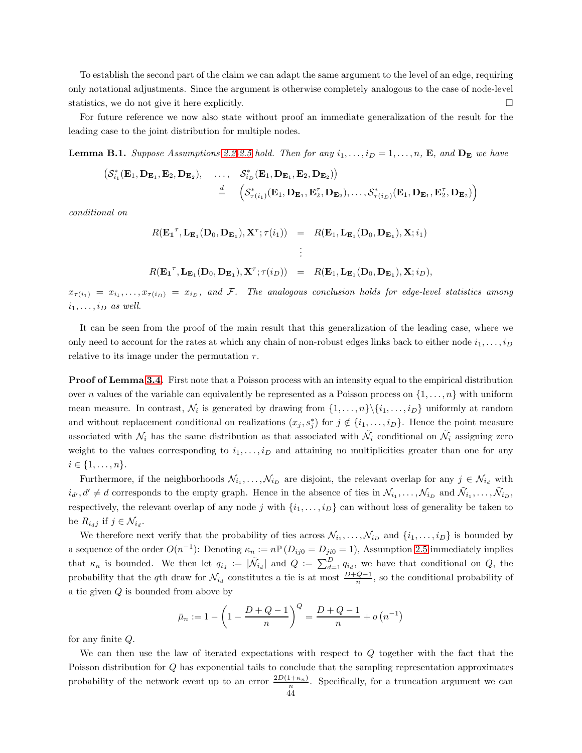To establish the second part of the claim we can adapt the same argument to the level of an edge, requiring only notational adjustments. Since the argument is otherwise completely analogous to the case of node-level statistics, we do not give it here explicitly. □

For future reference we now also state without proof an immediate generalization of the result for the leading case to the joint distribution for multiple nodes.

**Lemma B.1.** *Suppose Assumptions 2.2-2.5 hold. Then for any $i_1, \dots, i_D = 1, \dots, n$, $\mathbf{E}$, and $\mathbf{D_E}$ we have*

$$\left(\mathcal{S}^*_{i_1}(\mathbf{E}_1, \mathbf{D}_{\mathbf{E}_1}, \mathbf{E}_2, \mathbf{D}_{\mathbf{E}_2}), \quad \dots, \quad \mathcal{S}^*_{i_D}(\mathbf{E}_1, \mathbf{D}_{\mathbf{E}_1}, \mathbf{E}_2, \mathbf{D}_{\mathbf{E}_2})\right) \stackrel{d}{=} \left(\mathcal{S}^*_{\tau(i_1)}(\mathbf{E}_1, \mathbf{D}_{\mathbf{E}_1}, \mathbf{E}_2^\tau, \mathbf{D}_{\mathbf{E}_2}), \dots, \mathcal{S}^*_{\tau(i_D)}(\mathbf{E}_1, \mathbf{D}_{\mathbf{E}_1}, \mathbf{E}_2^\tau, \mathbf{D}_{\mathbf{E}_2})\right)$$

*conditional on*

$$\begin{aligned}
R(\mathbf{E_1}^\tau, \mathbf{L}_{\mathbf{E}_1}(\mathbf{D}_0, \mathbf{D}_{\mathbf{E_1}}), \mathbf{X}^\tau; \tau(i_1)) &= R(\mathbf{E}_1, \mathbf{L}_{\mathbf{E}_1}(\mathbf{D}_0, \mathbf{D}_{\mathbf{E_1}}), \mathbf{X}; i_1) \\
&\vdots \\
R(\mathbf{E_1}^\tau, \mathbf{L}_{\mathbf{E}_1}(\mathbf{D}_0, \mathbf{D}_{\mathbf{E_1}}), \mathbf{X}^\tau; \tau(i_D)) &= R(\mathbf{E}_1, \mathbf{L}_{\mathbf{E}_1}(\mathbf{D}_0, \mathbf{D}_{\mathbf{E_1}}), \mathbf{X}; i_D),
\end{aligned}$$

*$x_{\tau(i_1)} = x_{i_1}, \dots, x_{\tau(i_D)} = x_{i_D}$, and $\mathcal{F}$. The analogous conclusion holds for edge-level statistics among $i_1, \dots, i_D$ as well.*

It can be seen from the proof of the main result that this generalization of the leading case, where we only need to account for the rates at which any chain of non-robust edges links back to either node $i_1, \dots, i_D$ relative to its image under the permutation $\tau$.

**Proof of Lemma 3.4.** First note that a Poisson process with an intensity equal to the empirical distribution over $n$ values of the variable can equivalently be represented as a Poisson process on $\{1, \dots, n\}$ with uniform mean measure. In contrast, $\mathcal{N}_i$ is generated by drawing from $\{1, \dots, n\} \backslash \{i_1, \dots, i_D\}$ uniformly at random and without replacement conditional on realizations $(x_j, s_j^*)$ for $j \notin \{i_1, \dots, i_D\}$. Hence the point measure associated with $\mathcal{N}_i$ has the same distribution as that associated with $\tilde{\mathcal{N}}_i$ conditional on $\tilde{\mathcal{N}}_i$ assigning zero weight to the values corresponding to $i_1, \dots, i_D$ and attaining no multiplicities greater than one for any $i \in \{1, \dots, n\}$.

Furthermore, if the neighborhoods $\mathcal{N}_{i_1}, \dots, \mathcal{N}_{i_D}$ are disjoint, the relevant overlap for any $j \in \mathcal{N}_{i_d}$ with $i_{d'}, d' \neq d$ corresponds to the empty graph. Hence in the absence of ties in $\mathcal{N}_{i_1}, \dots, \mathcal{N}_{i_D}$ and $\tilde{\mathcal{N}}_{i_1}, \dots, \tilde{\mathcal{N}}_{i_D}$, respectively, the relevant overlap of any node $j$ with $\{i_1, \dots, i_D\}$ can without loss of generality be taken to be $R_{i_d j}$ if $j \in \mathcal{N}_{i_d}$.

We therefore next verify that the probability of ties across $\mathcal{N}_{i_1}, \dots, \mathcal{N}_{i_D}$ and $\{i_1, \dots, i_D\}$ is bounded by a sequence of the order $O(n^{-1})$: Denoting $\kappa_n := n\mathbb{P}(D_{ij0} = D_{ji0} = 1)$, Assumption 2.5 immediately implies that $\kappa_n$ is bounded. We then let $q_{i_d} := |\tilde{\mathcal{N}}_{i_d}|$ and $Q := \sum_{d=1}^D q_{i_d}$, we have that conditional on $Q$, the probability that the $q$th draw for $\mathcal{N}_{i_d}$ constitutes a tie is at most $\frac{D+Q-1}{n}$, so the conditional probability of a tie given $Q$ is bounded from above by

$$\bar{\mu}_n := 1 - \left(1 - \frac{D+Q-1}{n}\right)^Q = \frac{D+Q-1}{n} + o\left(n^{-1}\right)$$

for any finite $Q$.

We can then use the law of iterated expectations with respect to $Q$ together with the fact that the Poisson distribution for $Q$ has exponential tails to conclude that the sampling representation approximates probability of the network event up to an error $\frac{2D(1+\kappa_n)}{n}$. Specifically, for a truncation argument we can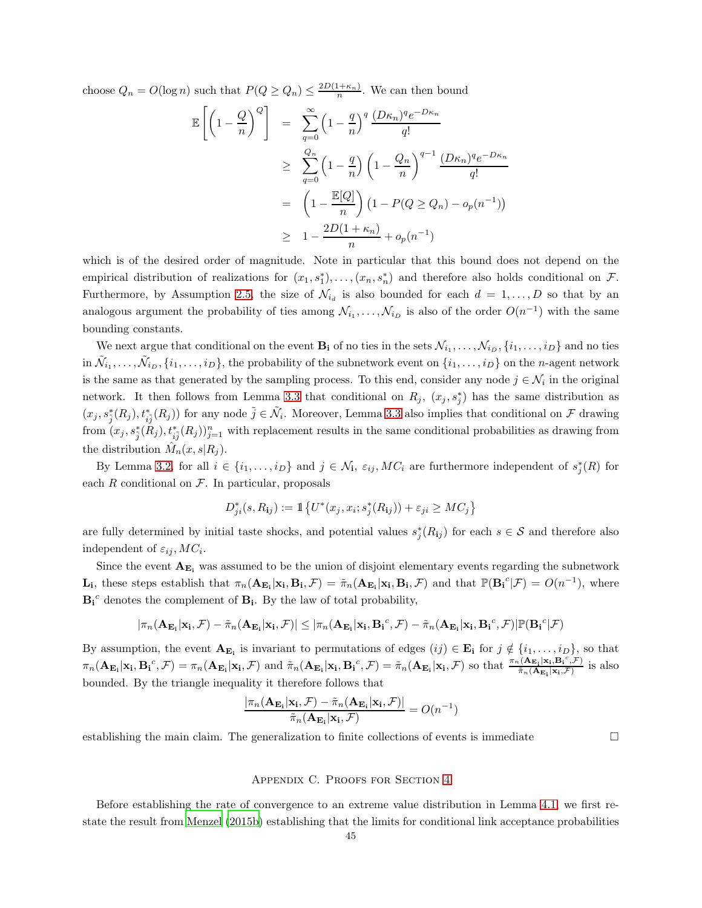choose $Q_n = O(\log n)$ such that $P(Q \geq Q_n) \leq \frac{2D(1+\kappa_n)}{n}$. We can then bound

$$
\begin{aligned}
\mathbb{E}\left[\left(1-\frac{Q}{n}\right)^Q\right] &= \sum_{q=0}^{\infty}\left(1-\frac{q}{n}\right)^q \frac{(D\kappa_n)^q e^{-D\kappa_n}}{q!} \\
&\geq \sum_{q=0}^{Q_n}\left(1-\frac{q}{n}\right)\left(1-\frac{Q_n}{n}\right)^{q-1} \frac{(D\kappa_n)^q e^{-D\kappa_n}}{q!} \\
&= \left(1-\frac{\mathbb{E}[Q]}{n}\right)\left(1-P(Q\geq Q_n)-o_p(n^{-1})\right) \\
&\geq 1-\frac{2D(1+\kappa_n)}{n}+o_p(n^{-1})
\end{aligned}
$$

which is of the desired order of magnitude. Note in particular that this bound does not depend on the empirical distribution of realizations for $(x_1, s_1^*), \dots, (x_n, s_n^*)$ and therefore also holds conditional on $\mathcal{F}$. Furthermore, by Assumption 2.5, the size of $\mathcal{N}_{i_d}$ is also bounded for each $d = 1, \dots, D$ so that by an analogous argument the probability of ties among $\mathcal{N}_{i_1}, \dots, \mathcal{N}_{i_D}$ is also of the order $O(n^{-1})$ with the same bounding constants.

We next argue that conditional on the event $\mathbf{B_i}$ of no ties in the sets $\mathcal{N}_{i_1}, \dots, \mathcal{N}_{i_D}, \{i_1, \dots, i_D\}$ and no ties in $\tilde{\mathcal{N}}_{i_1}, \dots, \tilde{\mathcal{N}}_{i_D}, \{i_1, \dots, i_D\}$, the probability of the subnetwork event on $\{i_1, \dots, i_D\}$ on the $n$-agent network is the same as that generated by the sampling process. To this end, consider any node $j \in \mathcal{N}_i$ in the original network. It then follows from Lemma 3.3 that conditional on $R_j$, $(x_j, s_j^*)$ has the same distribution as $(x_j, s_{\tilde{j}}^*(R_j), t_{i\tilde{j}}^*(R_j))$ for any node $\tilde{j} \in \tilde{\mathcal{N}}_i$. Moreover, Lemma 3.3 also implies that conditional on $\mathcal{F}$ drawing from $(x_j, s_{\tilde{j}}^*(R_j), t_{i\tilde{j}}^*(R_j))_{j=1}^n$ with replacement results in the same conditional probabilities as drawing from the distribution $\hat{M}_n(x, s|R_j)$.

By Lemma 3.2, for all $i \in \{i_1, \dots, i_D\}$ and $j \in \mathcal{N}_{\mathbf{i}}$, $\varepsilon_{ij}, MC_i$ are furthermore independent of $s_j^*(R)$ for each $R$ conditional on $\mathcal{F}$. In particular, proposals

$$D_{ji}^*(s, R_{\mathbf{i}j}) := \mathbb{1}\left\{U^*(x_j, x_i; s_j^*(R_{\mathbf{i}j})) + \varepsilon_{ji} \geq MC_j\right\}$$

are fully determined by initial taste shocks, and potential values $s_j^*(R_{\mathbf{i}j})$ for each $s \in \mathcal{S}$ and therefore also independent of $\varepsilon_{ij}, MC_i$.

Since the event $\mathbf{A}_{\mathbf{E_i}}$ was assumed to be the union of disjoint elementary events regarding the subnetwork $\mathbf{L_i}$, these steps establish that $\pi_n(\mathbf{A}_{\mathbf{E_i}}|\mathbf{x_i}, \mathbf{B_i}, \mathcal{F}) = \tilde{\pi}_n(\mathbf{A}_{\mathbf{E_i}}|\mathbf{x_i}, \mathbf{B_i}, \mathcal{F})$ and that $\mathbb{P}({\mathbf{B_i}}^c|\mathcal{F}) = O(n^{-1})$, where ${\mathbf{B_i}}^c$ denotes the complement of $\mathbf{B_i}$. By the law of total probability,

$$|\pi_n(\mathbf{A}_{\mathbf{E_i}}|\mathbf{x_i}, \mathcal{F}) - \tilde{\pi}_n(\mathbf{A}_{\mathbf{E_i}}|\mathbf{x_i}, \mathcal{F})| \leq |\pi_n(\mathbf{A}_{\mathbf{E_i}}|\mathbf{x_i}, {\mathbf{B_i}}^c, \mathcal{F}) - \tilde{\pi}_n(\mathbf{A}_{\mathbf{E_i}}|\mathbf{x_i}, {\mathbf{B_i}}^c, \mathcal{F})|\mathbb{P}({\mathbf{B_i}}^c|\mathcal{F})$$

By assumption, the event $\mathbf{A}_{\mathbf{E_i}}$ is invariant to permutations of edges $(ij) \in \mathbf{E_i}$ for $j \notin \{i_1, \dots, i_D\}$, so that $\pi_n(\mathbf{A}_{\mathbf{E_i}}|\mathbf{x_i}, {\mathbf{B_i}}^c, \mathcal{F}) = \pi_n(\mathbf{A}_{\mathbf{E_i}}|\mathbf{x_i}, \mathcal{F})$ and $\tilde{\pi}_n(\mathbf{A}_{\mathbf{E_i}}|\mathbf{x_i}, {\mathbf{B_i}}^c, \mathcal{F}) = \tilde{\pi}_n(\mathbf{A}_{\mathbf{E_i}}|\mathbf{x_i}, \mathcal{F})$ so that $\frac{\pi_n(\mathbf{A}_{\mathbf{E_i}}|\mathbf{x_i}, {\mathbf{B_i}}^c, \mathcal{F})}{\tilde{\pi}_n(\mathbf{A}_{\mathbf{E_i}}|\mathbf{x_i}, \mathcal{F})}$ is also bounded. By the triangle inequality it therefore follows that

$$\frac{|\pi_n(\mathbf{A}_{\mathbf{E_i}}|\mathbf{x_i}, \mathcal{F}) - \tilde{\pi}_n(\mathbf{A}_{\mathbf{E_i}}|\mathbf{x_i}, \mathcal{F})|}{\tilde{\pi}_n(\mathbf{A}_{\mathbf{E_i}}|\mathbf{x_i}, \mathcal{F})} = O(n^{-1})$$

establishing the main claim. The generalization to finite collections of events is immediate $\square$

## Appendix C. Proofs for Section 4

Before establishing the rate of convergence to an extreme value distribution in Lemma 4.1, we first restate the result from Menzel (2015b) establishing that the limits for conditional link acceptance probabilities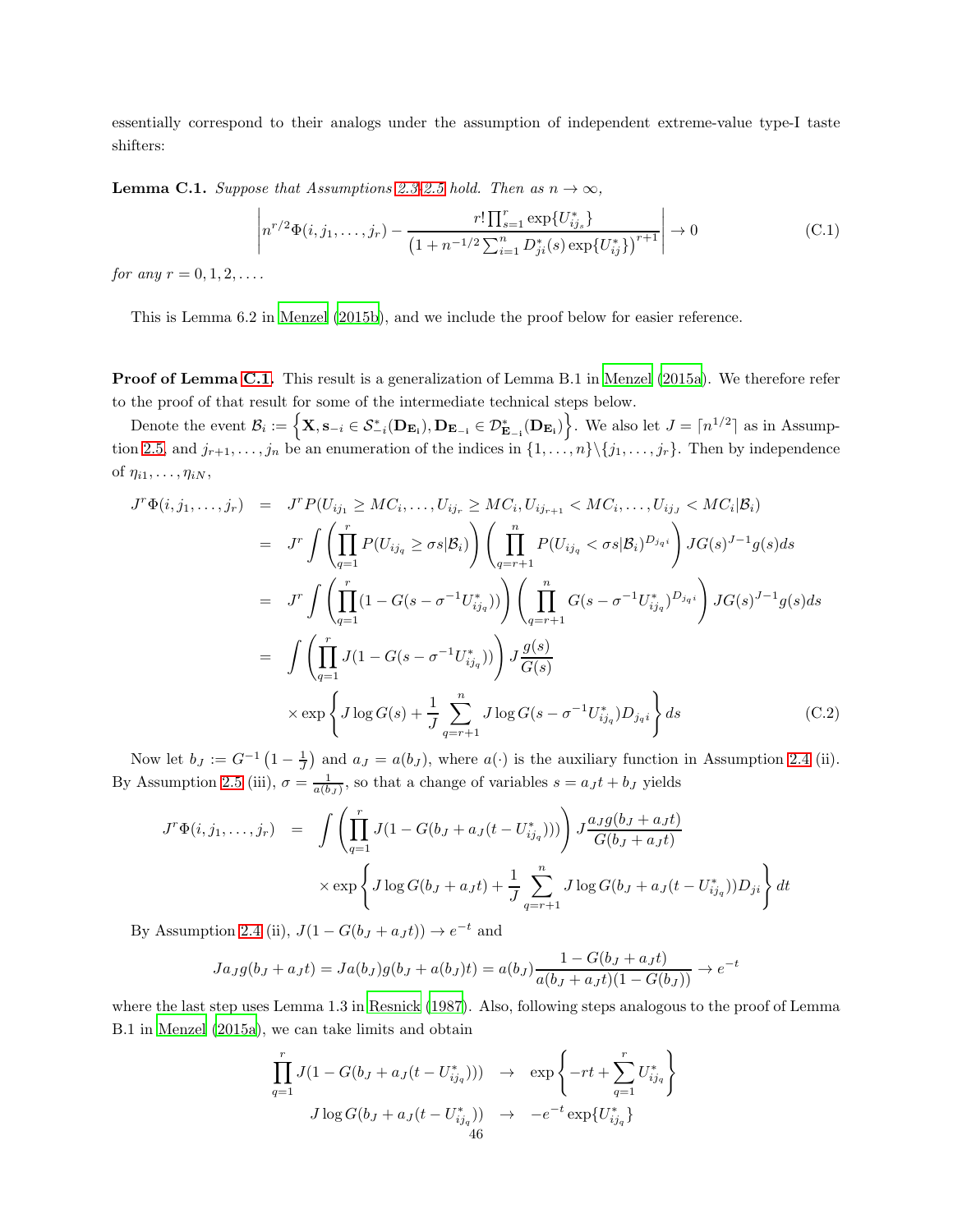essentially correspond to their analogs under the assumption of independent extreme-value type-I taste shifters:

**Lemma C.1.** *Suppose that Assumptions 2.3-2.5 hold. Then as $n \to \infty$,*

$$\left| n^{r/2}\Phi(i, j_1, \ldots, j_r) - \frac{r! \prod_{s=1}^{r} \exp\{U^*_{ij_s}\}}{\left(1 + n^{-1/2}\sum_{i=1}^{n} D^*_{ji}(s)\exp\{U^*_{ij}\}\right)^{r+1}} \right| \to 0 \tag{C.1}$$

*for any $r = 0, 1, 2, \ldots$.*

This is Lemma 6.2 in Menzel (2015b), and we include the proof below for easier reference.

**Proof of Lemma C.1.** This result is a generalization of Lemma B.1 in Menzel (2015a). We therefore refer to the proof of that result for some of the intermediate technical steps below.

Denote the event $\mathcal{B}_i := \left\{\mathbf{X}, \mathbf{s}_{-i} \in \mathcal{S}^*_{-i}(\mathbf{D}_{\mathbf{E_i}}), \mathbf{D}_{\mathbf{E}_{-i}} \in \mathcal{D}^*_{\mathbf{E_{-i}}}(\mathbf{D}_{\mathbf{E_i}})\right\}$. We also let $J = \lceil n^{1/2} \rceil$ as in Assumption 2.5, and $j_{r+1}, \ldots, j_n$ be an enumeration of the indices in $\{1, \ldots, n\} \backslash \{j_1, \ldots, j_r\}$. Then by independence of $\eta_{i1}, \ldots, \eta_{iN}$,

$$\begin{aligned}
J^r \Phi(i, j_1, \ldots, j_r) &= J^r P(U_{ij_1} \geq MC_i, \ldots, U_{ij_r} \geq MC_i, U_{ij_{r+1}} < MC_i, \ldots, U_{ij_J} < MC_i | \mathcal{B}_i) \\
&= J^r \int \left(\prod_{q=1}^{r} P(U_{ij_q} \geq \sigma s | \mathcal{B}_i)\right)\left(\prod_{q=r+1}^{n} P(U_{ij_q} < \sigma s | \mathcal{B}_i)^{D_{j_q i}}\right) J G(s)^{J-1} g(s) ds \\
&= J^r \int \left(\prod_{q=1}^{r} (1 - G(s - \sigma^{-1}U^*_{ij_q}))\right)\left(\prod_{q=r+1}^{n} G(s - \sigma^{-1}U^*_{ij_q})^{D_{j_q i}}\right) J G(s)^{J-1} g(s) ds \\
&= \int \left(\prod_{q=1}^{r} J(1 - G(s - \sigma^{-1}U^*_{ij_q}))\right) J\frac{g(s)}{G(s)} \\
&\quad \times \exp\left\{J \log G(s) + \frac{1}{J}\sum_{q=r+1}^{n} J \log G(s - \sigma^{-1}U^*_{ij_q}) D_{j_q i}\right\} ds
\end{aligned} \tag{C.2}$$

Now let $b_J := G^{-1}\left(1 - \frac{1}{J}\right)$ and $a_J = a(b_J)$, where $a(\cdot)$ is the auxiliary function in Assumption 2.4 (ii). By Assumption 2.5 (iii), $\sigma = \frac{1}{a(b_J)}$, so that a change of variables $s = a_J t + b_J$ yields

$$\begin{aligned}
J^r \Phi(i, j_1, \ldots, j_r) &= \int \left(\prod_{q=1}^{r} J(1 - G(b_J + a_J(t - U^*_{ij_q})))\right) J\frac{a_J g(b_J + a_J t)}{G(b_J + a_J t)} \\
&\quad \times \exp\left\{J \log G(b_J + a_J t) + \frac{1}{J}\sum_{q=r+1}^{n} J \log G(b_J + a_J(t - U^*_{ij_q})) D_{ji}\right\} dt
\end{aligned}$$

By Assumption 2.4 (ii), $J(1 - G(b_J + a_J t)) \to e^{-t}$ and

$$J a_J g(b_J + a_J t) = J a(b_J) g(b_J + a(b_J)t) = a(b_J)\frac{1 - G(b_J + a_J t)}{a(b_J + a_J t)(1 - G(b_J))} \to e^{-t}$$

where the last step uses Lemma 1.3 in Resnick (1987). Also, following steps analogous to the proof of Lemma B.1 in Menzel (2015a), we can take limits and obtain

$$\begin{aligned}
\prod_{q=1}^{r} J(1 - G(b_J + a_J(t - U^*_{ij_q}))) &\to \exp\left\{-rt + \sum_{q=1}^{r} U^*_{ij_q}\right\} \\
J \log G(b_J + a_J(t - U^*_{ij_q})) &\to -e^{-t}\exp\{U^*_{ij_q}\}
\end{aligned}$$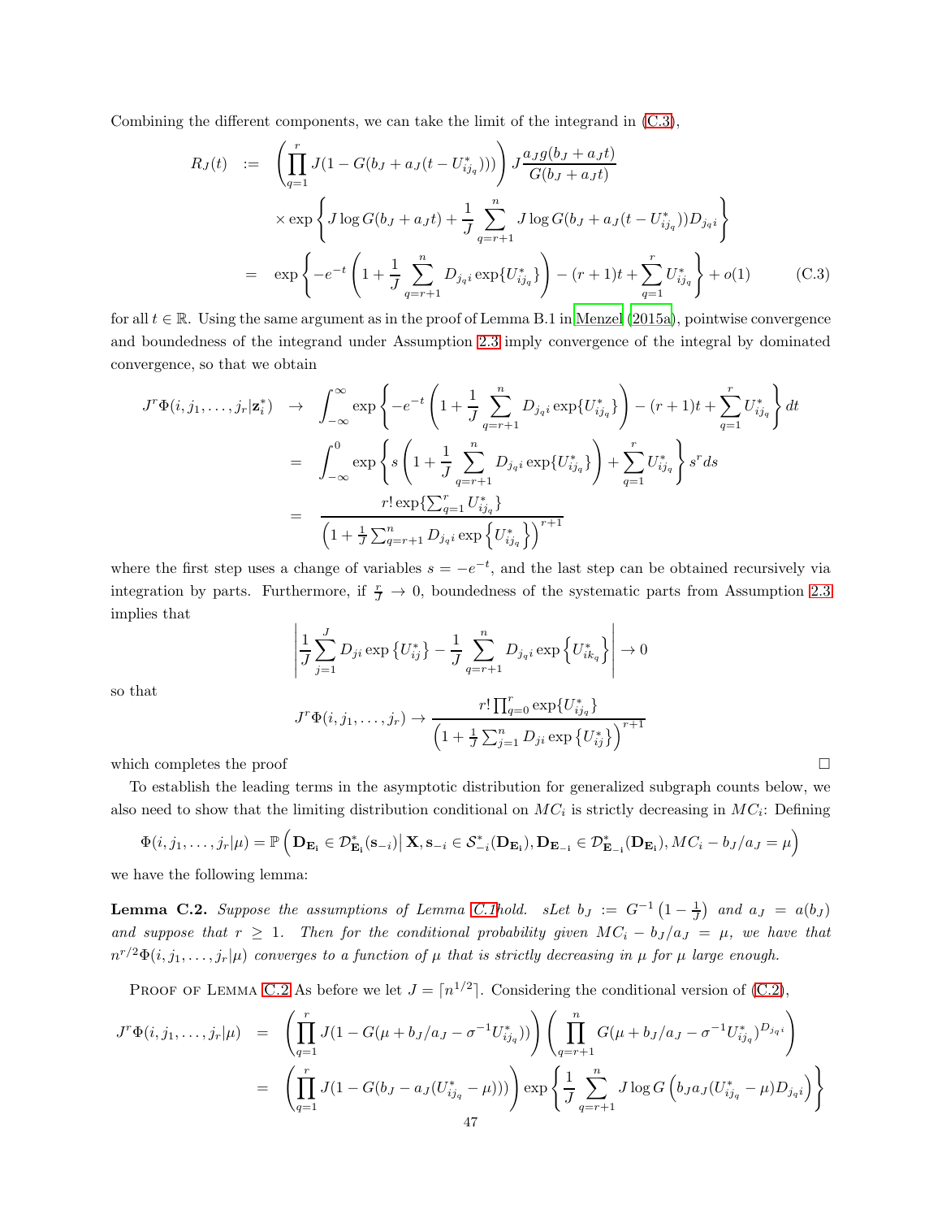Combining the different components, we can take the limit of the integrand in (C.3),

$$
\begin{aligned}
R_J(t) &:= \left(\prod_{q=1}^{r} J(1 - G(b_J + a_J(t - U^*_{ij_q})))\right) J \frac{a_J g(b_J + a_J t)}{G(b_J + a_J t)} \\
&\quad \times \exp\left\{ J \log G(b_J + a_J t) + \frac{1}{J}\sum_{q=r+1}^{n} J \log G(b_J + a_J(t - U^*_{ij_q})) D_{j_q i} \right\} \\
&= \exp\left\{ -e^{-t}\left(1 + \frac{1}{J}\sum_{q=r+1}^{n} D_{j_q i}\exp\{U^*_{ij_q}\}\right) - (r+1)t + \sum_{q=1}^{r} U^*_{ij_q} \right\} + o(1) \qquad \text{(C.3)}
\end{aligned}
$$

for all $t \in \mathbb{R}$. Using the same argument as in the proof of Lemma B.1 in Menzel (2015a), pointwise convergence and boundedness of the integrand under Assumption 2.3 imply convergence of the integral by dominated convergence, so that we obtain

$$
\begin{aligned}
J^r \Phi(i, j_1, \dots, j_r | \mathbf{z}^*_i) &\to \int_{-\infty}^{\infty} \exp\left\{ -e^{-t}\left(1 + \frac{1}{J}\sum_{q=r+1}^{n} D_{j_q i}\exp\{U^*_{ij_q}\}\right) - (r+1)t + \sum_{q=1}^{r} U^*_{ij_q} \right\} dt \\
&= \int_{-\infty}^{0} \exp\left\{ s\left(1 + \frac{1}{J}\sum_{q=r+1}^{n} D_{j_q i}\exp\{U^*_{ij_q}\}\right) + \sum_{q=1}^{r} U^*_{ij_q} \right\} s^r ds \\
&= \frac{r! \exp\{\sum_{q=1}^{r} U^*_{ij_q}\}}{\left(1 + \frac{1}{J}\sum_{q=r+1}^{n} D_{j_q i}\exp\left\{U^*_{ij_q}\right\}\right)^{r+1}}
\end{aligned}
$$

where the first step uses a change of variables $s = -e^{-t}$, and the last step can be obtained recursively via integration by parts. Furthermore, if $\frac{r}{J} \to 0$, boundedness of the systematic parts from Assumption 2.3 implies that

$$
\left| \frac{1}{J}\sum_{j=1}^{J} D_{ji}\exp\left\{U^*_{ij}\right\} - \frac{1}{J}\sum_{q=r+1}^{n} D_{j_q i}\exp\left\{U^*_{ik_q}\right\} \right| \to 0
$$

so that

$$
J^r \Phi(i, j_1, \dots, j_r) \to \frac{r! \prod_{q=0}^{r} \exp\{U^*_{ij_q}\}}{\left(1 + \frac{1}{J}\sum_{j=1}^{n} D_{ji}\exp\left\{U^*_{ij}\right\}\right)^{r+1}}
$$

which completes the proof $\square$

To establish the leading terms in the asymptotic distribution for generalized subgraph counts below, we also need to show that the limiting distribution conditional on $MC_i$ is strictly decreasing in $MC_i$: Defining

$$
\Phi(i, j_1, \dots, j_r | \mu) = \mathbb{P}\left( \mathbf{D}_{\mathbf{E_i}} \in \mathcal{D}^*_{\mathbf{E_i}}(\mathbf{s}_{-i}) \middle| \mathbf{X}, \mathbf{s}_{-i} \in \mathcal{S}^*_{-i}(\mathbf{D}_{\mathbf{E_i}}), \mathbf{D}_{\mathbf{E_{-i}}} \in \mathcal{D}^*_{\mathbf{E_{-i}}}(\mathbf{D}_{\mathbf{E_i}}), MC_i - b_J/a_J = \mu \right)
$$

we have the following lemma:

**Lemma C.2.** *Suppose the assumptions of Lemma C.1hold. sLet $b_J := G^{-1}\left(1 - \frac{1}{J}\right)$ and $a_J = a(b_J)$ and suppose that $r \geq 1$. Then for the conditional probability given $MC_i - b_J/a_J = \mu$, we have that $n^{r/2}\Phi(i, j_1, \dots, j_r | \mu)$ converges to a function of $\mu$ that is strictly decreasing in $\mu$ for $\mu$ large enough.*

Proof of Lemma C.2 As before we let $J = \lceil n^{1/2} \rceil$. Considering the conditional version of (C.2),

$$
\begin{aligned}
J^r \Phi(i, j_1, \dots, j_r | \mu) &= \left(\prod_{q=1}^{r} J(1 - G(\mu + b_J/a_J - \sigma^{-1}U^*_{ij_q}))\right)\left(\prod_{q=r+1}^{n} G(\mu + b_J/a_J - \sigma^{-1}U^*_{ij_q})^{D_{j_q i}}\right) \\
&= \left(\prod_{q=1}^{r} J(1 - G(b_J - a_J(U^*_{ij_q} - \mu)))\right) \exp\left\{ \frac{1}{J}\sum_{q=r+1}^{n} J \log G\left(b_J a_J(U^*_{ij_q} - \mu) D_{j_q i}\right) \right\}
\end{aligned}
$$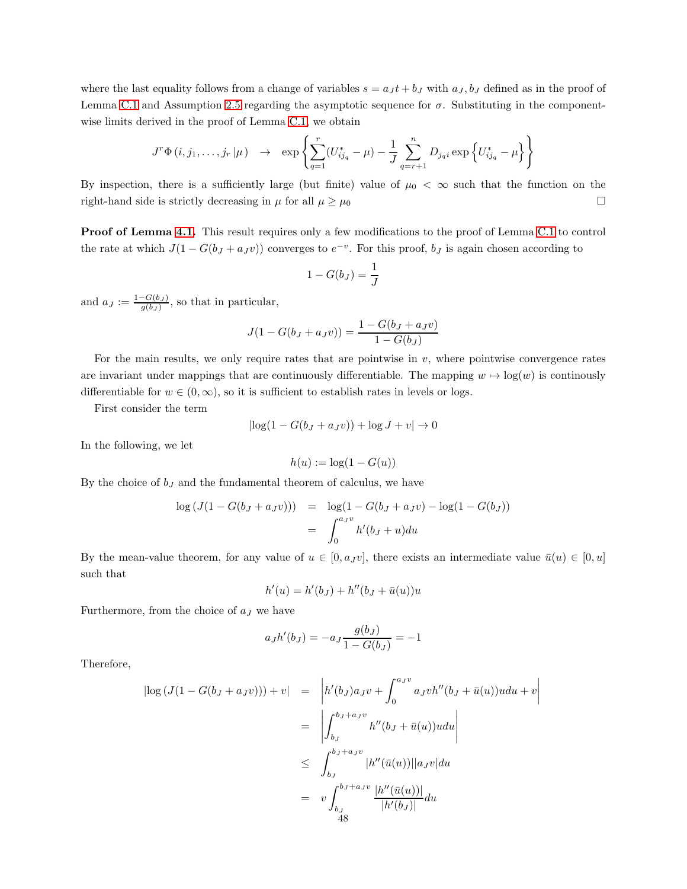where the last equality follows from a change of variables $s = a_J t + b_J$ with $a_J, b_J$ defined as in the proof of Lemma C.1 and Assumption 2.5 regarding the asymptotic sequence for $\sigma$. Substituting in the component-wise limits derived in the proof of Lemma C.1, we obtain

$$J^r \Phi\left(i, j_1, \ldots, j_r \,|\mu\right) \quad \to \quad \exp\left\{\sum_{q=1}^{r} (U^*_{ij_q} - \mu) - \frac{1}{J}\sum_{q=r+1}^{n} D_{j_q i} \exp\left\{U^*_{ij_q} - \mu\right\}\right\}$$

By inspection, there is a sufficiently large (but finite) value of $\mu_0 < \infty$ such that the function on the right-hand side is strictly decreasing in $\mu$ for all $\mu \geq \mu_0$ □

**Proof of Lemma 4.1.** This result requires only a few modifications to the proof of Lemma C.1 to control the rate at which $J(1 - G(b_J + a_J v))$ converges to $e^{-v}$. For this proof, $b_J$ is again chosen according to

$$1 - G(b_J) = \frac{1}{J}$$

and $a_J := \frac{1-G(b_J)}{g(b_J)}$, so that in particular,

$$J(1 - G(b_J + a_J v)) = \frac{1 - G(b_J + a_J v)}{1 - G(b_J)}$$

For the main results, we only require rates that are pointwise in $v$, where pointwise convergence rates are invariant under mappings that are continuously differentiable. The mapping $w \mapsto \log(w)$ is continously differentiable for $w \in (0, \infty)$, so it is sufficient to establish rates in levels or logs.

First consider the term

$$|\log(1 - G(b_J + a_J v)) + \log J + v| \to 0$$

In the following, we let

$$h(u) := \log(1 - G(u))$$

By the choice of $b_J$ and the fundamental theorem of calculus, we have

$$\begin{aligned}
\log\left(J(1 - G(b_J + a_J v))\right) &= \log(1 - G(b_J + a_J v) - \log(1 - G(b_J)) \\
&= \int_0^{a_J v} h'(b_J + u) du
\end{aligned}$$

By the mean-value theorem, for any value of $u \in [0, a_J v]$, there exists an intermediate value $\bar{u}(u) \in [0, u]$ such that

$$h'(u) = h'(b_J) + h''(b_J + \bar{u}(u))u$$

Furthermore, from the choice of $a_J$ we have

$$a_J h'(b_J) = -a_J \frac{g(b_J)}{1 - G(b_J)} = -1$$

Therefore,

$$\begin{aligned}
|\log\left(J(1 - G(b_J + a_J v))\right) + v| &= \left| h'(b_J) a_J v + \int_0^{a_J v} a_J v h''(b_J + \bar{u}(u)) u du + v \right| \\
&= \left| \int_{b_J}^{b_J + a_J v} h''(b_J + \bar{u}(u)) u du \right| \\
&\leq \int_{b_J}^{b_J + a_J v} |h''(\bar{u}(u))| |a_J v| du \\
&= v \int_{b_J}^{b_J + a_J v} \frac{|h''(\bar{u}(u))|}{|h'(b_J)|} du
\end{aligned}$$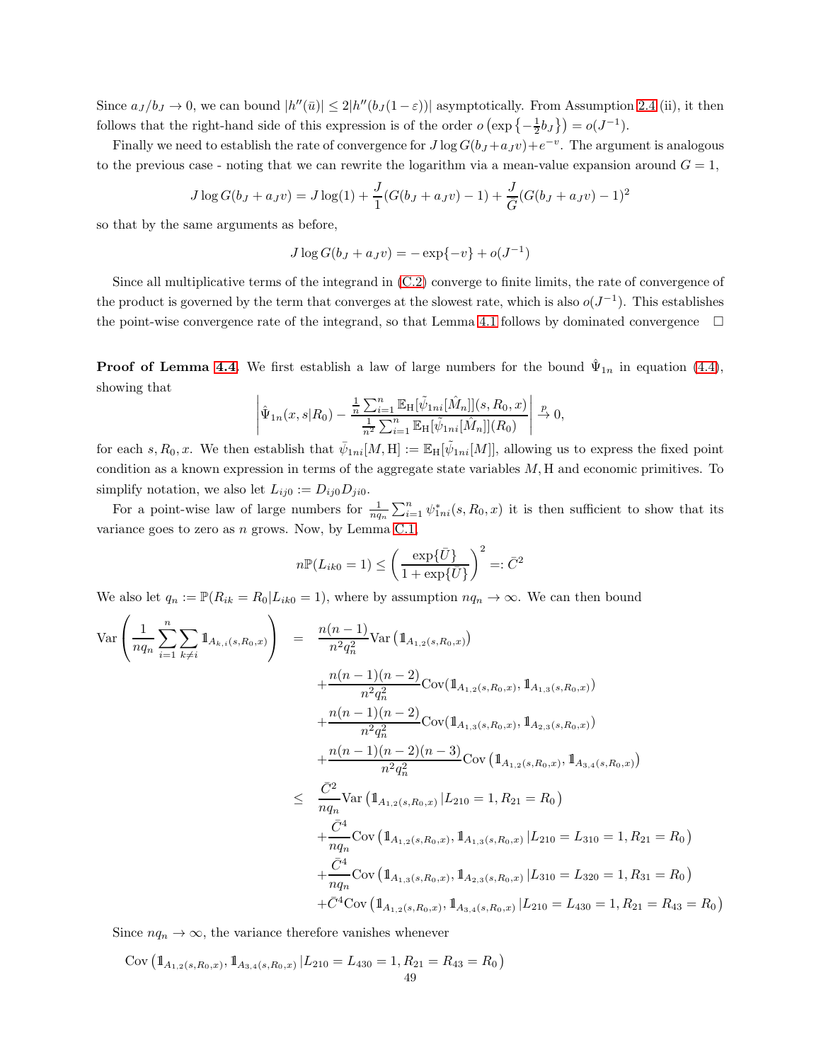Since $a_J/b_J \to 0$, we can bound $|h''(\bar{u})| \leq 2|h''(b_J(1-\varepsilon))|$ asymptotically. From Assumption 2.4 (ii), it then follows that the right-hand side of this expression is of the order $o\left(\exp\left\{-\frac{1}{2}b_J\right\}\right) = o(J^{-1})$.

Finally we need to establish the rate of convergence for $J\log G(b_J + a_J v) + e^{-v}$. The argument is analogous to the previous case - noting that we can rewrite the logarithm via a mean-value expansion around $G = 1$,

$$J\log G(b_J + a_J v) = J\log(1) + \frac{J}{1}(G(b_J + a_J v) - 1) + \frac{J}{\bar{G}}(G(b_J + a_J v) - 1)^2$$

so that by the same arguments as before,

$$J\log G(b_J + a_J v) = -\exp\{-v\} + o(J^{-1})$$

Since all multiplicative terms of the integrand in (C.2) converge to finite limits, the rate of convergence of the product is governed by the term that converges at the slowest rate, which is also $o(J^{-1})$. This establishes the point-wise convergence rate of the integrand, so that Lemma 4.1 follows by dominated convergence $\square$

**Proof of Lemma 4.4.** We first establish a law of large numbers for the bound $\hat{\Psi}_{1n}$ in equation (4.4), showing that

$$\left|\hat{\Psi}_{1n}(x, s|R_0) - \frac{\frac{1}{n}\sum_{i=1}^n \mathbb{E}_{\mathrm{H}}[\tilde{\psi}_{1ni}[\hat{M}_n]](s, R_0, x)}{\frac{1}{n^2}\sum_{i=1}^n \mathbb{E}_{\mathrm{H}}[\tilde{\psi}_{1ni}[\hat{M}_n]](R_0)}\right| \stackrel{p}{\to} 0,$$

for each $s, R_0, x$. We then establish that $\bar{\psi}_{1ni}[M, \mathrm{H}] := \mathbb{E}_{\mathrm{H}}[\tilde{\psi}_{1ni}[M]]$, allowing us to express the fixed point condition as a known expression in terms of the aggregate state variables $M, \mathrm{H}$ and economic primitives. To simplify notation, we also let $L_{ij0} := D_{ij0}D_{ji0}$.

For a point-wise law of large numbers for $\frac{1}{nq_n}\sum_{i=1}^n \psi^*_{1ni}(s, R_0, x)$ it is then sufficient to show that its variance goes to zero as $n$ grows. Now, by Lemma C.1,

$$n\mathbb{P}(L_{ik0} = 1) \leq \left(\frac{\exp\{\bar{U}\}}{1 + \exp\{\bar{U}\}}\right)^2 =: \bar{C}^2$$

We also let $q_n := \mathbb{P}(R_{ik} = R_0 | L_{ik0} = 1)$, where by assumption $nq_n \to \infty$. We can then bound

$$\begin{aligned}
\mathrm{Var}\left(\frac{1}{nq_n}\sum_{i=1}^n \sum_{k \neq i} \mathbb{1}_{A_{k,i}(s,R_0,x)}\right) &= \frac{n(n-1)}{n^2 q_n^2}\mathrm{Var}\left(\mathbb{1}_{A_{1,2}(s,R_0,x)}\right) \\
&\quad + \frac{n(n-1)(n-2)}{n^2 q_n^2}\mathrm{Cov}(\mathbb{1}_{A_{1,2}(s,R_0,x)}, \mathbb{1}_{A_{1,3}(s,R_0,x)}) \\
&\quad + \frac{n(n-1)(n-2)}{n^2 q_n^2}\mathrm{Cov}(\mathbb{1}_{A_{1,3}(s,R_0,x)}, \mathbb{1}_{A_{2,3}(s,R_0,x)}) \\
&\quad + \frac{n(n-1)(n-2)(n-3)}{n^2 q_n^2}\mathrm{Cov}\left(\mathbb{1}_{A_{1,2}(s,R_0,x)}, \mathbb{1}_{A_{3,4}(s,R_0,x)}\right) \\
&\leq \frac{\bar{C}^2}{nq_n}\mathrm{Var}\left(\mathbb{1}_{A_{1,2}(s,R_0,x)} | L_{210} = 1, R_{21} = R_0\right) \\
&\quad + \frac{\bar{C}^4}{nq_n}\mathrm{Cov}\left(\mathbb{1}_{A_{1,2}(s,R_0,x)}, \mathbb{1}_{A_{1,3}(s,R_0,x)} | L_{210} = L_{310} = 1, R_{21} = R_0\right) \\
&\quad + \frac{\bar{C}^4}{nq_n}\mathrm{Cov}\left(\mathbb{1}_{A_{1,3}(s,R_0,x)}, \mathbb{1}_{A_{2,3}(s,R_0,x)} | L_{310} = L_{320} = 1, R_{31} = R_0\right) \\
&\quad + \bar{C}^4\mathrm{Cov}\left(\mathbb{1}_{A_{1,2}(s,R_0,x)}, \mathbb{1}_{A_{3,4}(s,R_0,x)} | L_{210} = L_{430} = 1, R_{21} = R_{43} = R_0\right)
\end{aligned}$$

Since $nq_n \to \infty$, the variance therefore vanishes whenever

$$\mathrm{Cov}\left(\mathbb{1}_{A_{1,2}(s,R_0,x)}, \mathbb{1}_{A_{3,4}(s,R_0,x)} | L_{210} = L_{430} = 1, R_{21} = R_{43} = R_0\right)$$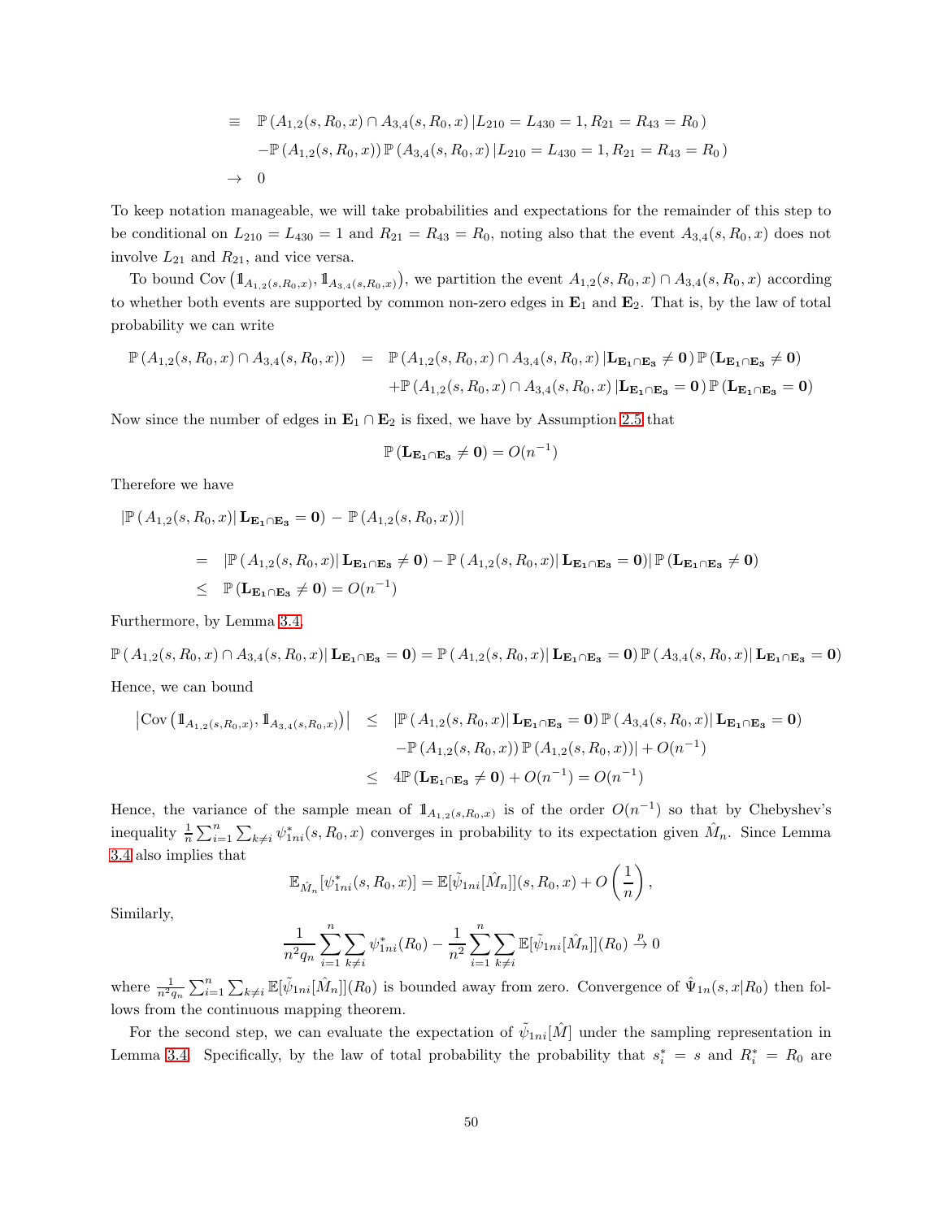$$
\begin{aligned}
&\equiv \mathbb{P}\left(A_{1,2}(s,R_0,x)\cap A_{3,4}(s,R_0,x)\,|L_{210}=L_{430}=1, R_{21}=R_{43}=R_0\right)\\
&\quad -\mathbb{P}\left(A_{1,2}(s,R_0,x)\right)\mathbb{P}\left(A_{3,4}(s,R_0,x)\,|L_{210}=L_{430}=1, R_{21}=R_{43}=R_0\right)\\
&\to 0
\end{aligned}
$$

To keep notation manageable, we will take probabilities and expectations for the remainder of this step to be conditional on $L_{210}=L_{430}=1$ and $R_{21}=R_{43}=R_0$, noting also that the event $A_{3,4}(s,R_0,x)$ does not involve $L_{21}$ and $R_{21}$, and vice versa.

To bound $\text{Cov}\left(\mathbb{1}_{A_{1,2}(s,R_0,x)}, \mathbb{1}_{A_{3,4}(s,R_0,x)}\right)$, we partition the event $A_{1,2}(s,R_0,x)\cap A_{3,4}(s,R_0,x)$ according to whether both events are supported by common non-zero edges in $\mathbf{E}_1$ and $\mathbf{E}_2$. That is, by the law of total probability we can write

$$
\begin{aligned}
\mathbb{P}\left(A_{1,2}(s,R_0,x)\cap A_{3,4}(s,R_0,x)\right) &= \mathbb{P}\left(A_{1,2}(s,R_0,x)\cap A_{3,4}(s,R_0,x)\,|\mathbf{L}_{\mathbf{E_1}\cap\mathbf{E_3}}\neq\mathbf{0}\right)\mathbb{P}\left(\mathbf{L}_{\mathbf{E_1}\cap\mathbf{E_3}}\neq\mathbf{0}\right)\\
&\quad +\mathbb{P}\left(A_{1,2}(s,R_0,x)\cap A_{3,4}(s,R_0,x)\,|\mathbf{L}_{\mathbf{E_1}\cap\mathbf{E_3}}=\mathbf{0}\right)\mathbb{P}\left(\mathbf{L}_{\mathbf{E_1}\cap\mathbf{E_3}}=\mathbf{0}\right)
\end{aligned}
$$

Now since the number of edges in $\mathbf{E}_1\cap\mathbf{E}_2$ is fixed, we have by Assumption 2.5 that

$$
\mathbb{P}\left(\mathbf{L}_{\mathbf{E_1}\cap\mathbf{E_3}}\neq\mathbf{0}\right)=O(n^{-1})
$$

Therefore we have

$$
\begin{aligned}
&\left|\mathbb{P}\left(A_{1,2}(s,R_0,x)\right|\mathbf{L}_{\mathbf{E_1}\cap\mathbf{E_3}}=\mathbf{0}) - \mathbb{P}\left(A_{1,2}(s,R_0,x)\right)\right|\\
&\quad= \left|\mathbb{P}\left(A_{1,2}(s,R_0,x)\right|\mathbf{L}_{\mathbf{E_1}\cap\mathbf{E_3}}\neq\mathbf{0}) - \mathbb{P}\left(A_{1,2}(s,R_0,x)\right|\mathbf{L}_{\mathbf{E_1}\cap\mathbf{E_3}}=\mathbf{0})\right|\mathbb{P}\left(\mathbf{L}_{\mathbf{E_1}\cap\mathbf{E_3}}\neq\mathbf{0}\right)\\
&\quad\leq \mathbb{P}\left(\mathbf{L}_{\mathbf{E_1}\cap\mathbf{E_3}}\neq\mathbf{0}\right)=O(n^{-1})
\end{aligned}
$$

Furthermore, by Lemma 3.4,

$$
\mathbb{P}\left(A_{1,2}(s,R_0,x)\cap A_{3,4}(s,R_0,x)\right|\mathbf{L}_{\mathbf{E_1}\cap\mathbf{E_3}}=\mathbf{0}) = \mathbb{P}\left(A_{1,2}(s,R_0,x)\right|\mathbf{L}_{\mathbf{E_1}\cap\mathbf{E_3}}=\mathbf{0})\,\mathbb{P}\left(A_{3,4}(s,R_0,x)\right|\mathbf{L}_{\mathbf{E_1}\cap\mathbf{E_3}}=\mathbf{0})
$$

Hence, we can bound

$$
\begin{aligned}
\left|\text{Cov}\left(\mathbb{1}_{A_{1,2}(s,R_0,x)}, \mathbb{1}_{A_{3,4}(s,R_0,x)}\right)\right| &\leq \left|\mathbb{P}\left(A_{1,2}(s,R_0,x)\right|\mathbf{L}_{\mathbf{E_1}\cap\mathbf{E_3}}=\mathbf{0})\,\mathbb{P}\left(A_{3,4}(s,R_0,x)\right|\mathbf{L}_{\mathbf{E_1}\cap\mathbf{E_3}}=\mathbf{0})\right.\\
&\quad \left.-\mathbb{P}\left(A_{1,2}(s,R_0,x)\right)\mathbb{P}\left(A_{1,2}(s,R_0,x)\right)\right| + O(n^{-1})\\
&\leq 4\mathbb{P}\left(\mathbf{L}_{\mathbf{E_1}\cap\mathbf{E_3}}\neq\mathbf{0}\right)+O(n^{-1})=O(n^{-1})
\end{aligned}
$$

Hence, the variance of the sample mean of $\mathbb{1}_{A_{1,2}(s,R_0,x)}$ is of the order $O(n^{-1})$ so that by Chebyshev's inequality $\frac{1}{n}\sum_{i=1}^n\sum_{k\neq i}\psi^*_{1ni}(s,R_0,x)$ converges in probability to its expectation given $\hat{M}_n$. Since Lemma 3.4 also implies that

$$
\mathbb{E}_{\hat{M}_n}[\psi^*_{1ni}(s,R_0,x)] = \mathbb{E}[\tilde{\psi}_{1ni}[\hat{M}_n]](s,R_0,x) + O\left(\frac{1}{n}\right),
$$

Similarly,

$$
\frac{1}{n^2 q_n}\sum_{i=1}^n\sum_{k\neq i}\psi^*_{1ni}(R_0) - \frac{1}{n^2}\sum_{i=1}^n\sum_{k\neq i}\mathbb{E}[\tilde{\psi}_{1ni}[\hat{M}_n]](R_0)\stackrel{p}{\to}0
$$

where $\frac{1}{n^2 q_n}\sum_{i=1}^n\sum_{k\neq i}\mathbb{E}[\tilde{\psi}_{1ni}[\hat{M}_n]](R_0)$ is bounded away from zero. Convergence of $\hat{\Psi}_{1n}(s,x|R_0)$ then follows from the continuous mapping theorem.

For the second step, we can evaluate the expectation of $\tilde{\psi}_{1ni}[\hat{M}]$ under the sampling representation in Lemma 3.4. Specifically, by the law of total probability the probability that $s^*_i = s$ and $R^*_i = R_0$ are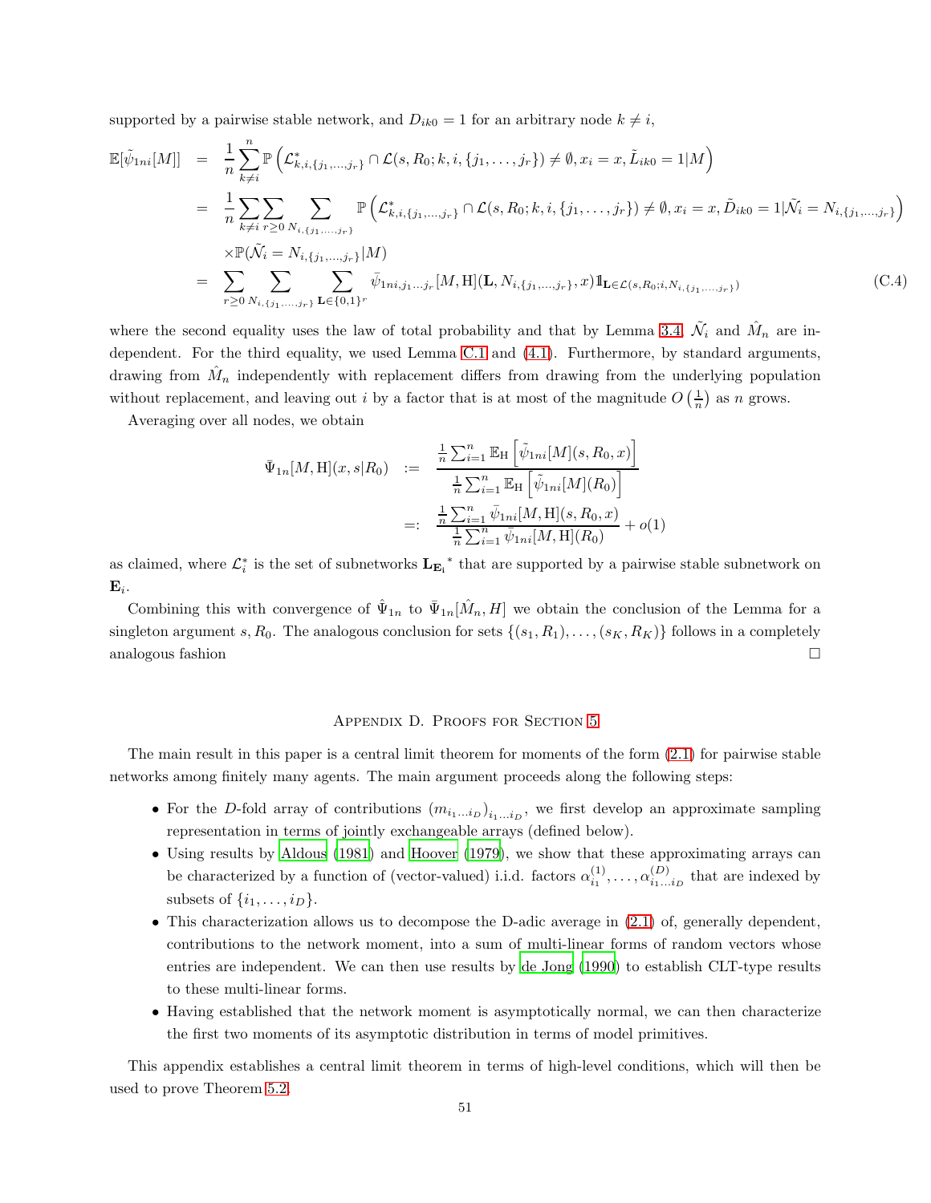supported by a pairwise stable network, and $D_{ik0} = 1$ for an arbitrary node $k \neq i$,

$$
\begin{aligned}
\mathbb{E}[\tilde{\psi}_{1ni}[M]] &= \frac{1}{n}\sum_{k \neq i}^{n} \mathbb{P}\left(\mathcal{L}^*_{k,i,\{j_1,\dots,j_r\}} \cap \mathcal{L}(s, R_0; k, i, \{j_1, \dots, j_r\}) \neq \emptyset, x_i = x, \tilde{L}_{ik0} = 1 | M\right) \\
&= \frac{1}{n}\sum_{k \neq i}\sum_{r \geq 0}\sum_{N_{i,\{j_1,\dots,j_r\}}} \mathbb{P}\left(\mathcal{L}^*_{k,i,\{j_1,\dots,j_r\}} \cap \mathcal{L}(s, R_0; k, i, \{j_1, \dots, j_r\}) \neq \emptyset, x_i = x, \tilde{D}_{ik0} = 1 | \tilde{\mathcal{N}}_i = N_{i,\{j_1,\dots,j_r\}}\right) \\
&\quad \times \mathbb{P}(\tilde{\mathcal{N}}_i = N_{i,\{j_1,\dots,j_r\}} | M) \\
&= \sum_{r \geq 0}\sum_{N_{i,\{j_1,\dots,j_r\}}}\sum_{\mathbf{L} \in \{0,1\}^r} \bar{\psi}_{1ni,j_1\dots j_r}[M, \mathrm{H}](\mathbf{L}, N_{i,\{j_1,\dots,j_r\}}, x)\mathbb{1}_{\mathbf{L} \in \mathcal{L}(s, R_0; i, N_{i,\{j_1,\dots,j_r\}})}
\end{aligned}
\tag{C.4}
$$

where the second equality uses the law of total probability and that by Lemma 3.4, $\tilde{\mathcal{N}}_i$ and $\hat{M}_n$ are independent. For the third equality, we used Lemma C.1 and (4.1). Furthermore, by standard arguments, drawing from $\hat{M}_n$ independently with replacement differs from drawing from the underlying population without replacement, and leaving out $i$ by a factor that is at most of the magnitude $O\left(\frac{1}{n}\right)$ as $n$ grows.

Averaging over all nodes, we obtain

$$
\begin{aligned}
\bar{\Psi}_{1n}[M, \mathrm{H}](x, s | R_0) &:= \frac{\frac{1}{n}\sum_{i=1}^n \mathbb{E}_{\mathrm{H}}\left[\tilde{\psi}_{1ni}[M](s, R_0, x)\right]}{\frac{1}{n}\sum_{i=1}^n \mathbb{E}_{\mathrm{H}}\left[\tilde{\psi}_{1ni}[M](R_0)\right]} \\
&=: \frac{\frac{1}{n}\sum_{i=1}^n \bar{\psi}_{1ni}[M, \mathrm{H}](s, R_0, x)}{\frac{1}{n}\sum_{i=1}^n \bar{\psi}_{1ni}[M, \mathrm{H}](R_0)} + o(1)
\end{aligned}
$$

as claimed, where $\mathcal{L}^*_i$ is the set of subnetworks $\mathbf{L}_{\mathbf{E_i}}{}^*$ that are supported by a pairwise stable subnetwork on $\mathbf{E}_i$.

Combining this with convergence of $\hat{\Psi}_{1n}$ to $\bar{\Psi}_{1n}[\hat{M}_n, H]$ we obtain the conclusion of the Lemma for a singleton argument $s, R_0$. The analogous conclusion for sets $\{(s_1, R_1), \dots, (s_K, R_K)\}$ follows in a completely analogous fashion $\square$

## Appendix D. Proofs for Section 5

The main result in this paper is a central limit theorem for moments of the form (2.1) for pairwise stable networks among finitely many agents. The main argument proceeds along the following steps:

- For the $D$-fold array of contributions $(m_{i_1\dots i_D})_{i_1\dots i_D}$, we first develop an approximate sampling representation in terms of jointly exchangeable arrays (defined below).
- Using results by Aldous (1981) and Hoover (1979), we show that these approximating arrays can be characterized by a function of (vector-valued) i.i.d. factors $\alpha^{(1)}_{i_1}, \dots, \alpha^{(D)}_{i_1\dots i_D}$ that are indexed by subsets of $\{i_1, \dots, i_D\}$.
- This characterization allows us to decompose the D-adic average in (2.1) of, generally dependent, contributions to the network moment, into a sum of multi-linear forms of random vectors whose entries are independent. We can then use results by de Jong (1990) to establish CLT-type results to these multi-linear forms.
- Having established that the network moment is asymptotically normal, we can then characterize the first two moments of its asymptotic distribution in terms of model primitives.

This appendix establishes a central limit theorem in terms of high-level conditions, which will then be used to prove Theorem 5.2.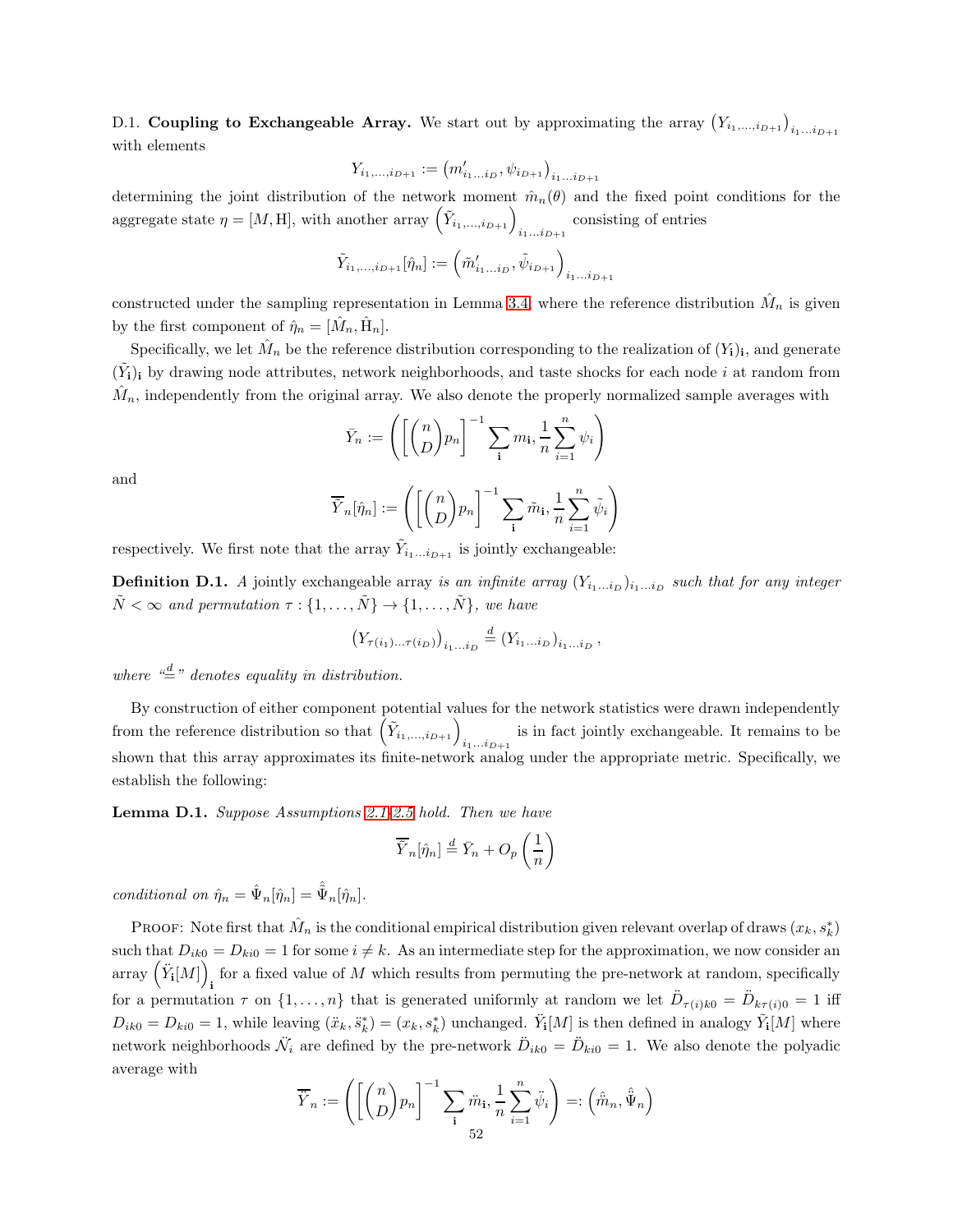D.1. **Coupling to Exchangeable Array.** We start out by approximating the array $\left(Y_{i_1,\dots,i_{D+1}}\right)_{i_1\dots i_{D+1}}$ with elements

$$Y_{i_1,\dots,i_{D+1}} := \left(m'_{i_1\dots i_D}, \psi_{i_{D+1}}\right)_{i_1\dots i_{D+1}}$$

determining the joint distribution of the network moment $\hat{m}_n(\theta)$ and the fixed point conditions for the aggregate state $\eta = [M, \mathrm{H}]$, with another array $\left(\tilde{Y}_{i_1,\dots,i_{D+1}}\right)_{i_1\dots i_{D+1}}$ consisting of entries

$$\tilde{Y}_{i_1,\dots,i_{D+1}}[\hat{\eta}_n] := \left(\tilde{m}'_{i_1\dots i_D}, \tilde{\psi}_{i_{D+1}}\right)_{i_1\dots i_{D+1}}$$

constructed under the sampling representation in Lemma 3.4, where the reference distribution $\hat{M}_n$ is given by the first component of $\hat{\eta}_n = [\hat{M}_n, \hat{\mathrm{H}}_n]$.

Specifically, we let $\hat{M}_n$ be the reference distribution corresponding to the realization of $(Y_{\mathbf{i}})_{\mathbf{i}}$, and generate $(\tilde{Y}_{\mathbf{i}})_{\mathbf{i}}$ by drawing node attributes, network neighborhoods, and taste shocks for each node $i$ at random from $\hat{M}_n$, independently from the original array. We also denote the properly normalized sample averages with

$$\bar{Y}_n := \left(\left[\binom{n}{D}p_n\right]^{-1}\sum_{\mathbf{i}} m_{\mathbf{i}}, \frac{1}{n}\sum_{i=1}^n \psi_i\right)$$

and

$$\overline{\tilde{Y}}_n[\hat{\eta}_n] := \left(\left[\binom{n}{D}p_n\right]^{-1}\sum_{\mathbf{i}} \tilde{m}_{\mathbf{i}}, \frac{1}{n}\sum_{i=1}^n \tilde{\psi}_i\right)$$

respectively. We first note that the array $\tilde{Y}_{i_1\dots i_{D+1}}$ is jointly exchangeable:

**Definition D.1.** *A* jointly exchangeable array *is an infinite array $(Y_{i_1\dots i_D})_{i_1\dots i_D}$ such that for any integer $\tilde{N} < \infty$ and permutation $\tau : \{1,\dots,\tilde{N}\} \to \{1,\dots,\tilde{N}\}$, we have*

$$\left(Y_{\tau(i_1)\dots\tau(i_D)}\right)_{i_1\dots i_D} \stackrel{d}{=} \left(Y_{i_1\dots i_D}\right)_{i_1\dots i_D},$$

*where "$\stackrel{d}{=}$" denotes equality in distribution.*

By construction of either component potential values for the network statistics were drawn independently from the reference distribution so that $\left(\tilde{Y}_{i_1,\dots,i_{D+1}}\right)_{i_1\dots i_{D+1}}$ is in fact jointly exchangeable. It remains to be shown that this array approximates its finite-network analog under the appropriate metric. Specifically, we establish the following:

**Lemma D.1.** *Suppose Assumptions 2.1-2.5 hold. Then we have*

$$\overline{\tilde{Y}}_n[\hat{\eta}_n] \stackrel{d}{=} \bar{Y}_n + O_p\left(\frac{1}{n}\right)$$

*conditional on $\hat{\eta}_n = \hat{\Psi}_n[\hat{\eta}_n] = \hat{\tilde{\Psi}}_n[\hat{\eta}_n]$.*

Proof: Note first that $\hat{M}_n$ is the conditional empirical distribution given relevant overlap of draws $(x_k, s_k^*)$ such that $D_{ik0} = D_{ki0} = 1$ for some $i \neq k$. As an intermediate step for the approximation, we now consider an array $\left(\ddot{Y}_{\mathbf{i}}[M]\right)_{\mathbf{i}}$ for a fixed value of $M$ which results from permuting the pre-network at random, specifically for a permutation $\tau$ on $\{1,\dots,n\}$ that is generated uniformly at random we let $\ddot{D}_{\tau(i)k0} = \ddot{D}_{k\tau(i)0} = 1$ iff $D_{ik0} = D_{ki0} = 1$, while leaving $(\ddot{x}_k, \ddot{s}_k^*) = (x_k, s_k^*)$ unchanged. $\ddot{Y}_{\mathbf{i}}[M]$ is then defined in analogy $\tilde{Y}_{\mathbf{i}}[M]$ where network neighborhoods $\ddot{\mathcal{N}}_i$ are defined by the pre-network $\ddot{D}_{ik0} = \ddot{D}_{ki0} = 1$. We also denote the polyadic average with

$$\overline{\ddot{Y}}_n := \left(\left[\binom{n}{D}p_n\right]^{-1}\sum_{\mathbf{i}} \ddot{m}_{\mathbf{i}}, \frac{1}{n}\sum_{i=1}^n \ddot{\psi}_i\right) =: \left(\hat{\ddot{m}}_n, \hat{\ddot{\Psi}}_n\right)$$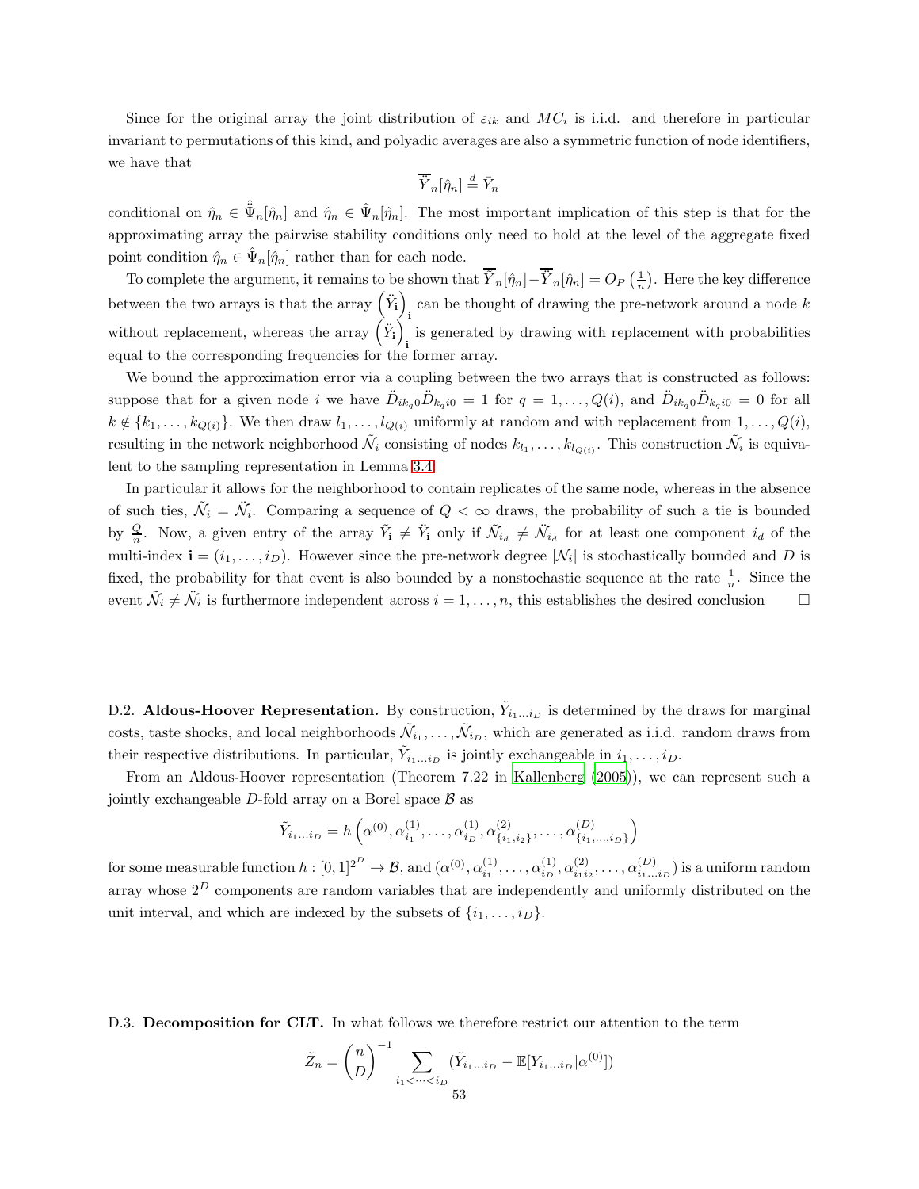Since for the original array the joint distribution of $\varepsilon_{ik}$ and $MC_i$ is i.i.d. and therefore in particular invariant to permutations of this kind, and polyadic averages are also a symmetric function of node identifiers, we have that

$$\bar{\ddot{\bar{Y}}}_n[\hat{\eta}_n] \stackrel{d}{=} \bar{Y}_n$$

conditional on $\hat{\eta}_n \in \hat{\ddot{\Psi}}_n[\hat{\eta}_n]$ and $\hat{\eta}_n \in \hat{\Psi}_n[\hat{\eta}_n]$. The most important implication of this step is that for the approximating array the pairwise stability conditions only need to hold at the level of the aggregate fixed point condition $\hat{\eta}_n \in \hat{\Psi}_n[\hat{\eta}_n]$ rather than for each node.

To complete the argument, it remains to be shown that $\bar{\dot{Y}}_n[\hat{\eta}_n] - \bar{\ddot{Y}}_n[\hat{\eta}_n] = O_P\left(\frac{1}{n}\right)$. Here the key difference between the two arrays is that the array $\left(\ddot{Y}_{\mathbf{i}}\right)_{\mathbf{i}}$ can be thought of drawing the pre-network around a node $k$ without replacement, whereas the array $\left(\dot{Y}_{\mathbf{i}}\right)_{\mathbf{i}}$ is generated by drawing with replacement with probabilities equal to the corresponding frequencies for the former array.

We bound the approximation error via a coupling between the two arrays that is constructed as follows: suppose that for a given node $i$ we have $\ddot{D}_{ik_q0}\ddot{D}_{k_qi0} = 1$ for $q = 1, \dots, Q(i)$, and $\ddot{D}_{ik_q0}\ddot{D}_{k_qi0} = 0$ for all $k \notin \{k_1, \dots, k_{Q(i)}\}$. We then draw $l_1, \dots, l_{Q(i)}$ uniformly at random and with replacement from $1, \dots, Q(i)$, resulting in the network neighborhood $\tilde{\mathcal{N}}_i$ consisting of nodes $k_{l_1}, \dots, k_{l_{Q(i)}}$. This construction $\tilde{\mathcal{N}}_i$ is equivalent to the sampling representation in Lemma 3.4.

In particular it allows for the neighborhood to contain replicates of the same node, whereas in the absence of such ties, $\tilde{\mathcal{N}}_i = \ddot{\mathcal{N}}_i$. Comparing a sequence of $Q < \infty$ draws, the probability of such a tie is bounded by $\frac{Q}{n}$. Now, a given entry of the array $\tilde{Y}_{\mathbf{i}} \neq \dot{Y}_{\mathbf{i}}$ only if $\tilde{\mathcal{N}}_{i_d} \neq \ddot{\mathcal{N}}_{i_d}$ for at least one component $i_d$ of the multi-index $\mathbf{i} = (i_1, \dots, i_D)$. However since the pre-network degree $|\mathcal{N}_i|$ is stochastically bounded and $D$ is fixed, the probability for that event is also bounded by a nonstochastic sequence at the rate $\frac{1}{n}$. Since the event $\tilde{\mathcal{N}}_i \neq \ddot{\mathcal{N}}_i$ is furthermore independent across $i = 1, \dots, n$, this establishes the desired conclusion $\square$

D.2. **Aldous-Hoover Representation.** By construction, $\tilde{Y}_{i_1 \dots i_D}$ is determined by the draws for marginal costs, taste shocks, and local neighborhoods $\tilde{\mathcal{N}}_{i_1}, \dots, \tilde{\mathcal{N}}_{i_D}$, which are generated as i.i.d. random draws from their respective distributions. In particular, $\tilde{Y}_{i_1 \dots i_D}$ is jointly exchangeable in $i_1, \dots, i_D$.

From an Aldous-Hoover representation (Theorem 7.22 in Kallenberg (2005)), we can represent such a jointly exchangeable $D$-fold array on a Borel space $\mathcal{B}$ as

$$\tilde{Y}_{i_1 \dots i_D} = h\left(\alpha^{(0)}, \alpha^{(1)}_{i_1}, \dots, \alpha^{(1)}_{i_D}, \alpha^{(2)}_{\{i_1, i_2\}}, \dots, \alpha^{(D)}_{\{i_1, \dots, i_D\}}\right)$$

for some measurable function $h : [0,1]^{2^D} \to \mathcal{B}$, and $(\alpha^{(0)}, \alpha^{(1)}_{i_1}, \dots, \alpha^{(1)}_{i_D}, \alpha^{(2)}_{i_1 i_2}, \dots, \alpha^{(D)}_{i_1 \dots i_D})$ is a uniform random array whose $2^D$ components are random variables that are independently and uniformly distributed on the unit interval, and which are indexed by the subsets of $\{i_1, \dots, i_D\}$.

D.3. **Decomposition for CLT.** In what follows we therefore restrict our attention to the term

$$\tilde{Z}_n = \binom{n}{D}^{-1} \sum_{i_1 < \dots < i_D} (\tilde{Y}_{i_1 \dots i_D} - \mathbb{E}[Y_{i_1 \dots i_D} | \alpha^{(0)}])$$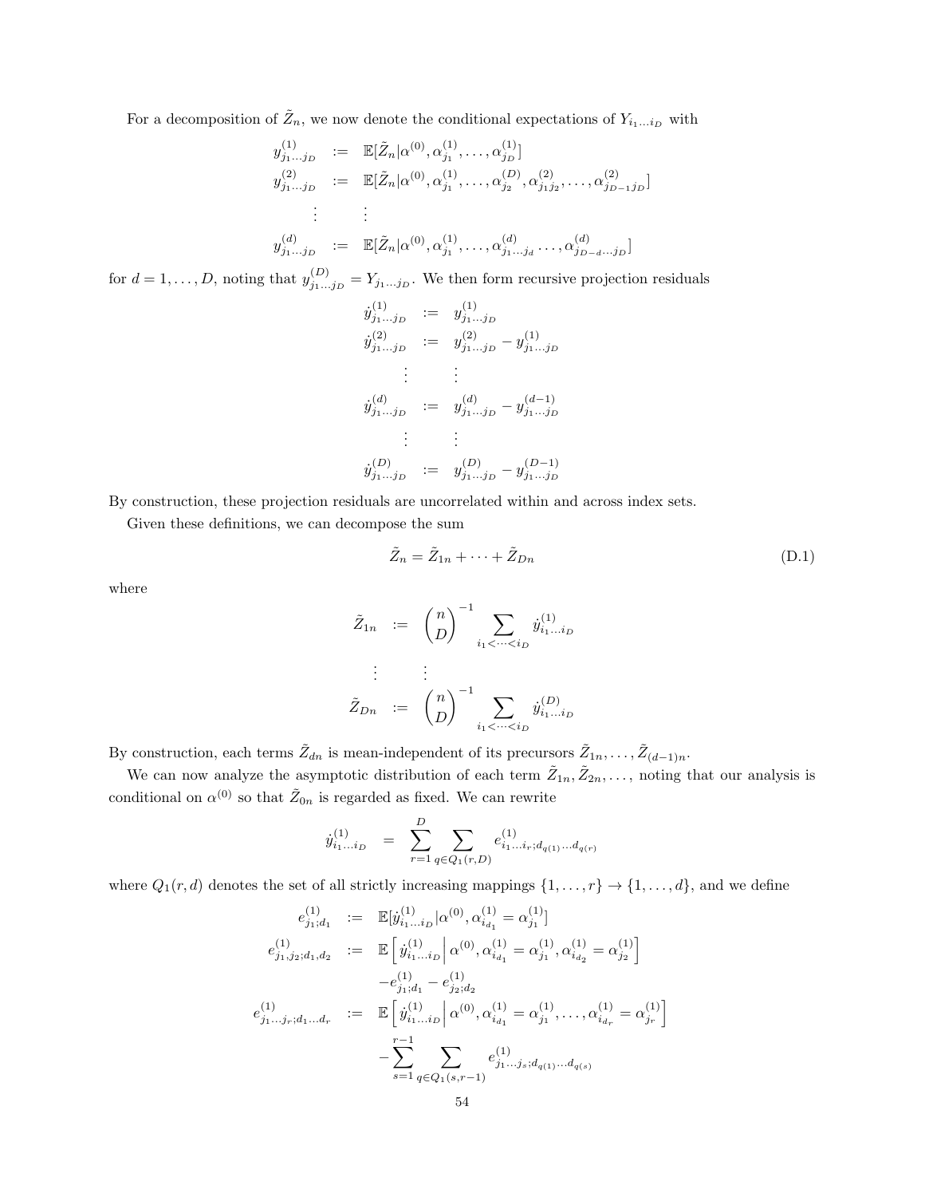For a decomposition of $\tilde{Z}_n$, we now denote the conditional expectations of $Y_{i_1 \dots i_D}$ with

$$
\begin{aligned}
y^{(1)}_{j_1 \dots j_D} &:= \mathbb{E}[\tilde{Z}_n | \alpha^{(0)}, \alpha^{(1)}_{j_1}, \dots, \alpha^{(1)}_{j_D}] \\
y^{(2)}_{j_1 \dots j_D} &:= \mathbb{E}[\tilde{Z}_n | \alpha^{(0)}, \alpha^{(1)}_{j_1}, \dots, \alpha^{(D)}_{j_2}, \alpha^{(2)}_{j_1 j_2}, \dots, \alpha^{(2)}_{j_{D-1} j_D}] \\
&\vdots \qquad \vdots \\
y^{(d)}_{j_1 \dots j_D} &:= \mathbb{E}[\tilde{Z}_n | \alpha^{(0)}, \alpha^{(1)}_{j_1}, \dots, \alpha^{(d)}_{j_1 \dots j_d} \dots, \alpha^{(d)}_{j_{D-d} \dots j_D}]
\end{aligned}
$$

for $d = 1, \dots, D$, noting that $y^{(D)}_{j_1 \dots j_D} = Y_{j_1 \dots j_D}$. We then form recursive projection residuals

$$
\begin{aligned}
\dot{y}^{(1)}_{j_1 \dots j_D} &:= y^{(1)}_{j_1 \dots j_D} \\
\dot{y}^{(2)}_{j_1 \dots j_D} &:= y^{(2)}_{j_1 \dots j_D} - y^{(1)}_{j_1 \dots j_D} \\
&\vdots \qquad \vdots \\
\dot{y}^{(d)}_{j_1 \dots j_D} &:= y^{(d)}_{j_1 \dots j_D} - y^{(d-1)}_{j_1 \dots j_D} \\
&\vdots \qquad \vdots \\
\dot{y}^{(D)}_{j_1 \dots j_D} &:= y^{(D)}_{j_1 \dots j_D} - y^{(D-1)}_{j_1 \dots j_D}
\end{aligned}
$$

By construction, these projection residuals are uncorrelated within and across index sets.

Given these definitions, we can decompose the sum

$$
\tilde{Z}_n = \tilde{Z}_{1n} + \dots + \tilde{Z}_{Dn} \tag{D.1}
$$

where

$$
\begin{aligned}
\tilde{Z}_{1n} &:= \binom{n}{D}^{-1} \sum_{i_1 < \dots < i_D} \dot{y}^{(1)}_{i_1 \dots i_D} \\
&\vdots \qquad \vdots \\
\tilde{Z}_{Dn} &:= \binom{n}{D}^{-1} \sum_{i_1 < \dots < i_D} \dot{y}^{(D)}_{i_1 \dots i_D}
\end{aligned}
$$

By construction, each terms $\tilde{Z}_{dn}$ is mean-independent of its precursors $\tilde{Z}_{1n}, \dots, \tilde{Z}_{(d-1)n}$.

We can now analyze the asymptotic distribution of each term $\tilde{Z}_{1n}, \tilde{Z}_{2n}, \dots$, noting that our analysis is conditional on $\alpha^{(0)}$ so that $\tilde{Z}_{0n}$ is regarded as fixed. We can rewrite

$$
\dot{y}^{(1)}_{i_1 \dots i_D} = \sum_{r=1}^{D} \sum_{q \in Q_1(r,D)} e^{(1)}_{i_1 \dots i_r; d_{q(1)} \dots d_{q(r)}}
$$

where $Q_1(r, d)$ denotes the set of all strictly increasing mappings $\{1, \dots, r\} \to \{1, \dots, d\}$, and we define

$$
\begin{aligned}
e^{(1)}_{j_1; d_1} &:= \mathbb{E}[\dot{y}^{(1)}_{i_1 \dots i_D} | \alpha^{(0)}, \alpha^{(1)}_{i_{d_1}} = \alpha^{(1)}_{j_1}] \\
e^{(1)}_{j_1, j_2; d_1, d_2} &:= \mathbb{E}\left[ \dot{y}^{(1)}_{i_1 \dots i_D} \middle| \alpha^{(0)}, \alpha^{(1)}_{i_{d_1}} = \alpha^{(1)}_{j_1}, \alpha^{(1)}_{i_{d_2}} = \alpha^{(1)}_{j_2} \right] \\
&\quad - e^{(1)}_{j_1; d_1} - e^{(1)}_{j_2; d_2} \\
e^{(1)}_{j_1 \dots j_r; d_1 \dots d_r} &:= \mathbb{E}\left[ \dot{y}^{(1)}_{i_1 \dots i_D} \middle| \alpha^{(0)}, \alpha^{(1)}_{i_{d_1}} = \alpha^{(1)}_{j_1}, \dots, \alpha^{(1)}_{i_{d_r}} = \alpha^{(1)}_{j_r} \right] \\
&\quad - \sum_{s=1}^{r-1} \sum_{q \in Q_1(s, r-1)} e^{(1)}_{j_1 \dots j_s; d_{q(1)} \dots d_{q(s)}}
\end{aligned}
$$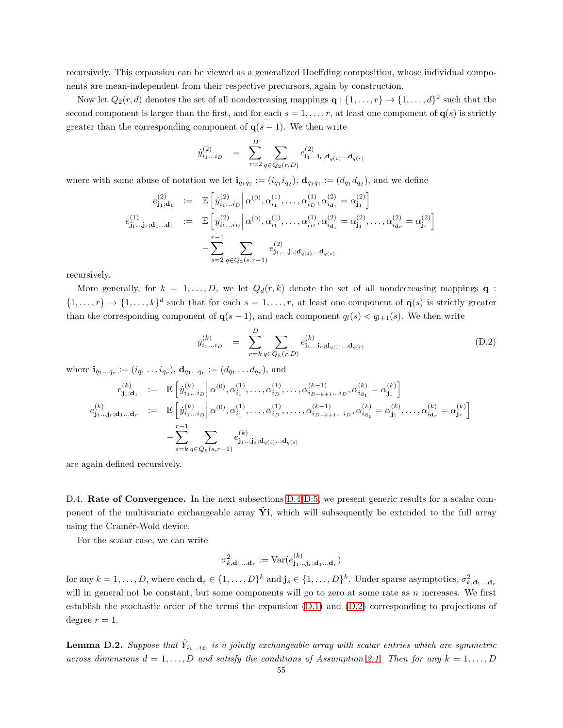recursively. This expansion can be viewed as a generalized Hoeffding composition, whose individual components are mean-independent from their respective precursors, again by construction.

Now let $Q_2(r,d)$ denotes the set of all nondecreasing mappings $\mathbf{q} : \{1,\dots,r\} \to \{1,\dots,d\}^2$ such that the second component is larger than the first, and for each $s = 1,\dots,r$, at least one component of $\mathbf{q}(s)$ is strictly greater than the corresponding component of $\mathbf{q}(s-1)$. We then write

$$\dot{y}^{(2)}_{i_1\dots i_D} = \sum_{r=2}^{D} \sum_{q \in Q_2(r,D)} e^{(2)}_{\mathbf{i}_1\dots\mathbf{i}_r;\mathbf{d}_{q(1)}\dots\mathbf{d}_{q(r)}}$$

where with some abuse of notation we let $\mathbf{i}_{q_1 q_2} := (i_{q_1} i_{q_2})$, $\mathbf{d}_{q_1 q_1} := (d_{q_1} d_{q_2})$, and we define

$$\begin{aligned}
e^{(2)}_{\mathbf{j}_1;\mathbf{d}_1} &:= \mathbb{E}\left[\dot{y}^{(2)}_{i_1\dots i_D}\middle|\, \alpha^{(0)}, \alpha^{(1)}_{i_1}, \dots, \alpha^{(1)}_{i_D}, \alpha^{(2)}_{i_{\mathbf{d}_1}} = \alpha^{(2)}_{\mathbf{j}_1}\right] \\
e^{(1)}_{\mathbf{j}_1\dots\mathbf{j}_r;\mathbf{d}_1\dots\mathbf{d}_r} &:= \mathbb{E}\left[\dot{y}^{(2)}_{i_1\dots i_D}\middle|\, \alpha^{(0)}, \alpha^{(1)}_{i_1}, \dots, \alpha^{(1)}_{i_D}, \alpha^{(2)}_{i_{\mathbf{d}_1}} = \alpha^{(2)}_{\mathbf{j}_1}, \dots, \alpha^{(2)}_{i_{\mathbf{d}_r}} = \alpha^{(2)}_{\mathbf{j}_r}\right] \\
&\quad - \sum_{s=2}^{r-1} \sum_{q \in Q_2(s,r-1)} e^{(2)}_{\mathbf{j}_1,\dots\mathbf{j}_s;\mathbf{d}_{q(1)}\dots\mathbf{d}_{q(s)}}
\end{aligned}$$

recursively.

More generally, for $k = 1,\dots,D$, we let $Q_d(r,k)$ denote the set of all nondecreasing mappings $\mathbf{q} : \{1,\dots,r\} \to \{1,\dots,k\}^d$ such that for each $s = 1,\dots,r$, at least one component of $\mathbf{q}(s)$ is strictly greater than the corresponding component of $\mathbf{q}(s-1)$, and each component $q_l(s) < q_{l+1}(s)$. We then write

$$\dot{y}^{(k)}_{i_1\dots i_D} = \sum_{r=k}^{D} \sum_{q \in Q_k(r,D)} e^{(k)}_{\mathbf{i}_1\dots\mathbf{i}_r;\mathbf{d}_{q(1)}\dots\mathbf{d}_{q(r)}} \tag{D.2}$$

where $\mathbf{i}_{q_1\dots q_r} := (i_{q_1}\dots i_{q_r})$, $\mathbf{d}_{q_1\dots q_r} := (d_{q_1}\dots d_{q_r})$, and

$$\begin{aligned}
e^{(k)}_{\mathbf{j}_1;\mathbf{d}_1} &:= \mathbb{E}\left[\dot{y}^{(k)}_{i_1\dots i_D}\middle|\, \alpha^{(0)}, \alpha^{(1)}_{i_1}, \dots, \alpha^{(1)}_{i_D}, \dots, \alpha^{(k-1)}_{i_{D-k+1}\dots i_D}, \alpha^{(k)}_{i_{\mathbf{d}_1}} = \alpha^{(k)}_{\mathbf{j}_1}\right] \\
e^{(k)}_{\mathbf{j}_1\dots\mathbf{j}_r;\mathbf{d}_1\dots\mathbf{d}_r} &:= \mathbb{E}\left[\dot{y}^{(k)}_{i_1\dots i_D}\middle|\, \alpha^{(0)}, \alpha^{(1)}_{i_1}, \dots, \alpha^{(1)}_{i_D}, \dots, \alpha^{(k-1)}_{i_{D-k+1}\dots i_D}, \alpha^{(k)}_{i_{\mathbf{d}_1}} = \alpha^{(k)}_{\mathbf{j}_1}, \dots, \alpha^{(k)}_{i_{\mathbf{d}_r}} = \alpha^{(k)}_{\mathbf{j}_r}\right] \\
&\quad - \sum_{s=k}^{r-1} \sum_{q \in Q_k(s,r-1)} e^{(k)}_{\mathbf{j}_1\dots\mathbf{j}_s;\mathbf{d}_{q(1)}\dots\mathbf{d}_{q(s)}}
\end{aligned}$$

are again defined recursively.

D.4. **Rate of Convergence.** In the next subsections D.4-D.5, we present generic results for a scalar component of the multivariate exchangeable array $\tilde{\mathbf{Y}}\mathbf{i}$, which will subsequently be extended to the full array using the Cramér-Wold device.

For the scalar case, we can write

$$\sigma^2_{k,\mathbf{d}_1\dots\mathbf{d}_r} := \mathrm{Var}(e^{(k)}_{\mathbf{j}_1\dots\mathbf{j}_r;\mathbf{d}_1\dots\mathbf{d}_r})$$

for any $k = 1,\dots,D$, where each $\mathbf{d}_s \in \{1,\dots,D\}^k$ and $\mathbf{j}_s \in \{1,\dots,D\}^k$. Under sparse asymptotics, $\sigma^2_{k,\mathbf{d}_1\dots\mathbf{d}_r}$ will in general not be constant, but some components will go to zero at some rate as $n$ increases. We first establish the stochastic order of the terms the expansion (D.1) and (D.2) corresponding to projections of degree $r = 1$.

**Lemma D.2.** *Suppose that $\tilde{Y}_{i_1\dots i_D}$ is a jointly exchangeable array with scalar entries which are symmetric across dimensions $d = 1,\dots,D$ and satisfy the conditions of Assumption 2.1. Then for any $k = 1,\dots,D$*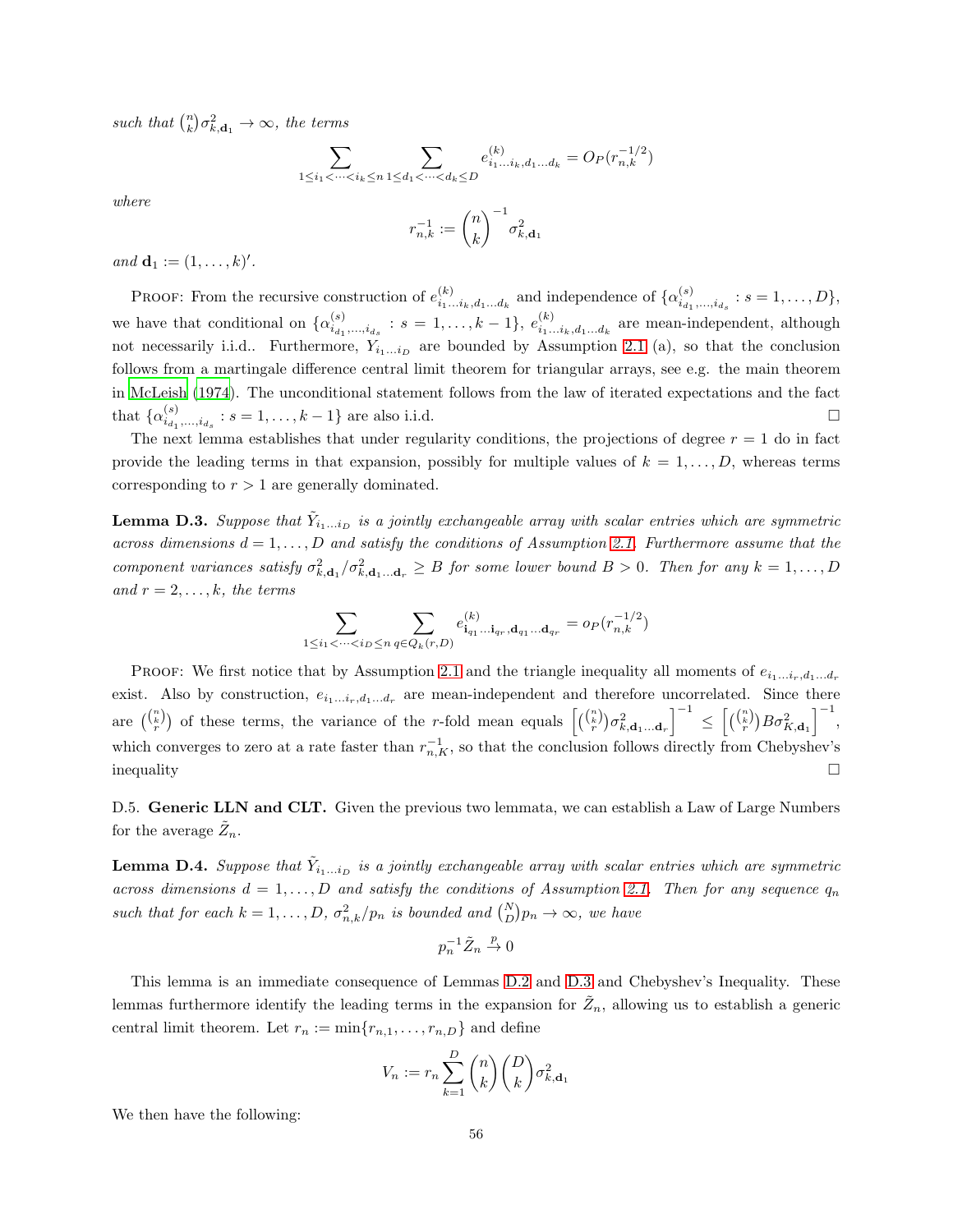*such that* $\binom{n}{k}\sigma^2_{k,\mathbf{d}_1} \to \infty$*, the terms*

$$\sum_{1\le i_1<\dots<i_k\le n}\sum_{1\le d_1<\dots<d_k\le D} e^{(k)}_{i_1\dots i_k,d_1\dots d_k} = O_P(r_{n,k}^{-1/2})$$

*where*

$$r_{n,k}^{-1} := \binom{n}{k}^{-1}\sigma^2_{k,\mathbf{d}_1}$$

*and* $\mathbf{d}_1 := (1,\dots,k)'$.

Proof: From the recursive construction of $e^{(k)}_{i_1\dots i_k,d_1\dots d_k}$ and independence of $\{\alpha^{(s)}_{i_{d_1},\dots,i_{d_s}} : s = 1,\dots,D\}$, we have that conditional on $\{\alpha^{(s)}_{i_{d_1},\dots,i_{d_s}} : s = 1,\dots,k-1\}$, $e^{(k)}_{i_1\dots i_k,d_1\dots d_k}$ are mean-independent, although not necessarily i.i.d.. Furthermore, $Y_{i_1\dots i_D}$ are bounded by Assumption 2.1 (a), so that the conclusion follows from a martingale difference central limit theorem for triangular arrays, see e.g. the main theorem in McLeish (1974). The unconditional statement follows from the law of iterated expectations and the fact that $\{\alpha^{(s)}_{i_{d_1},\dots,i_{d_s}} : s = 1,\dots,k-1\}$ are also i.i.d. □

The next lemma establishes that under regularity conditions, the projections of degree $r = 1$ do in fact provide the leading terms in that expansion, possibly for multiple values of $k = 1,\dots,D$, whereas terms corresponding to $r > 1$ are generally dominated.

**Lemma D.3.** *Suppose that* $\tilde{Y}_{i_1\dots i_D}$ *is a jointly exchangeable array with scalar entries which are symmetric across dimensions* $d = 1,\dots,D$ *and satisfy the conditions of Assumption 2.1. Furthermore assume that the component variances satisfy* $\sigma^2_{k,\mathbf{d}_1}/\sigma^2_{k,\mathbf{d}_1\dots\mathbf{d}_r} \ge B$ *for some lower bound* $B > 0$*. Then for any* $k = 1,\dots,D$ *and* $r = 2,\dots,k$*, the terms*

$$\sum_{1\le i_1<\dots<i_D\le n}\sum_{q\in Q_k(r,D)} e^{(k)}_{\mathbf{i}_{q_1}\dots\mathbf{i}_{q_r},\mathbf{d}_{q_1}\dots\mathbf{d}_{q_r}} = o_P(r_{n,k}^{-1/2})$$

Proof: We first notice that by Assumption 2.1 and the triangle inequality all moments of $e_{i_1\dots i_r,d_1\dots d_r}$ exist. Also by construction, $e_{i_1\dots i_r,d_1\dots d_r}$ are mean-independent and therefore uncorrelated. Since there are $\binom{\binom{n}{k}}{r}$ of these terms, the variance of the $r$-fold mean equals $\left[\binom{\binom{n}{k}}{r}\sigma^2_{k,\mathbf{d}_1\dots\mathbf{d}_r}\right]^{-1} \le \left[\binom{\binom{n}{k}}{r}B\sigma^2_{K,\mathbf{d}_1}\right]^{-1}$, which converges to zero at a rate faster than $r_{n,K}^{-1}$, so that the conclusion follows directly from Chebyshev's inequality □

D.5. **Generic LLN and CLT.** Given the previous two lemmata, we can establish a Law of Large Numbers for the average $\tilde{Z}_n$.

**Lemma D.4.** *Suppose that* $\tilde{Y}_{i_1\dots i_D}$ *is a jointly exchangeable array with scalar entries which are symmetric across dimensions* $d = 1,\dots,D$ *and satisfy the conditions of Assumption 2.1. Then for any sequence* $q_n$ *such that for each* $k = 1,\dots,D$*,* $\sigma^2_{n,k}/p_n$ *is bounded and* $\binom{N}{D}p_n \to \infty$*, we have*

$$p_n^{-1}\tilde{Z}_n \xrightarrow{p} 0$$

This lemma is an immediate consequence of Lemmas D.2 and D.3 and Chebyshev's Inequality. These lemmas furthermore identify the leading terms in the expansion for $\tilde{Z}_n$, allowing us to establish a generic central limit theorem. Let $r_n := \min\{r_{n,1},\dots,r_{n,D}\}$ and define

$$V_n := r_n\sum_{k=1}^{D}\binom{n}{k}\binom{D}{k}\sigma^2_{k,\mathbf{d}_1}$$

We then have the following: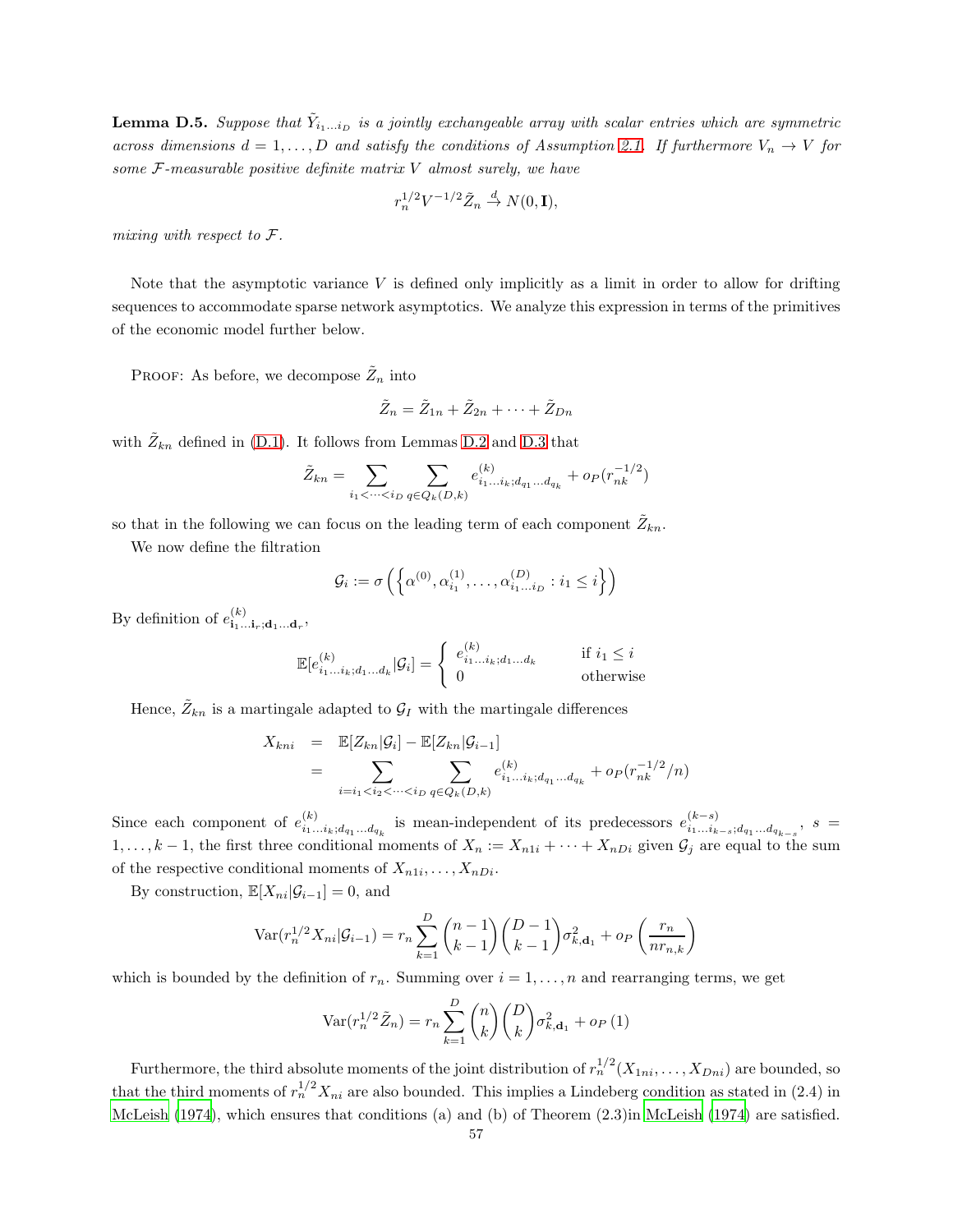**Lemma D.5.** *Suppose that $\tilde{Y}_{i_1\dots i_D}$ is a jointly exchangeable array with scalar entries which are symmetric across dimensions $d = 1, \dots, D$ and satisfy the conditions of Assumption 2.1. If furthermore $V_n \to V$ for some $\mathcal{F}$-measurable positive definite matrix $V$ almost surely, we have*

$$r_n^{1/2} V^{-1/2} \tilde{Z}_n \stackrel{d}{\to} N(0, \mathbf{I}),$$

*mixing with respect to $\mathcal{F}$.*

Note that the asymptotic variance $V$ is defined only implicitly as a limit in order to allow for drifting sequences to accommodate sparse network asymptotics. We analyze this expression in terms of the primitives of the economic model further below.

Proof: As before, we decompose $\tilde{Z}_n$ into

$$\tilde{Z}_n = \tilde{Z}_{1n} + \tilde{Z}_{2n} + \dots + \tilde{Z}_{Dn}$$

with $\tilde{Z}_{kn}$ defined in (D.1). It follows from Lemmas D.2 and D.3 that

$$\tilde{Z}_{kn} = \sum_{i_1 < \dots < i_D} \sum_{q \in Q_k(D,k)} e^{(k)}_{i_1 \dots i_k; d_{q_1} \dots d_{q_k}} + o_P(r_{nk}^{-1/2})$$

so that in the following we can focus on the leading term of each component $\tilde{Z}_{kn}$.

We now define the filtration

$$\mathcal{G}_i := \sigma\left(\left\{\alpha^{(0)}, \alpha^{(1)}_{i_1}, \dots, \alpha^{(D)}_{i_1 \dots i_D} : i_1 \le i\right\}\right)$$

By definition of $e^{(k)}_{\mathbf{i}_1 \dots \mathbf{i}_r; \mathbf{d}_1 \dots \mathbf{d}_r}$,

$$\mathbb{E}[e^{(k)}_{i_1 \dots i_k; d_1 \dots d_k} | \mathcal{G}_i] = \begin{cases} e^{(k)}_{i_1 \dots i_k; d_1 \dots d_k} & \text{if } i_1 \le i \\ 0 & \text{otherwise} \end{cases}$$

Hence, $\tilde{Z}_{kn}$ is a martingale adapted to $\mathcal{G}_I$ with the martingale differences

$$\begin{aligned} X_{kni} &= \mathbb{E}[Z_{kn} | \mathcal{G}_i] - \mathbb{E}[Z_{kn} | \mathcal{G}_{i-1}] \\ &= \sum_{i = i_1 < i_2 < \dots < i_D} \sum_{q \in Q_k(D,k)} e^{(k)}_{i_1 \dots i_k; d_{q_1} \dots d_{q_k}} + o_P(r_{nk}^{-1/2}/n) \end{aligned}$$

Since each component of $e^{(k)}_{i_1 \dots i_k; d_{q_1} \dots d_{q_k}}$ is mean-independent of its predecessors $e^{(k-s)}_{i_1 \dots i_{k-s}; d_{q_1} \dots d_{q_{k-s}}}$, $s = 1, \dots, k-1$, the first three conditional moments of $X_n := X_{n1i} + \dots + X_{nDi}$ given $\mathcal{G}_j$ are equal to the sum of the respective conditional moments of $X_{n1i}, \dots, X_{nDi}$.

By construction, $\mathbb{E}[X_{ni} | \mathcal{G}_{i-1}] = 0$, and

$$\text{Var}(r_n^{1/2} X_{ni} | \mathcal{G}_{i-1}) = r_n \sum_{k=1}^{D} \binom{n-1}{k-1} \binom{D-1}{k-1} \sigma^2_{k,\mathbf{d}_1} + o_P\left(\frac{r_n}{n r_{n,k}}\right)$$

which is bounded by the definition of $r_n$. Summing over $i = 1, \dots, n$ and rearranging terms, we get

$$\text{Var}(r_n^{1/2} \tilde{Z}_n) = r_n \sum_{k=1}^{D} \binom{n}{k} \binom{D}{k} \sigma^2_{k,\mathbf{d}_1} + o_P(1)$$

Furthermore, the third absolute moments of the joint distribution of $r_n^{1/2}(X_{1ni}, \dots, X_{Dni})$ are bounded, so that the third moments of $r_n^{1/2} X_{ni}$ are also bounded. This implies a Lindeberg condition as stated in (2.4) in McLeish (1974), which ensures that conditions (a) and (b) of Theorem (2.3)in McLeish (1974) are satisfied.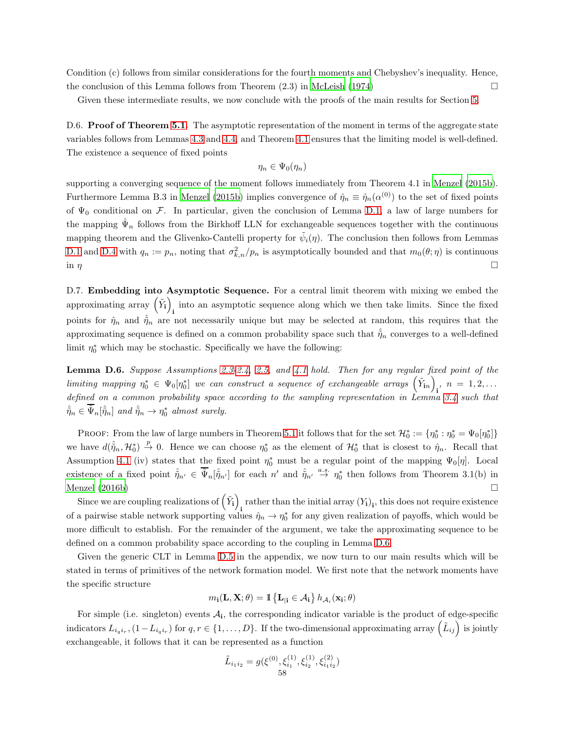Condition (c) follows from similar considerations for the fourth moments and Chebyshev's inequality. Hence, the conclusion of this Lemma follows from Theorem (2.3) in McLeish (1974) □

Given these intermediate results, we now conclude with the proofs of the main results for Section 5.

D.6. **Proof of Theorem 5.1**. The asymptotic representation of the moment in terms of the aggregate state variables follows from Lemmas 4.3 and 4.4, and Theorem 4.1 ensures that the limiting model is well-defined. The existence a sequence of fixed points

$$\eta_n \in \Psi_0(\eta_n)$$

supporting a converging sequence of the moment follows immediately from Theorem 4.1 in Menzel (2015b). Furthermore Lemma B.3 in Menzel (2015b) implies convergence of $\hat{\eta}_n \equiv \hat{\eta}_n(\alpha^{(0)})$ to the set of fixed points of $\Psi_0$ conditional on $\mathcal{F}$. In particular, given the conclusion of Lemma D.1, a law of large numbers for the mapping $\hat{\Psi}_n$ follows from the Birkhoff LLN for exchangeable sequences together with the continuous mapping theorem and the Glivenko-Cantelli property for $\tilde{\psi}_i(\eta)$. The conclusion then follows from Lemmas D.1 and D.4 with $q_n := p_n$, noting that $\sigma^2_{k,n}/p_n$ is asymptotically bounded and that $m_0(\theta;\eta)$ is continuous in $\eta$ □

D.7. **Embedding into Asymptotic Sequence.** For a central limit theorem with mixing we embed the approximating array $\left(\tilde{Y}_{\mathbf{i}}\right)_{\mathbf{i}}$ into an asymptotic sequence along which we then take limits. Since the fixed points for $\hat{\eta}_n$ and $\hat{\tilde{\eta}}_n$ are not necessarily unique but may be selected at random, this requires that the approximating sequence is defined on a common probability space such that $\hat{\tilde{\eta}}_n$ converges to a well-defined limit $\eta_0^*$ which may be stochastic. Specifically we have the following:

**Lemma D.6.** *Suppose Assumptions 2.3-2.4, 2.5, and 4.1 hold. Then for any regular fixed point of the limiting mapping $\eta_0^* \in \Psi_0[\eta_0^*]$ we can construct a sequence of exchangeable arrays $\left(\tilde{Y}_{\mathbf{i}n}\right)_{\mathbf{i}}$, $n = 1, 2, \dots$ defined on a common probability space according to the sampling representation in Lemma 3.4 such that $\hat{\tilde{\eta}}_n \in \hat{\tilde{\Psi}}_n[\hat{\tilde{\eta}}_n]$ and $\hat{\tilde{\eta}}_n \to \eta_0^*$ almost surely.*

Proof: From the law of large numbers in Theorem 5.1 it follows that for the set $\mathcal{H}_0^* := \{\eta_0^* : \eta_0^* = \Psi_0[\eta_0^*]\}$ we have $d(\hat{\tilde{\eta}}_n, \mathcal{H}_0^*) \stackrel{p}{\to} 0$. Hence we can choose $\eta_0^*$ as the element of $\mathcal{H}_0^*$ that is closest to $\hat{\eta}_n$. Recall that Assumption 4.1 (iv) states that the fixed point $\eta_0^*$ must be a regular point of the mapping $\Psi_0[\eta]$. Local existence of a fixed point $\hat{\tilde{\eta}}_{n'} \in \hat{\tilde{\Psi}}_n[\hat{\tilde{\eta}}_{n'}]$ for each $n'$ and $\hat{\tilde{\eta}}_{n'} \stackrel{a.s.}{\to} \eta_0^*$ then follows from Theorem 3.1(b) in Menzel (2016b) □

Since we are coupling realizations of $\left(\tilde{Y}_{\mathbf{i}}\right)_{\mathbf{i}}$ rather than the initial array $(Y_{\mathbf{i}})_{\mathbf{i}}$, this does not require existence of a pairwise stable network supporting values $\hat{\eta}_n \to \eta_0^*$ for any given realization of payoffs, which would be more difficult to establish. For the remainder of the argument, we take the approximating sequence to be defined on a common probability space according to the coupling in Lemma D.6.

Given the generic CLT in Lemma D.5 in the appendix, we now turn to our main results which will be stated in terms of primitives of the network formation model. We first note that the network moments have the specific structure

$$m_{\mathbf{i}}(\mathbf{L}, \mathbf{X}; \theta) = \mathbb{1}\left\{\mathbf{L}_{|\mathbf{i}} \in \mathcal{A}_{\mathbf{i}}\right\} h_{\mathcal{A}_i}(\mathbf{x}_{\mathbf{i}}; \theta)$$

For simple (i.e. singleton) events $\mathcal{A}_{\mathbf{i}}$, the corresponding indicator variable is the product of edge-specific indicators $L_{i_q i_r}, (1 - L_{i_q i_r})$ for $q, r \in \{1, \dots, D\}$. If the two-dimensional approximating array $\left(\tilde{L}_{ij}\right)$ is jointly exchangeable, it follows that it can be represented as a function

$$\tilde{L}_{i_1 i_2} = g(\xi^{(0)}, \xi^{(1)}_{i_1}, \xi^{(1)}_{i_2}, \xi^{(2)}_{i_1 i_2})$$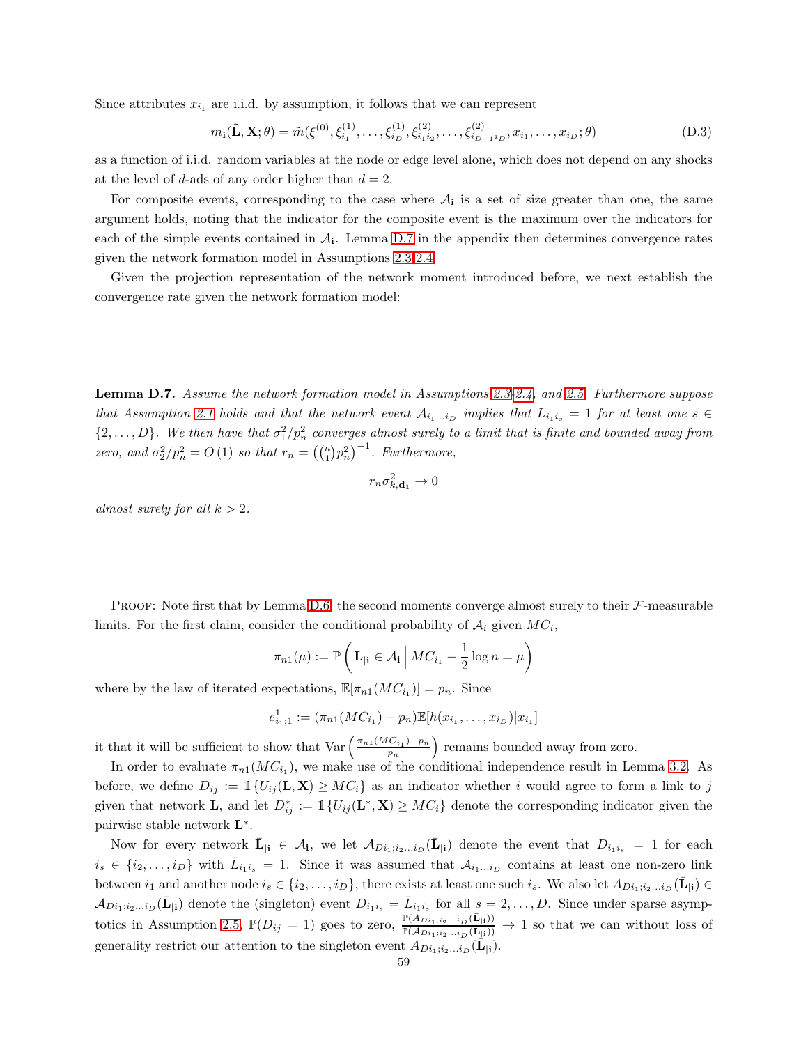Since attributes $x_{i_1}$ are i.i.d. by assumption, it follows that we can represent

$$m_{\mathbf{i}}(\tilde{\mathbf{L}}, \mathbf{X}; \theta) = \tilde{m}(\xi^{(0)}, \xi^{(1)}_{i_1}, \dots, \xi^{(1)}_{i_D}, \xi^{(2)}_{i_1 i_2}, \dots, \xi^{(2)}_{i_{D-1} i_D}, x_{i_1}, \dots, x_{i_D}; \theta) \tag{D.3}$$

as a function of i.i.d. random variables at the node or edge level alone, which does not depend on any shocks at the level of $d$-ads of any order higher than $d = 2$.

For composite events, corresponding to the case where $\mathcal{A}_{\mathbf{i}}$ is a set of size greater than one, the same argument holds, noting that the indicator for the composite event is the maximum over the indicators for each of the simple events contained in $\mathcal{A}_{\mathbf{i}}$. Lemma D.7 in the appendix then determines convergence rates given the network formation model in Assumptions 2.3-2.4.

Given the projection representation of the network moment introduced before, we next establish the convergence rate given the network formation model:

**Lemma D.7.** *Assume the network formation model in Assumptions 2.3-2.4, and 2.5. Furthermore suppose that Assumption 2.1 holds and that the network event $\mathcal{A}_{i_1 \dots i_D}$ implies that $L_{i_1 i_s} = 1$ for at least one $s \in \{2, \dots, D\}$. We then have that $\sigma_1^2 / p_n^2$ converges almost surely to a limit that is finite and bounded away from zero, and $\sigma_2^2 / p_n^2 = O(1)$ so that $r_n = \left(\binom{n}{1} p_n^2\right)^{-1}$. Furthermore,*

$$r_n \sigma^2_{k, \mathbf{d}_1} \to 0$$

*almost surely for all $k > 2$.*

Proof: Note first that by Lemma D.6, the second moments converge almost surely to their $\mathcal{F}$-measurable limits. For the first claim, consider the conditional probability of $\mathcal{A}_i$ given $MC_i$,

$$\pi_{n1}(\mu) := \mathbb{P}\left( \mathbf{L}_{|\mathbf{i}} \in \mathcal{A}_{\mathbf{i}} \,\Big|\, MC_{i_1} - \frac{1}{2}\log n = \mu \right)$$

where by the law of iterated expectations, $\mathbb{E}[\pi_{n1}(MC_{i_1})] = p_n$. Since

$$e^1_{i_1;1} := (\pi_{n1}(MC_{i_1}) - p_n)\mathbb{E}[h(x_{i_1}, \dots, x_{i_D}) | x_{i_1}]$$

it that it will be sufficient to show that $\mathrm{Var}\left(\frac{\pi_{n1}(MC_{i_1}) - p_n}{p_n}\right)$ remains bounded away from zero.

In order to evaluate $\pi_{n1}(MC_{i_1})$, we make use of the conditional independence result in Lemma 3.2. As before, we define $D_{ij} := \mathbb{1}\{U_{ij}(\mathbf{L}, \mathbf{X}) \geq MC_i\}$ as an indicator whether $i$ would agree to form a link to $j$ given that network $\mathbf{L}$, and let $D^*_{ij} := \mathbb{1}\{U_{ij}(\mathbf{L}^*, \mathbf{X}) \geq MC_i\}$ denote the corresponding indicator given the pairwise stable network $\mathbf{L}^*$.

Now for every network $\bar{\mathbf{L}}_{|\mathbf{i}} \in \mathcal{A}_{\mathbf{i}}$, we let $\mathcal{A}_{D i_1; i_2 \dots i_D}(\bar{\mathbf{L}}_{|\mathbf{i}})$ denote the event that $D_{i_1 i_s} = 1$ for each $i_s \in \{i_2, \dots, i_D\}$ with $\bar{L}_{i_1 i_s} = 1$. Since it was assumed that $\mathcal{A}_{i_1 \dots i_D}$ contains at least one non-zero link between $i_1$ and another node $i_s \in \{i_2, \dots, i_D\}$, there exists at least one such $i_s$. We also let $A_{D i_1; i_2 \dots i_D}(\bar{\mathbf{L}}_{|\mathbf{i}}) \in \mathcal{A}_{D i_1; i_2 \dots i_D}(\bar{\mathbf{L}}_{|\mathbf{i}})$ denote the (singleton) event $D_{i_1 i_s} = \bar{L}_{i_1 i_s}$ for all $s = 2, \dots, D$. Since under sparse asymptotics in Assumption 2.5, $\mathbb{P}(D_{ij} = 1)$ goes to zero, $\frac{\mathbb{P}(A_{D i_1; i_2 \dots i_D}(\bar{\mathbf{L}}_{|\mathbf{i}}))}{\mathbb{P}(\mathcal{A}_{D i_1; i_2 \dots i_D}(\bar{\mathbf{L}}_{|\mathbf{i}}))} \to 1$ so that we can without loss of generality restrict our attention to the singleton event $A_{D i_1; i_2 \dots i_D}(\bar{\mathbf{L}}_{|\mathbf{i}})$.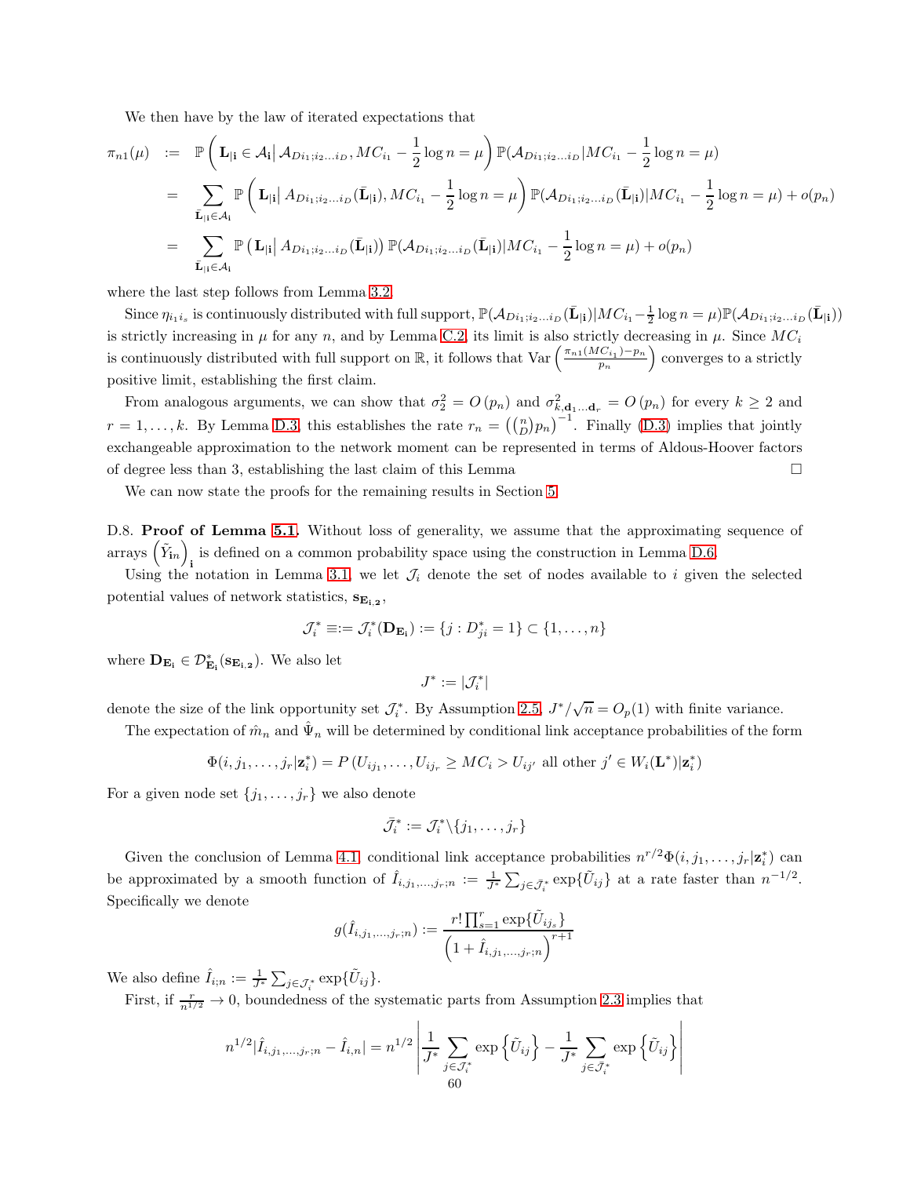We then have by the law of iterated expectations that

$$
\begin{aligned}
\pi_{n1}(\mu) &:= \mathbb{P}\left(\mathbf{L}_{|\mathbf{i}} \in \mathcal{A}_{\mathbf{i}} \middle| \mathcal{A}_{Di_1;i_2\dots i_D}, MC_{i_1} - \frac{1}{2}\log n = \mu\right)\mathbb{P}(\mathcal{A}_{Di_1;i_2\dots i_D}|MC_{i_1} - \frac{1}{2}\log n = \mu) \\
&= \sum_{\bar{\mathbf{L}}_{|\mathbf{i}} \in \mathcal{A}_{\mathbf{i}}} \mathbb{P}\left(\mathbf{L}_{|\mathbf{i}} \middle| A_{Di_1;i_2\dots i_D}(\bar{\mathbf{L}}_{|\mathbf{i}}), MC_{i_1} - \frac{1}{2}\log n = \mu\right)\mathbb{P}(\mathcal{A}_{Di_1;i_2\dots i_D}(\bar{\mathbf{L}}_{|\mathbf{i}})|MC_{i_1} - \frac{1}{2}\log n = \mu) + o(p_n) \\
&= \sum_{\bar{\mathbf{L}}_{|\mathbf{i}} \in \mathcal{A}_{\mathbf{i}}} \mathbb{P}\left(\mathbf{L}_{|\mathbf{i}} \middle| A_{Di_1;i_2\dots i_D}(\bar{\mathbf{L}}_{|\mathbf{i}})\right)\mathbb{P}(\mathcal{A}_{Di_1;i_2\dots i_D}(\bar{\mathbf{L}}_{|\mathbf{i}})|MC_{i_1} - \frac{1}{2}\log n = \mu) + o(p_n)
\end{aligned}
$$

where the last step follows from Lemma 3.2.

Since $\eta_{i_1 i_s}$ is continuously distributed with full support, $\mathbb{P}(\mathcal{A}_{Di_1;i_2\dots i_D}(\bar{\mathbf{L}}_{|\mathbf{i}})|MC_{i_1} - \frac{1}{2}\log n = \mu)\mathbb{P}(\mathcal{A}_{Di_1;i_2\dots i_D}(\bar{\mathbf{L}}_{|\mathbf{i}}))$ is strictly increasing in $\mu$ for any $n$, and by Lemma C.2, its limit is also strictly decreasing in $\mu$. Since $MC_i$ is continuously distributed with full support on $\mathbb{R}$, it follows that $\mathrm{Var}\left(\frac{\pi_{n1}(MC_{i_1}) - p_n}{p_n}\right)$ converges to a strictly positive limit, establishing the first claim.

From analogous arguments, we can show that $\sigma_2^2 = O(p_n)$ and $\sigma^2_{k,\mathbf{d}_1\dots\mathbf{d}_r} = O(p_n)$ for every $k \geq 2$ and $r = 1, \dots, k$. By Lemma D.3, this establishes the rate $r_n = \left(\binom{n}{D}p_n\right)^{-1}$. Finally (D.3) implies that jointly exchangeable approximation to the network moment can be represented in terms of Aldous-Hoover factors of degree less than 3, establishing the last claim of this Lemma $\square$

We can now state the proofs for the remaining results in Section 5.

D.8. **Proof of Lemma 5.1.** Without loss of generality, we assume that the approximating sequence of arrays $\left(\tilde{Y}_{\mathbf{i}n}\right)_{\mathbf{i}}$ is defined on a common probability space using the construction in Lemma D.6.

Using the notation in Lemma 3.1, we let $\mathcal{J}_i$ denote the set of nodes available to $i$ given the selected potential values of network statistics, $\mathbf{s}_{\mathbf{E}_{\mathbf{i},\mathbf{2}}}$,

$$
\mathcal{J}_i^* \equiv := \mathcal{J}_i^*(\mathbf{D}_{\mathbf{E}_{\mathbf{i}}}) := \{j : D_{ji}^* = 1\} \subset \{1, \dots, n\}
$$

where $\mathbf{D}_{\mathbf{E}_{\mathbf{i}}} \in \mathcal{D}^*_{\mathbf{E}_{\mathbf{i}}}(\mathbf{s}_{\mathbf{E}_{\mathbf{i},\mathbf{2}}})$. We also let

$$
J^* := |\mathcal{J}_i^*|
$$

denote the size of the link opportunity set $\mathcal{J}_i^*$. By Assumption 2.5, $J^*/\sqrt{n} = O_p(1)$ with finite variance.

The expectation of $\hat{m}_n$ and $\hat{\Psi}_n$ will be determined by conditional link acceptance probabilities of the form

$$
\Phi(i, j_1, \dots, j_r|\mathbf{z}_i^*) = P\left(U_{ij_1}, \dots, U_{ij_r} \geq MC_i > U_{ij'} \text{ all other } j' \in W_i(\mathbf{L}^*)|\mathbf{z}_i^*\right)
$$

For a given node set $\{j_1, \dots, j_r\}$ we also denote

$$
\bar{\mathcal{J}}_i^* := \mathcal{J}_i^* \backslash \{j_1, \dots, j_r\}
$$

Given the conclusion of Lemma 4.1, conditional link acceptance probabilities $n^{r/2}\Phi(i, j_1, \dots, j_r|\mathbf{z}_i^*)$ can be approximated by a smooth function of $\hat{I}_{i,j_1,\dots,j_r;n} := \frac{1}{J^*}\sum_{j \in \bar{\mathcal{J}}_i^*} \exp\{\tilde{U}_{ij}\}$ at a rate faster than $n^{-1/2}$. Specifically we denote

$$
g(\hat{I}_{i,j_1,\dots,j_r;n}) := \frac{r! \prod_{s=1}^r \exp\{\tilde{U}_{ij_s}\}}{\left(1 + \hat{I}_{i,j_1,\dots,j_r;n}\right)^{r+1}}
$$

We also define $\hat{I}_{i;n} := \frac{1}{J^*}\sum_{j \in \mathcal{J}_i^*} \exp\{\tilde{U}_{ij}\}$.

First, if $\frac{r}{n^{1/2}} \to 0$, boundedness of the systematic parts from Assumption 2.3 implies that

$$
n^{1/2}|\hat{I}_{i,j_1,\dots,j_r;n} - \hat{I}_{i,n}| = n^{1/2}\left|\frac{1}{J^*}\sum_{j \in \mathcal{J}_i^*} \exp\left\{\tilde{U}_{ij}\right\} - \frac{1}{J^*}\sum_{j \in \bar{\mathcal{J}}_i^*} \exp\left\{\tilde{U}_{ij}\right\}\right|
$$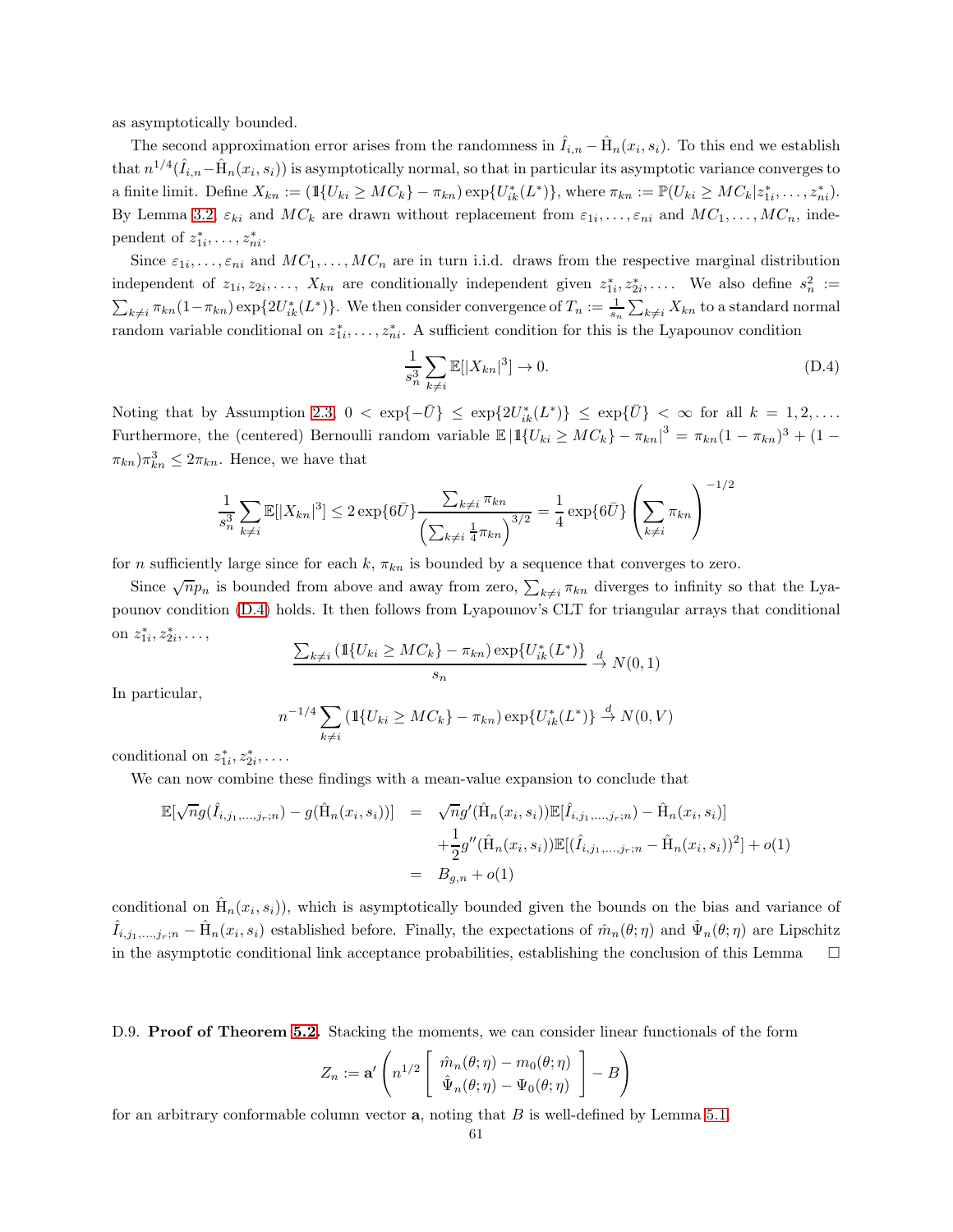as asymptotically bounded.

The second approximation error arises from the randomness in $\hat{I}_{i,n} - \hat{\mathrm{H}}_n(x_i, s_i)$. To this end we establish that $n^{1/4}(\hat{I}_{i,n} - \hat{\mathrm{H}}_n(x_i, s_i))$ is asymptotically normal, so that in particular its asymptotic variance converges to a finite limit. Define $X_{kn} := (\mathbb{1}\{U_{ki} \geq MC_k\} - \pi_{kn}) \exp\{U^*_{ik}(L^*)\}$, where $\pi_{kn} := \mathbb{P}(U_{ki} \geq MC_k | z^*_{1i}, \ldots, z^*_{ni})$. By Lemma 3.2, $\varepsilon_{ki}$ and $MC_k$ are drawn without replacement from $\varepsilon_{1i}, \ldots, \varepsilon_{ni}$ and $MC_1, \ldots, MC_n$, independent of $z^*_{1i}, \ldots, z^*_{ni}$.

Since $\varepsilon_{1i}, \ldots, \varepsilon_{ni}$ and $MC_1, \ldots, MC_n$ are in turn i.i.d. draws from the respective marginal distribution independent of $z_{1i}, z_{2i}, \ldots,$ $X_{kn}$ are conditionally independent given $z^*_{1i}, z^*_{2i}, \ldots.$ We also define $s_n^2 := \sum_{k \neq i} \pi_{kn}(1 - \pi_{kn}) \exp\{2U^*_{ik}(L^*)\}$. We then consider convergence of $T_n := \frac{1}{s_n} \sum_{k \neq i} X_{kn}$ to a standard normal random variable conditional on $z^*_{1i}, \ldots, z^*_{ni}$. A sufficient condition for this is the Lyapounov condition

$$\frac{1}{s_n^3} \sum_{k \neq i} \mathbb{E}[|X_{kn}|^3] \to 0. \tag{D.4}$$

Noting that by Assumption 2.3, $0 < \exp\{-\bar{U}\} \leq \exp\{2U^*_{ik}(L^*)\} \leq \exp\{\bar{U}\} < \infty$ for all $k = 1, 2, \ldots$. Furthermore, the (centered) Bernoulli random variable $\mathbb{E}\,|\mathbb{1}\{U_{ki} \geq MC_k\} - \pi_{kn}|^3 = \pi_{kn}(1 - \pi_{kn})^3 + (1 - \pi_{kn})\pi_{kn}^3 \leq 2\pi_{kn}$. Hence, we have that

$$\frac{1}{s_n^3} \sum_{k \neq i} \mathbb{E}[|X_{kn}|^3] \leq 2 \exp\{6\bar{U}\} \frac{\sum_{k \neq i} \pi_{kn}}{\left(\sum_{k \neq i} \frac{1}{4}\pi_{kn}\right)^{3/2}} = \frac{1}{4} \exp\{6\bar{U}\} \left(\sum_{k \neq i} \pi_{kn}\right)^{-1/2}$$

for $n$ sufficiently large since for each $k$, $\pi_{kn}$ is bounded by a sequence that converges to zero.

Since $\sqrt{n} p_n$ is bounded from above and away from zero, $\sum_{k \neq i} \pi_{kn}$ diverges to infinity so that the Lyapounov condition (D.4) holds. It then follows from Lyapounov's CLT for triangular arrays that conditional on $z^*_{1i}, z^*_{2i}, \ldots,$

$$\frac{\sum_{k \neq i} (\mathbb{1}\{U_{ki} \geq MC_k\} - \pi_{kn}) \exp\{U^*_{ik}(L^*)\}}{s_n} \xrightarrow{d} N(0, 1)$$

In particular,

$$n^{-1/4} \sum_{k \neq i} (\mathbb{1}\{U_{ki} \geq MC_k\} - \pi_{kn}) \exp\{U^*_{ik}(L^*)\} \xrightarrow{d} N(0, V)$$

conditional on $z^*_{1i}, z^*_{2i}, \ldots.$

We can now combine these findings with a mean-value expansion to conclude that

$$\begin{aligned}
\mathbb{E}[\sqrt{n} g(\hat{I}_{i,j_1,\ldots,j_r;n}) - g(\hat{\mathrm{H}}_n(x_i, s_i))] &= \sqrt{n} g'(\hat{\mathrm{H}}_n(x_i, s_i)) \mathbb{E}[\hat{I}_{i,j_1,\ldots,j_r;n}) - \hat{\mathrm{H}}_n(x_i, s_i)] \\
&\quad + \frac{1}{2} g''(\hat{\mathrm{H}}_n(x_i, s_i)) \mathbb{E}[(\hat{I}_{i,j_1,\ldots,j_r;n} - \hat{\mathrm{H}}_n(x_i, s_i))^2] + o(1) \\
&= B_{g,n} + o(1)
\end{aligned}$$

conditional on $\hat{\mathrm{H}}_n(x_i, s_i))$, which is asymptotically bounded given the bounds on the bias and variance of $\hat{I}_{i,j_1,\ldots,j_r;n} - \hat{\mathrm{H}}_n(x_i, s_i)$ established before. Finally, the expectations of $\hat{m}_n(\theta; \eta)$ and $\hat{\Psi}_n(\theta; \eta)$ are Lipschitz in the asymptotic conditional link acceptance probabilities, establishing the conclusion of this Lemma $\square$

D.9. **Proof of Theorem 5.2.** Stacking the moments, we can consider linear functionals of the form

$$Z_n := \mathbf{a}' \left( n^{1/2} \left[ \begin{array}{c} \hat{m}_n(\theta; \eta) - m_0(\theta; \eta) \\ \hat{\Psi}_n(\theta; \eta) - \Psi_0(\theta; \eta) \end{array} \right] - B \right)$$

for an arbitrary conformable column vector $\mathbf{a}$, noting that $B$ is well-defined by Lemma 5.1.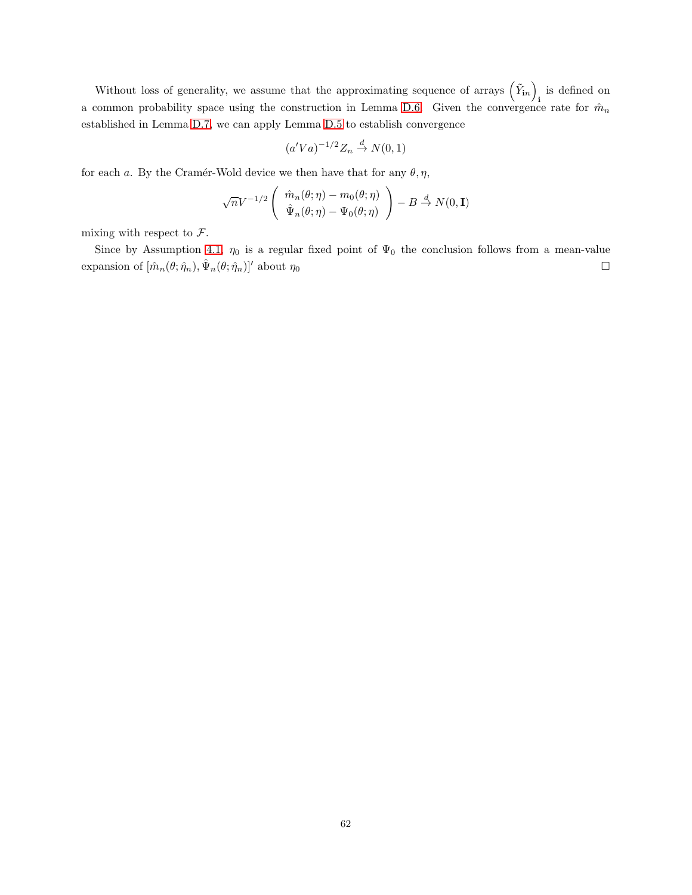Without loss of generality, we assume that the approximating sequence of arrays $\left(\tilde{Y}_{\mathbf{i}n}\right)_{\mathbf{i}}$ is defined on a common probability space using the construction in Lemma D.6. Given the convergence rate for $\hat{m}_n$ established in Lemma D.7, we can apply Lemma D.5 to establish convergence

$$(a'Va)^{-1/2} Z_n \stackrel{d}{\to} N(0,1)$$

for each $a$. By the Cramér-Wold device we then have that for any $\theta, \eta$,

$$\sqrt{n}V^{-1/2}\left(\begin{array}{c} \hat{m}_n(\theta;\eta) - m_0(\theta;\eta) \\ \hat{\Psi}_n(\theta;\eta) - \Psi_0(\theta;\eta) \end{array}\right) - B \stackrel{d}{\to} N(0,\mathbf{I})$$

mixing with respect to $\mathcal{F}$.

Since by Assumption 4.1, $\eta_0$ is a regular fixed point of $\Psi_0$ the conclusion follows from a mean-value expansion of $[\hat{m}_n(\theta;\hat{\eta}_n), \hat{\Psi}_n(\theta;\hat{\eta}_n)]'$ about $\eta_0$ □